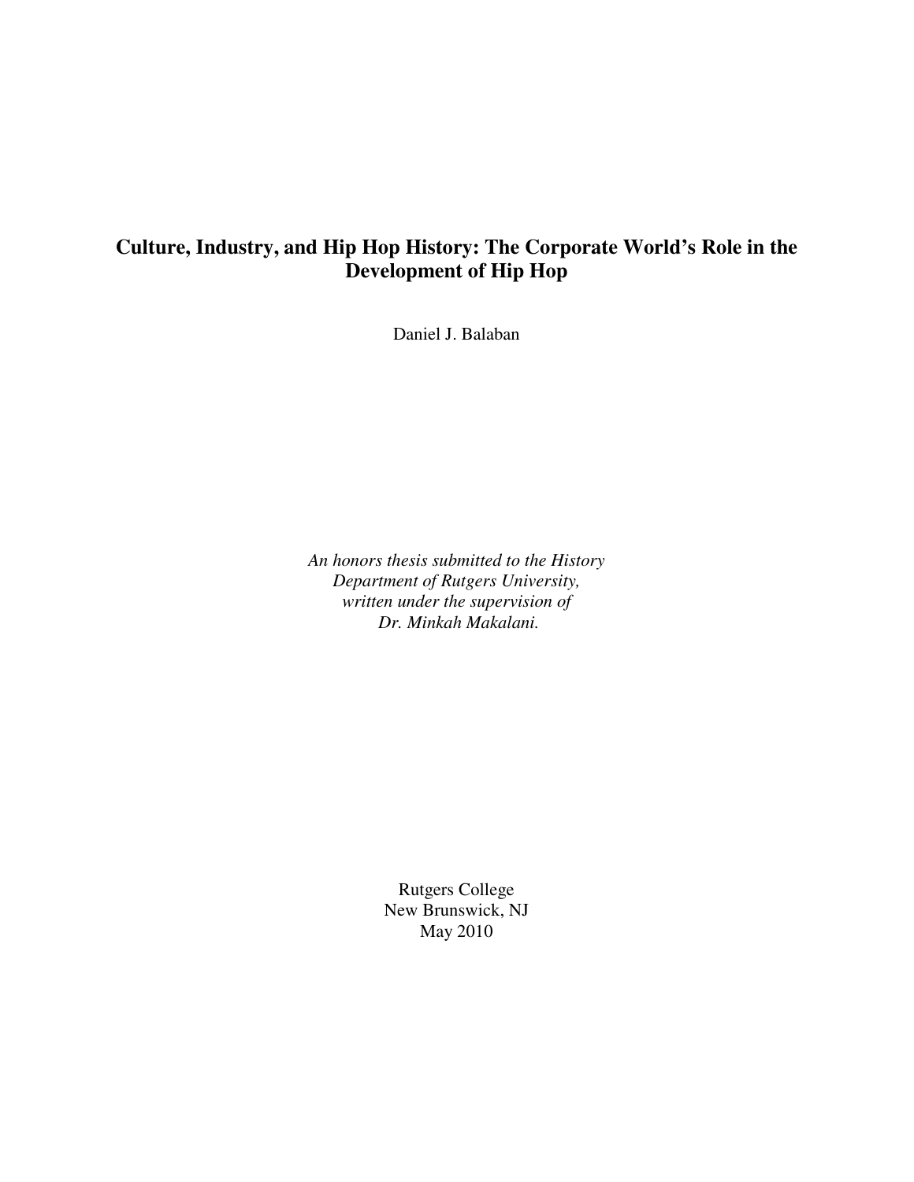# Culture, Industry, and Hip Hop History: The Corporate World's Role in the Development of Hip Hop

Daniel J. Balaban

*An honors thesis submitted to the History Department of Rutgers University, written under the supervision of Dr. Minkah Makalani.*

Rutgers College
New Brunswick, NJ
May 2010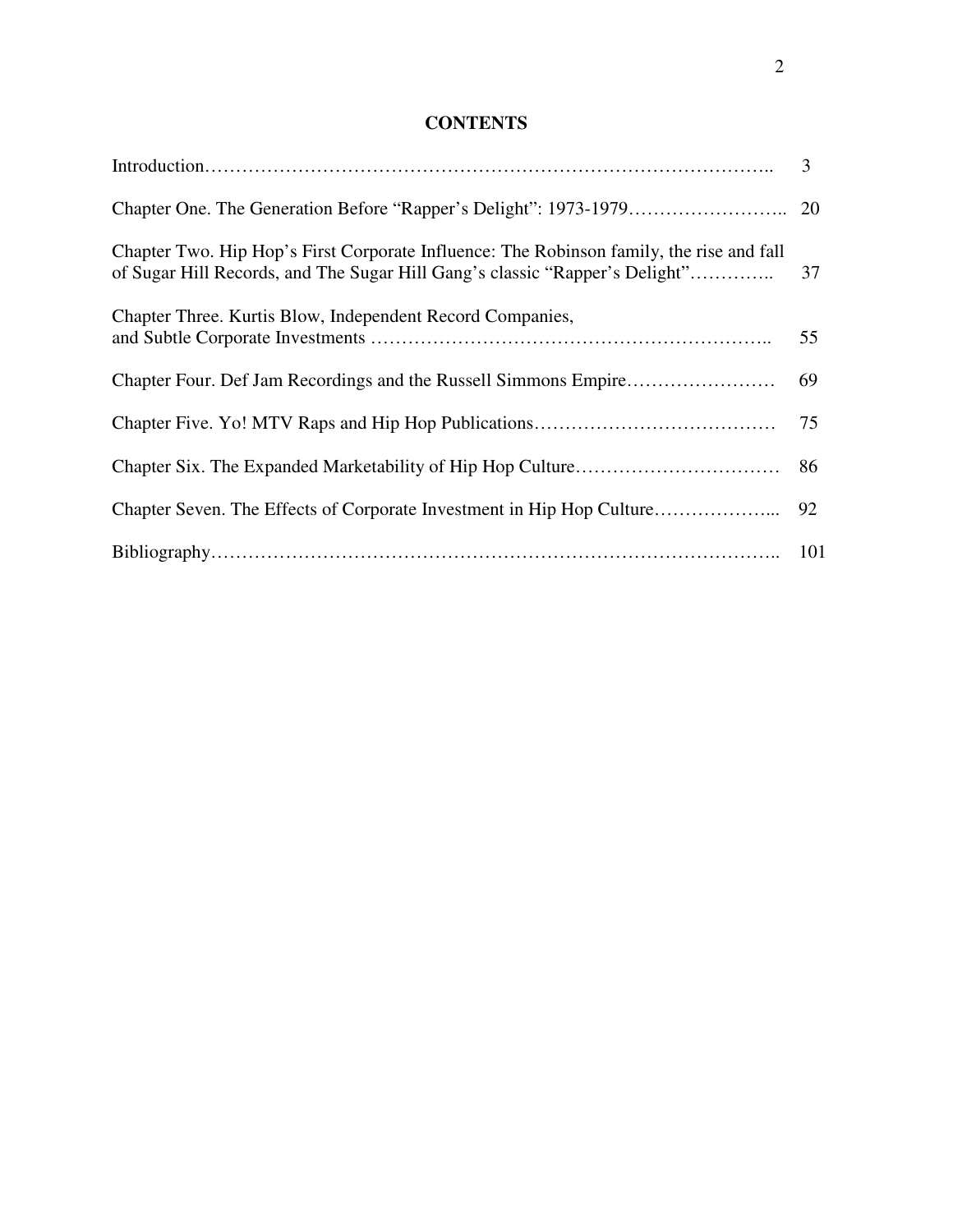# CONTENTS

| | |
|---|---|
| Introduction | 3 |
| Chapter One. The Generation Before "Rapper's Delight": 1973-1979 | 20 |
| Chapter Two. Hip Hop's First Corporate Influence: The Robinson family, the rise and fall of Sugar Hill Records, and The Sugar Hill Gang's classic "Rapper's Delight" | 37 |
| Chapter Three. Kurtis Blow, Independent Record Companies, and Subtle Corporate Investments | 55 |
| Chapter Four. Def Jam Recordings and the Russell Simmons Empire | 69 |
| Chapter Five. Yo! MTV Raps and Hip Hop Publications | 75 |
| Chapter Six. The Expanded Marketability of Hip Hop Culture | 86 |
| Chapter Seven. The Effects of Corporate Investment in Hip Hop Culture | 92 |
| Bibliography | 101 |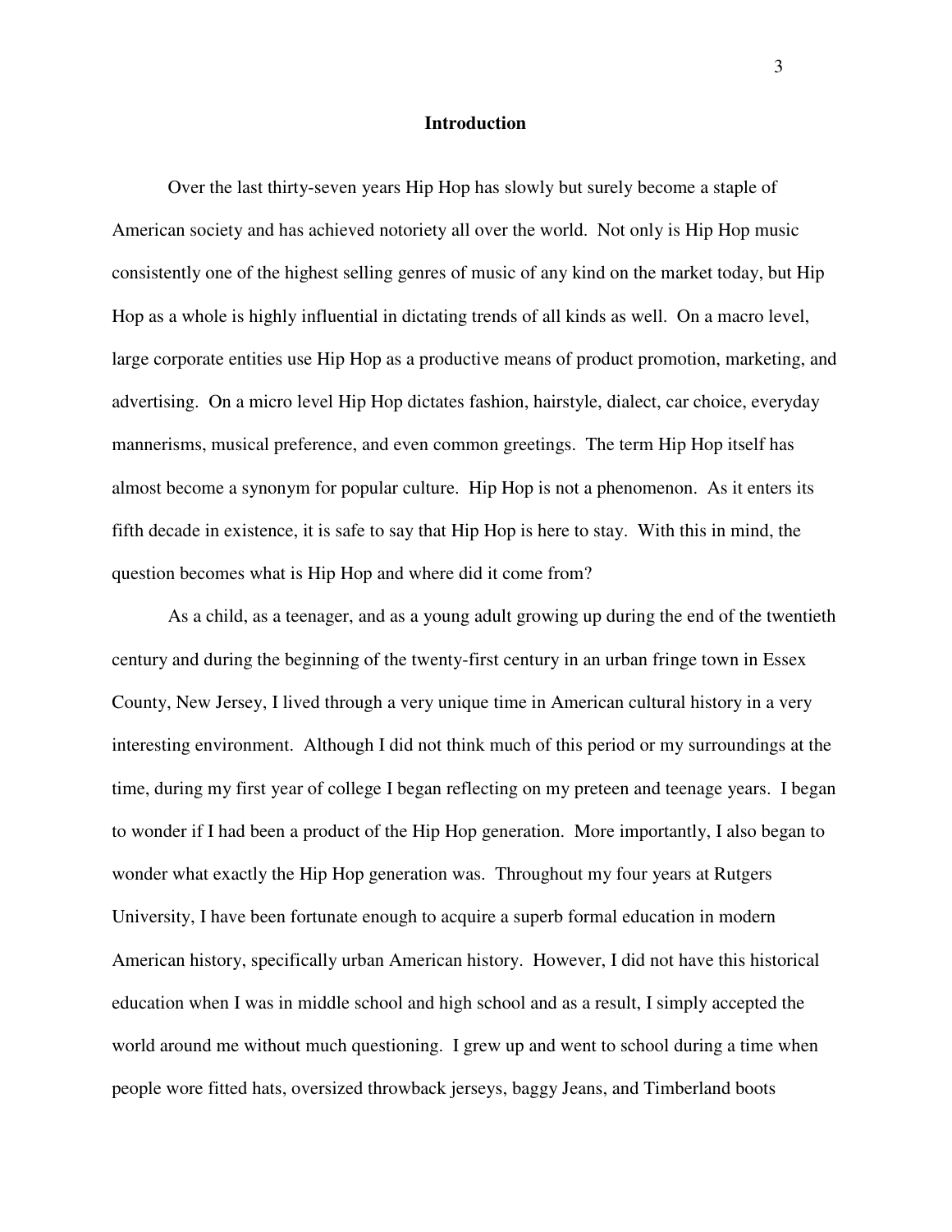## Introduction

Over the last thirty-seven years Hip Hop has slowly but surely become a staple of American society and has achieved notoriety all over the world. Not only is Hip Hop music consistently one of the highest selling genres of music of any kind on the market today, but Hip Hop as a whole is highly influential in dictating trends of all kinds as well. On a macro level, large corporate entities use Hip Hop as a productive means of product promotion, marketing, and advertising. On a micro level Hip Hop dictates fashion, hairstyle, dialect, car choice, everyday mannerisms, musical preference, and even common greetings. The term Hip Hop itself has almost become a synonym for popular culture. Hip Hop is not a phenomenon. As it enters its fifth decade in existence, it is safe to say that Hip Hop is here to stay. With this in mind, the question becomes what is Hip Hop and where did it come from?

As a child, as a teenager, and as a young adult growing up during the end of the twentieth century and during the beginning of the twenty-first century in an urban fringe town in Essex County, New Jersey, I lived through a very unique time in American cultural history in a very interesting environment. Although I did not think much of this period or my surroundings at the time, during my first year of college I began reflecting on my preteen and teenage years. I began to wonder if I had been a product of the Hip Hop generation. More importantly, I also began to wonder what exactly the Hip Hop generation was. Throughout my four years at Rutgers University, I have been fortunate enough to acquire a superb formal education in modern American history, specifically urban American history. However, I did not have this historical education when I was in middle school and high school and as a result, I simply accepted the world around me without much questioning. I grew up and went to school during a time when people wore fitted hats, oversized throwback jerseys, baggy Jeans, and Timberland boots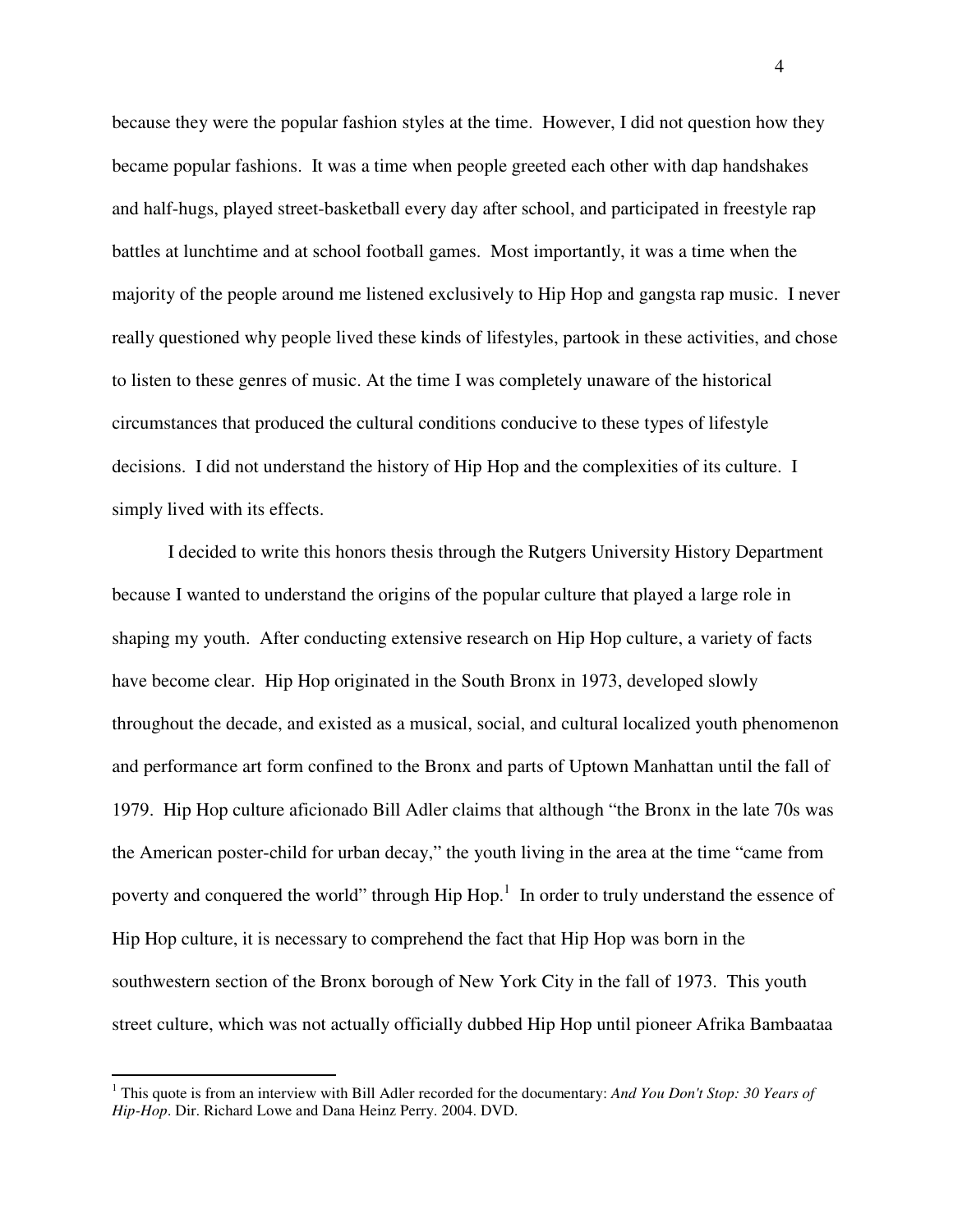because they were the popular fashion styles at the time. However, I did not question how they became popular fashions. It was a time when people greeted each other with dap handshakes and half-hugs, played street-basketball every day after school, and participated in freestyle rap battles at lunchtime and at school football games. Most importantly, it was a time when the majority of the people around me listened exclusively to Hip Hop and gangsta rap music. I never really questioned why people lived these kinds of lifestyles, partook in these activities, and chose to listen to these genres of music. At the time I was completely unaware of the historical circumstances that produced the cultural conditions conducive to these types of lifestyle decisions. I did not understand the history of Hip Hop and the complexities of its culture. I simply lived with its effects.

I decided to write this honors thesis through the Rutgers University History Department because I wanted to understand the origins of the popular culture that played a large role in shaping my youth. After conducting extensive research on Hip Hop culture, a variety of facts have become clear. Hip Hop originated in the South Bronx in 1973, developed slowly throughout the decade, and existed as a musical, social, and cultural localized youth phenomenon and performance art form confined to the Bronx and parts of Uptown Manhattan until the fall of 1979. Hip Hop culture aficionado Bill Adler claims that although "the Bronx in the late 70s was the American poster-child for urban decay," the youth living in the area at the time "came from poverty and conquered the world" through Hip Hop.[1] In order to truly understand the essence of Hip Hop culture, it is necessary to comprehend the fact that Hip Hop was born in the southwestern section of the Bronx borough of New York City in the fall of 1973. This youth street culture, which was not actually officially dubbed Hip Hop until pioneer Afrika Bambaataa

---

[1] This quote is from an interview with Bill Adler recorded for the documentary: *And You Don't Stop: 30 Years of Hip-Hop*. Dir. Richard Lowe and Dana Heinz Perry. 2004. DVD.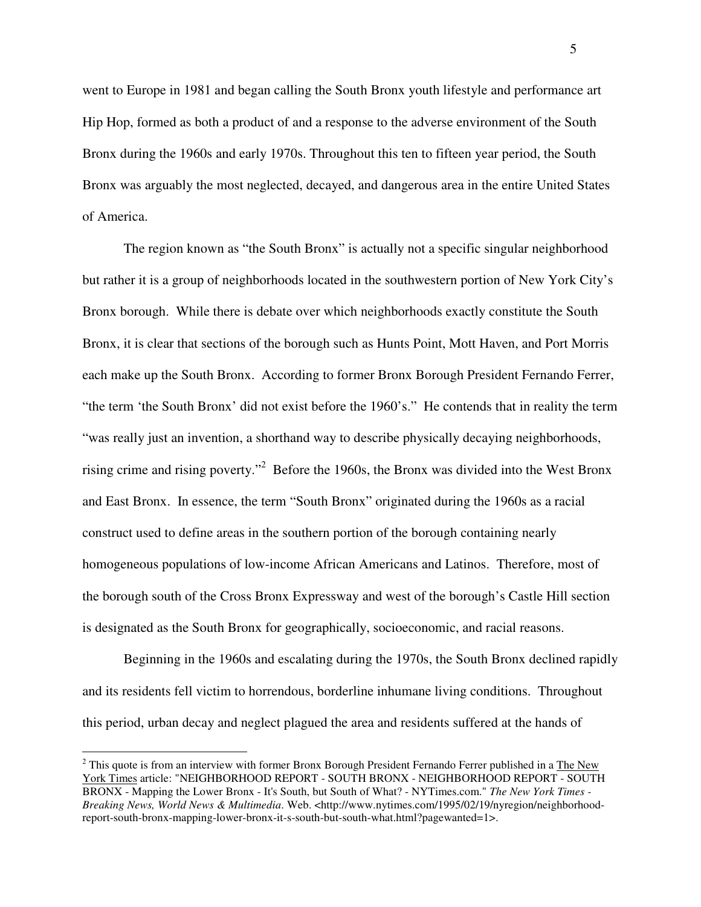went to Europe in 1981 and began calling the South Bronx youth lifestyle and performance art Hip Hop, formed as both a product of and a response to the adverse environment of the South Bronx during the 1960s and early 1970s. Throughout this ten to fifteen year period, the South Bronx was arguably the most neglected, decayed, and dangerous area in the entire United States of America.

The region known as "the South Bronx" is actually not a specific singular neighborhood but rather it is a group of neighborhoods located in the southwestern portion of New York City's Bronx borough. While there is debate over which neighborhoods exactly constitute the South Bronx, it is clear that sections of the borough such as Hunts Point, Mott Haven, and Port Morris each make up the South Bronx. According to former Bronx Borough President Fernando Ferrer, "the term 'the South Bronx' did not exist before the 1960's." He contends that in reality the term "was really just an invention, a shorthand way to describe physically decaying neighborhoods, rising crime and rising poverty."[2] Before the 1960s, the Bronx was divided into the West Bronx and East Bronx. In essence, the term "South Bronx" originated during the 1960s as a racial construct used to define areas in the southern portion of the borough containing nearly homogeneous populations of low-income African Americans and Latinos. Therefore, most of the borough south of the Cross Bronx Expressway and west of the borough's Castle Hill section is designated as the South Bronx for geographically, socioeconomic, and racial reasons.

Beginning in the 1960s and escalating during the 1970s, the South Bronx declined rapidly and its residents fell victim to horrendous, borderline inhumane living conditions. Throughout this period, urban decay and neglect plagued the area and residents suffered at the hands of

---

[2] This quote is from an interview with former Bronx Borough President Fernando Ferrer published in a The New York Times article: "NEIGHBORHOOD REPORT - SOUTH BRONX - NEIGHBORHOOD REPORT - SOUTH BRONX - Mapping the Lower Bronx - It's South, but South of What? - NYTimes.com." *The New York Times - Breaking News, World News & Multimedia*. Web. <http://www.nytimes.com/1995/02/19/nyregion/neighborhood-report-south-bronx-mapping-lower-bronx-it-s-south-but-south-what.html?pagewanted=1>.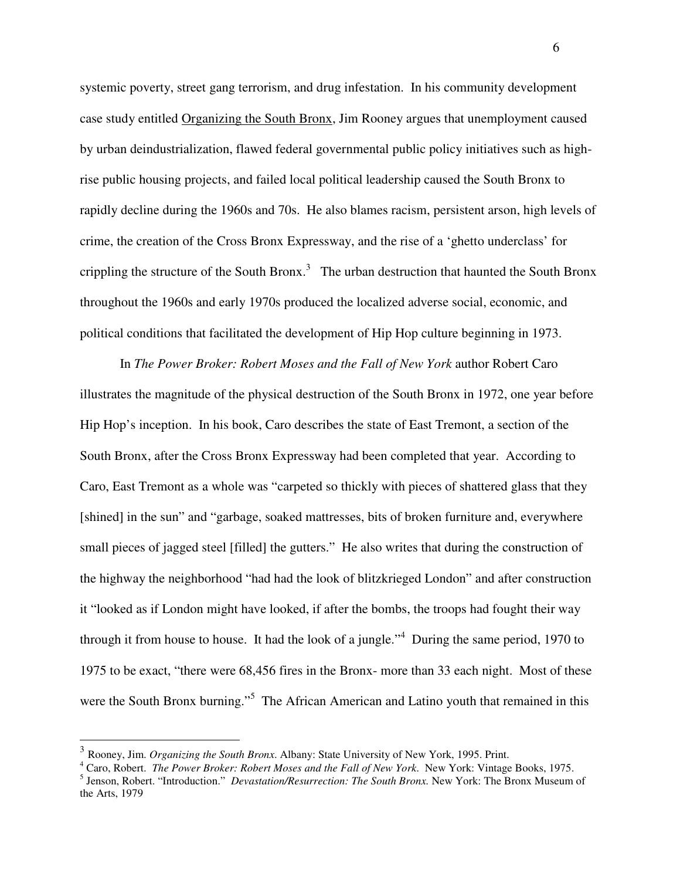systemic poverty, street gang terrorism, and drug infestation. In his community development case study entitled Organizing the South Bronx, Jim Rooney argues that unemployment caused by urban deindustrialization, flawed federal governmental public policy initiatives such as high-rise public housing projects, and failed local political leadership caused the South Bronx to rapidly decline during the 1960s and 70s. He also blames racism, persistent arson, high levels of crime, the creation of the Cross Bronx Expressway, and the rise of a 'ghetto underclass' for crippling the structure of the South Bronx.[3] The urban destruction that haunted the South Bronx throughout the 1960s and early 1970s produced the localized adverse social, economic, and political conditions that facilitated the development of Hip Hop culture beginning in 1973.

In *The Power Broker: Robert Moses and the Fall of New York* author Robert Caro illustrates the magnitude of the physical destruction of the South Bronx in 1972, one year before Hip Hop's inception. In his book, Caro describes the state of East Tremont, a section of the South Bronx, after the Cross Bronx Expressway had been completed that year. According to Caro, East Tremont as a whole was "carpeted so thickly with pieces of shattered glass that they [shined] in the sun" and "garbage, soaked mattresses, bits of broken furniture and, everywhere small pieces of jagged steel [filled] the gutters." He also writes that during the construction of the highway the neighborhood "had had the look of blitzkrieged London" and after construction it "looked as if London might have looked, if after the bombs, the troops had fought their way through it from house to house. It had the look of a jungle."[4] During the same period, 1970 to 1975 to be exact, "there were 68,456 fires in the Bronx- more than 33 each night. Most of these were the South Bronx burning."[5] The African American and Latino youth that remained in this

---

[3] Rooney, Jim. *Organizing the South Bronx*. Albany: State University of New York, 1995. Print.

[4] Caro, Robert. *The Power Broker: Robert Moses and the Fall of New York*. New York: Vintage Books, 1975.

[5] Jenson, Robert. "Introduction." *Devastation/Resurrection: The South Bronx.* New York: The Bronx Museum of the Arts, 1979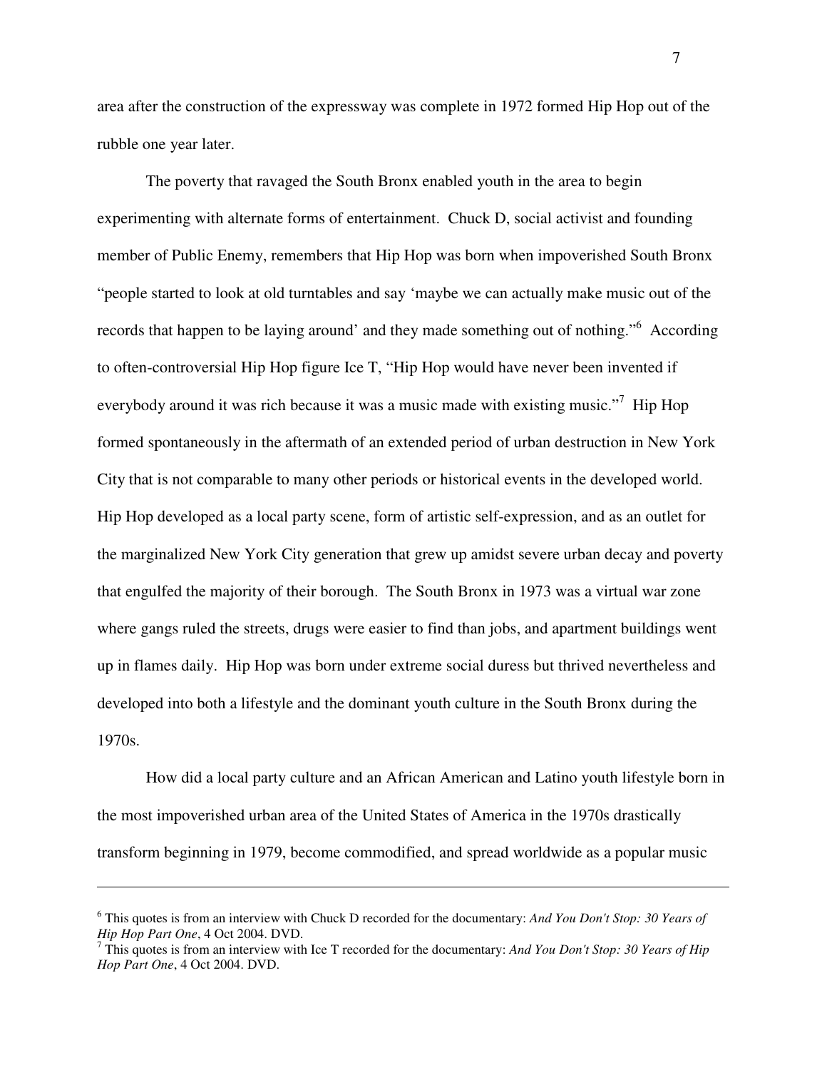area after the construction of the expressway was complete in 1972 formed Hip Hop out of the rubble one year later.

The poverty that ravaged the South Bronx enabled youth in the area to begin experimenting with alternate forms of entertainment. Chuck D, social activist and founding member of Public Enemy, remembers that Hip Hop was born when impoverished South Bronx "people started to look at old turntables and say 'maybe we can actually make music out of the records that happen to be laying around' and they made something out of nothing."[6] According to often-controversial Hip Hop figure Ice T, "Hip Hop would have never been invented if everybody around it was rich because it was a music made with existing music."[7] Hip Hop formed spontaneously in the aftermath of an extended period of urban destruction in New York City that is not comparable to many other periods or historical events in the developed world. Hip Hop developed as a local party scene, form of artistic self-expression, and as an outlet for the marginalized New York City generation that grew up amidst severe urban decay and poverty that engulfed the majority of their borough. The South Bronx in 1973 was a virtual war zone where gangs ruled the streets, drugs were easier to find than jobs, and apartment buildings went up in flames daily. Hip Hop was born under extreme social duress but thrived nevertheless and developed into both a lifestyle and the dominant youth culture in the South Bronx during the 1970s.

How did a local party culture and an African American and Latino youth lifestyle born in the most impoverished urban area of the United States of America in the 1970s drastically transform beginning in 1979, become commodified, and spread worldwide as a popular music

---

[6] This quotes is from an interview with Chuck D recorded for the documentary: *And You Don't Stop: 30 Years of Hip Hop Part One*, 4 Oct 2004. DVD.

[7] This quotes is from an interview with Ice T recorded for the documentary: *And You Don't Stop: 30 Years of Hip Hop Part One*, 4 Oct 2004. DVD.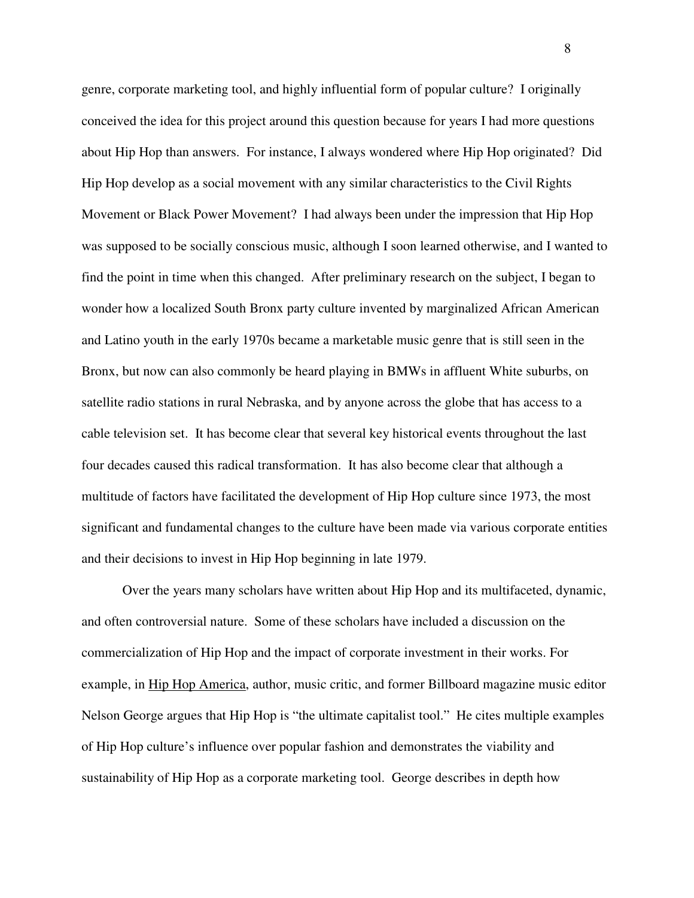genre, corporate marketing tool, and highly influential form of popular culture? I originally conceived the idea for this project around this question because for years I had more questions about Hip Hop than answers. For instance, I always wondered where Hip Hop originated? Did Hip Hop develop as a social movement with any similar characteristics to the Civil Rights Movement or Black Power Movement? I had always been under the impression that Hip Hop was supposed to be socially conscious music, although I soon learned otherwise, and I wanted to find the point in time when this changed. After preliminary research on the subject, I began to wonder how a localized South Bronx party culture invented by marginalized African American and Latino youth in the early 1970s became a marketable music genre that is still seen in the Bronx, but now can also commonly be heard playing in BMWs in affluent White suburbs, on satellite radio stations in rural Nebraska, and by anyone across the globe that has access to a cable television set. It has become clear that several key historical events throughout the last four decades caused this radical transformation. It has also become clear that although a multitude of factors have facilitated the development of Hip Hop culture since 1973, the most significant and fundamental changes to the culture have been made via various corporate entities and their decisions to invest in Hip Hop beginning in late 1979.

Over the years many scholars have written about Hip Hop and its multifaceted, dynamic, and often controversial nature. Some of these scholars have included a discussion on the commercialization of Hip Hop and the impact of corporate investment in their works. For example, in <u>Hip Hop America</u>, author, music critic, and former Billboard magazine music editor Nelson George argues that Hip Hop is "the ultimate capitalist tool." He cites multiple examples of Hip Hop culture's influence over popular fashion and demonstrates the viability and sustainability of Hip Hop as a corporate marketing tool. George describes in depth how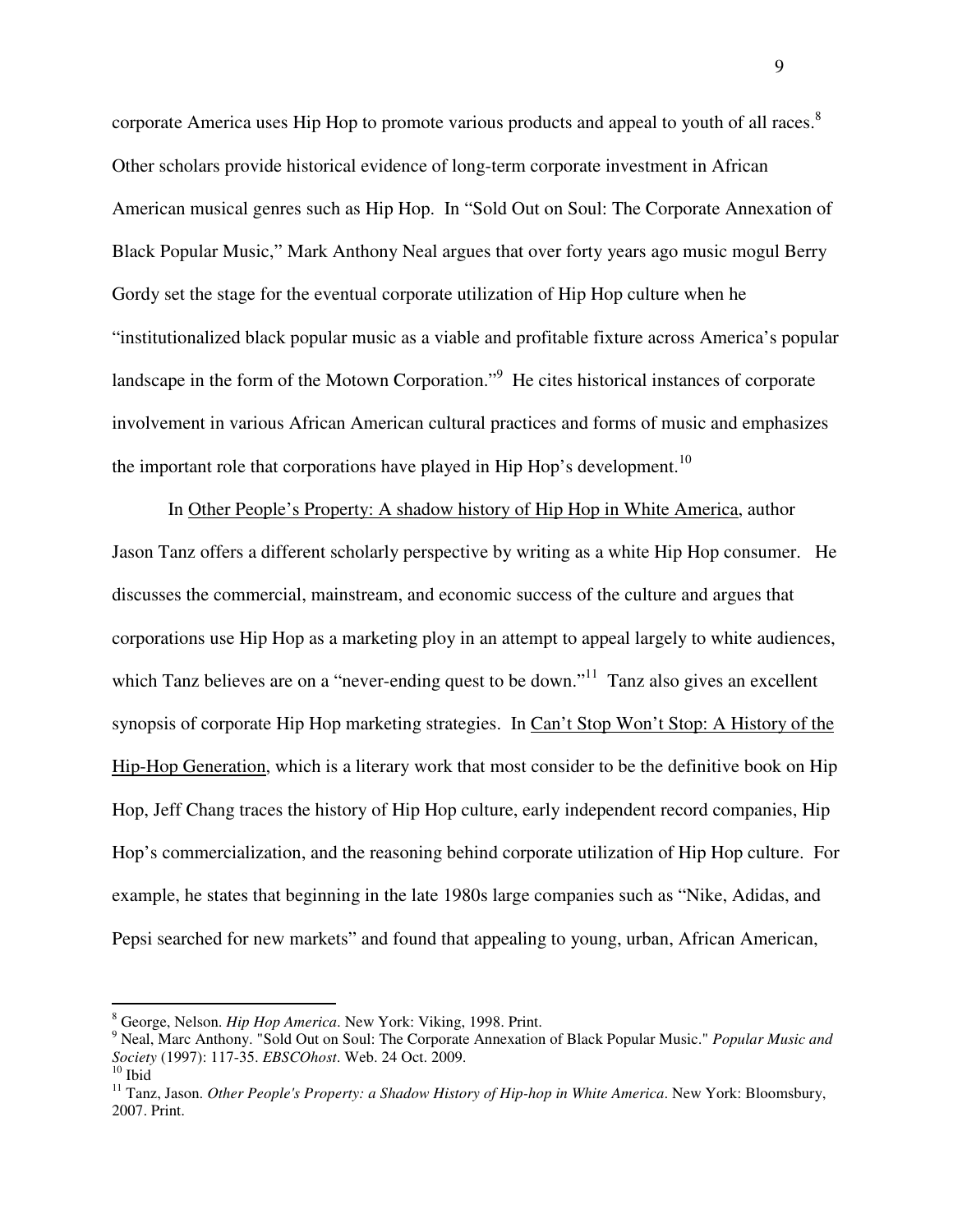corporate America uses Hip Hop to promote various products and appeal to youth of all races.[8] Other scholars provide historical evidence of long-term corporate investment in African American musical genres such as Hip Hop. In "Sold Out on Soul: The Corporate Annexation of Black Popular Music," Mark Anthony Neal argues that over forty years ago music mogul Berry Gordy set the stage for the eventual corporate utilization of Hip Hop culture when he "institutionalized black popular music as a viable and profitable fixture across America's popular landscape in the form of the Motown Corporation."[9] He cites historical instances of corporate involvement in various African American cultural practices and forms of music and emphasizes the important role that corporations have played in Hip Hop's development.[10]

In Other People's Property: A shadow history of Hip Hop in White America, author Jason Tanz offers a different scholarly perspective by writing as a white Hip Hop consumer. He discusses the commercial, mainstream, and economic success of the culture and argues that corporations use Hip Hop as a marketing ploy in an attempt to appeal largely to white audiences, which Tanz believes are on a "never-ending quest to be down."[11] Tanz also gives an excellent synopsis of corporate Hip Hop marketing strategies. In Can't Stop Won't Stop: A History of the Hip-Hop Generation, which is a literary work that most consider to be the definitive book on Hip Hop, Jeff Chang traces the history of Hip Hop culture, early independent record companies, Hip Hop's commercialization, and the reasoning behind corporate utilization of Hip Hop culture. For example, he states that beginning in the late 1980s large companies such as "Nike, Adidas, and Pepsi searched for new markets" and found that appealing to young, urban, African American,

---

[8] George, Nelson. *Hip Hop America*. New York: Viking, 1998. Print.

[9] Neal, Marc Anthony. "Sold Out on Soul: The Corporate Annexation of Black Popular Music." *Popular Music and Society* (1997): 117-35. *EBSCOhost*. Web. 24 Oct. 2009.

[10] Ibid

[11] Tanz, Jason. *Other People's Property: a Shadow History of Hip-hop in White America*. New York: Bloomsbury, 2007. Print.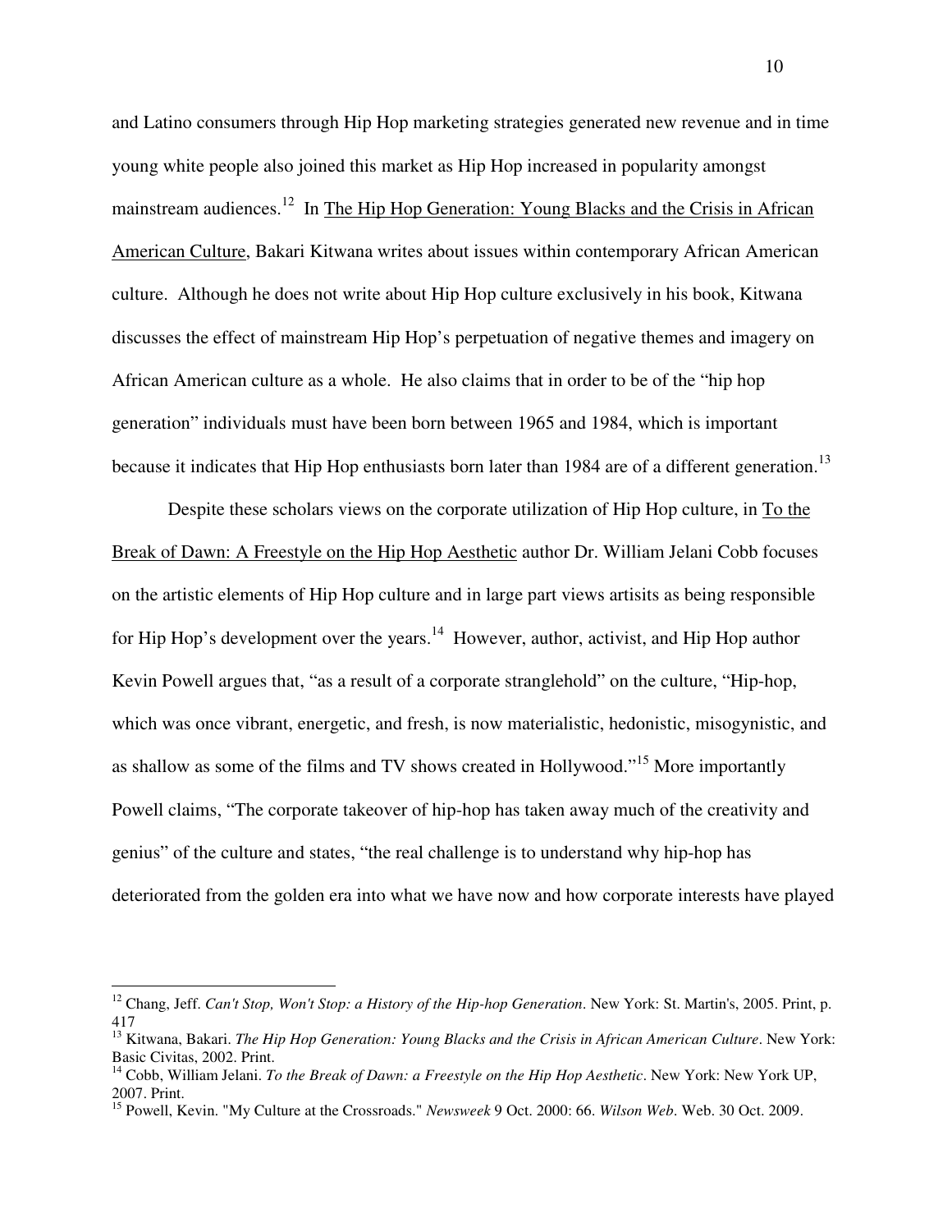and Latino consumers through Hip Hop marketing strategies generated new revenue and in time young white people also joined this market as Hip Hop increased in popularity amongst mainstream audiences.[12] In The Hip Hop Generation: Young Blacks and the Crisis in African American Culture, Bakari Kitwana writes about issues within contemporary African American culture. Although he does not write about Hip Hop culture exclusively in his book, Kitwana discusses the effect of mainstream Hip Hop's perpetuation of negative themes and imagery on African American culture as a whole. He also claims that in order to be of the "hip hop generation" individuals must have been born between 1965 and 1984, which is important because it indicates that Hip Hop enthusiasts born later than 1984 are of a different generation.[13]

Despite these scholars views on the corporate utilization of Hip Hop culture, in To the Break of Dawn: A Freestyle on the Hip Hop Aesthetic author Dr. William Jelani Cobb focuses on the artistic elements of Hip Hop culture and in large part views artisits as being responsible for Hip Hop's development over the years.[14] However, author, activist, and Hip Hop author Kevin Powell argues that, "as a result of a corporate stranglehold" on the culture, "Hip-hop, which was once vibrant, energetic, and fresh, is now materialistic, hedonistic, misogynistic, and as shallow as some of the films and TV shows created in Hollywood."[15] More importantly Powell claims, "The corporate takeover of hip-hop has taken away much of the creativity and genius" of the culture and states, "the real challenge is to understand why hip-hop has deteriorated from the golden era into what we have now and how corporate interests have played

---

[12] Chang, Jeff. *Can't Stop, Won't Stop: a History of the Hip-hop Generation*. New York: St. Martin's, 2005. Print, p. 417

[13] Kitwana, Bakari. *The Hip Hop Generation: Young Blacks and the Crisis in African American Culture*. New York: Basic Civitas, 2002. Print.

[14] Cobb, William Jelani. *To the Break of Dawn: a Freestyle on the Hip Hop Aesthetic*. New York: New York UP, 2007. Print.

[15] Powell, Kevin. "My Culture at the Crossroads." *Newsweek* 9 Oct. 2000: 66. *Wilson Web*. Web. 30 Oct. 2009.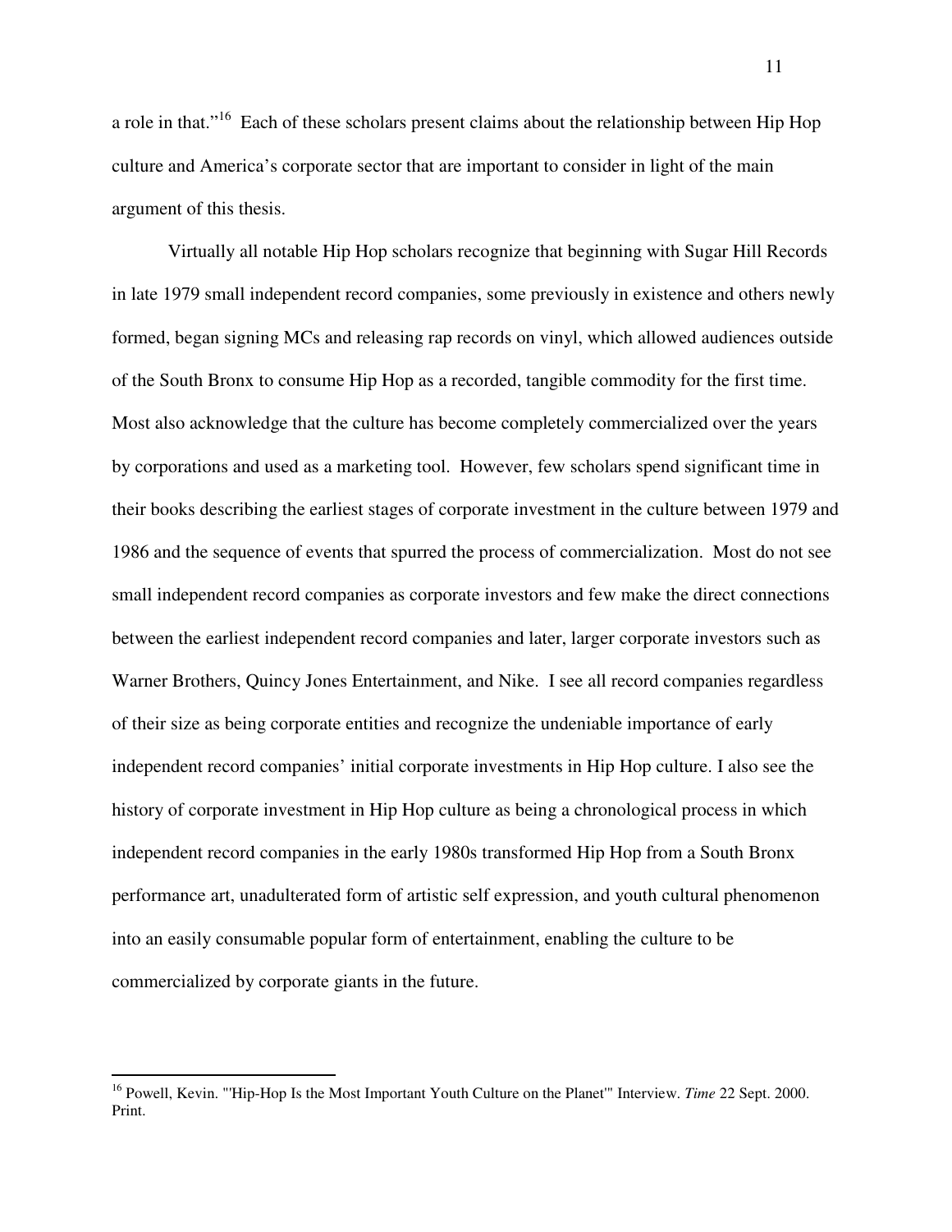a role in that."[16] Each of these scholars present claims about the relationship between Hip Hop culture and America's corporate sector that are important to consider in light of the main argument of this thesis.

Virtually all notable Hip Hop scholars recognize that beginning with Sugar Hill Records in late 1979 small independent record companies, some previously in existence and others newly formed, began signing MCs and releasing rap records on vinyl, which allowed audiences outside of the South Bronx to consume Hip Hop as a recorded, tangible commodity for the first time. Most also acknowledge that the culture has become completely commercialized over the years by corporations and used as a marketing tool. However, few scholars spend significant time in their books describing the earliest stages of corporate investment in the culture between 1979 and 1986 and the sequence of events that spurred the process of commercialization. Most do not see small independent record companies as corporate investors and few make the direct connections between the earliest independent record companies and later, larger corporate investors such as Warner Brothers, Quincy Jones Entertainment, and Nike. I see all record companies regardless of their size as being corporate entities and recognize the undeniable importance of early independent record companies' initial corporate investments in Hip Hop culture. I also see the history of corporate investment in Hip Hop culture as being a chronological process in which independent record companies in the early 1980s transformed Hip Hop from a South Bronx performance art, unadulterated form of artistic self expression, and youth cultural phenomenon into an easily consumable popular form of entertainment, enabling the culture to be commercialized by corporate giants in the future.

---

[16] Powell, Kevin. "'Hip-Hop Is the Most Important Youth Culture on the Planet'" Interview. *Time* 22 Sept. 2000. Print.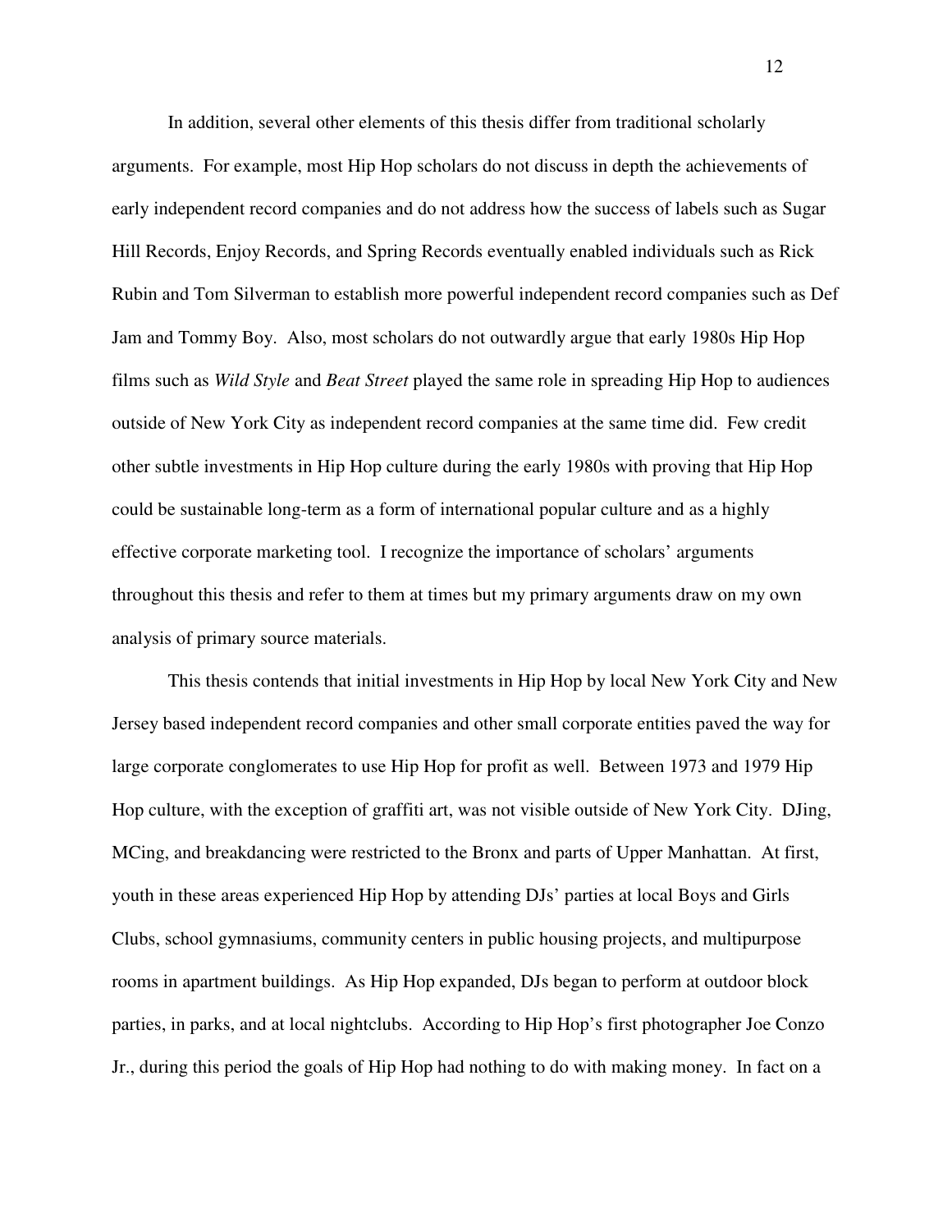In addition, several other elements of this thesis differ from traditional scholarly arguments. For example, most Hip Hop scholars do not discuss in depth the achievements of early independent record companies and do not address how the success of labels such as Sugar Hill Records, Enjoy Records, and Spring Records eventually enabled individuals such as Rick Rubin and Tom Silverman to establish more powerful independent record companies such as Def Jam and Tommy Boy. Also, most scholars do not outwardly argue that early 1980s Hip Hop films such as *Wild Style* and *Beat Street* played the same role in spreading Hip Hop to audiences outside of New York City as independent record companies at the same time did. Few credit other subtle investments in Hip Hop culture during the early 1980s with proving that Hip Hop could be sustainable long-term as a form of international popular culture and as a highly effective corporate marketing tool. I recognize the importance of scholars' arguments throughout this thesis and refer to them at times but my primary arguments draw on my own analysis of primary source materials.

This thesis contends that initial investments in Hip Hop by local New York City and New Jersey based independent record companies and other small corporate entities paved the way for large corporate conglomerates to use Hip Hop for profit as well. Between 1973 and 1979 Hip Hop culture, with the exception of graffiti art, was not visible outside of New York City. DJing, MCing, and breakdancing were restricted to the Bronx and parts of Upper Manhattan. At first, youth in these areas experienced Hip Hop by attending DJs' parties at local Boys and Girls Clubs, school gymnasiums, community centers in public housing projects, and multipurpose rooms in apartment buildings. As Hip Hop expanded, DJs began to perform at outdoor block parties, in parks, and at local nightclubs. According to Hip Hop's first photographer Joe Conzo Jr., during this period the goals of Hip Hop had nothing to do with making money. In fact on a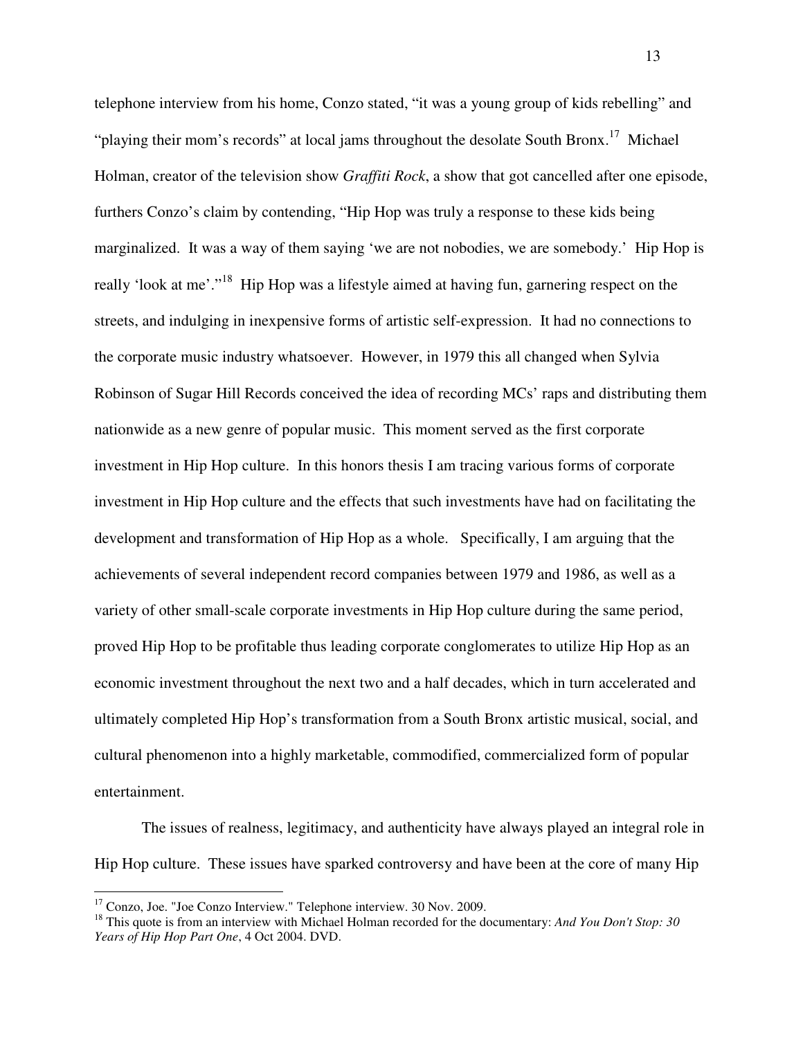telephone interview from his home, Conzo stated, "it was a young group of kids rebelling" and "playing their mom's records" at local jams throughout the desolate South Bronx.[17] Michael Holman, creator of the television show *Graffiti Rock*, a show that got cancelled after one episode, furthers Conzo's claim by contending, "Hip Hop was truly a response to these kids being marginalized. It was a way of them saying 'we are not nobodies, we are somebody.' Hip Hop is really 'look at me'."[18] Hip Hop was a lifestyle aimed at having fun, garnering respect on the streets, and indulging in inexpensive forms of artistic self-expression. It had no connections to the corporate music industry whatsoever. However, in 1979 this all changed when Sylvia Robinson of Sugar Hill Records conceived the idea of recording MCs' raps and distributing them nationwide as a new genre of popular music. This moment served as the first corporate investment in Hip Hop culture. In this honors thesis I am tracing various forms of corporate investment in Hip Hop culture and the effects that such investments have had on facilitating the development and transformation of Hip Hop as a whole. Specifically, I am arguing that the achievements of several independent record companies between 1979 and 1986, as well as a variety of other small-scale corporate investments in Hip Hop culture during the same period, proved Hip Hop to be profitable thus leading corporate conglomerates to utilize Hip Hop as an economic investment throughout the next two and a half decades, which in turn accelerated and ultimately completed Hip Hop's transformation from a South Bronx artistic musical, social, and cultural phenomenon into a highly marketable, commodified, commercialized form of popular entertainment.

The issues of realness, legitimacy, and authenticity have always played an integral role in Hip Hop culture. These issues have sparked controversy and have been at the core of many Hip

---

[17] Conzo, Joe. "Joe Conzo Interview." Telephone interview. 30 Nov. 2009.

[18] This quote is from an interview with Michael Holman recorded for the documentary: *And You Don't Stop: 30 Years of Hip Hop Part One*, 4 Oct 2004. DVD.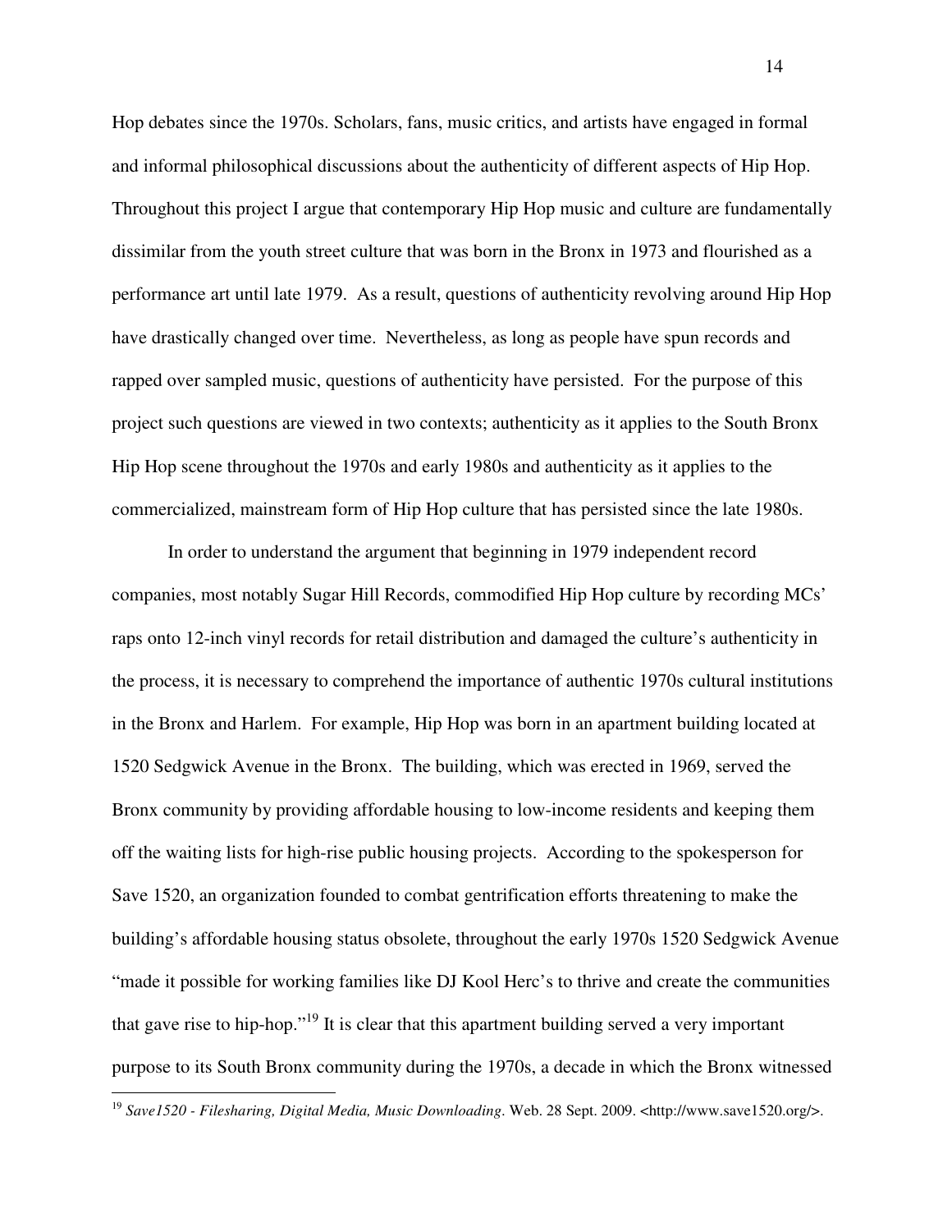Hop debates since the 1970s. Scholars, fans, music critics, and artists have engaged in formal and informal philosophical discussions about the authenticity of different aspects of Hip Hop. Throughout this project I argue that contemporary Hip Hop music and culture are fundamentally dissimilar from the youth street culture that was born in the Bronx in 1973 and flourished as a performance art until late 1979. As a result, questions of authenticity revolving around Hip Hop have drastically changed over time. Nevertheless, as long as people have spun records and rapped over sampled music, questions of authenticity have persisted. For the purpose of this project such questions are viewed in two contexts; authenticity as it applies to the South Bronx Hip Hop scene throughout the 1970s and early 1980s and authenticity as it applies to the commercialized, mainstream form of Hip Hop culture that has persisted since the late 1980s.

In order to understand the argument that beginning in 1979 independent record companies, most notably Sugar Hill Records, commodified Hip Hop culture by recording MCs' raps onto 12-inch vinyl records for retail distribution and damaged the culture's authenticity in the process, it is necessary to comprehend the importance of authentic 1970s cultural institutions in the Bronx and Harlem. For example, Hip Hop was born in an apartment building located at 1520 Sedgwick Avenue in the Bronx. The building, which was erected in 1969, served the Bronx community by providing affordable housing to low-income residents and keeping them off the waiting lists for high-rise public housing projects. According to the spokesperson for Save 1520, an organization founded to combat gentrification efforts threatening to make the building's affordable housing status obsolete, throughout the early 1970s 1520 Sedgwick Avenue "made it possible for working families like DJ Kool Herc's to thrive and create the communities that gave rise to hip-hop."[19] It is clear that this apartment building served a very important purpose to its South Bronx community during the 1970s, a decade in which the Bronx witnessed

---

[19] *Save1520 - Filesharing, Digital Media, Music Downloading*. Web. 28 Sept. 2009. <http://www.save1520.org/>.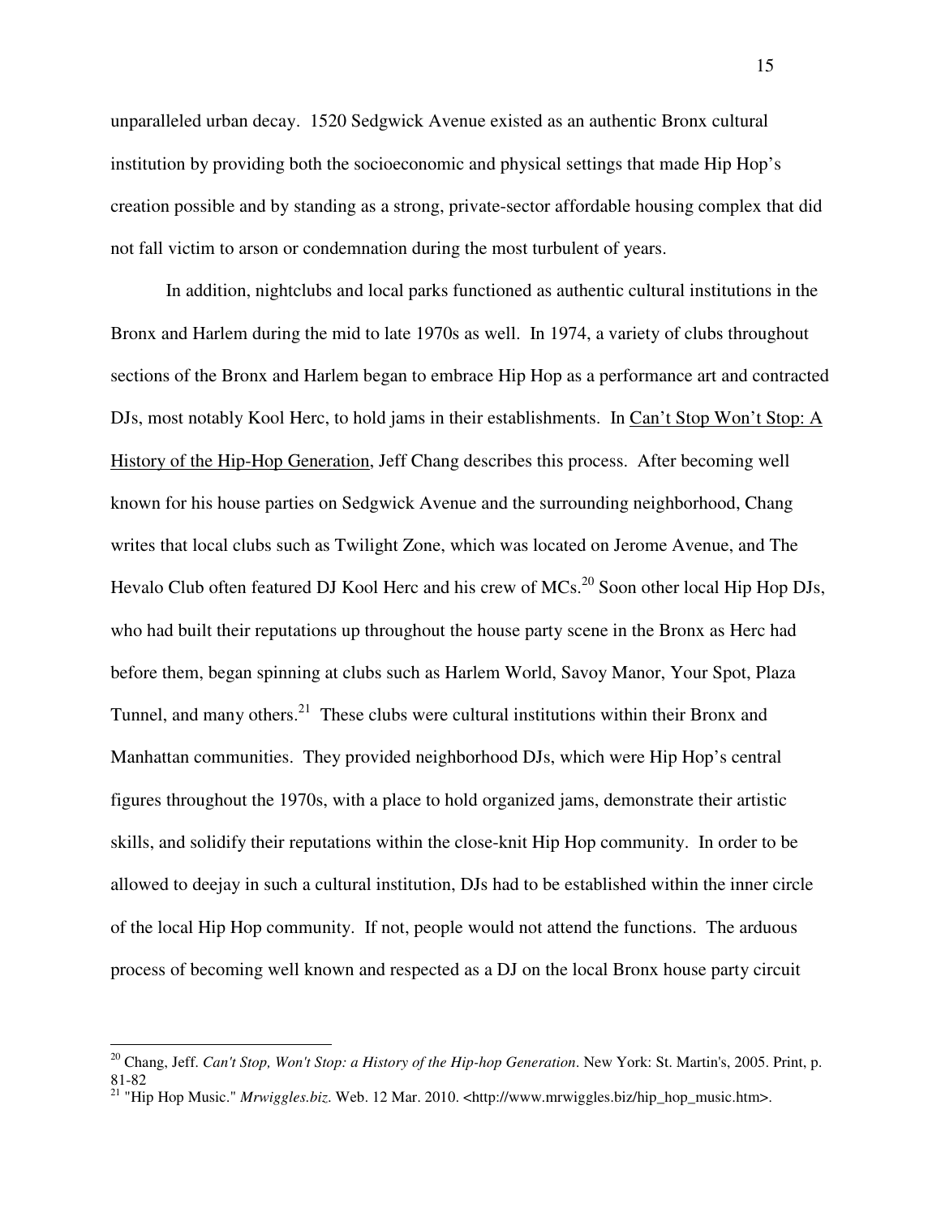unparalleled urban decay. 1520 Sedgwick Avenue existed as an authentic Bronx cultural institution by providing both the socioeconomic and physical settings that made Hip Hop's creation possible and by standing as a strong, private-sector affordable housing complex that did not fall victim to arson or condemnation during the most turbulent of years.

In addition, nightclubs and local parks functioned as authentic cultural institutions in the Bronx and Harlem during the mid to late 1970s as well. In 1974, a variety of clubs throughout sections of the Bronx and Harlem began to embrace Hip Hop as a performance art and contracted DJs, most notably Kool Herc, to hold jams in their establishments. In <u>Can't Stop Won't Stop: A History of the Hip-Hop Generation</u>, Jeff Chang describes this process. After becoming well known for his house parties on Sedgwick Avenue and the surrounding neighborhood, Chang writes that local clubs such as Twilight Zone, which was located on Jerome Avenue, and The Hevalo Club often featured DJ Kool Herc and his crew of MCs.[20] Soon other local Hip Hop DJs, who had built their reputations up throughout the house party scene in the Bronx as Herc had before them, began spinning at clubs such as Harlem World, Savoy Manor, Your Spot, Plaza Tunnel, and many others.[21] These clubs were cultural institutions within their Bronx and Manhattan communities. They provided neighborhood DJs, which were Hip Hop's central figures throughout the 1970s, with a place to hold organized jams, demonstrate their artistic skills, and solidify their reputations within the close-knit Hip Hop community. In order to be allowed to deejay in such a cultural institution, DJs had to be established within the inner circle of the local Hip Hop community. If not, people would not attend the functions. The arduous process of becoming well known and respected as a DJ on the local Bronx house party circuit

---

[20] Chang, Jeff. *Can't Stop, Won't Stop: a History of the Hip-hop Generation*. New York: St. Martin's, 2005. Print, p. 81-82

[21] "Hip Hop Music." *Mrwiggles.biz*. Web. 12 Mar. 2010. <http://www.mrwiggles.biz/hip_hop_music.htm>.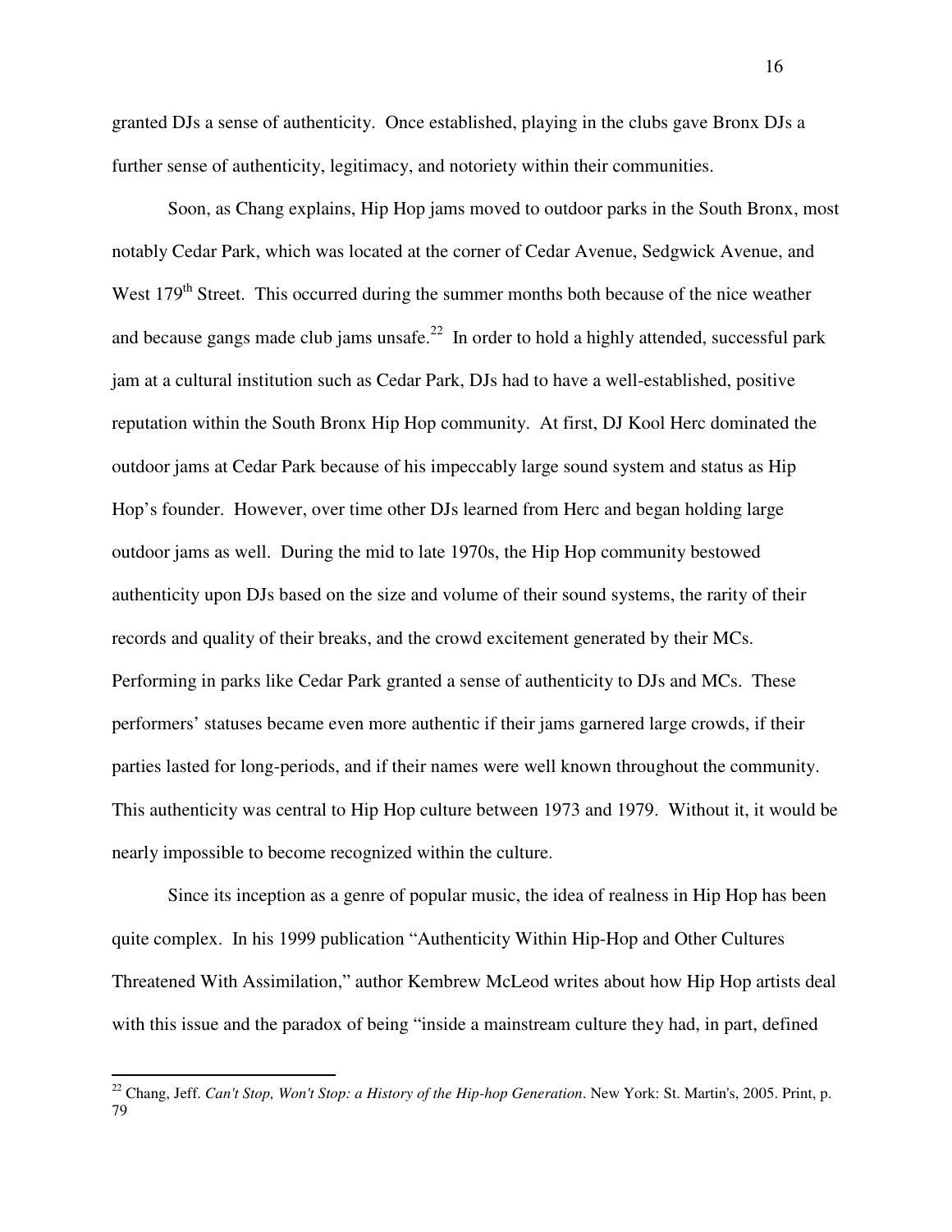granted DJs a sense of authenticity. Once established, playing in the clubs gave Bronx DJs a further sense of authenticity, legitimacy, and notoriety within their communities.

Soon, as Chang explains, Hip Hop jams moved to outdoor parks in the South Bronx, most notably Cedar Park, which was located at the corner of Cedar Avenue, Sedgwick Avenue, and West 179th Street. This occurred during the summer months both because of the nice weather and because gangs made club jams unsafe.[22] In order to hold a highly attended, successful park jam at a cultural institution such as Cedar Park, DJs had to have a well-established, positive reputation within the South Bronx Hip Hop community. At first, DJ Kool Herc dominated the outdoor jams at Cedar Park because of his impeccably large sound system and status as Hip Hop's founder. However, over time other DJs learned from Herc and began holding large outdoor jams as well. During the mid to late 1970s, the Hip Hop community bestowed authenticity upon DJs based on the size and volume of their sound systems, the rarity of their records and quality of their breaks, and the crowd excitement generated by their MCs. Performing in parks like Cedar Park granted a sense of authenticity to DJs and MCs. These performers' statuses became even more authentic if their jams garnered large crowds, if their parties lasted for long-periods, and if their names were well known throughout the community. This authenticity was central to Hip Hop culture between 1973 and 1979. Without it, it would be nearly impossible to become recognized within the culture.

Since its inception as a genre of popular music, the idea of realness in Hip Hop has been quite complex. In his 1999 publication "Authenticity Within Hip-Hop and Other Cultures Threatened With Assimilation," author Kembrew McLeod writes about how Hip Hop artists deal with this issue and the paradox of being "inside a mainstream culture they had, in part, defined

---

[22] Chang, Jeff. *Can't Stop, Won't Stop: a History of the Hip-hop Generation*. New York: St. Martin's, 2005. Print, p. 79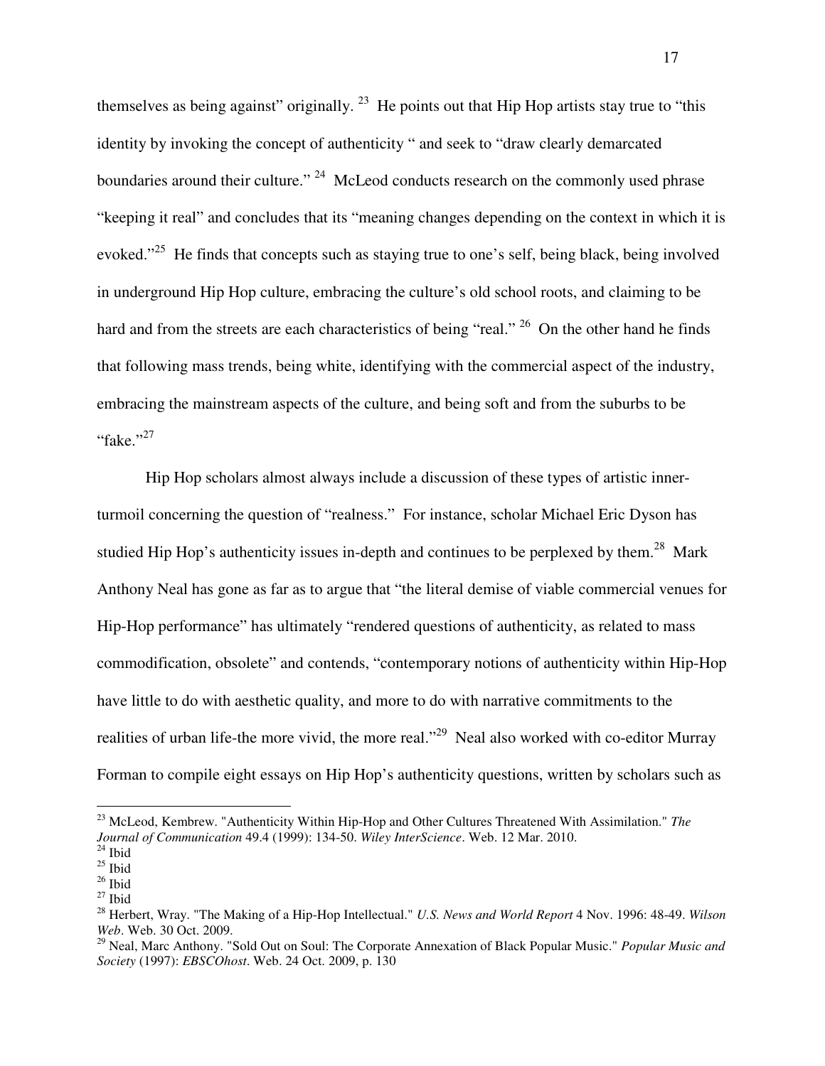themselves as being against" originally. [23] He points out that Hip Hop artists stay true to "this identity by invoking the concept of authenticity " and seek to "draw clearly demarcated boundaries around their culture." [24] McLeod conducts research on the commonly used phrase "keeping it real" and concludes that its "meaning changes depending on the context in which it is evoked."[25] He finds that concepts such as staying true to one's self, being black, being involved in underground Hip Hop culture, embracing the culture's old school roots, and claiming to be hard and from the streets are each characteristics of being "real." [26] On the other hand he finds that following mass trends, being white, identifying with the commercial aspect of the industry, embracing the mainstream aspects of the culture, and being soft and from the suburbs to be "fake."[27]

Hip Hop scholars almost always include a discussion of these types of artistic inner-turmoil concerning the question of "realness." For instance, scholar Michael Eric Dyson has studied Hip Hop's authenticity issues in-depth and continues to be perplexed by them.[28] Mark Anthony Neal has gone as far as to argue that "the literal demise of viable commercial venues for Hip-Hop performance" has ultimately "rendered questions of authenticity, as related to mass commodification, obsolete" and contends, "contemporary notions of authenticity within Hip-Hop have little to do with aesthetic quality, and more to do with narrative commitments to the realities of urban life-the more vivid, the more real."[29] Neal also worked with co-editor Murray Forman to compile eight essays on Hip Hop's authenticity questions, written by scholars such as

---

[23] McLeod, Kembrew. "Authenticity Within Hip-Hop and Other Cultures Threatened With Assimilation." *The Journal of Communication* 49.4 (1999): 134-50. *Wiley InterScience*. Web. 12 Mar. 2010.

[24] Ibid

[25] Ibid

[26] Ibid

[27] Ibid

[28] Herbert, Wray. "The Making of a Hip-Hop Intellectual." *U.S. News and World Report* 4 Nov. 1996: 48-49. *Wilson Web*. Web. 30 Oct. 2009.

[29] Neal, Marc Anthony. "Sold Out on Soul: The Corporate Annexation of Black Popular Music." *Popular Music and Society* (1997): *EBSCOhost*. Web. 24 Oct. 2009, p. 130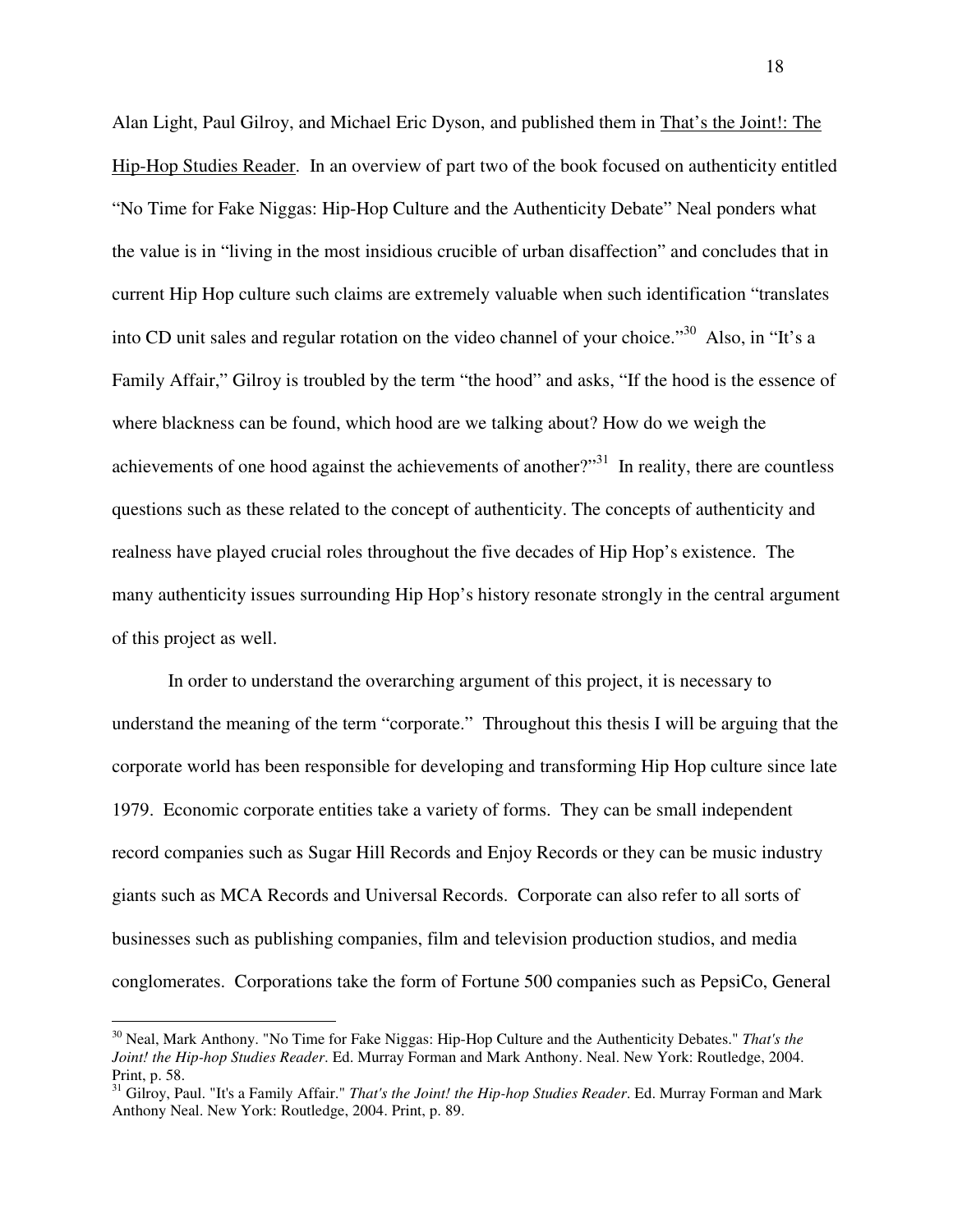Alan Light, Paul Gilroy, and Michael Eric Dyson, and published them in That's the Joint!: The Hip-Hop Studies Reader. In an overview of part two of the book focused on authenticity entitled "No Time for Fake Niggas: Hip-Hop Culture and the Authenticity Debate" Neal ponders what the value is in "living in the most insidious crucible of urban disaffection" and concludes that in current Hip Hop culture such claims are extremely valuable when such identification "translates into CD unit sales and regular rotation on the video channel of your choice."[30] Also, in "It's a Family Affair," Gilroy is troubled by the term "the hood" and asks, "If the hood is the essence of where blackness can be found, which hood are we talking about? How do we weigh the achievements of one hood against the achievements of another?"[31] In reality, there are countless questions such as these related to the concept of authenticity. The concepts of authenticity and realness have played crucial roles throughout the five decades of Hip Hop's existence. The many authenticity issues surrounding Hip Hop's history resonate strongly in the central argument of this project as well.

In order to understand the overarching argument of this project, it is necessary to understand the meaning of the term "corporate." Throughout this thesis I will be arguing that the corporate world has been responsible for developing and transforming Hip Hop culture since late 1979. Economic corporate entities take a variety of forms. They can be small independent record companies such as Sugar Hill Records and Enjoy Records or they can be music industry giants such as MCA Records and Universal Records. Corporate can also refer to all sorts of businesses such as publishing companies, film and television production studios, and media conglomerates. Corporations take the form of Fortune 500 companies such as PepsiCo, General

---

[30] Neal, Mark Anthony. "No Time for Fake Niggas: Hip-Hop Culture and the Authenticity Debates." *That's the Joint! the Hip-hop Studies Reader*. Ed. Murray Forman and Mark Anthony. Neal. New York: Routledge, 2004. Print, p. 58.

[31] Gilroy, Paul. "It's a Family Affair." *That's the Joint! the Hip-hop Studies Reader*. Ed. Murray Forman and Mark Anthony Neal. New York: Routledge, 2004. Print, p. 89.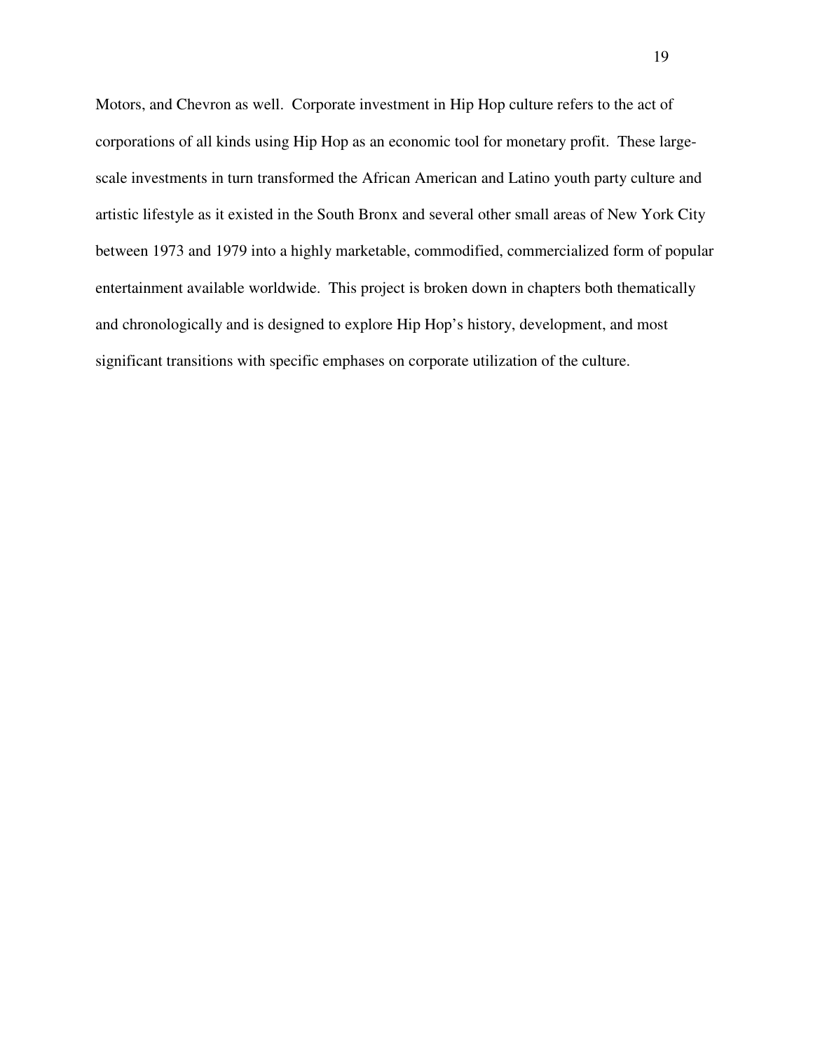Motors, and Chevron as well. Corporate investment in Hip Hop culture refers to the act of corporations of all kinds using Hip Hop as an economic tool for monetary profit. These large-scale investments in turn transformed the African American and Latino youth party culture and artistic lifestyle as it existed in the South Bronx and several other small areas of New York City between 1973 and 1979 into a highly marketable, commodified, commercialized form of popular entertainment available worldwide. This project is broken down in chapters both thematically and chronologically and is designed to explore Hip Hop's history, development, and most significant transitions with specific emphases on corporate utilization of the culture.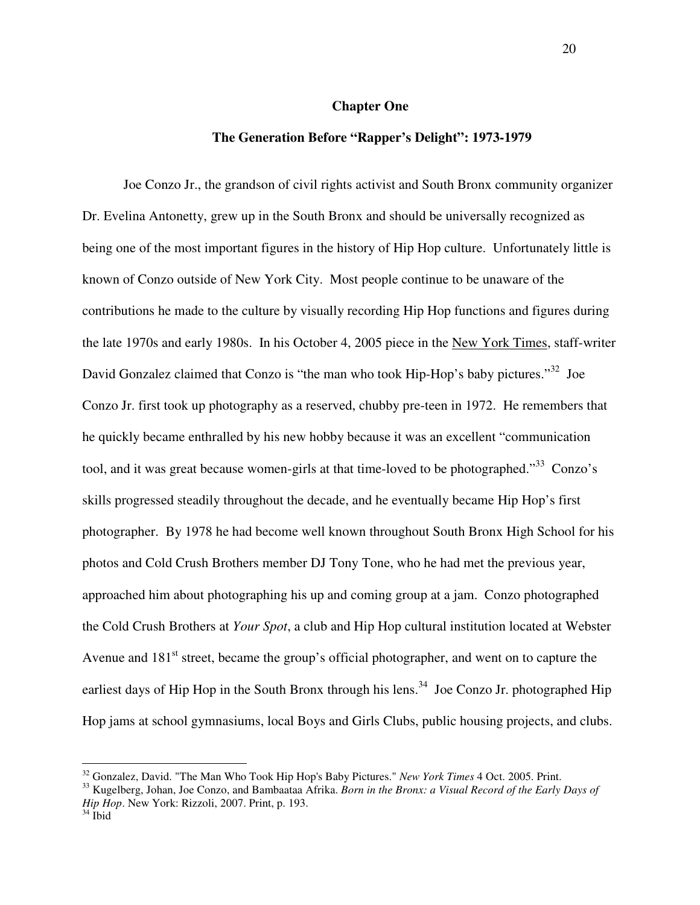## Chapter One

### The Generation Before "Rapper's Delight": 1973-1979

Joe Conzo Jr., the grandson of civil rights activist and South Bronx community organizer Dr. Evelina Antonetty, grew up in the South Bronx and should be universally recognized as being one of the most important figures in the history of Hip Hop culture. Unfortunately little is known of Conzo outside of New York City. Most people continue to be unaware of the contributions he made to the culture by visually recording Hip Hop functions and figures during the late 1970s and early 1980s. In his October 4, 2005 piece in the New York Times, staff-writer David Gonzalez claimed that Conzo is "the man who took Hip-Hop's baby pictures."[32] Joe Conzo Jr. first took up photography as a reserved, chubby pre-teen in 1972. He remembers that he quickly became enthralled by his new hobby because it was an excellent "communication tool, and it was great because women-girls at that time-loved to be photographed."[33] Conzo's skills progressed steadily throughout the decade, and he eventually became Hip Hop's first photographer. By 1978 he had become well known throughout South Bronx High School for his photos and Cold Crush Brothers member DJ Tony Tone, who he had met the previous year, approached him about photographing his up and coming group at a jam. Conzo photographed the Cold Crush Brothers at *Your Spot*, a club and Hip Hop cultural institution located at Webster Avenue and 181st street, became the group's official photographer, and went on to capture the earliest days of Hip Hop in the South Bronx through his lens.[34] Joe Conzo Jr. photographed Hip Hop jams at school gymnasiums, local Boys and Girls Clubs, public housing projects, and clubs.

---

[32] Gonzalez, David. "The Man Who Took Hip Hop's Baby Pictures." *New York Times* 4 Oct. 2005. Print.

[33] Kugelberg, Johan, Joe Conzo, and Bambaataa Afrika. *Born in the Bronx: a Visual Record of the Early Days of Hip Hop*. New York: Rizzoli, 2007. Print, p. 193.

[34] Ibid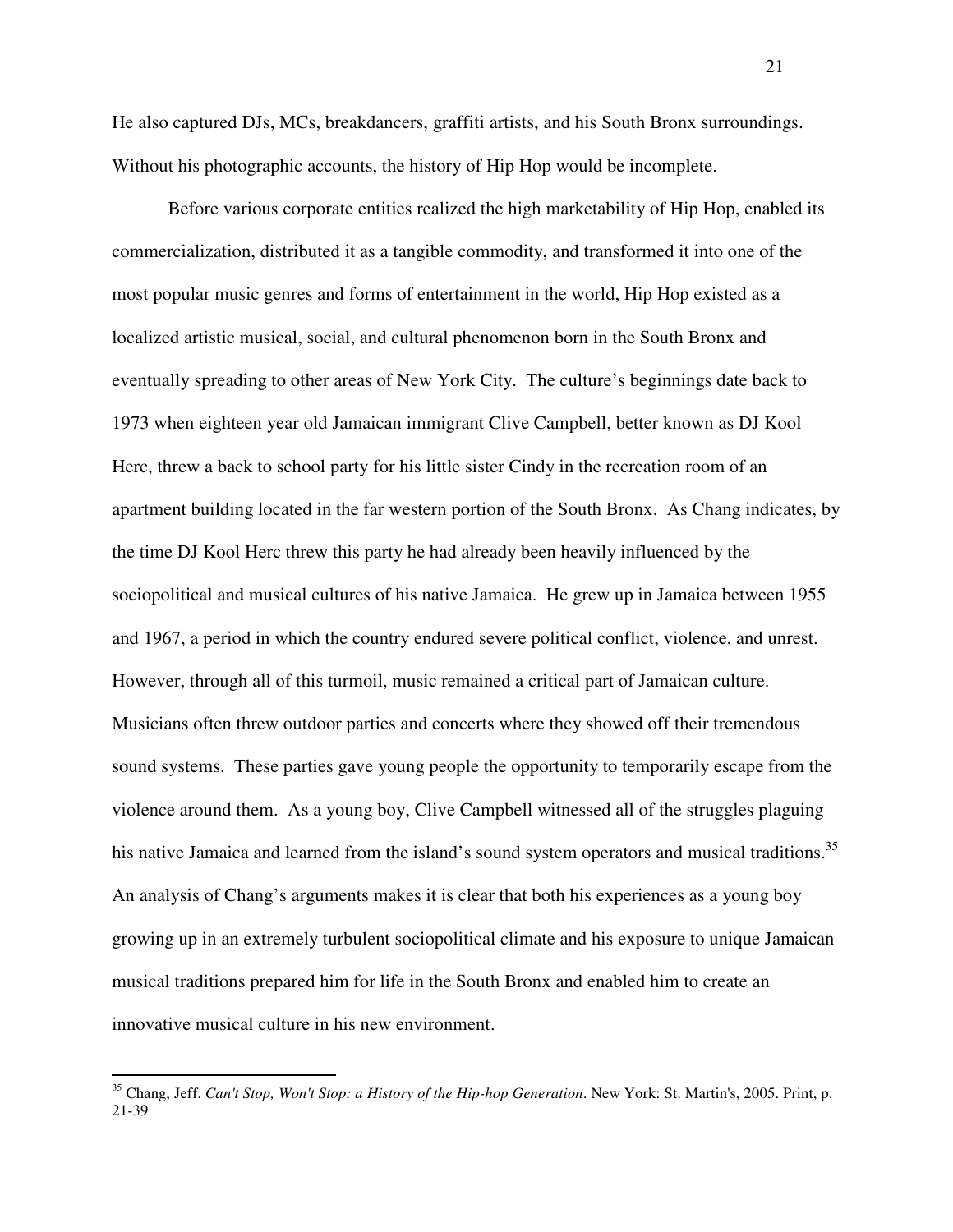He also captured DJs, MCs, breakdancers, graffiti artists, and his South Bronx surroundings. Without his photographic accounts, the history of Hip Hop would be incomplete.

Before various corporate entities realized the high marketability of Hip Hop, enabled its commercialization, distributed it as a tangible commodity, and transformed it into one of the most popular music genres and forms of entertainment in the world, Hip Hop existed as a localized artistic musical, social, and cultural phenomenon born in the South Bronx and eventually spreading to other areas of New York City. The culture's beginnings date back to 1973 when eighteen year old Jamaican immigrant Clive Campbell, better known as DJ Kool Herc, threw a back to school party for his little sister Cindy in the recreation room of an apartment building located in the far western portion of the South Bronx. As Chang indicates, by the time DJ Kool Herc threw this party he had already been heavily influenced by the sociopolitical and musical cultures of his native Jamaica. He grew up in Jamaica between 1955 and 1967, a period in which the country endured severe political conflict, violence, and unrest. However, through all of this turmoil, music remained a critical part of Jamaican culture. Musicians often threw outdoor parties and concerts where they showed off their tremendous sound systems. These parties gave young people the opportunity to temporarily escape from the violence around them. As a young boy, Clive Campbell witnessed all of the struggles plaguing his native Jamaica and learned from the island's sound system operators and musical traditions.[35] An analysis of Chang's arguments makes it is clear that both his experiences as a young boy growing up in an extremely turbulent sociopolitical climate and his exposure to unique Jamaican musical traditions prepared him for life in the South Bronx and enabled him to create an innovative musical culture in his new environment.

---

[35] Chang, Jeff. *Can't Stop, Won't Stop: a History of the Hip-hop Generation*. New York: St. Martin's, 2005. Print, p. 21-39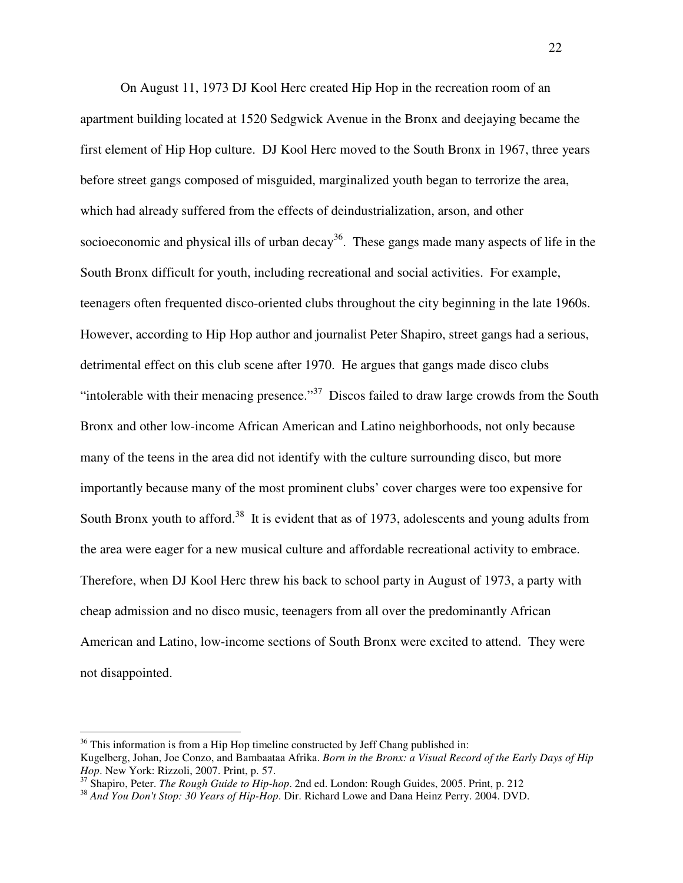On August 11, 1973 DJ Kool Herc created Hip Hop in the recreation room of an apartment building located at 1520 Sedgwick Avenue in the Bronx and deejaying became the first element of Hip Hop culture. DJ Kool Herc moved to the South Bronx in 1967, three years before street gangs composed of misguided, marginalized youth began to terrorize the area, which had already suffered from the effects of deindustrialization, arson, and other socioeconomic and physical ills of urban decay[36]. These gangs made many aspects of life in the South Bronx difficult for youth, including recreational and social activities. For example, teenagers often frequented disco-oriented clubs throughout the city beginning in the late 1960s. However, according to Hip Hop author and journalist Peter Shapiro, street gangs had a serious, detrimental effect on this club scene after 1970. He argues that gangs made disco clubs "intolerable with their menacing presence."[37] Discos failed to draw large crowds from the South Bronx and other low-income African American and Latino neighborhoods, not only because many of the teens in the area did not identify with the culture surrounding disco, but more importantly because many of the most prominent clubs' cover charges were too expensive for South Bronx youth to afford.[38] It is evident that as of 1973, adolescents and young adults from the area were eager for a new musical culture and affordable recreational activity to embrace. Therefore, when DJ Kool Herc threw his back to school party in August of 1973, a party with cheap admission and no disco music, teenagers from all over the predominantly African American and Latino, low-income sections of South Bronx were excited to attend. They were not disappointed.

---

[36] This information is from a Hip Hop timeline constructed by Jeff Chang published in: Kugelberg, Johan, Joe Conzo, and Bambaataa Afrika. *Born in the Bronx: a Visual Record of the Early Days of Hip Hop*. New York: Rizzoli, 2007. Print, p. 57.

[37] Shapiro, Peter. *The Rough Guide to Hip-hop*. 2nd ed. London: Rough Guides, 2005. Print, p. 212

[38] *And You Don't Stop: 30 Years of Hip-Hop*. Dir. Richard Lowe and Dana Heinz Perry. 2004. DVD.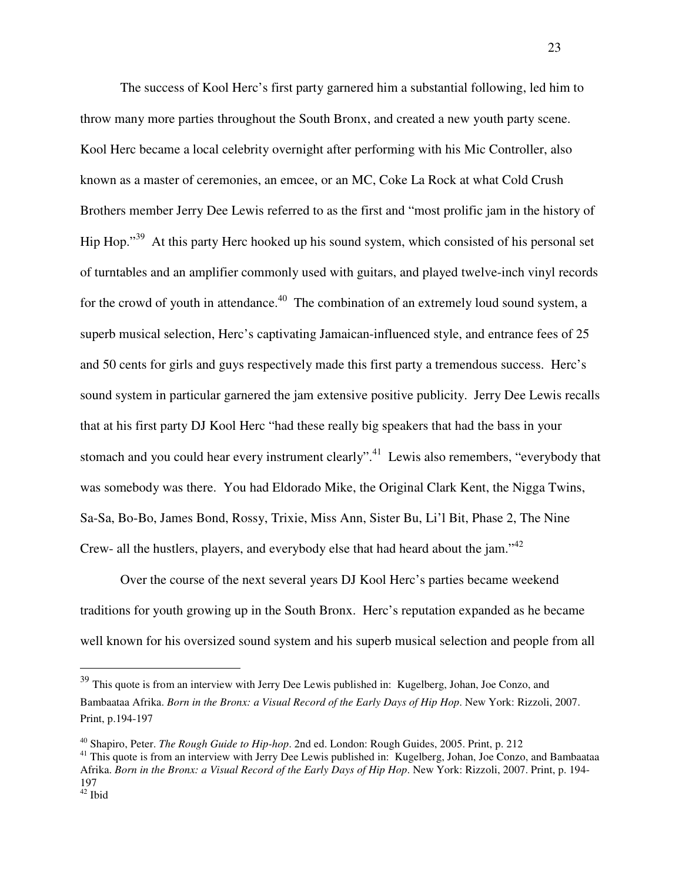The success of Kool Herc's first party garnered him a substantial following, led him to throw many more parties throughout the South Bronx, and created a new youth party scene. Kool Herc became a local celebrity overnight after performing with his Mic Controller, also known as a master of ceremonies, an emcee, or an MC, Coke La Rock at what Cold Crush Brothers member Jerry Dee Lewis referred to as the first and "most prolific jam in the history of Hip Hop."[39] At this party Herc hooked up his sound system, which consisted of his personal set of turntables and an amplifier commonly used with guitars, and played twelve-inch vinyl records for the crowd of youth in attendance.[40] The combination of an extremely loud sound system, a superb musical selection, Herc's captivating Jamaican-influenced style, and entrance fees of 25 and 50 cents for girls and guys respectively made this first party a tremendous success. Herc's sound system in particular garnered the jam extensive positive publicity. Jerry Dee Lewis recalls that at his first party DJ Kool Herc "had these really big speakers that had the bass in your stomach and you could hear every instrument clearly".[41] Lewis also remembers, "everybody that was somebody was there. You had Eldorado Mike, the Original Clark Kent, the Nigga Twins, Sa-Sa, Bo-Bo, James Bond, Rossy, Trixie, Miss Ann, Sister Bu, Li'l Bit, Phase 2, The Nine Crew- all the hustlers, players, and everybody else that had heard about the jam."[42]

Over the course of the next several years DJ Kool Herc's parties became weekend traditions for youth growing up in the South Bronx. Herc's reputation expanded as he became well known for his oversized sound system and his superb musical selection and people from all

---

[39] This quote is from an interview with Jerry Dee Lewis published in: Kugelberg, Johan, Joe Conzo, and Bambaataa Afrika. *Born in the Bronx: a Visual Record of the Early Days of Hip Hop*. New York: Rizzoli, 2007. Print, p.194-197

[40] Shapiro, Peter. *The Rough Guide to Hip-hop*. 2nd ed. London: Rough Guides, 2005. Print, p. 212

[41] This quote is from an interview with Jerry Dee Lewis published in: Kugelberg, Johan, Joe Conzo, and Bambaataa Afrika. *Born in the Bronx: a Visual Record of the Early Days of Hip Hop*. New York: Rizzoli, 2007. Print, p. 194-197

[42] Ibid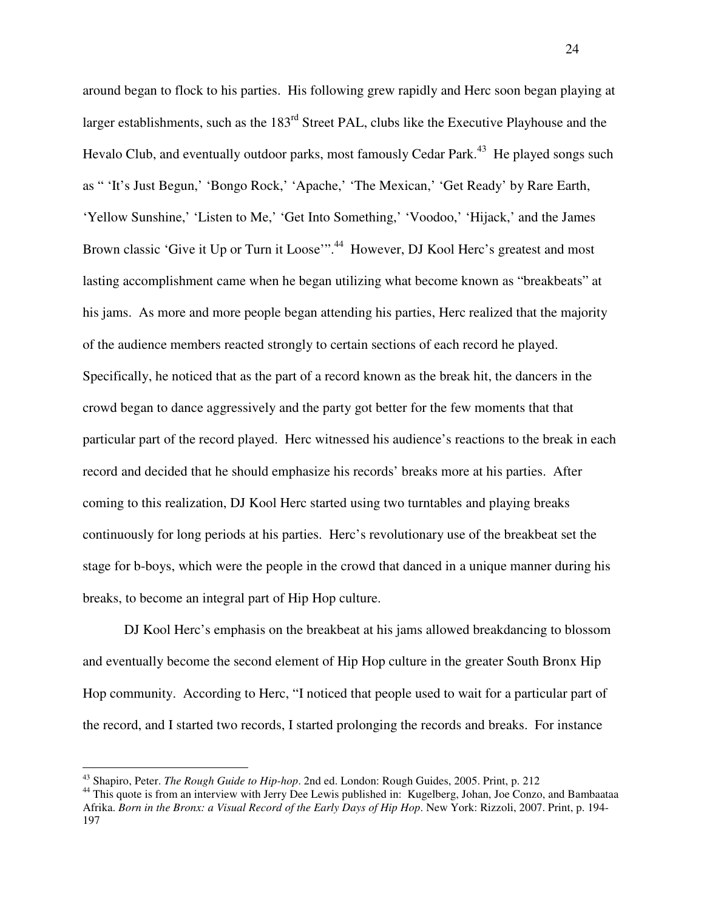around began to flock to his parties. His following grew rapidly and Herc soon began playing at larger establishments, such as the 183rd Street PAL, clubs like the Executive Playhouse and the Hevalo Club, and eventually outdoor parks, most famously Cedar Park.[43] He played songs such as " 'It's Just Begun,' 'Bongo Rock,' 'Apache,' 'The Mexican,' 'Get Ready' by Rare Earth, 'Yellow Sunshine,' 'Listen to Me,' 'Get Into Something,' 'Voodoo,' 'Hijack,' and the James Brown classic 'Give it Up or Turn it Loose'".[44] However, DJ Kool Herc's greatest and most lasting accomplishment came when he began utilizing what become known as "breakbeats" at his jams. As more and more people began attending his parties, Herc realized that the majority of the audience members reacted strongly to certain sections of each record he played. Specifically, he noticed that as the part of a record known as the break hit, the dancers in the crowd began to dance aggressively and the party got better for the few moments that that particular part of the record played. Herc witnessed his audience's reactions to the break in each record and decided that he should emphasize his records' breaks more at his parties. After coming to this realization, DJ Kool Herc started using two turntables and playing breaks continuously for long periods at his parties. Herc's revolutionary use of the breakbeat set the stage for b-boys, which were the people in the crowd that danced in a unique manner during his breaks, to become an integral part of Hip Hop culture.

DJ Kool Herc's emphasis on the breakbeat at his jams allowed breakdancing to blossom and eventually become the second element of Hip Hop culture in the greater South Bronx Hip Hop community. According to Herc, "I noticed that people used to wait for a particular part of the record, and I started two records, I started prolonging the records and breaks. For instance

---

[43] Shapiro, Peter. *The Rough Guide to Hip-hop*. 2nd ed. London: Rough Guides, 2005. Print, p. 212

[44] This quote is from an interview with Jerry Dee Lewis published in: Kugelberg, Johan, Joe Conzo, and Bambaataa Afrika. *Born in the Bronx: a Visual Record of the Early Days of Hip Hop*. New York: Rizzoli, 2007. Print, p. 194-197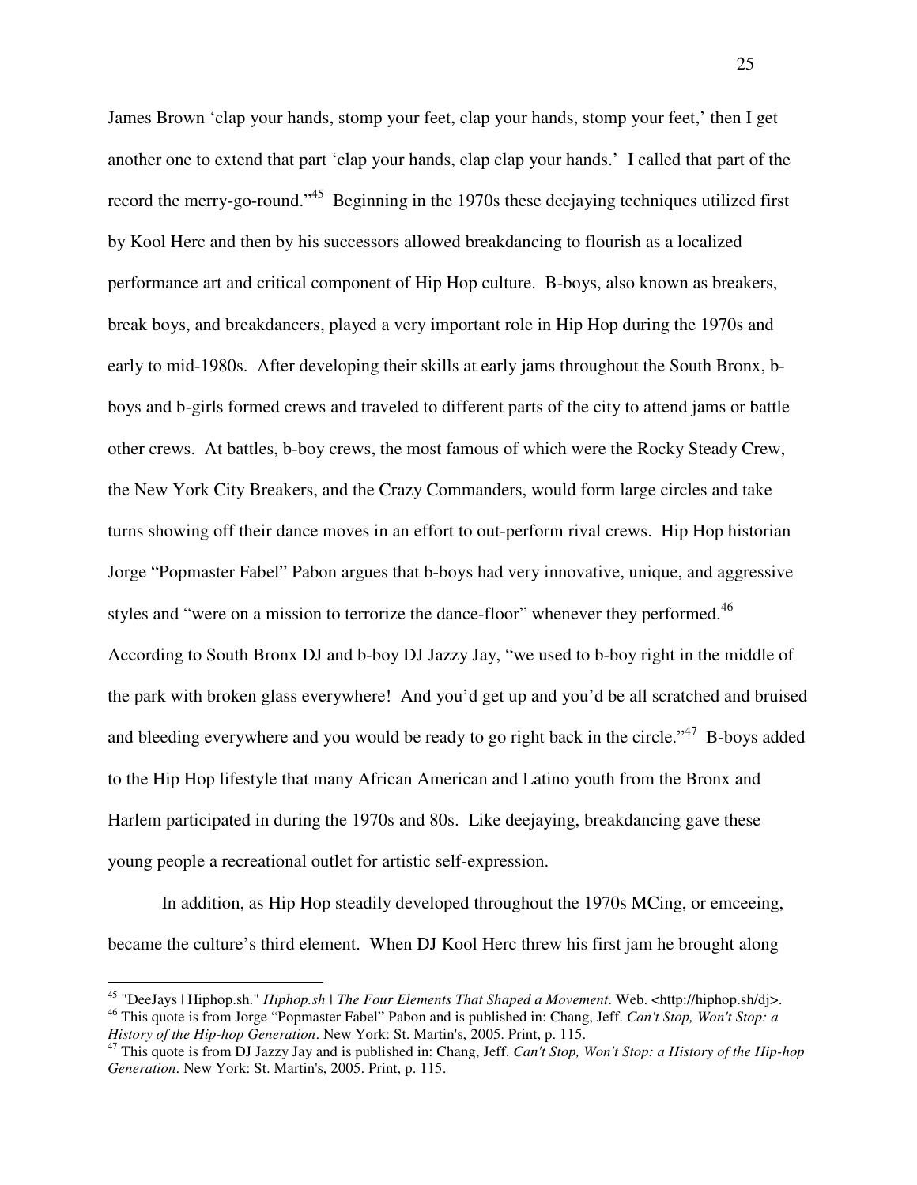James Brown 'clap your hands, stomp your feet, clap your hands, stomp your feet,' then I get another one to extend that part 'clap your hands, clap clap your hands.' I called that part of the record the merry-go-round."[45] Beginning in the 1970s these deejaying techniques utilized first by Kool Herc and then by his successors allowed breakdancing to flourish as a localized performance art and critical component of Hip Hop culture. B-boys, also known as breakers, break boys, and breakdancers, played a very important role in Hip Hop during the 1970s and early to mid-1980s. After developing their skills at early jams throughout the South Bronx, b-boys and b-girls formed crews and traveled to different parts of the city to attend jams or battle other crews. At battles, b-boy crews, the most famous of which were the Rocky Steady Crew, the New York City Breakers, and the Crazy Commanders, would form large circles and take turns showing off their dance moves in an effort to out-perform rival crews. Hip Hop historian Jorge "Popmaster Fabel" Pabon argues that b-boys had very innovative, unique, and aggressive styles and "were on a mission to terrorize the dance-floor" whenever they performed.[46] According to South Bronx DJ and b-boy DJ Jazzy Jay, "we used to b-boy right in the middle of the park with broken glass everywhere! And you'd get up and you'd be all scratched and bruised and bleeding everywhere and you would be ready to go right back in the circle."[47] B-boys added to the Hip Hop lifestyle that many African American and Latino youth from the Bronx and Harlem participated in during the 1970s and 80s. Like deejaying, breakdancing gave these young people a recreational outlet for artistic self-expression.

In addition, as Hip Hop steadily developed throughout the 1970s MCing, or emceeing, became the culture's third element. When DJ Kool Herc threw his first jam he brought along

---

[45] "DeeJays | Hiphop.sh." *Hiphop.sh | The Four Elements That Shaped a Movement*. Web. <http://hiphop.sh/dj>.

[46] This quote is from Jorge "Popmaster Fabel" Pabon and is published in: Chang, Jeff. *Can't Stop, Won't Stop: a History of the Hip-hop Generation*. New York: St. Martin's, 2005. Print, p. 115.

[47] This quote is from DJ Jazzy Jay and is published in: Chang, Jeff. *Can't Stop, Won't Stop: a History of the Hip-hop Generation*. New York: St. Martin's, 2005. Print, p. 115.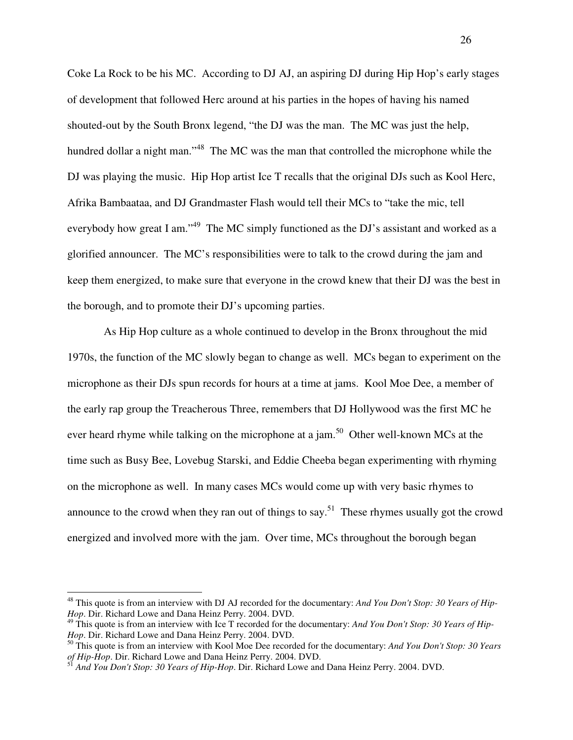Coke La Rock to be his MC. According to DJ AJ, an aspiring DJ during Hip Hop's early stages of development that followed Herc around at his parties in the hopes of having his named shouted-out by the South Bronx legend, "the DJ was the man. The MC was just the help, hundred dollar a night man."[48] The MC was the man that controlled the microphone while the DJ was playing the music. Hip Hop artist Ice T recalls that the original DJs such as Kool Herc, Afrika Bambaataa, and DJ Grandmaster Flash would tell their MCs to "take the mic, tell everybody how great I am."[49] The MC simply functioned as the DJ's assistant and worked as a glorified announcer. The MC's responsibilities were to talk to the crowd during the jam and keep them energized, to make sure that everyone in the crowd knew that their DJ was the best in the borough, and to promote their DJ's upcoming parties.

As Hip Hop culture as a whole continued to develop in the Bronx throughout the mid 1970s, the function of the MC slowly began to change as well. MCs began to experiment on the microphone as their DJs spun records for hours at a time at jams. Kool Moe Dee, a member of the early rap group the Treacherous Three, remembers that DJ Hollywood was the first MC he ever heard rhyme while talking on the microphone at a jam.[50] Other well-known MCs at the time such as Busy Bee, Lovebug Starski, and Eddie Cheeba began experimenting with rhyming on the microphone as well. In many cases MCs would come up with very basic rhymes to announce to the crowd when they ran out of things to say.[51] These rhymes usually got the crowd energized and involved more with the jam. Over time, MCs throughout the borough began

---

[48] This quote is from an interview with DJ AJ recorded for the documentary: *And You Don't Stop: 30 Years of Hip-Hop*. Dir. Richard Lowe and Dana Heinz Perry. 2004. DVD.

[49] This quote is from an interview with Ice T recorded for the documentary: *And You Don't Stop: 30 Years of Hip-Hop*. Dir. Richard Lowe and Dana Heinz Perry. 2004. DVD.

[50] This quote is from an interview with Kool Moe Dee recorded for the documentary: *And You Don't Stop: 30 Years of Hip-Hop*. Dir. Richard Lowe and Dana Heinz Perry. 2004. DVD.

[51] *And You Don't Stop: 30 Years of Hip-Hop*. Dir. Richard Lowe and Dana Heinz Perry. 2004. DVD.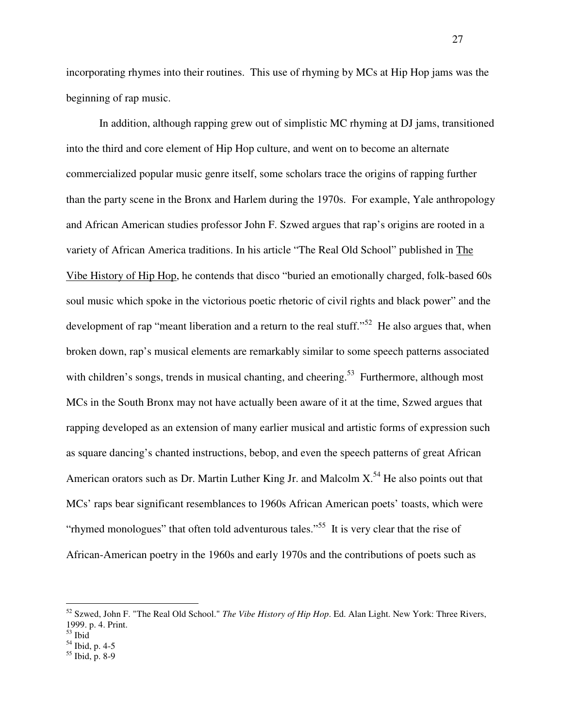incorporating rhymes into their routines. This use of rhyming by MCs at Hip Hop jams was the beginning of rap music.

In addition, although rapping grew out of simplistic MC rhyming at DJ jams, transitioned into the third and core element of Hip Hop culture, and went on to become an alternate commercialized popular music genre itself, some scholars trace the origins of rapping further than the party scene in the Bronx and Harlem during the 1970s. For example, Yale anthropology and African American studies professor John F. Szwed argues that rap's origins are rooted in a variety of African America traditions. In his article "The Real Old School" published in The Vibe History of Hip Hop, he contends that disco "buried an emotionally charged, folk-based 60s soul music which spoke in the victorious poetic rhetoric of civil rights and black power" and the development of rap "meant liberation and a return to the real stuff."[52] He also argues that, when broken down, rap's musical elements are remarkably similar to some speech patterns associated with children's songs, trends in musical chanting, and cheering.[53] Furthermore, although most MCs in the South Bronx may not have actually been aware of it at the time, Szwed argues that rapping developed as an extension of many earlier musical and artistic forms of expression such as square dancing's chanted instructions, bebop, and even the speech patterns of great African American orators such as Dr. Martin Luther King Jr. and Malcolm X.[54] He also points out that MCs' raps bear significant resemblances to 1960s African American poets' toasts, which were "rhymed monologues" that often told adventurous tales."[55] It is very clear that the rise of African-American poetry in the 1960s and early 1970s and the contributions of poets such as

---

[52] Szwed, John F. "The Real Old School." *The Vibe History of Hip Hop*. Ed. Alan Light. New York: Three Rivers, 1999. p. 4. Print.

[53] Ibid

[54] Ibid, p. 4-5

[55] Ibid, p. 8-9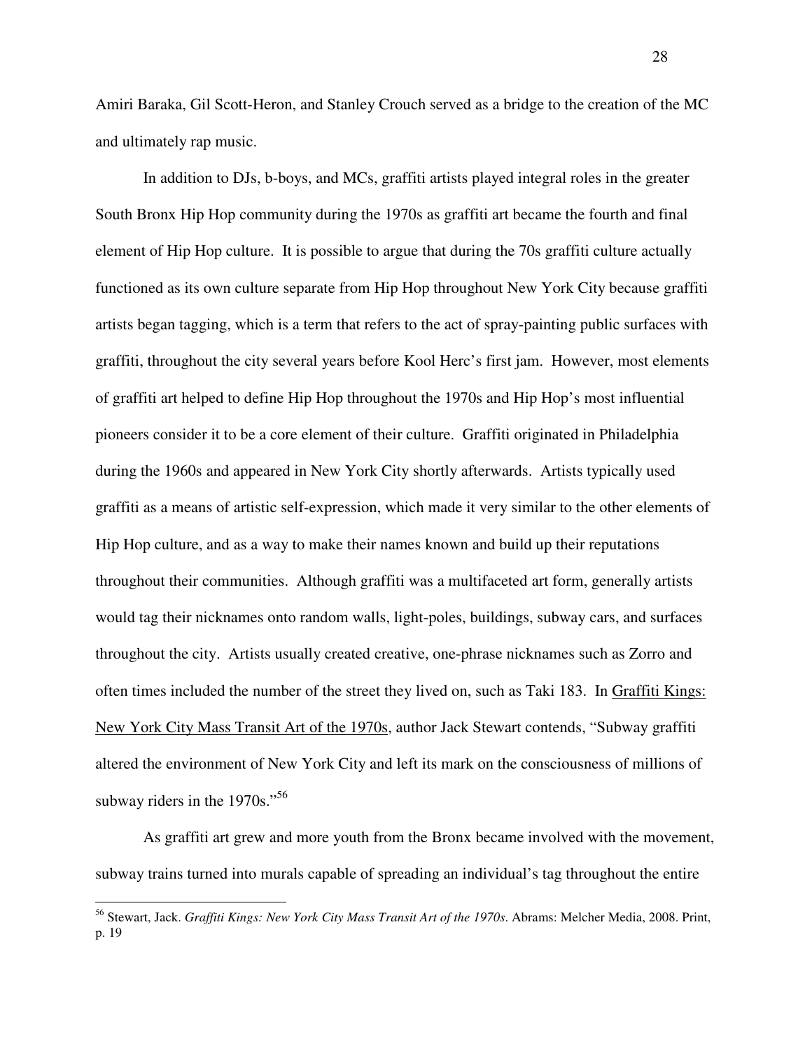Amiri Baraka, Gil Scott-Heron, and Stanley Crouch served as a bridge to the creation of the MC and ultimately rap music.

In addition to DJs, b-boys, and MCs, graffiti artists played integral roles in the greater South Bronx Hip Hop community during the 1970s as graffiti art became the fourth and final element of Hip Hop culture. It is possible to argue that during the 70s graffiti culture actually functioned as its own culture separate from Hip Hop throughout New York City because graffiti artists began tagging, which is a term that refers to the act of spray-painting public surfaces with graffiti, throughout the city several years before Kool Herc's first jam. However, most elements of graffiti art helped to define Hip Hop throughout the 1970s and Hip Hop's most influential pioneers consider it to be a core element of their culture. Graffiti originated in Philadelphia during the 1960s and appeared in New York City shortly afterwards. Artists typically used graffiti as a means of artistic self-expression, which made it very similar to the other elements of Hip Hop culture, and as a way to make their names known and build up their reputations throughout their communities. Although graffiti was a multifaceted art form, generally artists would tag their nicknames onto random walls, light-poles, buildings, subway cars, and surfaces throughout the city. Artists usually created creative, one-phrase nicknames such as Zorro and often times included the number of the street they lived on, such as Taki 183. In <u>Graffiti Kings: New York City Mass Transit Art of the 1970s</u>, author Jack Stewart contends, "Subway graffiti altered the environment of New York City and left its mark on the consciousness of millions of subway riders in the 1970s."[56]

As graffiti art grew and more youth from the Bronx became involved with the movement, subway trains turned into murals capable of spreading an individual's tag throughout the entire

---

[56] Stewart, Jack. *Graffiti Kings: New York City Mass Transit Art of the 1970s*. Abrams: Melcher Media, 2008. Print, p. 19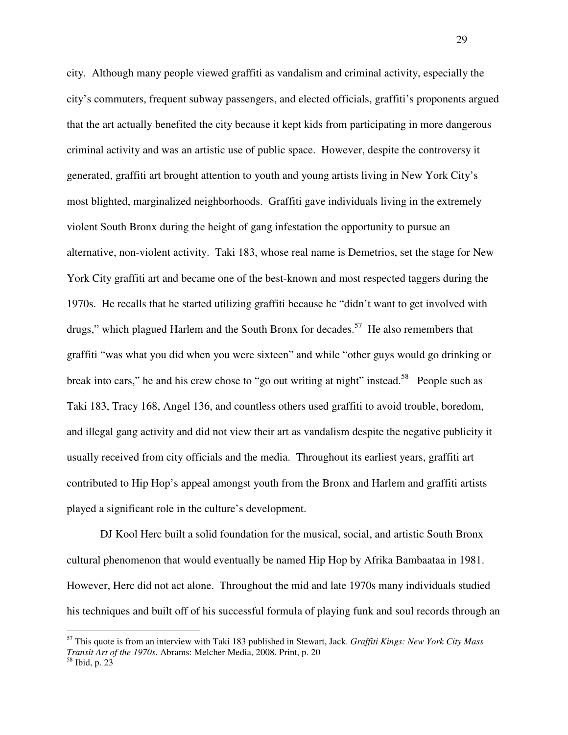city. Although many people viewed graffiti as vandalism and criminal activity, especially the city's commuters, frequent subway passengers, and elected officials, graffiti's proponents argued that the art actually benefited the city because it kept kids from participating in more dangerous criminal activity and was an artistic use of public space. However, despite the controversy it generated, graffiti art brought attention to youth and young artists living in New York City's most blighted, marginalized neighborhoods. Graffiti gave individuals living in the extremely violent South Bronx during the height of gang infestation the opportunity to pursue an alternative, non-violent activity. Taki 183, whose real name is Demetrios, set the stage for New York City graffiti art and became one of the best-known and most respected taggers during the 1970s. He recalls that he started utilizing graffiti because he "didn't want to get involved with drugs," which plagued Harlem and the South Bronx for decades.[57] He also remembers that graffiti "was what you did when you were sixteen" and while "other guys would go drinking or break into cars," he and his crew chose to "go out writing at night" instead.[58] People such as Taki 183, Tracy 168, Angel 136, and countless others used graffiti to avoid trouble, boredom, and illegal gang activity and did not view their art as vandalism despite the negative publicity it usually received from city officials and the media. Throughout its earliest years, graffiti art contributed to Hip Hop's appeal amongst youth from the Bronx and Harlem and graffiti artists played a significant role in the culture's development.

DJ Kool Herc built a solid foundation for the musical, social, and artistic South Bronx cultural phenomenon that would eventually be named Hip Hop by Afrika Bambaataa in 1981. However, Herc did not act alone. Throughout the mid and late 1970s many individuals studied his techniques and built off of his successful formula of playing funk and soul records through an

---

[57] This quote is from an interview with Taki 183 published in Stewart, Jack. *Graffiti Kings: New York City Mass Transit Art of the 1970s*. Abrams: Melcher Media, 2008. Print, p. 20

[58] Ibid, p. 23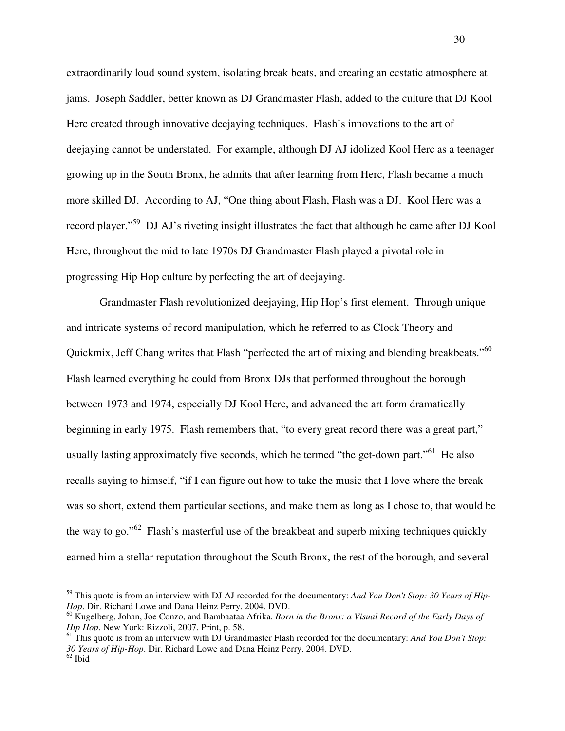extraordinarily loud sound system, isolating break beats, and creating an ecstatic atmosphere at jams. Joseph Saddler, better known as DJ Grandmaster Flash, added to the culture that DJ Kool Herc created through innovative deejaying techniques. Flash's innovations to the art of deejaying cannot be understated. For example, although DJ AJ idolized Kool Herc as a teenager growing up in the South Bronx, he admits that after learning from Herc, Flash became a much more skilled DJ. According to AJ, "One thing about Flash, Flash was a DJ. Kool Herc was a record player."[59] DJ AJ's riveting insight illustrates the fact that although he came after DJ Kool Herc, throughout the mid to late 1970s DJ Grandmaster Flash played a pivotal role in progressing Hip Hop culture by perfecting the art of deejaying.

Grandmaster Flash revolutionized deejaying, Hip Hop's first element. Through unique and intricate systems of record manipulation, which he referred to as Clock Theory and Quickmix, Jeff Chang writes that Flash "perfected the art of mixing and blending breakbeats."[60] Flash learned everything he could from Bronx DJs that performed throughout the borough between 1973 and 1974, especially DJ Kool Herc, and advanced the art form dramatically beginning in early 1975. Flash remembers that, "to every great record there was a great part," usually lasting approximately five seconds, which he termed "the get-down part."[61] He also recalls saying to himself, "if I can figure out how to take the music that I love where the break was so short, extend them particular sections, and make them as long as I chose to, that would be the way to go."[62] Flash's masterful use of the breakbeat and superb mixing techniques quickly earned him a stellar reputation throughout the South Bronx, the rest of the borough, and several

---

[59] This quote is from an interview with DJ AJ recorded for the documentary: *And You Don't Stop: 30 Years of Hip-Hop*. Dir. Richard Lowe and Dana Heinz Perry. 2004. DVD.

[60] Kugelberg, Johan, Joe Conzo, and Bambaataa Afrika. *Born in the Bronx: a Visual Record of the Early Days of Hip Hop*. New York: Rizzoli, 2007. Print, p. 58.

[61] This quote is from an interview with DJ Grandmaster Flash recorded for the documentary: *And You Don't Stop: 30 Years of Hip-Hop*. Dir. Richard Lowe and Dana Heinz Perry. 2004. DVD.

[62] Ibid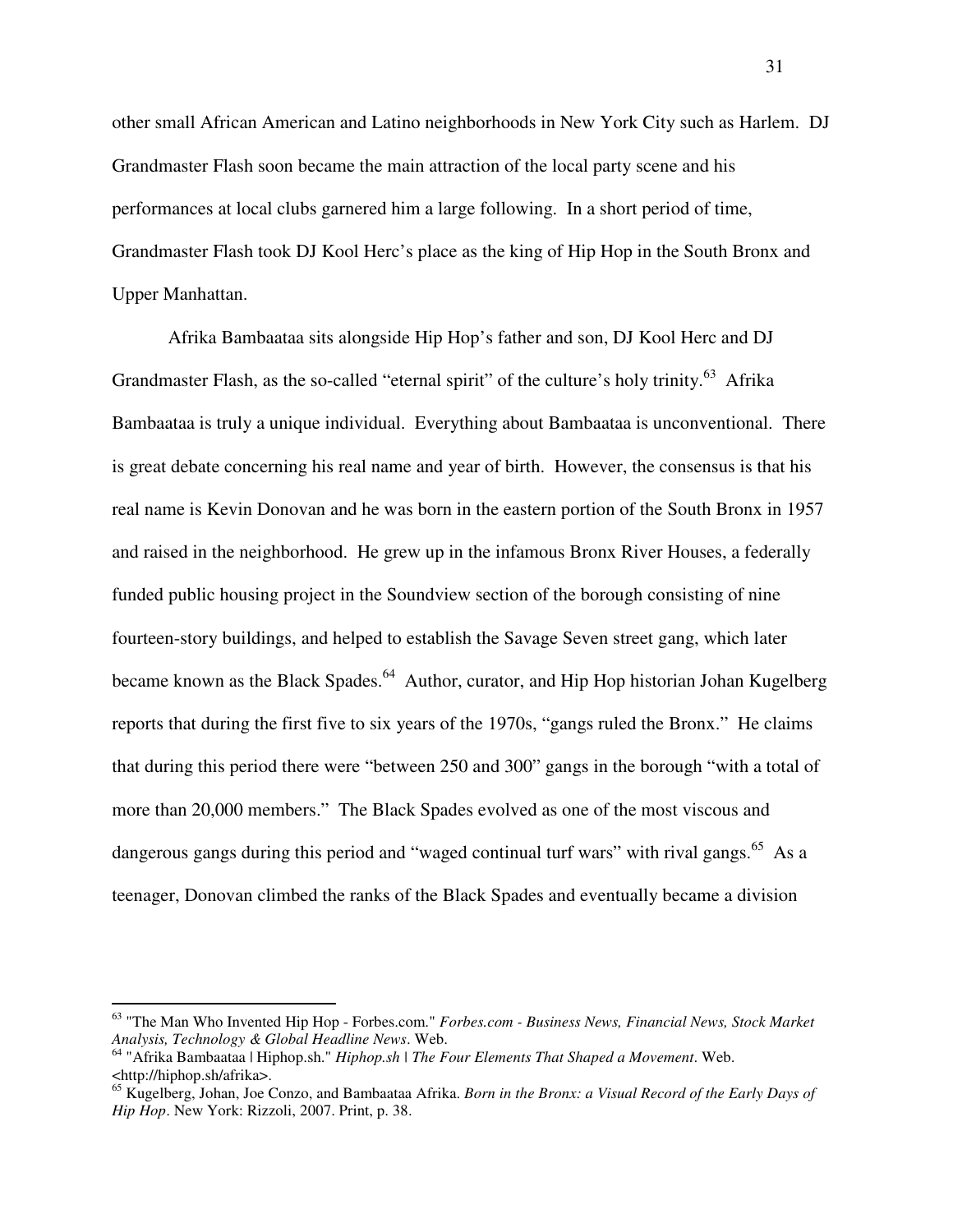other small African American and Latino neighborhoods in New York City such as Harlem. DJ Grandmaster Flash soon became the main attraction of the local party scene and his performances at local clubs garnered him a large following. In a short period of time, Grandmaster Flash took DJ Kool Herc's place as the king of Hip Hop in the South Bronx and Upper Manhattan.

Afrika Bambaataa sits alongside Hip Hop's father and son, DJ Kool Herc and DJ Grandmaster Flash, as the so-called "eternal spirit" of the culture's holy trinity.[63] Afrika Bambaataa is truly a unique individual. Everything about Bambaataa is unconventional. There is great debate concerning his real name and year of birth. However, the consensus is that his real name is Kevin Donovan and he was born in the eastern portion of the South Bronx in 1957 and raised in the neighborhood. He grew up in the infamous Bronx River Houses, a federally funded public housing project in the Soundview section of the borough consisting of nine fourteen-story buildings, and helped to establish the Savage Seven street gang, which later became known as the Black Spades.[64] Author, curator, and Hip Hop historian Johan Kugelberg reports that during the first five to six years of the 1970s, "gangs ruled the Bronx." He claims that during this period there were "between 250 and 300" gangs in the borough "with a total of more than 20,000 members." The Black Spades evolved as one of the most viscous and dangerous gangs during this period and "waged continual turf wars" with rival gangs.[65] As a teenager, Donovan climbed the ranks of the Black Spades and eventually became a division

---

[63] "The Man Who Invented Hip Hop - Forbes.com." *Forbes.com - Business News, Financial News, Stock Market Analysis, Technology & Global Headline News*. Web.

[64] "Afrika Bambaataa | Hiphop.sh." *Hiphop.sh | The Four Elements That Shaped a Movement*. Web. <http://hiphop.sh/afrika>.

[65] Kugelberg, Johan, Joe Conzo, and Bambaataa Afrika. *Born in the Bronx: a Visual Record of the Early Days of Hip Hop*. New York: Rizzoli, 2007. Print, p. 38.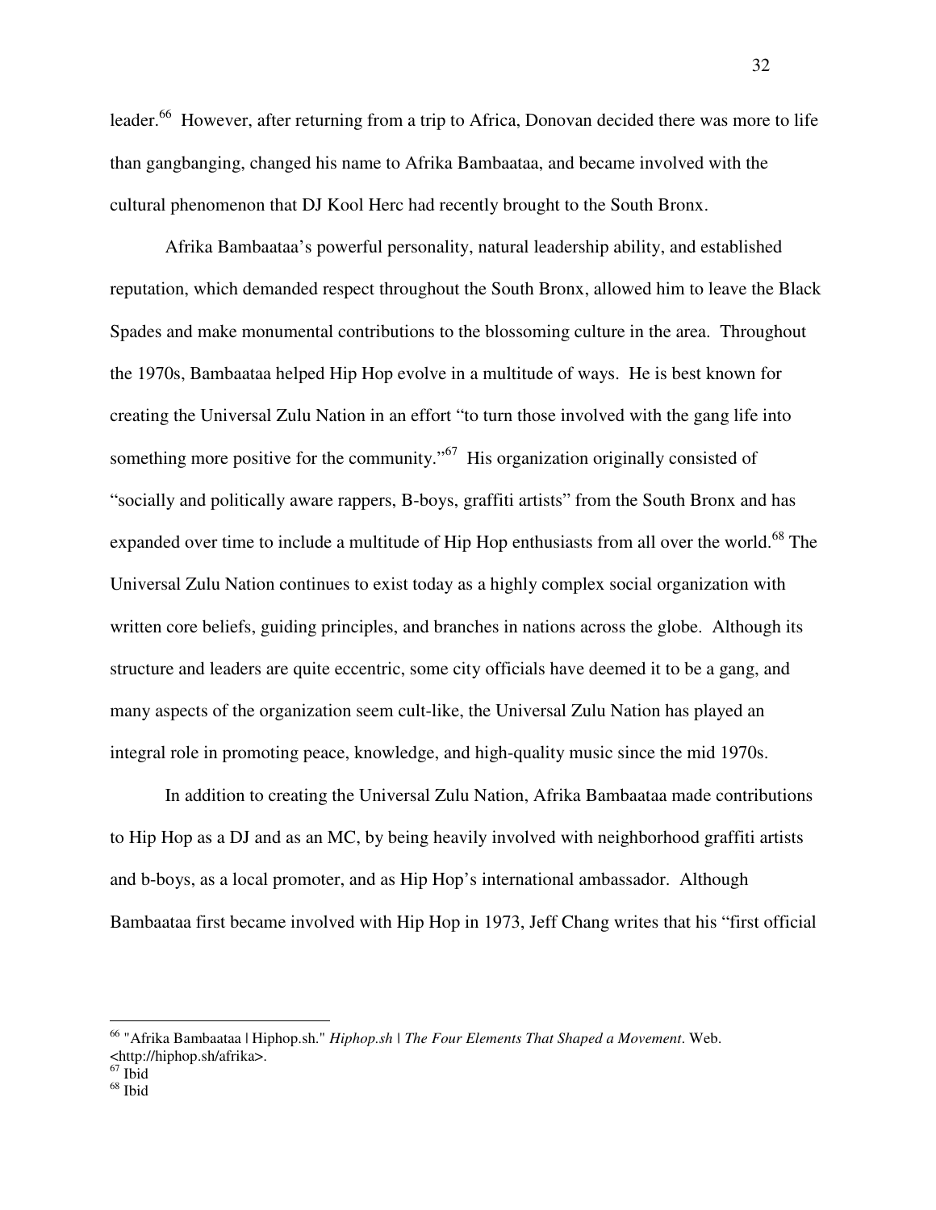leader.[66] However, after returning from a trip to Africa, Donovan decided there was more to life than gangbanging, changed his name to Afrika Bambaataa, and became involved with the cultural phenomenon that DJ Kool Herc had recently brought to the South Bronx.

Afrika Bambaataa's powerful personality, natural leadership ability, and established reputation, which demanded respect throughout the South Bronx, allowed him to leave the Black Spades and make monumental contributions to the blossoming culture in the area. Throughout the 1970s, Bambaataa helped Hip Hop evolve in a multitude of ways. He is best known for creating the Universal Zulu Nation in an effort "to turn those involved with the gang life into something more positive for the community."[67] His organization originally consisted of "socially and politically aware rappers, B-boys, graffiti artists" from the South Bronx and has expanded over time to include a multitude of Hip Hop enthusiasts from all over the world.[68] The Universal Zulu Nation continues to exist today as a highly complex social organization with written core beliefs, guiding principles, and branches in nations across the globe. Although its structure and leaders are quite eccentric, some city officials have deemed it to be a gang, and many aspects of the organization seem cult-like, the Universal Zulu Nation has played an integral role in promoting peace, knowledge, and high-quality music since the mid 1970s.

In addition to creating the Universal Zulu Nation, Afrika Bambaataa made contributions to Hip Hop as a DJ and as an MC, by being heavily involved with neighborhood graffiti artists and b-boys, as a local promoter, and as Hip Hop's international ambassador. Although Bambaataa first became involved with Hip Hop in 1973, Jeff Chang writes that his "first official

---

[66] "Afrika Bambaataa | Hiphop.sh." *Hiphop.sh | The Four Elements That Shaped a Movement*. Web. <http://hiphop.sh/afrika>.

[67] Ibid

[68] Ibid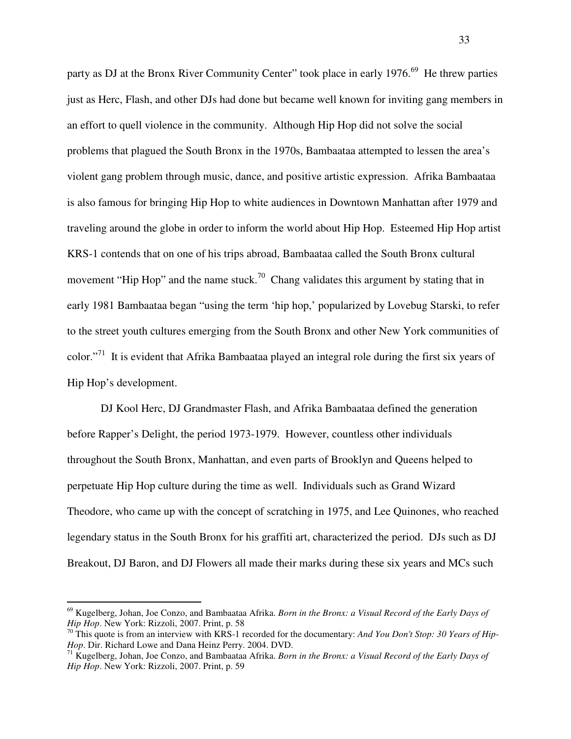party as DJ at the Bronx River Community Center" took place in early 1976.[69] He threw parties just as Herc, Flash, and other DJs had done but became well known for inviting gang members in an effort to quell violence in the community. Although Hip Hop did not solve the social problems that plagued the South Bronx in the 1970s, Bambaataa attempted to lessen the area's violent gang problem through music, dance, and positive artistic expression. Afrika Bambaataa is also famous for bringing Hip Hop to white audiences in Downtown Manhattan after 1979 and traveling around the globe in order to inform the world about Hip Hop. Esteemed Hip Hop artist KRS-1 contends that on one of his trips abroad, Bambaataa called the South Bronx cultural movement "Hip Hop" and the name stuck.[70] Chang validates this argument by stating that in early 1981 Bambaataa began "using the term 'hip hop,' popularized by Lovebug Starski, to refer to the street youth cultures emerging from the South Bronx and other New York communities of color."[71] It is evident that Afrika Bambaataa played an integral role during the first six years of Hip Hop's development.

DJ Kool Herc, DJ Grandmaster Flash, and Afrika Bambaataa defined the generation before Rapper's Delight, the period 1973-1979. However, countless other individuals throughout the South Bronx, Manhattan, and even parts of Brooklyn and Queens helped to perpetuate Hip Hop culture during the time as well. Individuals such as Grand Wizard Theodore, who came up with the concept of scratching in 1975, and Lee Quinones, who reached legendary status in the South Bronx for his graffiti art, characterized the period. DJs such as DJ Breakout, DJ Baron, and DJ Flowers all made their marks during these six years and MCs such

---

[69] Kugelberg, Johan, Joe Conzo, and Bambaataa Afrika. *Born in the Bronx: a Visual Record of the Early Days of Hip Hop*. New York: Rizzoli, 2007. Print, p. 58

[70] This quote is from an interview with KRS-1 recorded for the documentary: *And You Don't Stop: 30 Years of Hip-Hop*. Dir. Richard Lowe and Dana Heinz Perry. 2004. DVD.

[71] Kugelberg, Johan, Joe Conzo, and Bambaataa Afrika. *Born in the Bronx: a Visual Record of the Early Days of Hip Hop*. New York: Rizzoli, 2007. Print, p. 59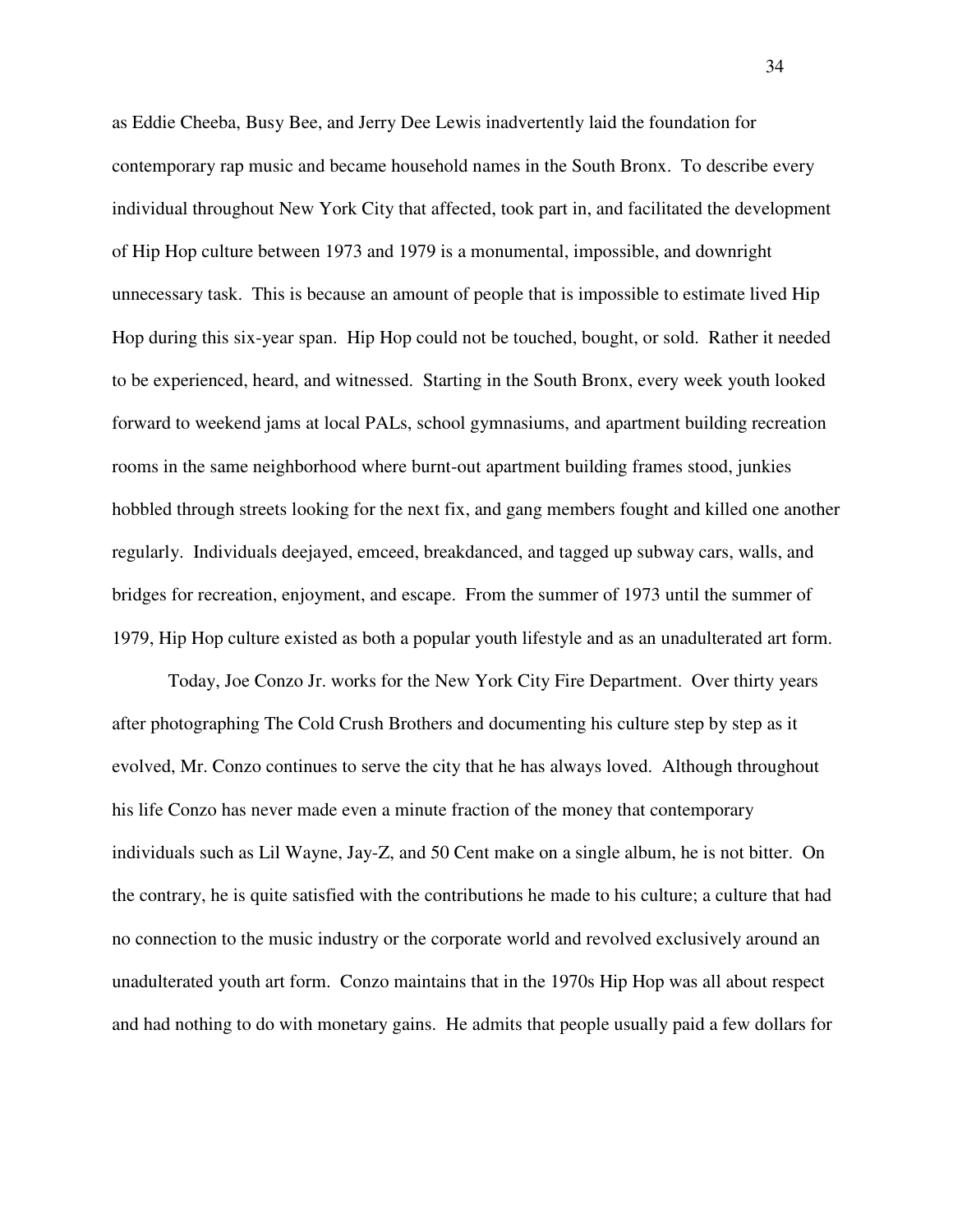as Eddie Cheeba, Busy Bee, and Jerry Dee Lewis inadvertently laid the foundation for contemporary rap music and became household names in the South Bronx. To describe every individual throughout New York City that affected, took part in, and facilitated the development of Hip Hop culture between 1973 and 1979 is a monumental, impossible, and downright unnecessary task. This is because an amount of people that is impossible to estimate lived Hip Hop during this six-year span. Hip Hop could not be touched, bought, or sold. Rather it needed to be experienced, heard, and witnessed. Starting in the South Bronx, every week youth looked forward to weekend jams at local PALs, school gymnasiums, and apartment building recreation rooms in the same neighborhood where burnt-out apartment building frames stood, junkies hobbled through streets looking for the next fix, and gang members fought and killed one another regularly. Individuals deejayed, emceed, breakdanced, and tagged up subway cars, walls, and bridges for recreation, enjoyment, and escape. From the summer of 1973 until the summer of 1979, Hip Hop culture existed as both a popular youth lifestyle and as an unadulterated art form.

Today, Joe Conzo Jr. works for the New York City Fire Department. Over thirty years after photographing The Cold Crush Brothers and documenting his culture step by step as it evolved, Mr. Conzo continues to serve the city that he has always loved. Although throughout his life Conzo has never made even a minute fraction of the money that contemporary individuals such as Lil Wayne, Jay-Z, and 50 Cent make on a single album, he is not bitter. On the contrary, he is quite satisfied with the contributions he made to his culture; a culture that had no connection to the music industry or the corporate world and revolved exclusively around an unadulterated youth art form. Conzo maintains that in the 1970s Hip Hop was all about respect and had nothing to do with monetary gains. He admits that people usually paid a few dollars for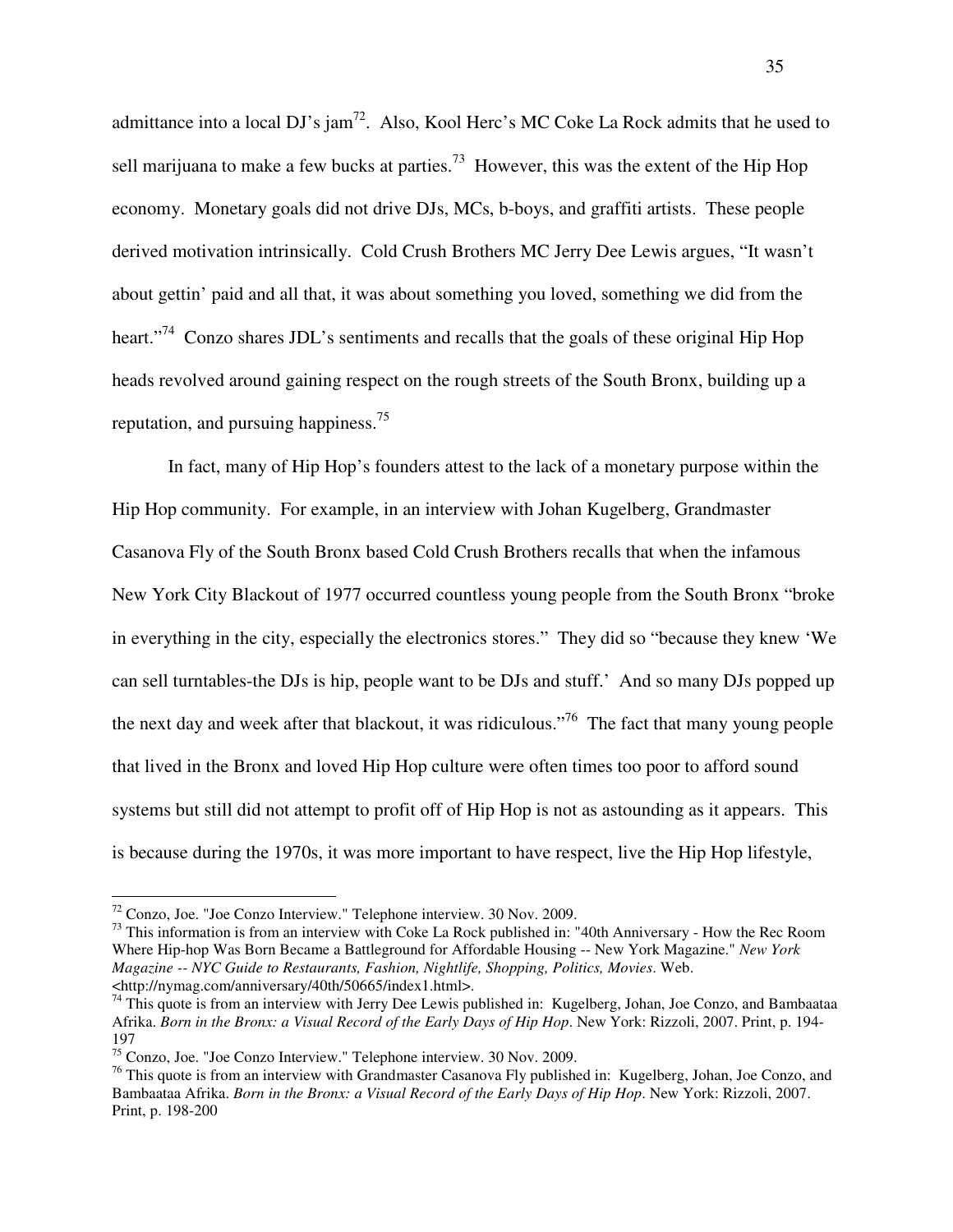admittance into a local DJ's jam[72]. Also, Kool Herc's MC Coke La Rock admits that he used to sell marijuana to make a few bucks at parties.[73] However, this was the extent of the Hip Hop economy. Monetary goals did not drive DJs, MCs, b-boys, and graffiti artists. These people derived motivation intrinsically. Cold Crush Brothers MC Jerry Dee Lewis argues, "It wasn't about gettin' paid and all that, it was about something you loved, something we did from the heart."[74] Conzo shares JDL's sentiments and recalls that the goals of these original Hip Hop heads revolved around gaining respect on the rough streets of the South Bronx, building up a reputation, and pursuing happiness.[75]

In fact, many of Hip Hop's founders attest to the lack of a monetary purpose within the Hip Hop community. For example, in an interview with Johan Kugelberg, Grandmaster Casanova Fly of the South Bronx based Cold Crush Brothers recalls that when the infamous New York City Blackout of 1977 occurred countless young people from the South Bronx "broke in everything in the city, especially the electronics stores." They did so "because they knew 'We can sell turntables-the DJs is hip, people want to be DJs and stuff.' And so many DJs popped up the next day and week after that blackout, it was ridiculous."[76] The fact that many young people that lived in the Bronx and loved Hip Hop culture were often times too poor to afford sound systems but still did not attempt to profit off of Hip Hop is not as astounding as it appears. This is because during the 1970s, it was more important to have respect, live the Hip Hop lifestyle,

---

[72] Conzo, Joe. "Joe Conzo Interview." Telephone interview. 30 Nov. 2009.

[73] This information is from an interview with Coke La Rock published in: "40th Anniversary - How the Rec Room Where Hip-hop Was Born Became a Battleground for Affordable Housing -- New York Magazine." *New York Magazine -- NYC Guide to Restaurants, Fashion, Nightlife, Shopping, Politics, Movies*. Web. <http://nymag.com/anniversary/40th/50665/index1.html>.

[74] This quote is from an interview with Jerry Dee Lewis published in: Kugelberg, Johan, Joe Conzo, and Bambaataa Afrika. *Born in the Bronx: a Visual Record of the Early Days of Hip Hop*. New York: Rizzoli, 2007. Print, p. 194-197

[75] Conzo, Joe. "Joe Conzo Interview." Telephone interview. 30 Nov. 2009.

[76] This quote is from an interview with Grandmaster Casanova Fly published in: Kugelberg, Johan, Joe Conzo, and Bambaataa Afrika. *Born in the Bronx: a Visual Record of the Early Days of Hip Hop*. New York: Rizzoli, 2007. Print, p. 198-200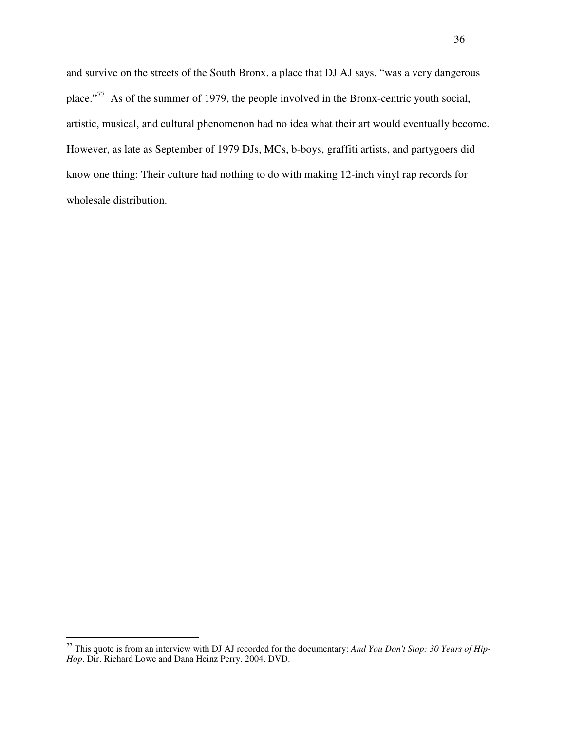and survive on the streets of the South Bronx, a place that DJ AJ says, "was a very dangerous place."[77] As of the summer of 1979, the people involved in the Bronx-centric youth social, artistic, musical, and cultural phenomenon had no idea what their art would eventually become. However, as late as September of 1979 DJs, MCs, b-boys, graffiti artists, and partygoers did know one thing: Their culture had nothing to do with making 12-inch vinyl rap records for wholesale distribution.

---

[77] This quote is from an interview with DJ AJ recorded for the documentary: *And You Don't Stop: 30 Years of Hip-Hop*. Dir. Richard Lowe and Dana Heinz Perry. 2004. DVD.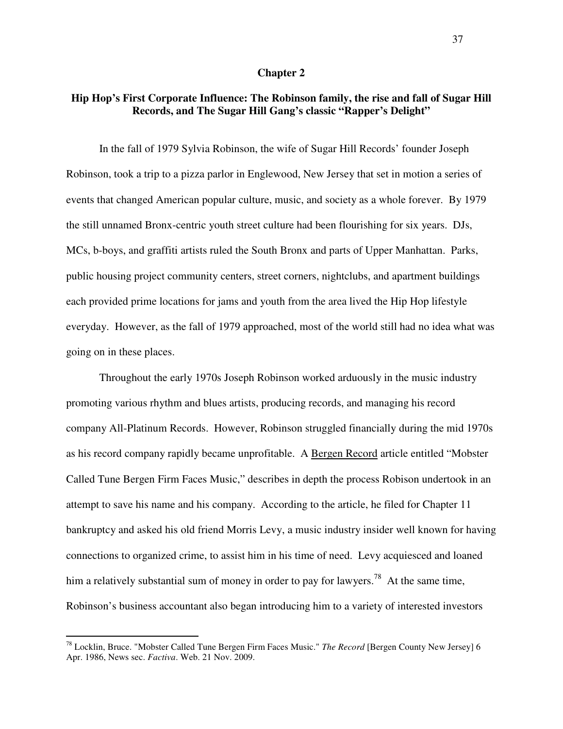# Chapter 2

## Hip Hop's First Corporate Influence: The Robinson family, the rise and fall of Sugar Hill Records, and The Sugar Hill Gang's classic "Rapper's Delight"

In the fall of 1979 Sylvia Robinson, the wife of Sugar Hill Records' founder Joseph Robinson, took a trip to a pizza parlor in Englewood, New Jersey that set in motion a series of events that changed American popular culture, music, and society as a whole forever. By 1979 the still unnamed Bronx-centric youth street culture had been flourishing for six years. DJs, MCs, b-boys, and graffiti artists ruled the South Bronx and parts of Upper Manhattan. Parks, public housing project community centers, street corners, nightclubs, and apartment buildings each provided prime locations for jams and youth from the area lived the Hip Hop lifestyle everyday. However, as the fall of 1979 approached, most of the world still had no idea what was going on in these places.

Throughout the early 1970s Joseph Robinson worked arduously in the music industry promoting various rhythm and blues artists, producing records, and managing his record company All-Platinum Records. However, Robinson struggled financially during the mid 1970s as his record company rapidly became unprofitable. A Bergen Record article entitled "Mobster Called Tune Bergen Firm Faces Music," describes in depth the process Robison undertook in an attempt to save his name and his company. According to the article, he filed for Chapter 11 bankruptcy and asked his old friend Morris Levy, a music industry insider well known for having connections to organized crime, to assist him in his time of need. Levy acquiesced and loaned him a relatively substantial sum of money in order to pay for lawyers.[78] At the same time, Robinson's business accountant also began introducing him to a variety of interested investors

---

[78] Locklin, Bruce. "Mobster Called Tune Bergen Firm Faces Music." *The Record* [Bergen County New Jersey] 6 Apr. 1986, News sec. *Factiva*. Web. 21 Nov. 2009.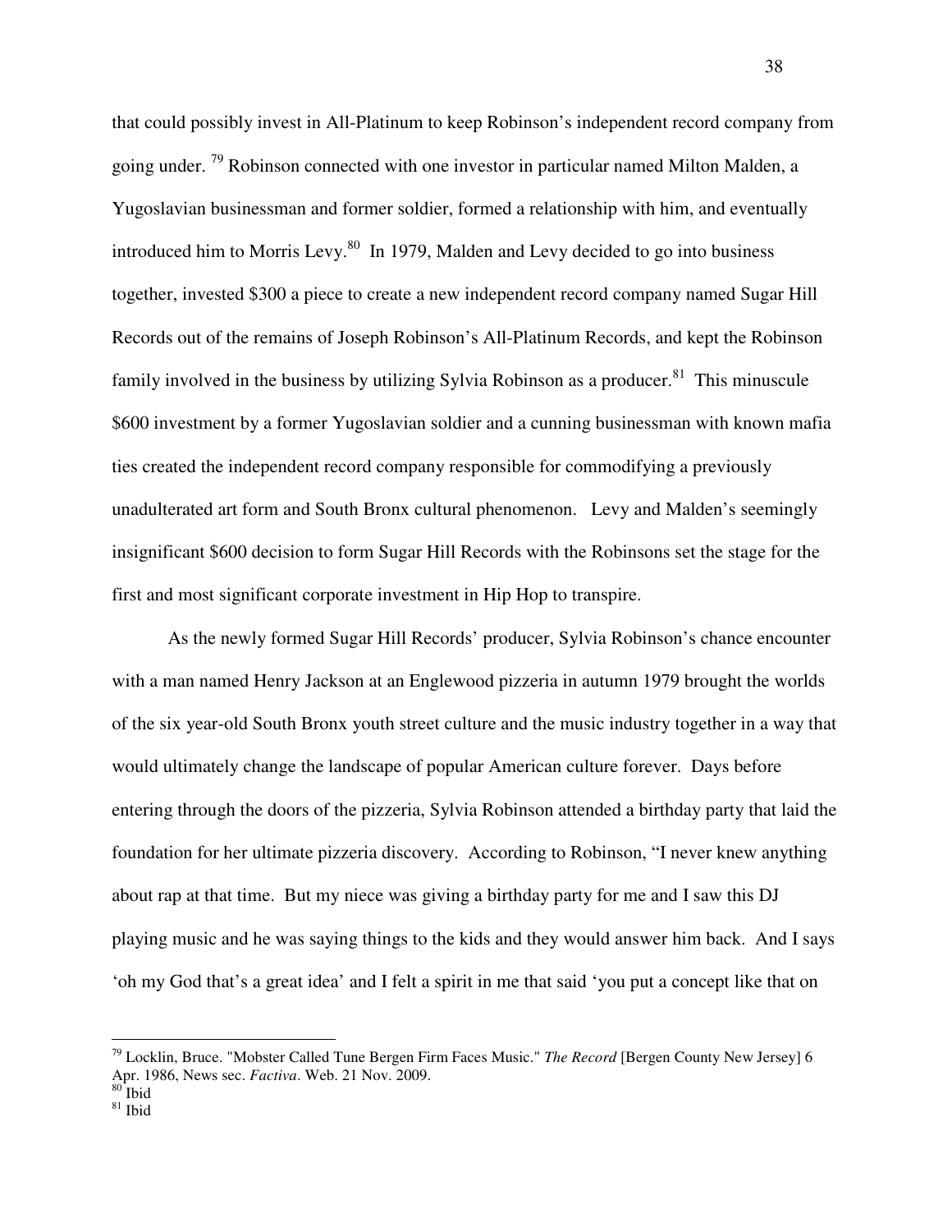that could possibly invest in All-Platinum to keep Robinson's independent record company from going under. [79] Robinson connected with one investor in particular named Milton Malden, a Yugoslavian businessman and former soldier, formed a relationship with him, and eventually introduced him to Morris Levy.[80] In 1979, Malden and Levy decided to go into business together, invested $300 a piece to create a new independent record company named Sugar Hill Records out of the remains of Joseph Robinson's All-Platinum Records, and kept the Robinson family involved in the business by utilizing Sylvia Robinson as a producer.[81] This minuscule $600 investment by a former Yugoslavian soldier and a cunning businessman with known mafia ties created the independent record company responsible for commodifying a previously unadulterated art form and South Bronx cultural phenomenon. Levy and Malden's seemingly insignificant $600 decision to form Sugar Hill Records with the Robinsons set the stage for the first and most significant corporate investment in Hip Hop to transpire.

As the newly formed Sugar Hill Records' producer, Sylvia Robinson's chance encounter with a man named Henry Jackson at an Englewood pizzeria in autumn 1979 brought the worlds of the six year-old South Bronx youth street culture and the music industry together in a way that would ultimately change the landscape of popular American culture forever. Days before entering through the doors of the pizzeria, Sylvia Robinson attended a birthday party that laid the foundation for her ultimate pizzeria discovery. According to Robinson, "I never knew anything about rap at that time. But my niece was giving a birthday party for me and I saw this DJ playing music and he was saying things to the kids and they would answer him back. And I says 'oh my God that's a great idea' and I felt a spirit in me that said 'you put a concept like that on

---

[79] Locklin, Bruce. "Mobster Called Tune Bergen Firm Faces Music." *The Record* [Bergen County New Jersey] 6 Apr. 1986, News sec. *Factiva*. Web. 21 Nov. 2009.

[80] Ibid

[81] Ibid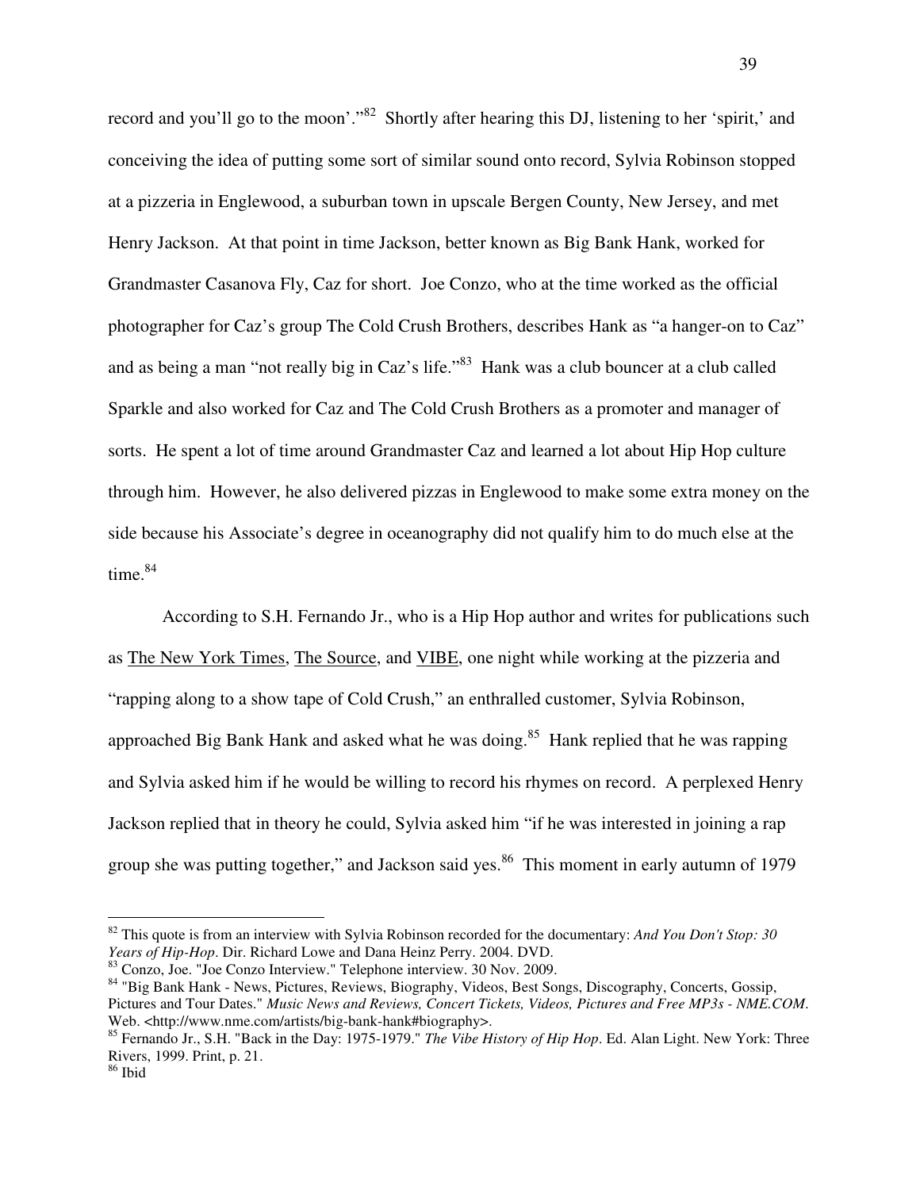record and you'll go to the moon'."[82] Shortly after hearing this DJ, listening to her 'spirit,' and conceiving the idea of putting some sort of similar sound onto record, Sylvia Robinson stopped at a pizzeria in Englewood, a suburban town in upscale Bergen County, New Jersey, and met Henry Jackson. At that point in time Jackson, better known as Big Bank Hank, worked for Grandmaster Casanova Fly, Caz for short. Joe Conzo, who at the time worked as the official photographer for Caz's group The Cold Crush Brothers, describes Hank as "a hanger-on to Caz" and as being a man "not really big in Caz's life."[83] Hank was a club bouncer at a club called Sparkle and also worked for Caz and The Cold Crush Brothers as a promoter and manager of sorts. He spent a lot of time around Grandmaster Caz and learned a lot about Hip Hop culture through him. However, he also delivered pizzas in Englewood to make some extra money on the side because his Associate's degree in oceanography did not qualify him to do much else at the time.[84]

According to S.H. Fernando Jr., who is a Hip Hop author and writes for publications such as The New York Times, The Source, and VIBE, one night while working at the pizzeria and "rapping along to a show tape of Cold Crush," an enthralled customer, Sylvia Robinson, approached Big Bank Hank and asked what he was doing.[85] Hank replied that he was rapping and Sylvia asked him if he would be willing to record his rhymes on record. A perplexed Henry Jackson replied that in theory he could, Sylvia asked him "if he was interested in joining a rap group she was putting together," and Jackson said yes.[86] This moment in early autumn of 1979

---

[82] This quote is from an interview with Sylvia Robinson recorded for the documentary: *And You Don't Stop: 30 Years of Hip-Hop*. Dir. Richard Lowe and Dana Heinz Perry. 2004. DVD.

[83] Conzo, Joe. "Joe Conzo Interview." Telephone interview. 30 Nov. 2009.

[84] "Big Bank Hank - News, Pictures, Reviews, Biography, Videos, Best Songs, Discography, Concerts, Gossip, Pictures and Tour Dates." *Music News and Reviews, Concert Tickets, Videos, Pictures and Free MP3s - NME.COM*. Web. <http://www.nme.com/artists/big-bank-hank#biography>.

[85] Fernando Jr., S.H. "Back in the Day: 1975-1979." *The Vibe History of Hip Hop*. Ed. Alan Light. New York: Three Rivers, 1999. Print, p. 21.

[86] Ibid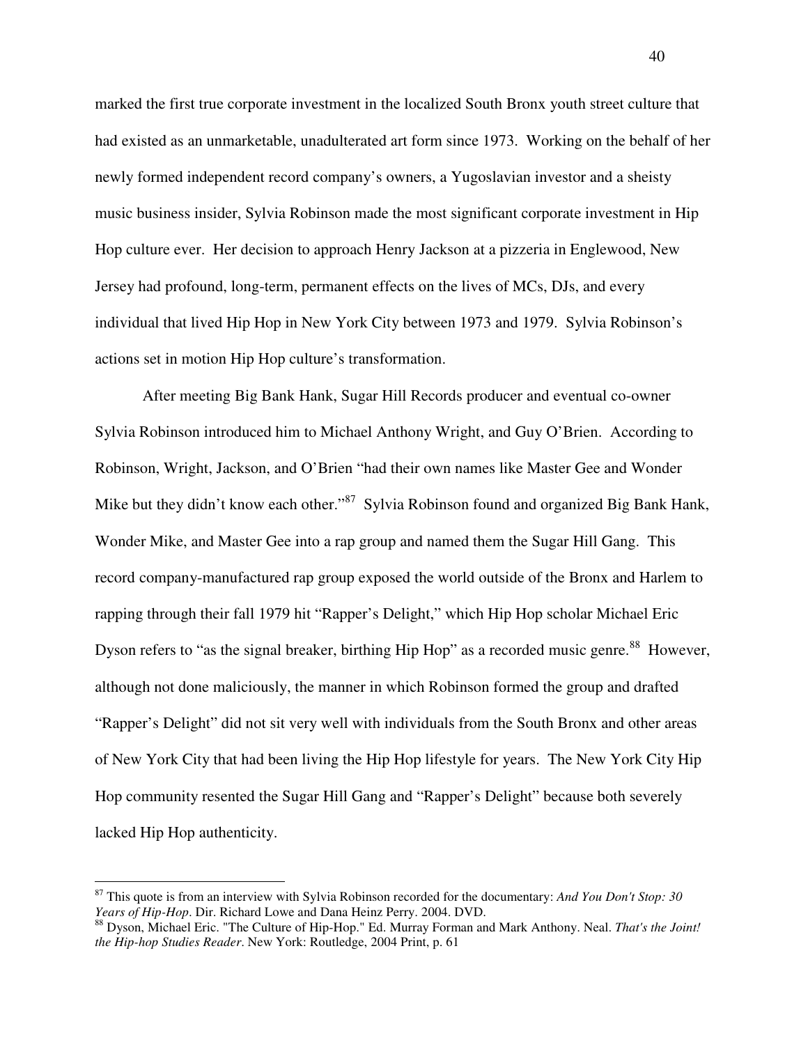marked the first true corporate investment in the localized South Bronx youth street culture that had existed as an unmarketable, unadulterated art form since 1973. Working on the behalf of her newly formed independent record company's owners, a Yugoslavian investor and a sheisty music business insider, Sylvia Robinson made the most significant corporate investment in Hip Hop culture ever. Her decision to approach Henry Jackson at a pizzeria in Englewood, New Jersey had profound, long-term, permanent effects on the lives of MCs, DJs, and every individual that lived Hip Hop in New York City between 1973 and 1979. Sylvia Robinson's actions set in motion Hip Hop culture's transformation.

After meeting Big Bank Hank, Sugar Hill Records producer and eventual co-owner Sylvia Robinson introduced him to Michael Anthony Wright, and Guy O'Brien. According to Robinson, Wright, Jackson, and O'Brien "had their own names like Master Gee and Wonder Mike but they didn't know each other."[87] Sylvia Robinson found and organized Big Bank Hank, Wonder Mike, and Master Gee into a rap group and named them the Sugar Hill Gang. This record company-manufactured rap group exposed the world outside of the Bronx and Harlem to rapping through their fall 1979 hit "Rapper's Delight," which Hip Hop scholar Michael Eric Dyson refers to "as the signal breaker, birthing Hip Hop" as a recorded music genre.[88] However, although not done maliciously, the manner in which Robinson formed the group and drafted "Rapper's Delight" did not sit very well with individuals from the South Bronx and other areas of New York City that had been living the Hip Hop lifestyle for years. The New York City Hip Hop community resented the Sugar Hill Gang and "Rapper's Delight" because both severely lacked Hip Hop authenticity.

---

[87] This quote is from an interview with Sylvia Robinson recorded for the documentary: *And You Don't Stop: 30 Years of Hip-Hop*. Dir. Richard Lowe and Dana Heinz Perry. 2004. DVD.

[88] Dyson, Michael Eric. "The Culture of Hip-Hop." Ed. Murray Forman and Mark Anthony. Neal. *That's the Joint! the Hip-hop Studies Reader*. New York: Routledge, 2004 Print, p. 61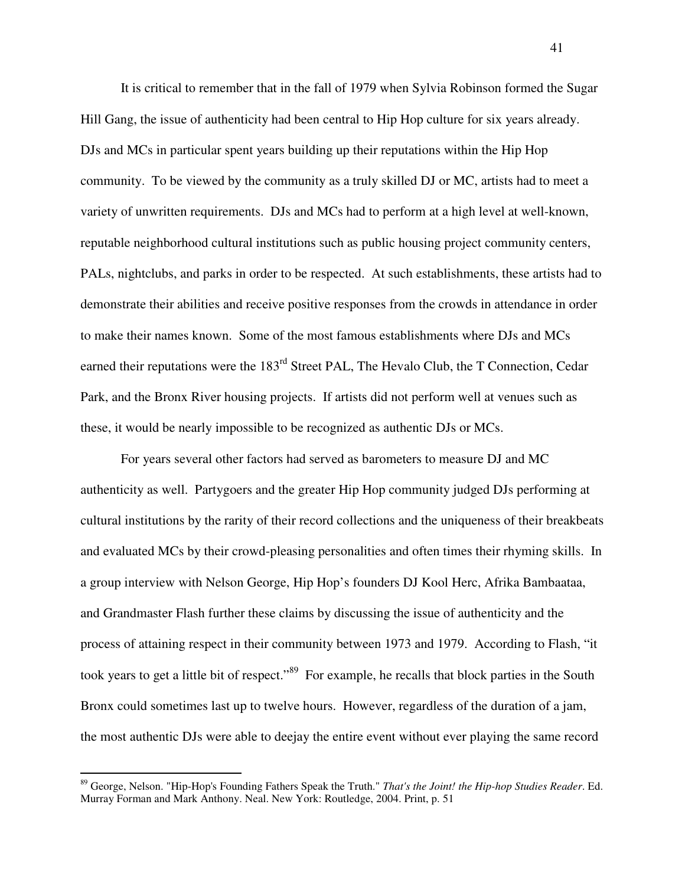It is critical to remember that in the fall of 1979 when Sylvia Robinson formed the Sugar Hill Gang, the issue of authenticity had been central to Hip Hop culture for six years already. DJs and MCs in particular spent years building up their reputations within the Hip Hop community. To be viewed by the community as a truly skilled DJ or MC, artists had to meet a variety of unwritten requirements. DJs and MCs had to perform at a high level at well-known, reputable neighborhood cultural institutions such as public housing project community centers, PALs, nightclubs, and parks in order to be respected. At such establishments, these artists had to demonstrate their abilities and receive positive responses from the crowds in attendance in order to make their names known. Some of the most famous establishments where DJs and MCs earned their reputations were the 183rd Street PAL, The Hevalo Club, the T Connection, Cedar Park, and the Bronx River housing projects. If artists did not perform well at venues such as these, it would be nearly impossible to be recognized as authentic DJs or MCs.

For years several other factors had served as barometers to measure DJ and MC authenticity as well. Partygoers and the greater Hip Hop community judged DJs performing at cultural institutions by the rarity of their record collections and the uniqueness of their breakbeats and evaluated MCs by their crowd-pleasing personalities and often times their rhyming skills. In a group interview with Nelson George, Hip Hop's founders DJ Kool Herc, Afrika Bambaataa, and Grandmaster Flash further these claims by discussing the issue of authenticity and the process of attaining respect in their community between 1973 and 1979. According to Flash, "it took years to get a little bit of respect."[89] For example, he recalls that block parties in the South Bronx could sometimes last up to twelve hours. However, regardless of the duration of a jam, the most authentic DJs were able to deejay the entire event without ever playing the same record

[89] George, Nelson. "Hip-Hop's Founding Fathers Speak the Truth." *That's the Joint! the Hip-hop Studies Reader*. Ed. Murray Forman and Mark Anthony. Neal. New York: Routledge, 2004. Print, p. 51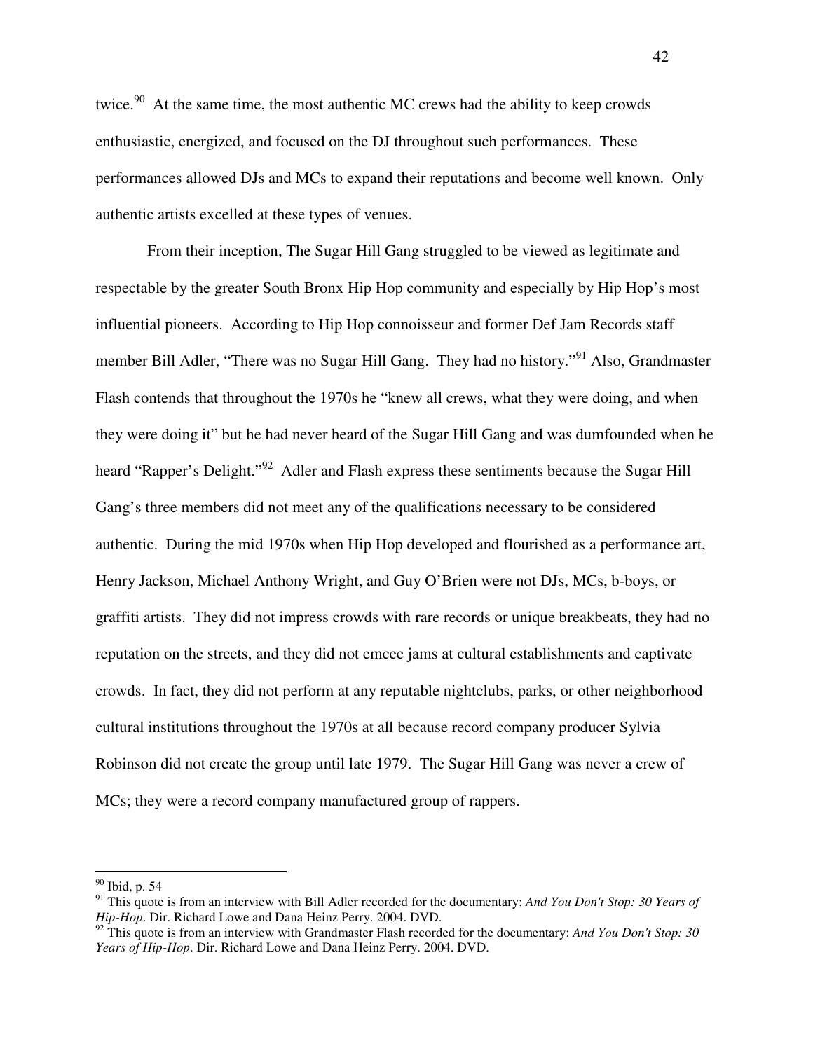twice.[90] At the same time, the most authentic MC crews had the ability to keep crowds enthusiastic, energized, and focused on the DJ throughout such performances. These performances allowed DJs and MCs to expand their reputations and become well known. Only authentic artists excelled at these types of venues.

From their inception, The Sugar Hill Gang struggled to be viewed as legitimate and respectable by the greater South Bronx Hip Hop community and especially by Hip Hop's most influential pioneers. According to Hip Hop connoisseur and former Def Jam Records staff member Bill Adler, "There was no Sugar Hill Gang. They had no history."[91] Also, Grandmaster Flash contends that throughout the 1970s he "knew all crews, what they were doing, and when they were doing it" but he had never heard of the Sugar Hill Gang and was dumfounded when he heard "Rapper's Delight."[92] Adler and Flash express these sentiments because the Sugar Hill Gang's three members did not meet any of the qualifications necessary to be considered authentic. During the mid 1970s when Hip Hop developed and flourished as a performance art, Henry Jackson, Michael Anthony Wright, and Guy O'Brien were not DJs, MCs, b-boys, or graffiti artists. They did not impress crowds with rare records or unique breakbeats, they had no reputation on the streets, and they did not emcee jams at cultural establishments and captivate crowds. In fact, they did not perform at any reputable nightclubs, parks, or other neighborhood cultural institutions throughout the 1970s at all because record company producer Sylvia Robinson did not create the group until late 1979. The Sugar Hill Gang was never a crew of MCs; they were a record company manufactured group of rappers.

---

[90] Ibid, p. 54

[91] This quote is from an interview with Bill Adler recorded for the documentary: *And You Don't Stop: 30 Years of Hip-Hop*. Dir. Richard Lowe and Dana Heinz Perry. 2004. DVD.

[92] This quote is from an interview with Grandmaster Flash recorded for the documentary: *And You Don't Stop: 30 Years of Hip-Hop*. Dir. Richard Lowe and Dana Heinz Perry. 2004. DVD.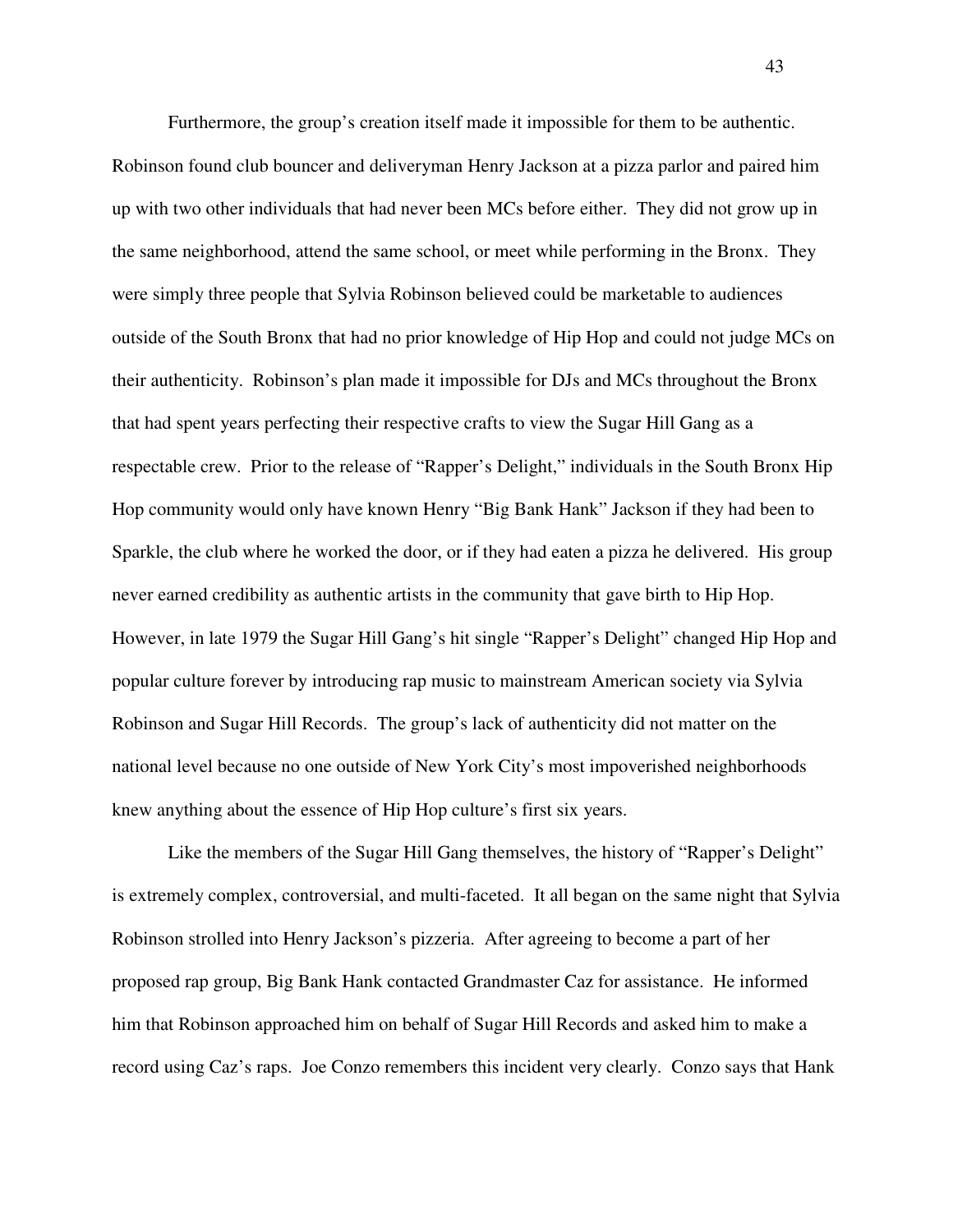Furthermore, the group's creation itself made it impossible for them to be authentic. Robinson found club bouncer and deliveryman Henry Jackson at a pizza parlor and paired him up with two other individuals that had never been MCs before either. They did not grow up in the same neighborhood, attend the same school, or meet while performing in the Bronx. They were simply three people that Sylvia Robinson believed could be marketable to audiences outside of the South Bronx that had no prior knowledge of Hip Hop and could not judge MCs on their authenticity. Robinson's plan made it impossible for DJs and MCs throughout the Bronx that had spent years perfecting their respective crafts to view the Sugar Hill Gang as a respectable crew. Prior to the release of "Rapper's Delight," individuals in the South Bronx Hip Hop community would only have known Henry "Big Bank Hank" Jackson if they had been to Sparkle, the club where he worked the door, or if they had eaten a pizza he delivered. His group never earned credibility as authentic artists in the community that gave birth to Hip Hop. However, in late 1979 the Sugar Hill Gang's hit single "Rapper's Delight" changed Hip Hop and popular culture forever by introducing rap music to mainstream American society via Sylvia Robinson and Sugar Hill Records. The group's lack of authenticity did not matter on the national level because no one outside of New York City's most impoverished neighborhoods knew anything about the essence of Hip Hop culture's first six years.

Like the members of the Sugar Hill Gang themselves, the history of "Rapper's Delight" is extremely complex, controversial, and multi-faceted. It all began on the same night that Sylvia Robinson strolled into Henry Jackson's pizzeria. After agreeing to become a part of her proposed rap group, Big Bank Hank contacted Grandmaster Caz for assistance. He informed him that Robinson approached him on behalf of Sugar Hill Records and asked him to make a record using Caz's raps. Joe Conzo remembers this incident very clearly. Conzo says that Hank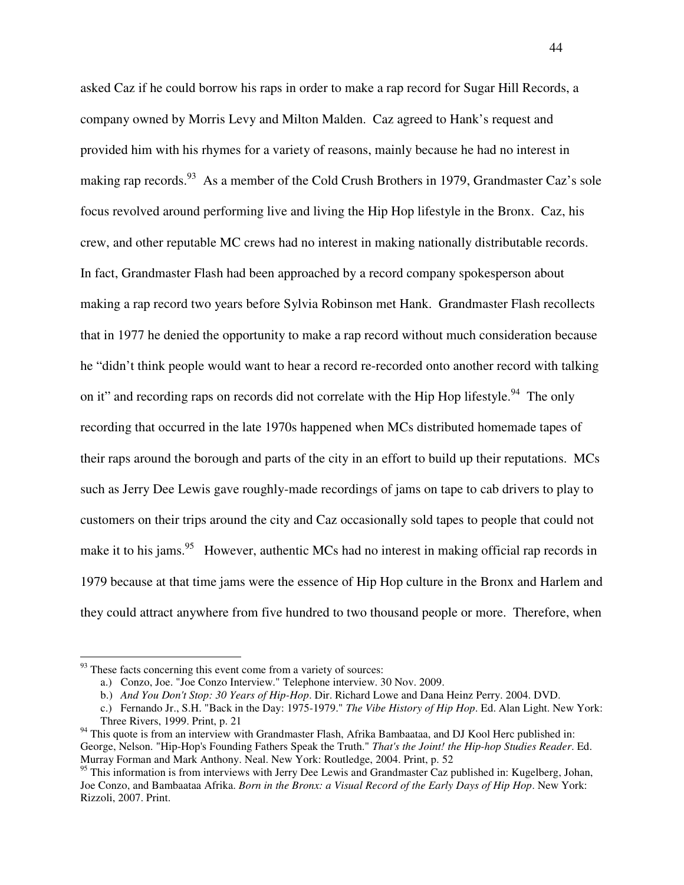asked Caz if he could borrow his raps in order to make a rap record for Sugar Hill Records, a company owned by Morris Levy and Milton Malden. Caz agreed to Hank's request and provided him with his rhymes for a variety of reasons, mainly because he had no interest in making rap records.[93] As a member of the Cold Crush Brothers in 1979, Grandmaster Caz's sole focus revolved around performing live and living the Hip Hop lifestyle in the Bronx. Caz, his crew, and other reputable MC crews had no interest in making nationally distributable records. In fact, Grandmaster Flash had been approached by a record company spokesperson about making a rap record two years before Sylvia Robinson met Hank. Grandmaster Flash recollects that in 1977 he denied the opportunity to make a rap record without much consideration because he "didn't think people would want to hear a record re-recorded onto another record with talking on it" and recording raps on records did not correlate with the Hip Hop lifestyle.[94] The only recording that occurred in the late 1970s happened when MCs distributed homemade tapes of their raps around the borough and parts of the city in an effort to build up their reputations. MCs such as Jerry Dee Lewis gave roughly-made recordings of jams on tape to cab drivers to play to customers on their trips around the city and Caz occasionally sold tapes to people that could not make it to his jams.[95] However, authentic MCs had no interest in making official rap records in 1979 because at that time jams were the essence of Hip Hop culture in the Bronx and Harlem and they could attract anywhere from five hundred to two thousand people or more. Therefore, when

---

[93] These facts concerning this event come from a variety of sources:

a.) Conzo, Joe. "Joe Conzo Interview." Telephone interview. 30 Nov. 2009.

b.) *And You Don't Stop: 30 Years of Hip-Hop*. Dir. Richard Lowe and Dana Heinz Perry. 2004. DVD.

c.) Fernando Jr., S.H. "Back in the Day: 1975-1979." *The Vibe History of Hip Hop*. Ed. Alan Light. New York: Three Rivers, 1999. Print, p. 21

[94] This quote is from an interview with Grandmaster Flash, Afrika Bambaataa, and DJ Kool Herc published in: George, Nelson. "Hip-Hop's Founding Fathers Speak the Truth." *That's the Joint! the Hip-hop Studies Reader*. Ed. Murray Forman and Mark Anthony. Neal. New York: Routledge, 2004. Print, p. 52

[95] This information is from interviews with Jerry Dee Lewis and Grandmaster Caz published in: Kugelberg, Johan, Joe Conzo, and Bambaataa Afrika. *Born in the Bronx: a Visual Record of the Early Days of Hip Hop*. New York: Rizzoli, 2007. Print.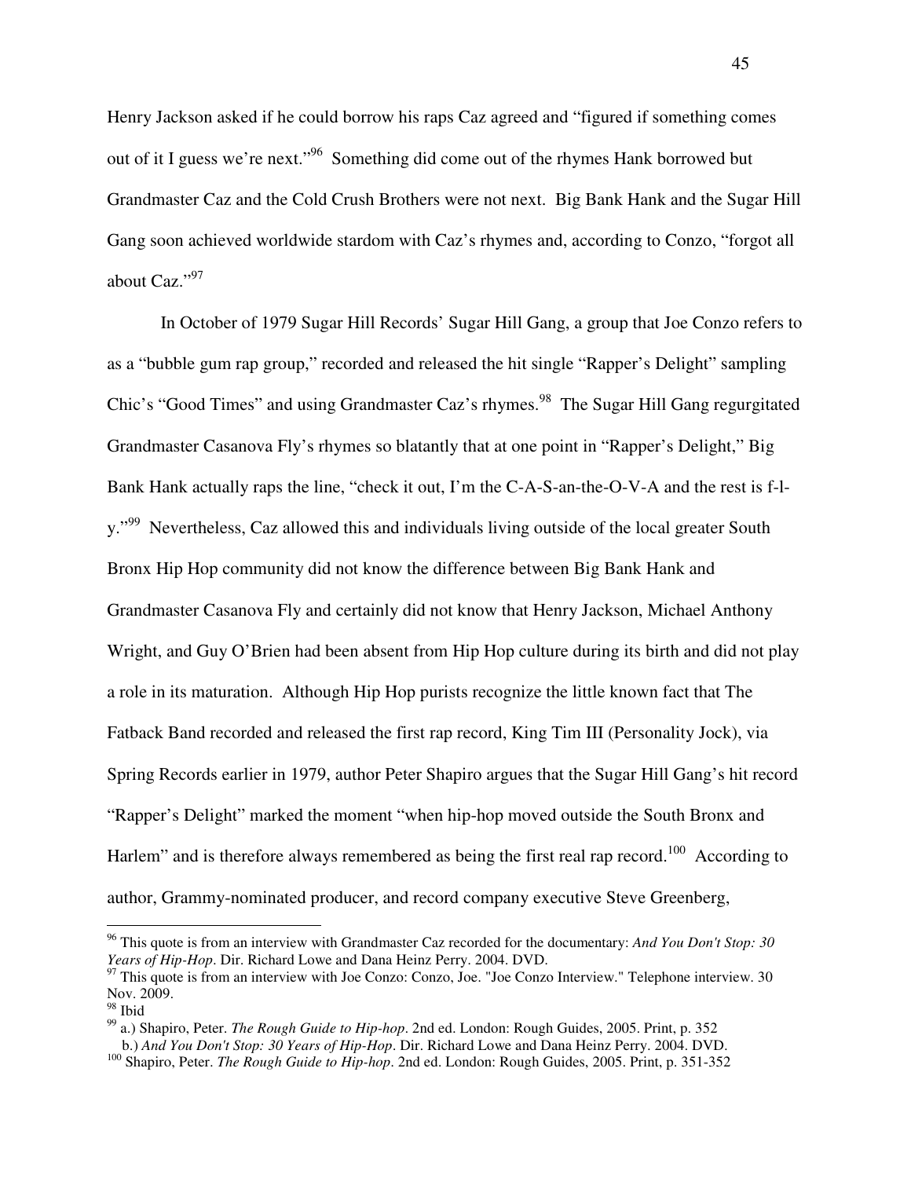Henry Jackson asked if he could borrow his raps Caz agreed and "figured if something comes out of it I guess we're next."[96] Something did come out of the rhymes Hank borrowed but Grandmaster Caz and the Cold Crush Brothers were not next. Big Bank Hank and the Sugar Hill Gang soon achieved worldwide stardom with Caz's rhymes and, according to Conzo, "forgot all about Caz."[97]

In October of 1979 Sugar Hill Records' Sugar Hill Gang, a group that Joe Conzo refers to as a "bubble gum rap group," recorded and released the hit single "Rapper's Delight" sampling Chic's "Good Times" and using Grandmaster Caz's rhymes.[98] The Sugar Hill Gang regurgitated Grandmaster Casanova Fly's rhymes so blatantly that at one point in "Rapper's Delight," Big Bank Hank actually raps the line, "check it out, I'm the C-A-S-an-the-O-V-A and the rest is f-l-y."[99] Nevertheless, Caz allowed this and individuals living outside of the local greater South Bronx Hip Hop community did not know the difference between Big Bank Hank and Grandmaster Casanova Fly and certainly did not know that Henry Jackson, Michael Anthony Wright, and Guy O'Brien had been absent from Hip Hop culture during its birth and did not play a role in its maturation. Although Hip Hop purists recognize the little known fact that The Fatback Band recorded and released the first rap record, King Tim III (Personality Jock), via Spring Records earlier in 1979, author Peter Shapiro argues that the Sugar Hill Gang's hit record "Rapper's Delight" marked the moment "when hip-hop moved outside the South Bronx and Harlem" and is therefore always remembered as being the first real rap record.[100] According to author, Grammy-nominated producer, and record company executive Steve Greenberg,

---

[96] This quote is from an interview with Grandmaster Caz recorded for the documentary: *And You Don't Stop: 30 Years of Hip-Hop*. Dir. Richard Lowe and Dana Heinz Perry. 2004. DVD.

[97] This quote is from an interview with Joe Conzo: Conzo, Joe. "Joe Conzo Interview." Telephone interview. 30 Nov. 2009.

[98] Ibid

[99] a.) Shapiro, Peter. *The Rough Guide to Hip-hop*. 2nd ed. London: Rough Guides, 2005. Print, p. 352
b.) *And You Don't Stop: 30 Years of Hip-Hop*. Dir. Richard Lowe and Dana Heinz Perry. 2004. DVD.

[100] Shapiro, Peter. *The Rough Guide to Hip-hop*. 2nd ed. London: Rough Guides, 2005. Print, p. 351-352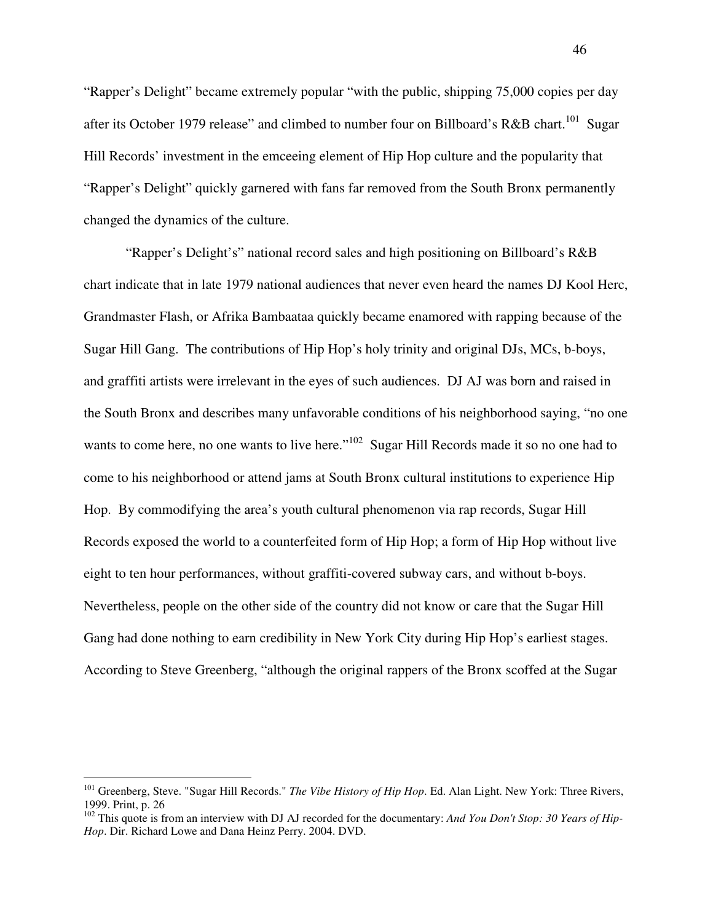"Rapper's Delight" became extremely popular "with the public, shipping 75,000 copies per day after its October 1979 release" and climbed to number four on Billboard's R&B chart.[101] Sugar Hill Records' investment in the emceeing element of Hip Hop culture and the popularity that "Rapper's Delight" quickly garnered with fans far removed from the South Bronx permanently changed the dynamics of the culture.

"Rapper's Delight's" national record sales and high positioning on Billboard's R&B chart indicate that in late 1979 national audiences that never even heard the names DJ Kool Herc, Grandmaster Flash, or Afrika Bambaataa quickly became enamored with rapping because of the Sugar Hill Gang. The contributions of Hip Hop's holy trinity and original DJs, MCs, b-boys, and graffiti artists were irrelevant in the eyes of such audiences. DJ AJ was born and raised in the South Bronx and describes many unfavorable conditions of his neighborhood saying, "no one wants to come here, no one wants to live here."[102] Sugar Hill Records made it so no one had to come to his neighborhood or attend jams at South Bronx cultural institutions to experience Hip Hop. By commodifying the area's youth cultural phenomenon via rap records, Sugar Hill Records exposed the world to a counterfeited form of Hip Hop; a form of Hip Hop without live eight to ten hour performances, without graffiti-covered subway cars, and without b-boys. Nevertheless, people on the other side of the country did not know or care that the Sugar Hill Gang had done nothing to earn credibility in New York City during Hip Hop's earliest stages. According to Steve Greenberg, "although the original rappers of the Bronx scoffed at the Sugar

---

[101] Greenberg, Steve. "Sugar Hill Records." *The Vibe History of Hip Hop*. Ed. Alan Light. New York: Three Rivers, 1999. Print, p. 26

[102] This quote is from an interview with DJ AJ recorded for the documentary: *And You Don't Stop: 30 Years of Hip-Hop*. Dir. Richard Lowe and Dana Heinz Perry. 2004. DVD.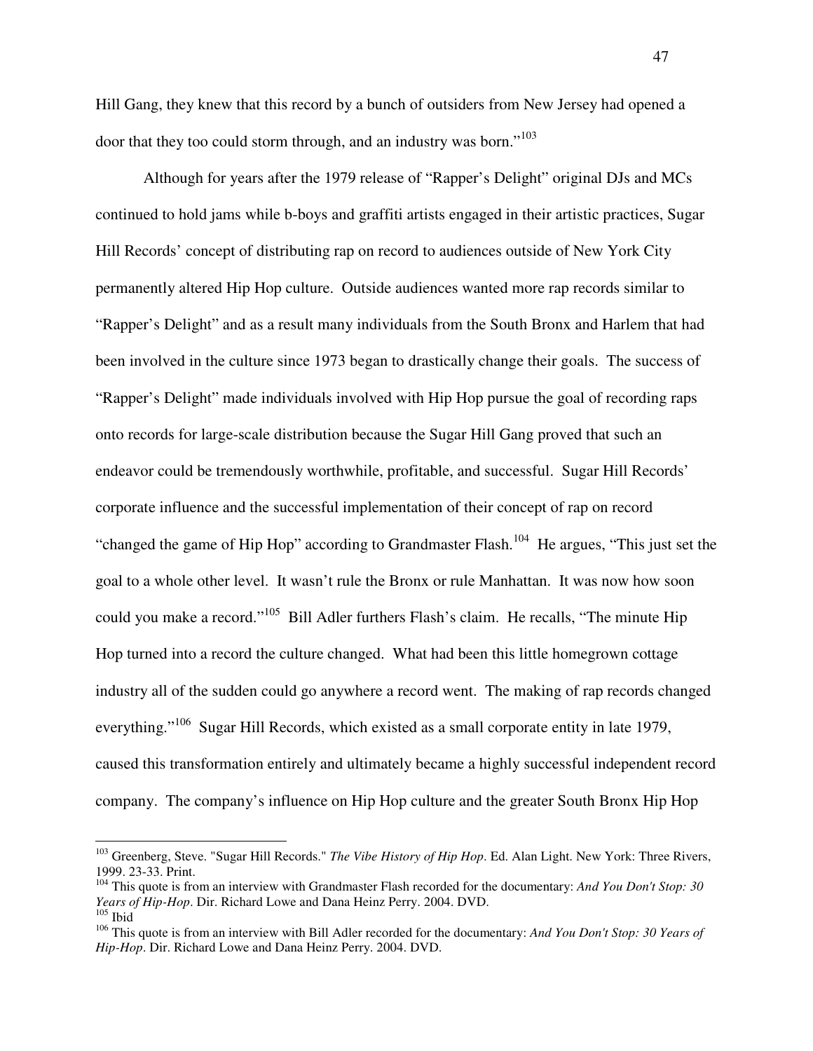Hill Gang, they knew that this record by a bunch of outsiders from New Jersey had opened a door that they too could storm through, and an industry was born."[103]

Although for years after the 1979 release of "Rapper's Delight" original DJs and MCs continued to hold jams while b-boys and graffiti artists engaged in their artistic practices, Sugar Hill Records' concept of distributing rap on record to audiences outside of New York City permanently altered Hip Hop culture. Outside audiences wanted more rap records similar to "Rapper's Delight" and as a result many individuals from the South Bronx and Harlem that had been involved in the culture since 1973 began to drastically change their goals. The success of "Rapper's Delight" made individuals involved with Hip Hop pursue the goal of recording raps onto records for large-scale distribution because the Sugar Hill Gang proved that such an endeavor could be tremendously worthwhile, profitable, and successful. Sugar Hill Records' corporate influence and the successful implementation of their concept of rap on record "changed the game of Hip Hop" according to Grandmaster Flash.[104] He argues, "This just set the goal to a whole other level. It wasn't rule the Bronx or rule Manhattan. It was now how soon could you make a record."[105] Bill Adler furthers Flash's claim. He recalls, "The minute Hip Hop turned into a record the culture changed. What had been this little homegrown cottage industry all of the sudden could go anywhere a record went. The making of rap records changed everything."[106] Sugar Hill Records, which existed as a small corporate entity in late 1979, caused this transformation entirely and ultimately became a highly successful independent record company. The company's influence on Hip Hop culture and the greater South Bronx Hip Hop

---

[103] Greenberg, Steve. "Sugar Hill Records." *The Vibe History of Hip Hop*. Ed. Alan Light. New York: Three Rivers, 1999. 23-33. Print.

[104] This quote is from an interview with Grandmaster Flash recorded for the documentary: *And You Don't Stop: 30 Years of Hip-Hop*. Dir. Richard Lowe and Dana Heinz Perry. 2004. DVD.

[105] Ibid

[106] This quote is from an interview with Bill Adler recorded for the documentary: *And You Don't Stop: 30 Years of Hip-Hop*. Dir. Richard Lowe and Dana Heinz Perry. 2004. DVD.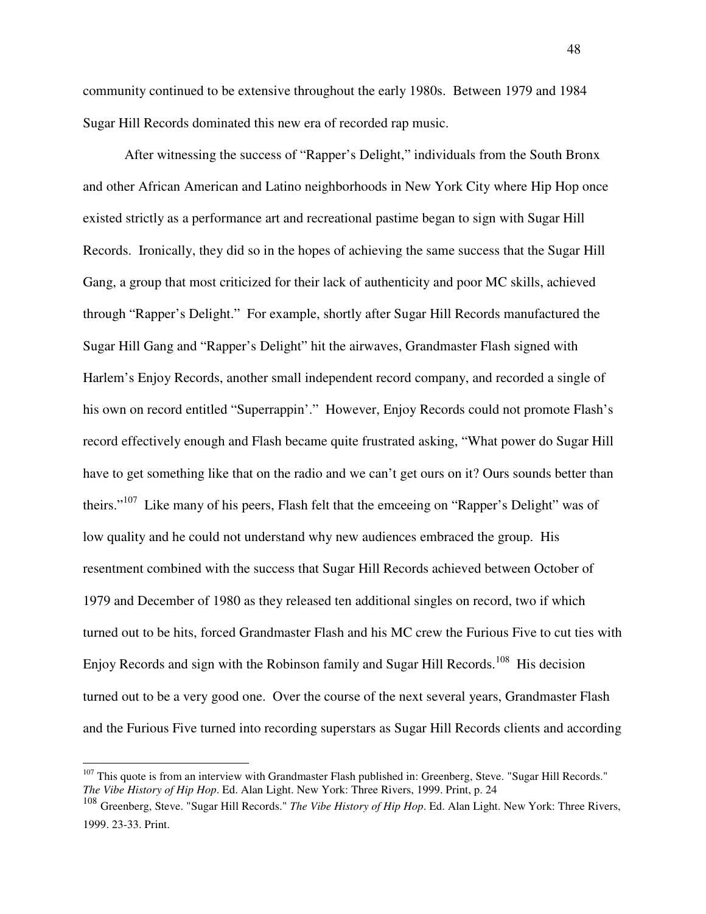community continued to be extensive throughout the early 1980s. Between 1979 and 1984 Sugar Hill Records dominated this new era of recorded rap music.

After witnessing the success of "Rapper's Delight," individuals from the South Bronx and other African American and Latino neighborhoods in New York City where Hip Hop once existed strictly as a performance art and recreational pastime began to sign with Sugar Hill Records. Ironically, they did so in the hopes of achieving the same success that the Sugar Hill Gang, a group that most criticized for their lack of authenticity and poor MC skills, achieved through "Rapper's Delight." For example, shortly after Sugar Hill Records manufactured the Sugar Hill Gang and "Rapper's Delight" hit the airwaves, Grandmaster Flash signed with Harlem's Enjoy Records, another small independent record company, and recorded a single of his own on record entitled "Superrappin'." However, Enjoy Records could not promote Flash's record effectively enough and Flash became quite frustrated asking, "What power do Sugar Hill have to get something like that on the radio and we can't get ours on it? Ours sounds better than theirs."[107] Like many of his peers, Flash felt that the emceeing on "Rapper's Delight" was of low quality and he could not understand why new audiences embraced the group. His resentment combined with the success that Sugar Hill Records achieved between October of 1979 and December of 1980 as they released ten additional singles on record, two if which turned out to be hits, forced Grandmaster Flash and his MC crew the Furious Five to cut ties with Enjoy Records and sign with the Robinson family and Sugar Hill Records.[108] His decision turned out to be a very good one. Over the course of the next several years, Grandmaster Flash and the Furious Five turned into recording superstars as Sugar Hill Records clients and according

---

[107] This quote is from an interview with Grandmaster Flash published in: Greenberg, Steve. "Sugar Hill Records." *The Vibe History of Hip Hop*. Ed. Alan Light. New York: Three Rivers, 1999. Print, p. 24

[108] Greenberg, Steve. "Sugar Hill Records." *The Vibe History of Hip Hop*. Ed. Alan Light. New York: Three Rivers, 1999. 23-33. Print.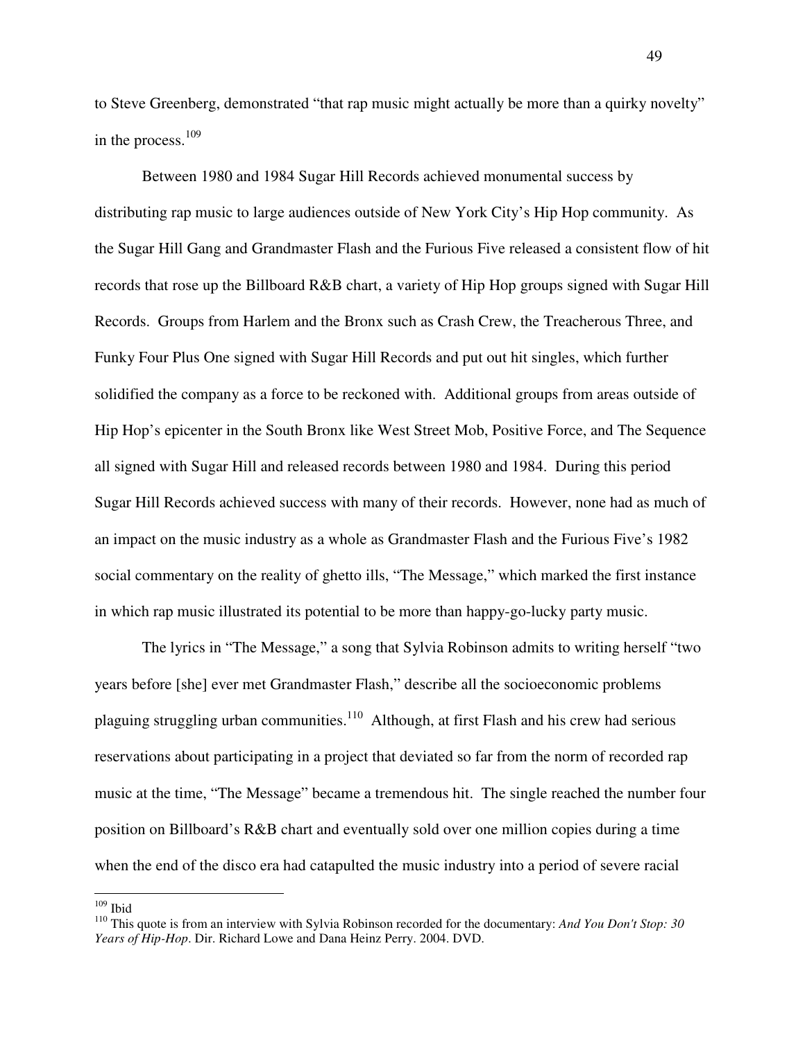to Steve Greenberg, demonstrated "that rap music might actually be more than a quirky novelty" in the process.[109]

Between 1980 and 1984 Sugar Hill Records achieved monumental success by distributing rap music to large audiences outside of New York City's Hip Hop community. As the Sugar Hill Gang and Grandmaster Flash and the Furious Five released a consistent flow of hit records that rose up the Billboard R&B chart, a variety of Hip Hop groups signed with Sugar Hill Records. Groups from Harlem and the Bronx such as Crash Crew, the Treacherous Three, and Funky Four Plus One signed with Sugar Hill Records and put out hit singles, which further solidified the company as a force to be reckoned with. Additional groups from areas outside of Hip Hop's epicenter in the South Bronx like West Street Mob, Positive Force, and The Sequence all signed with Sugar Hill and released records between 1980 and 1984. During this period Sugar Hill Records achieved success with many of their records. However, none had as much of an impact on the music industry as a whole as Grandmaster Flash and the Furious Five's 1982 social commentary on the reality of ghetto ills, "The Message," which marked the first instance in which rap music illustrated its potential to be more than happy-go-lucky party music.

The lyrics in "The Message," a song that Sylvia Robinson admits to writing herself "two years before [she] ever met Grandmaster Flash," describe all the socioeconomic problems plaguing struggling urban communities.[110] Although, at first Flash and his crew had serious reservations about participating in a project that deviated so far from the norm of recorded rap music at the time, "The Message" became a tremendous hit. The single reached the number four position on Billboard's R&B chart and eventually sold over one million copies during a time when the end of the disco era had catapulted the music industry into a period of severe racial

---

[109] Ibid

[110] This quote is from an interview with Sylvia Robinson recorded for the documentary: *And You Don't Stop: 30 Years of Hip-Hop*. Dir. Richard Lowe and Dana Heinz Perry. 2004. DVD.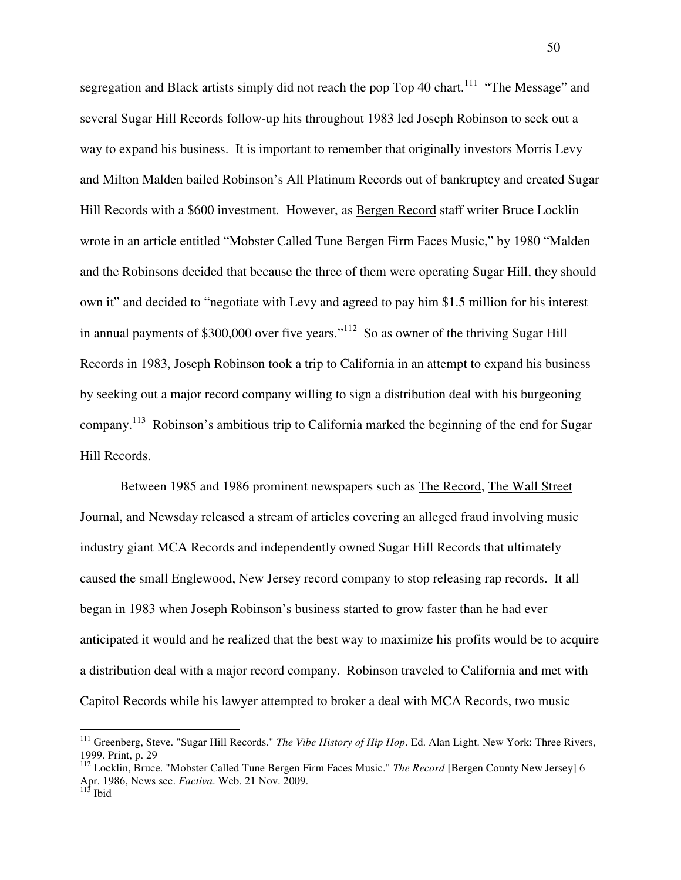segregation and Black artists simply did not reach the pop Top 40 chart.[111] "The Message" and several Sugar Hill Records follow-up hits throughout 1983 led Joseph Robinson to seek out a way to expand his business. It is important to remember that originally investors Morris Levy and Milton Malden bailed Robinson's All Platinum Records out of bankruptcy and created Sugar Hill Records with a $600 investment. However, as Bergen Record staff writer Bruce Locklin wrote in an article entitled "Mobster Called Tune Bergen Firm Faces Music," by 1980 "Malden and the Robinsons decided that because the three of them were operating Sugar Hill, they should own it" and decided to "negotiate with Levy and agreed to pay him $1.5 million for his interest in annual payments of $300,000 over five years."[112] So as owner of the thriving Sugar Hill Records in 1983, Joseph Robinson took a trip to California in an attempt to expand his business by seeking out a major record company willing to sign a distribution deal with his burgeoning company.[113] Robinson's ambitious trip to California marked the beginning of the end for Sugar Hill Records.

Between 1985 and 1986 prominent newspapers such as The Record, The Wall Street Journal, and Newsday released a stream of articles covering an alleged fraud involving music industry giant MCA Records and independently owned Sugar Hill Records that ultimately caused the small Englewood, New Jersey record company to stop releasing rap records. It all began in 1983 when Joseph Robinson's business started to grow faster than he had ever anticipated it would and he realized that the best way to maximize his profits would be to acquire a distribution deal with a major record company. Robinson traveled to California and met with Capitol Records while his lawyer attempted to broker a deal with MCA Records, two music

---

[111] Greenberg, Steve. "Sugar Hill Records." *The Vibe History of Hip Hop*. Ed. Alan Light. New York: Three Rivers, 1999. Print, p. 29

[112] Locklin, Bruce. "Mobster Called Tune Bergen Firm Faces Music." *The Record* [Bergen County New Jersey] 6 Apr. 1986, News sec. *Factiva*. Web. 21 Nov. 2009.

[113] Ibid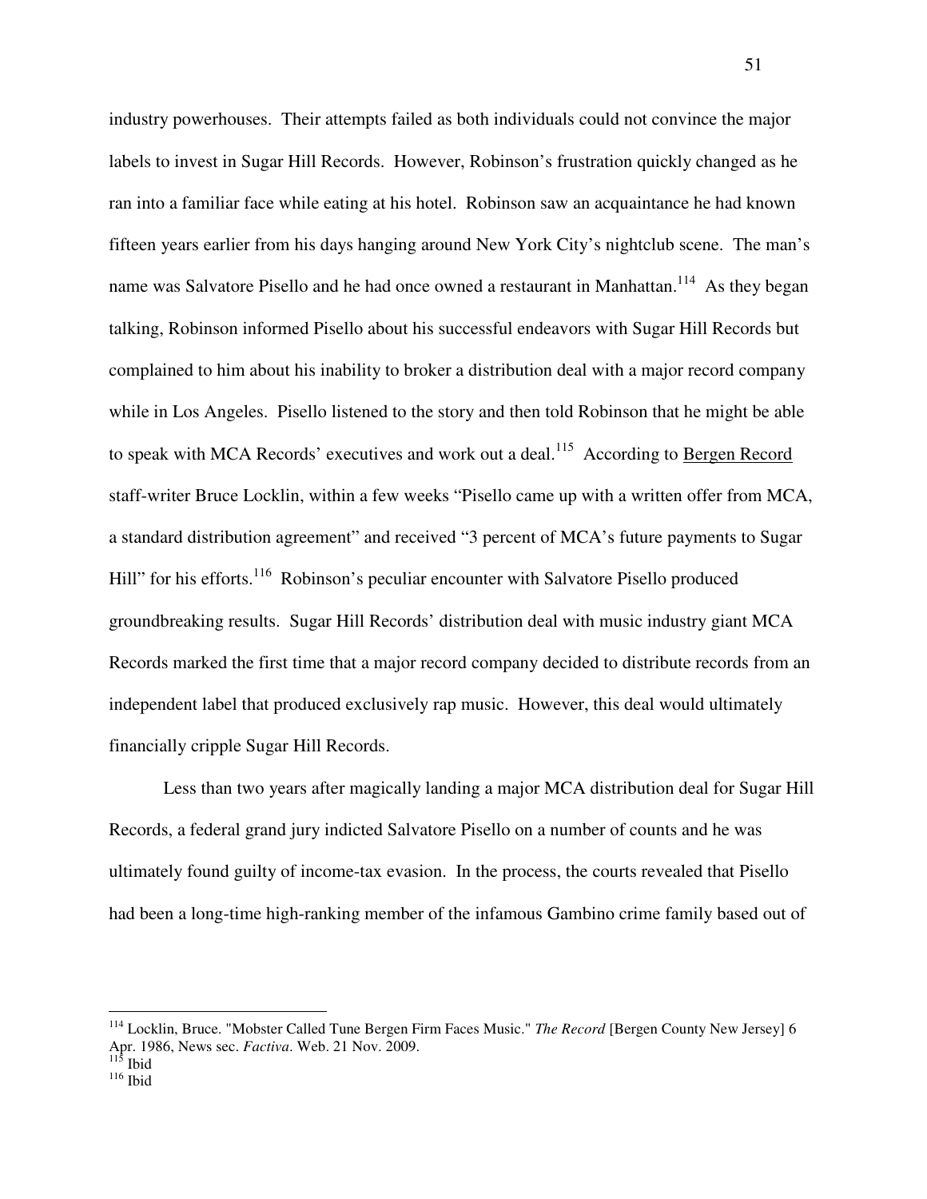industry powerhouses. Their attempts failed as both individuals could not convince the major labels to invest in Sugar Hill Records. However, Robinson's frustration quickly changed as he ran into a familiar face while eating at his hotel. Robinson saw an acquaintance he had known fifteen years earlier from his days hanging around New York City's nightclub scene. The man's name was Salvatore Pisello and he had once owned a restaurant in Manhattan.[114] As they began talking, Robinson informed Pisello about his successful endeavors with Sugar Hill Records but complained to him about his inability to broker a distribution deal with a major record company while in Los Angeles. Pisello listened to the story and then told Robinson that he might be able to speak with MCA Records' executives and work out a deal.[115] According to <u>Bergen Record</u> staff-writer Bruce Locklin, within a few weeks "Pisello came up with a written offer from MCA, a standard distribution agreement" and received "3 percent of MCA's future payments to Sugar Hill" for his efforts.[116] Robinson's peculiar encounter with Salvatore Pisello produced groundbreaking results. Sugar Hill Records' distribution deal with music industry giant MCA Records marked the first time that a major record company decided to distribute records from an independent label that produced exclusively rap music. However, this deal would ultimately financially cripple Sugar Hill Records.

Less than two years after magically landing a major MCA distribution deal for Sugar Hill Records, a federal grand jury indicted Salvatore Pisello on a number of counts and he was ultimately found guilty of income-tax evasion. In the process, the courts revealed that Pisello had been a long-time high-ranking member of the infamous Gambino crime family based out of

---

[114] Locklin, Bruce. "Mobster Called Tune Bergen Firm Faces Music." *The Record* [Bergen County New Jersey] 6 Apr. 1986, News sec. *Factiva*. Web. 21 Nov. 2009.

[115] Ibid

[116] Ibid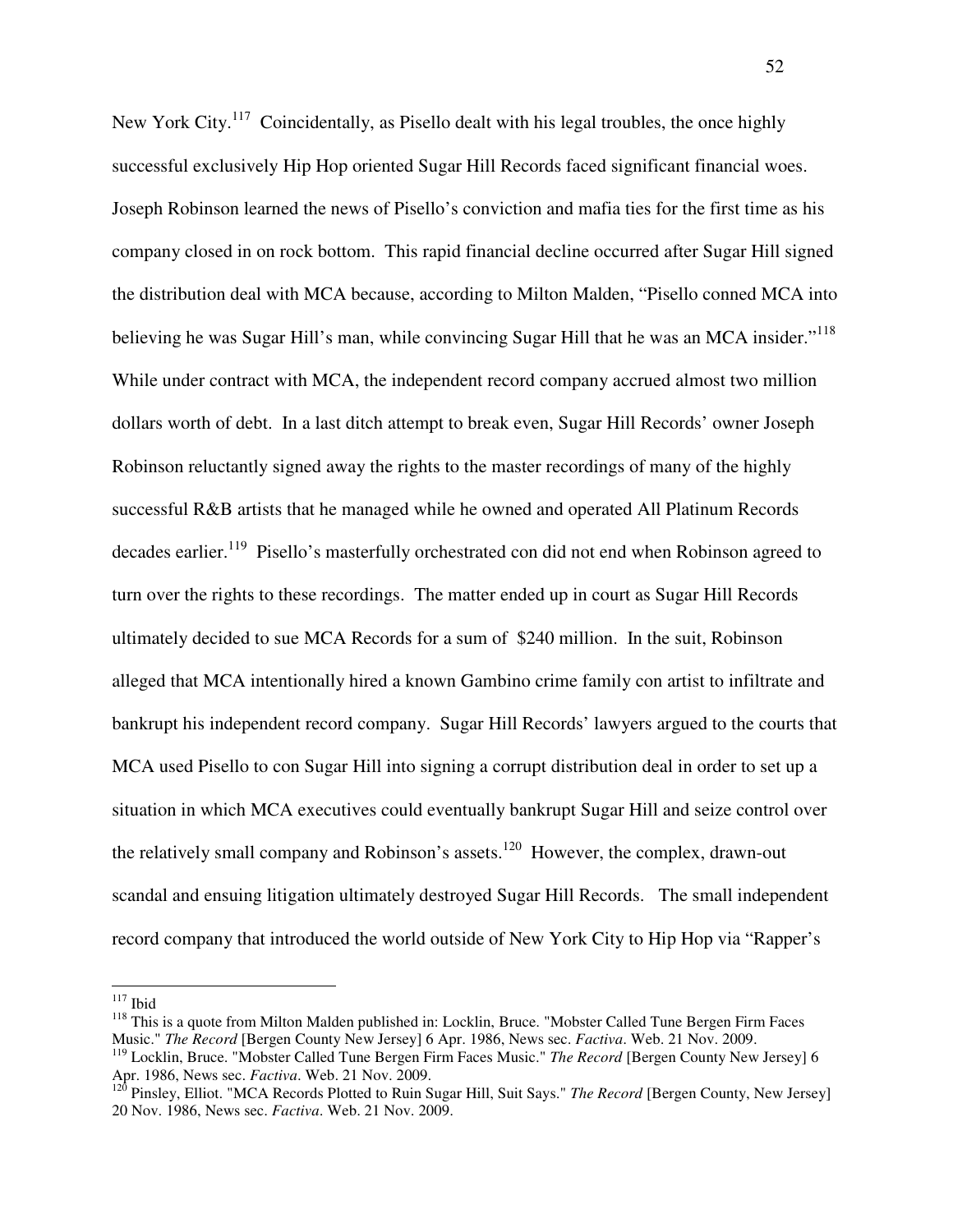New York City.[117] Coincidentally, as Pisello dealt with his legal troubles, the once highly successful exclusively Hip Hop oriented Sugar Hill Records faced significant financial woes. Joseph Robinson learned the news of Pisello's conviction and mafia ties for the first time as his company closed in on rock bottom. This rapid financial decline occurred after Sugar Hill signed the distribution deal with MCA because, according to Milton Malden, "Pisello conned MCA into believing he was Sugar Hill's man, while convincing Sugar Hill that he was an MCA insider."[118] While under contract with MCA, the independent record company accrued almost two million dollars worth of debt. In a last ditch attempt to break even, Sugar Hill Records' owner Joseph Robinson reluctantly signed away the rights to the master recordings of many of the highly successful R&B artists that he managed while he owned and operated All Platinum Records decades earlier.[119] Pisello's masterfully orchestrated con did not end when Robinson agreed to turn over the rights to these recordings. The matter ended up in court as Sugar Hill Records ultimately decided to sue MCA Records for a sum of $240 million. In the suit, Robinson alleged that MCA intentionally hired a known Gambino crime family con artist to infiltrate and bankrupt his independent record company. Sugar Hill Records' lawyers argued to the courts that MCA used Pisello to con Sugar Hill into signing a corrupt distribution deal in order to set up a situation in which MCA executives could eventually bankrupt Sugar Hill and seize control over the relatively small company and Robinson's assets.[120] However, the complex, drawn-out scandal and ensuing litigation ultimately destroyed Sugar Hill Records. The small independent record company that introduced the world outside of New York City to Hip Hop via "Rapper's

---

[117] Ibid

[118] This is a quote from Milton Malden published in: Locklin, Bruce. "Mobster Called Tune Bergen Firm Faces Music." *The Record* [Bergen County New Jersey] 6 Apr. 1986, News sec. *Factiva*. Web. 21 Nov. 2009.

[119] Locklin, Bruce. "Mobster Called Tune Bergen Firm Faces Music." *The Record* [Bergen County New Jersey] 6 Apr. 1986, News sec. *Factiva*. Web. 21 Nov. 2009.

[120] Pinsley, Elliot. "MCA Records Plotted to Ruin Sugar Hill, Suit Says." *The Record* [Bergen County, New Jersey] 20 Nov. 1986, News sec. *Factiva*. Web. 21 Nov. 2009.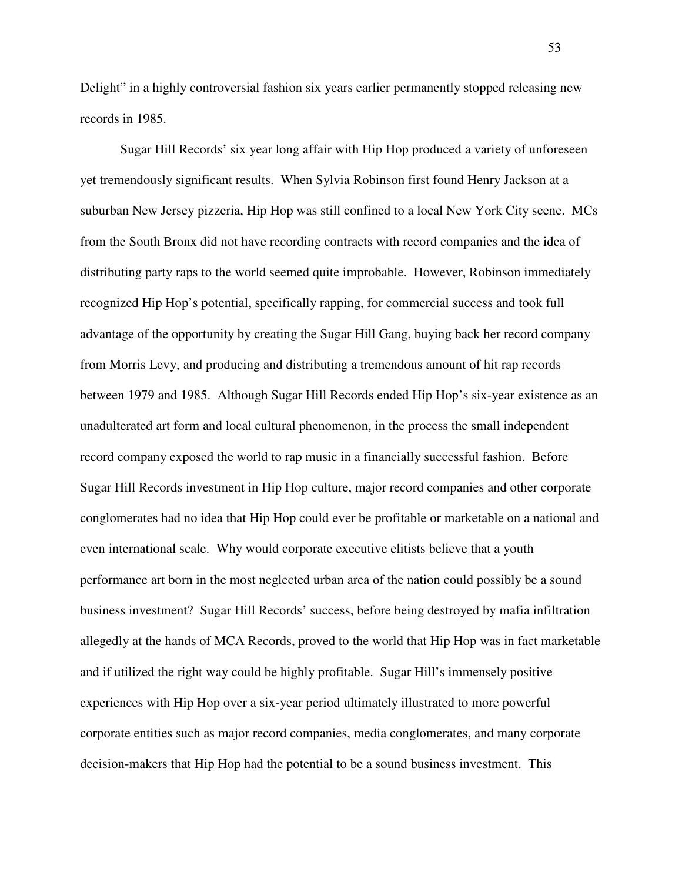Delight" in a highly controversial fashion six years earlier permanently stopped releasing new records in 1985.

Sugar Hill Records' six year long affair with Hip Hop produced a variety of unforeseen yet tremendously significant results. When Sylvia Robinson first found Henry Jackson at a suburban New Jersey pizzeria, Hip Hop was still confined to a local New York City scene. MCs from the South Bronx did not have recording contracts with record companies and the idea of distributing party raps to the world seemed quite improbable. However, Robinson immediately recognized Hip Hop's potential, specifically rapping, for commercial success and took full advantage of the opportunity by creating the Sugar Hill Gang, buying back her record company from Morris Levy, and producing and distributing a tremendous amount of hit rap records between 1979 and 1985. Although Sugar Hill Records ended Hip Hop's six-year existence as an unadulterated art form and local cultural phenomenon, in the process the small independent record company exposed the world to rap music in a financially successful fashion. Before Sugar Hill Records investment in Hip Hop culture, major record companies and other corporate conglomerates had no idea that Hip Hop could ever be profitable or marketable on a national and even international scale. Why would corporate executive elitists believe that a youth performance art born in the most neglected urban area of the nation could possibly be a sound business investment? Sugar Hill Records' success, before being destroyed by mafia infiltration allegedly at the hands of MCA Records, proved to the world that Hip Hop was in fact marketable and if utilized the right way could be highly profitable. Sugar Hill's immensely positive experiences with Hip Hop over a six-year period ultimately illustrated to more powerful corporate entities such as major record companies, media conglomerates, and many corporate decision-makers that Hip Hop had the potential to be a sound business investment. This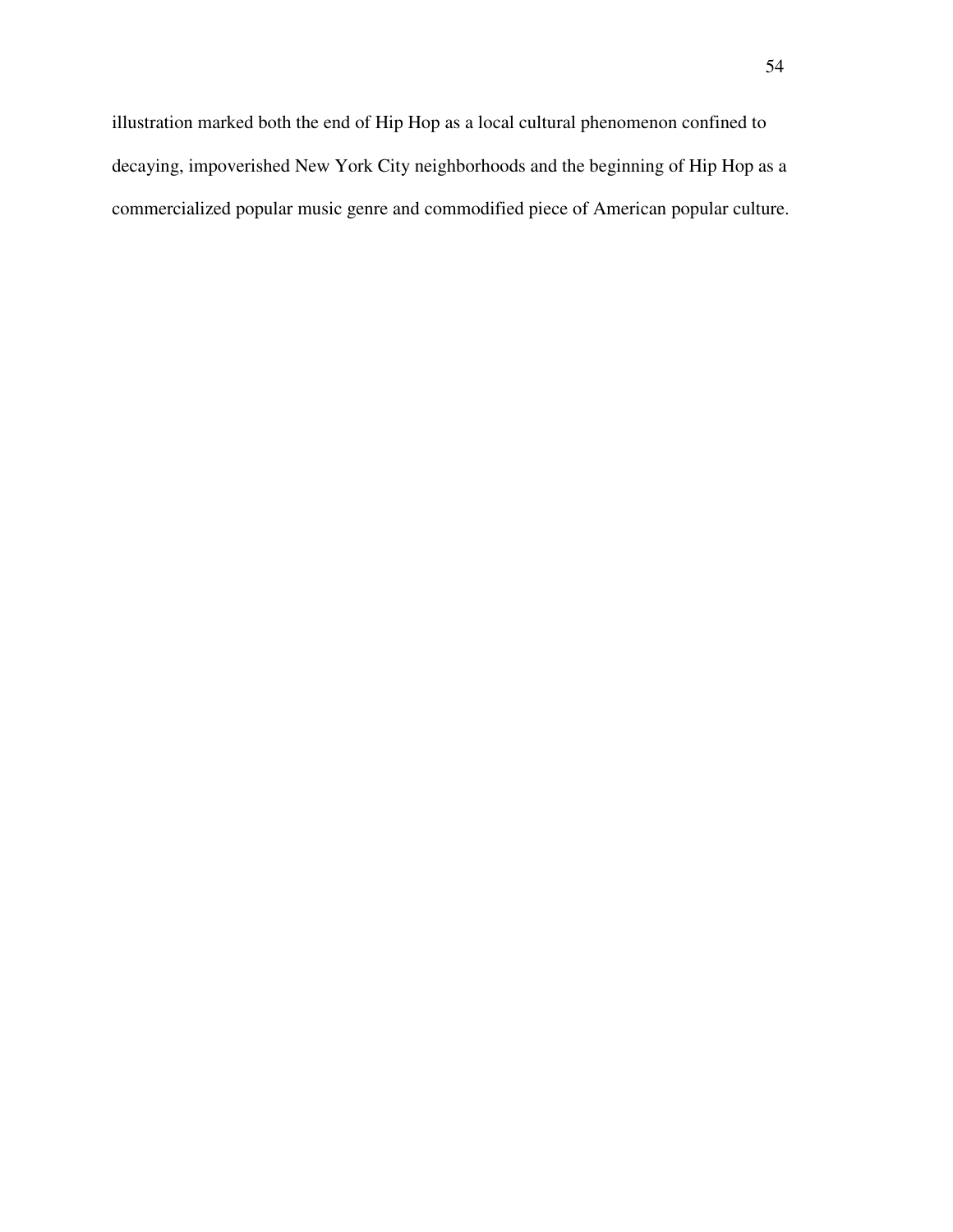illustration marked both the end of Hip Hop as a local cultural phenomenon confined to decaying, impoverished New York City neighborhoods and the beginning of Hip Hop as a commercialized popular music genre and commodified piece of American popular culture.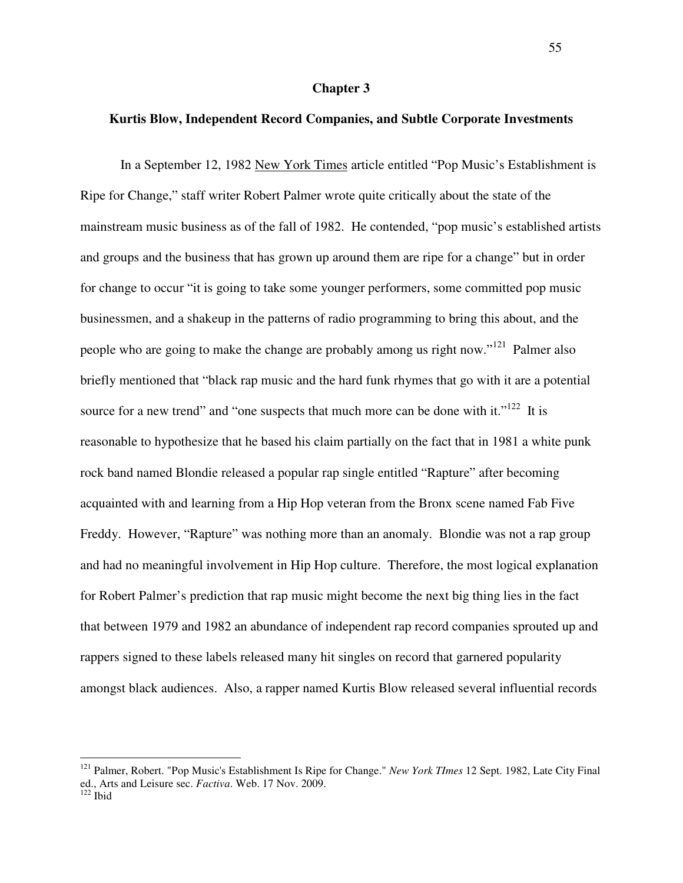# Chapter 3

## Kurtis Blow, Independent Record Companies, and Subtle Corporate Investments

In a September 12, 1982 New York Times article entitled "Pop Music's Establishment is Ripe for Change," staff writer Robert Palmer wrote quite critically about the state of the mainstream music business as of the fall of 1982. He contended, "pop music's established artists and groups and the business that has grown up around them are ripe for a change" but in order for change to occur "it is going to take some younger performers, some committed pop music businessmen, and a shakeup in the patterns of radio programming to bring this about, and the people who are going to make the change are probably among us right now."[121] Palmer also briefly mentioned that "black rap music and the hard funk rhymes that go with it are a potential source for a new trend" and "one suspects that much more can be done with it."[122] It is reasonable to hypothesize that he based his claim partially on the fact that in 1981 a white punk rock band named Blondie released a popular rap single entitled "Rapture" after becoming acquainted with and learning from a Hip Hop veteran from the Bronx scene named Fab Five Freddy. However, "Rapture" was nothing more than an anomaly. Blondie was not a rap group and had no meaningful involvement in Hip Hop culture. Therefore, the most logical explanation for Robert Palmer's prediction that rap music might become the next big thing lies in the fact that between 1979 and 1982 an abundance of independent rap record companies sprouted up and rappers signed to these labels released many hit singles on record that garnered popularity amongst black audiences. Also, a rapper named Kurtis Blow released several influential records

---

[121] Palmer, Robert. "Pop Music's Establishment Is Ripe for Change." *New York TImes* 12 Sept. 1982, Late City Final ed., Arts and Leisure sec. *Factiva*. Web. 17 Nov. 2009.

[122] Ibid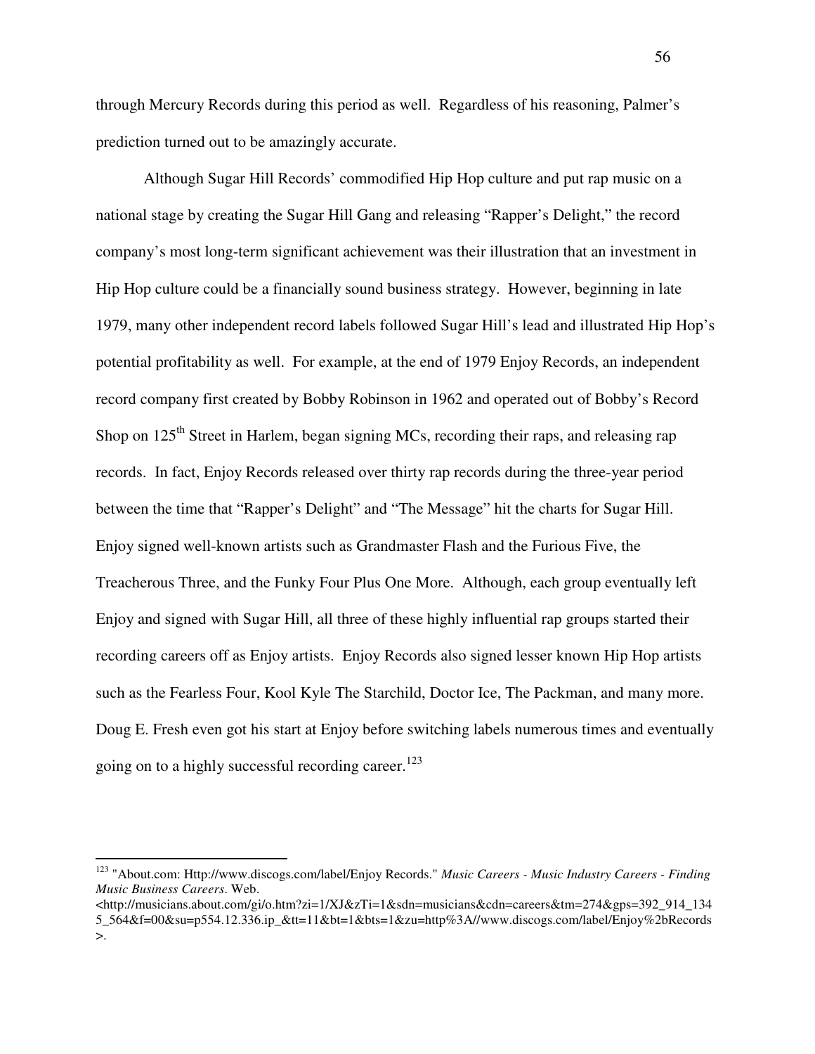through Mercury Records during this period as well. Regardless of his reasoning, Palmer's prediction turned out to be amazingly accurate.

Although Sugar Hill Records' commodified Hip Hop culture and put rap music on a national stage by creating the Sugar Hill Gang and releasing "Rapper's Delight," the record company's most long-term significant achievement was their illustration that an investment in Hip Hop culture could be a financially sound business strategy. However, beginning in late 1979, many other independent record labels followed Sugar Hill's lead and illustrated Hip Hop's potential profitability as well. For example, at the end of 1979 Enjoy Records, an independent record company first created by Bobby Robinson in 1962 and operated out of Bobby's Record Shop on 125th Street in Harlem, began signing MCs, recording their raps, and releasing rap records. In fact, Enjoy Records released over thirty rap records during the three-year period between the time that "Rapper's Delight" and "The Message" hit the charts for Sugar Hill. Enjoy signed well-known artists such as Grandmaster Flash and the Furious Five, the Treacherous Three, and the Funky Four Plus One More. Although, each group eventually left Enjoy and signed with Sugar Hill, all three of these highly influential rap groups started their recording careers off as Enjoy artists. Enjoy Records also signed lesser known Hip Hop artists such as the Fearless Four, Kool Kyle The Starchild, Doctor Ice, The Packman, and many more. Doug E. Fresh even got his start at Enjoy before switching labels numerous times and eventually going on to a highly successful recording career.[123]

---

[123] "About.com: Http://www.discogs.com/label/Enjoy Records." *Music Careers - Music Industry Careers - Finding Music Business Careers*. Web. <http://musicians.about.com/gi/o.htm?zi=1/XJ&zTi=1&sdn=musicians&cdn=careers&tm=274&gps=392_914_1345_564&f=00&su=p554.12.336.ip_&tt=11&bt=1&bts=1&zu=http%3A//www.discogs.com/label/Enjoy%2bRecords>.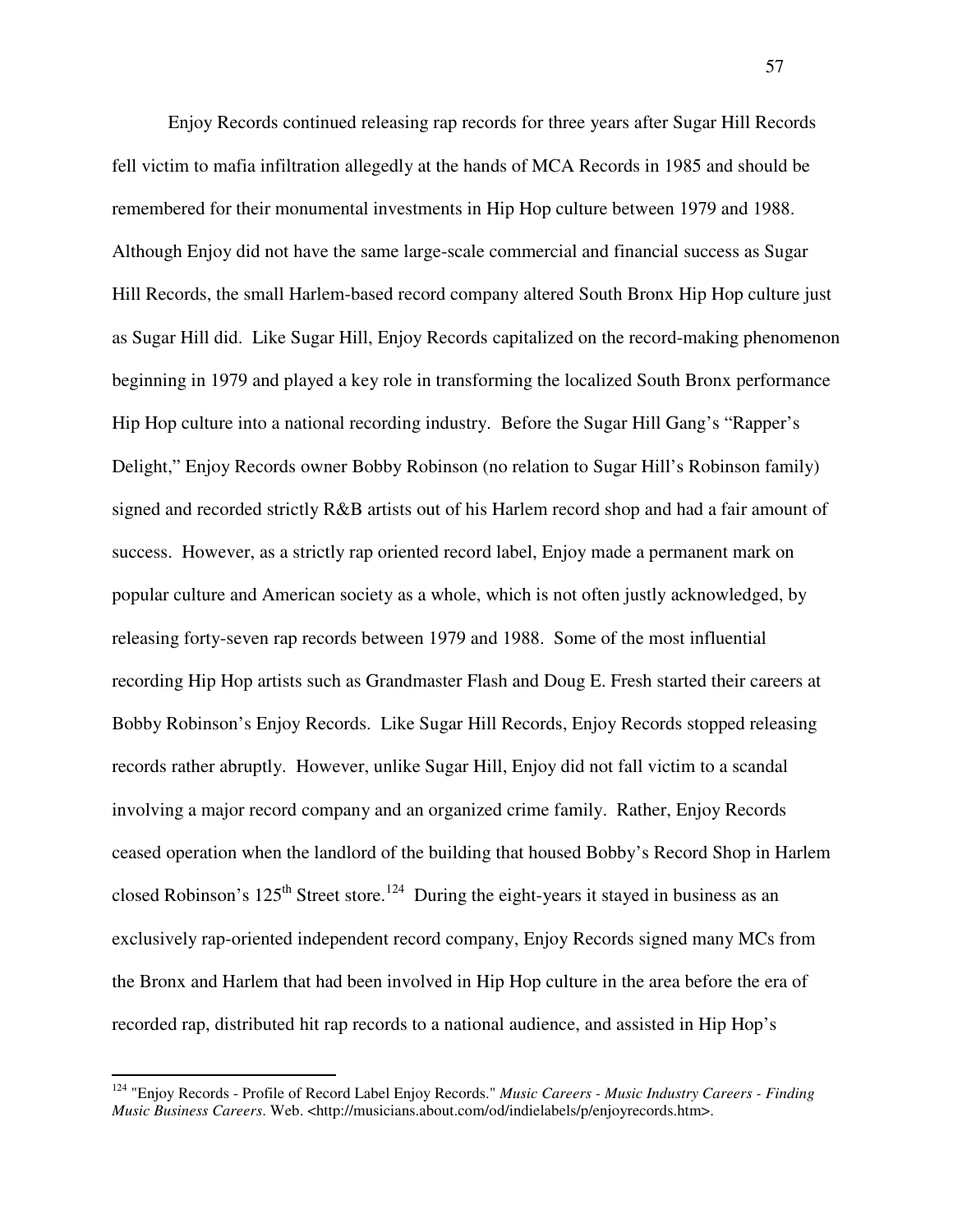Enjoy Records continued releasing rap records for three years after Sugar Hill Records fell victim to mafia infiltration allegedly at the hands of MCA Records in 1985 and should be remembered for their monumental investments in Hip Hop culture between 1979 and 1988. Although Enjoy did not have the same large-scale commercial and financial success as Sugar Hill Records, the small Harlem-based record company altered South Bronx Hip Hop culture just as Sugar Hill did. Like Sugar Hill, Enjoy Records capitalized on the record-making phenomenon beginning in 1979 and played a key role in transforming the localized South Bronx performance Hip Hop culture into a national recording industry. Before the Sugar Hill Gang's "Rapper's Delight," Enjoy Records owner Bobby Robinson (no relation to Sugar Hill's Robinson family) signed and recorded strictly R&B artists out of his Harlem record shop and had a fair amount of success. However, as a strictly rap oriented record label, Enjoy made a permanent mark on popular culture and American society as a whole, which is not often justly acknowledged, by releasing forty-seven rap records between 1979 and 1988. Some of the most influential recording Hip Hop artists such as Grandmaster Flash and Doug E. Fresh started their careers at Bobby Robinson's Enjoy Records. Like Sugar Hill Records, Enjoy Records stopped releasing records rather abruptly. However, unlike Sugar Hill, Enjoy did not fall victim to a scandal involving a major record company and an organized crime family. Rather, Enjoy Records ceased operation when the landlord of the building that housed Bobby's Record Shop in Harlem closed Robinson's 125th Street store.[124] During the eight-years it stayed in business as an exclusively rap-oriented independent record company, Enjoy Records signed many MCs from the Bronx and Harlem that had been involved in Hip Hop culture in the area before the era of recorded rap, distributed hit rap records to a national audience, and assisted in Hip Hop's

---

[124] "Enjoy Records - Profile of Record Label Enjoy Records." *Music Careers - Music Industry Careers - Finding Music Business Careers*. Web. <http://musicians.about.com/od/indielabels/p/enjoyrecords.htm>.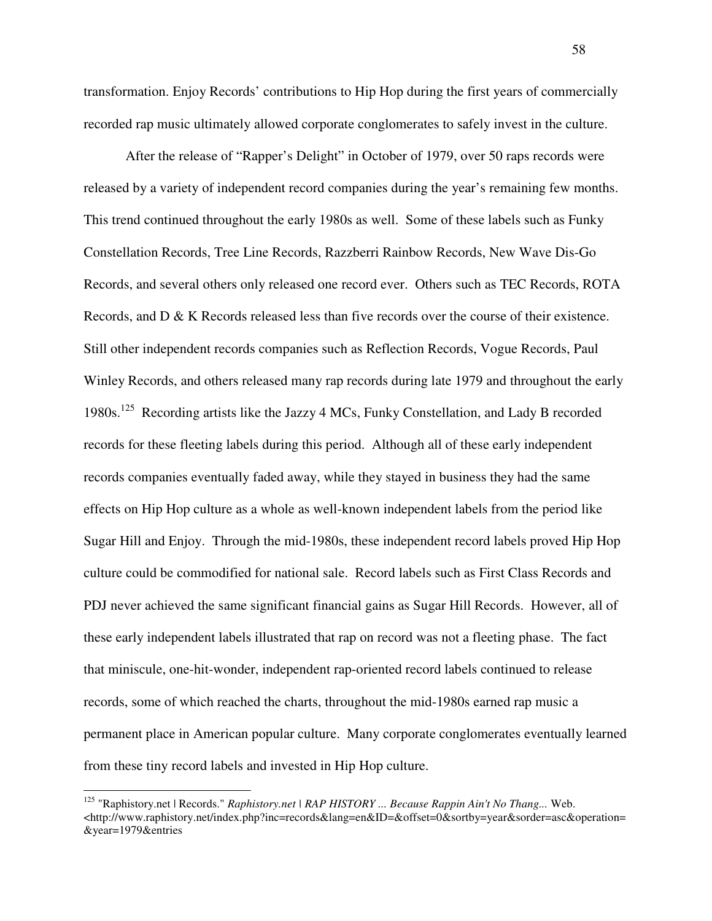transformation. Enjoy Records' contributions to Hip Hop during the first years of commercially recorded rap music ultimately allowed corporate conglomerates to safely invest in the culture.

After the release of "Rapper's Delight" in October of 1979, over 50 raps records were released by a variety of independent record companies during the year's remaining few months. This trend continued throughout the early 1980s as well. Some of these labels such as Funky Constellation Records, Tree Line Records, Razzberri Rainbow Records, New Wave Dis-Go Records, and several others only released one record ever. Others such as TEC Records, ROTA Records, and D & K Records released less than five records over the course of their existence. Still other independent records companies such as Reflection Records, Vogue Records, Paul Winley Records, and others released many rap records during late 1979 and throughout the early 1980s.[125] Recording artists like the Jazzy 4 MCs, Funky Constellation, and Lady B recorded records for these fleeting labels during this period. Although all of these early independent records companies eventually faded away, while they stayed in business they had the same effects on Hip Hop culture as a whole as well-known independent labels from the period like Sugar Hill and Enjoy. Through the mid-1980s, these independent record labels proved Hip Hop culture could be commodified for national sale. Record labels such as First Class Records and PDJ never achieved the same significant financial gains as Sugar Hill Records. However, all of these early independent labels illustrated that rap on record was not a fleeting phase. The fact that miniscule, one-hit-wonder, independent rap-oriented record labels continued to release records, some of which reached the charts, throughout the mid-1980s earned rap music a permanent place in American popular culture. Many corporate conglomerates eventually learned from these tiny record labels and invested in Hip Hop culture.

---

[125] "Raphistory.net | Records." *Raphistory.net | RAP HISTORY ... Because Rappin Ain't No Thang...* Web. <http://www.raphistory.net/index.php?inc=records&lang=en&ID=&offset=0&sortby=year&sorder=asc&operation=&year=1979&entries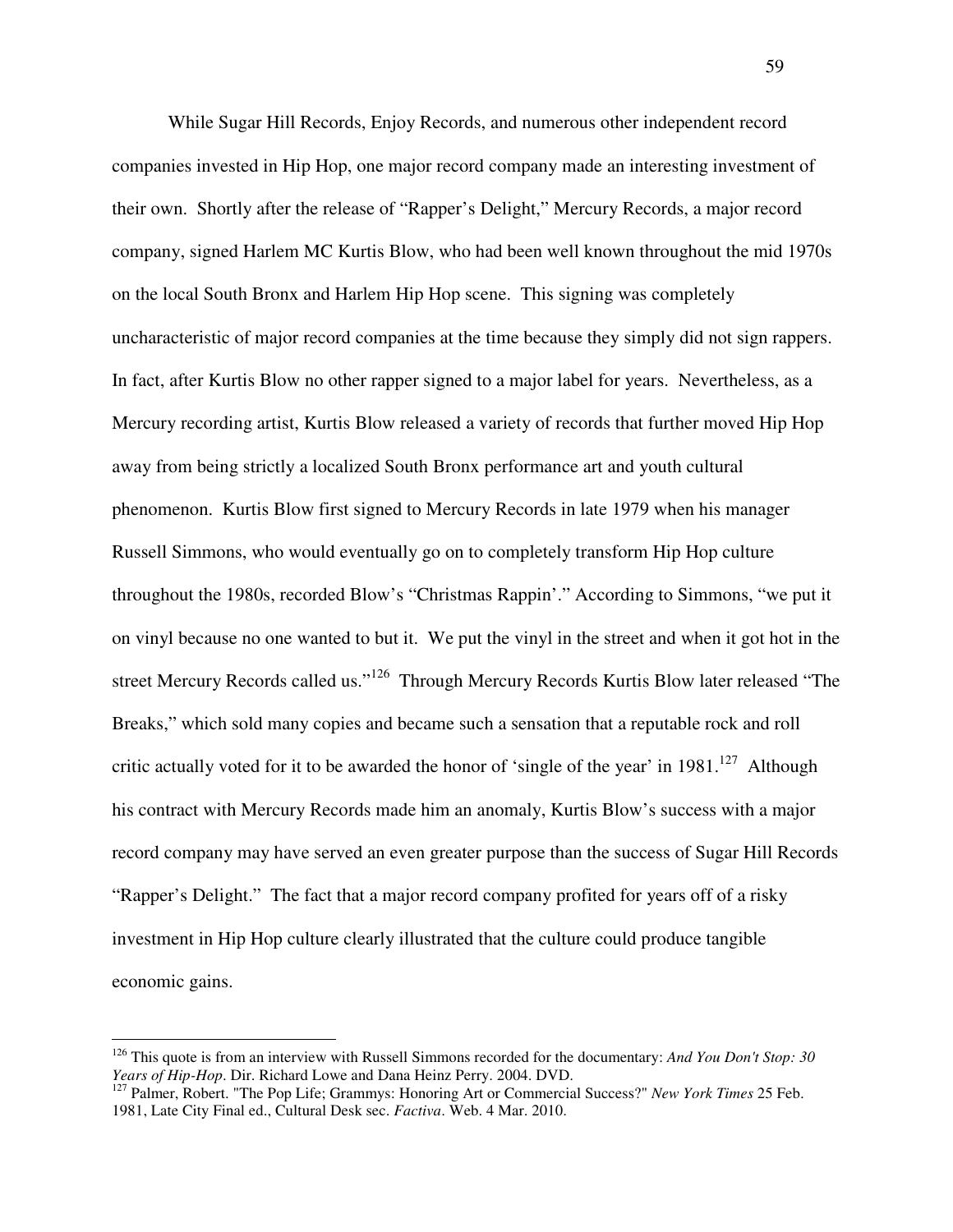While Sugar Hill Records, Enjoy Records, and numerous other independent record companies invested in Hip Hop, one major record company made an interesting investment of their own. Shortly after the release of "Rapper's Delight," Mercury Records, a major record company, signed Harlem MC Kurtis Blow, who had been well known throughout the mid 1970s on the local South Bronx and Harlem Hip Hop scene. This signing was completely uncharacteristic of major record companies at the time because they simply did not sign rappers. In fact, after Kurtis Blow no other rapper signed to a major label for years. Nevertheless, as a Mercury recording artist, Kurtis Blow released a variety of records that further moved Hip Hop away from being strictly a localized South Bronx performance art and youth cultural phenomenon. Kurtis Blow first signed to Mercury Records in late 1979 when his manager Russell Simmons, who would eventually go on to completely transform Hip Hop culture throughout the 1980s, recorded Blow's "Christmas Rappin'." According to Simmons, "we put it on vinyl because no one wanted to but it. We put the vinyl in the street and when it got hot in the street Mercury Records called us."[126] Through Mercury Records Kurtis Blow later released "The Breaks," which sold many copies and became such a sensation that a reputable rock and roll critic actually voted for it to be awarded the honor of 'single of the year' in 1981.[127] Although his contract with Mercury Records made him an anomaly, Kurtis Blow's success with a major record company may have served an even greater purpose than the success of Sugar Hill Records "Rapper's Delight." The fact that a major record company profited for years off of a risky investment in Hip Hop culture clearly illustrated that the culture could produce tangible economic gains.

---

[126] This quote is from an interview with Russell Simmons recorded for the documentary: *And You Don't Stop: 30 Years of Hip-Hop*. Dir. Richard Lowe and Dana Heinz Perry. 2004. DVD.

[127] Palmer, Robert. "The Pop Life; Grammys: Honoring Art or Commercial Success?" *New York Times* 25 Feb. 1981, Late City Final ed., Cultural Desk sec. *Factiva*. Web. 4 Mar. 2010.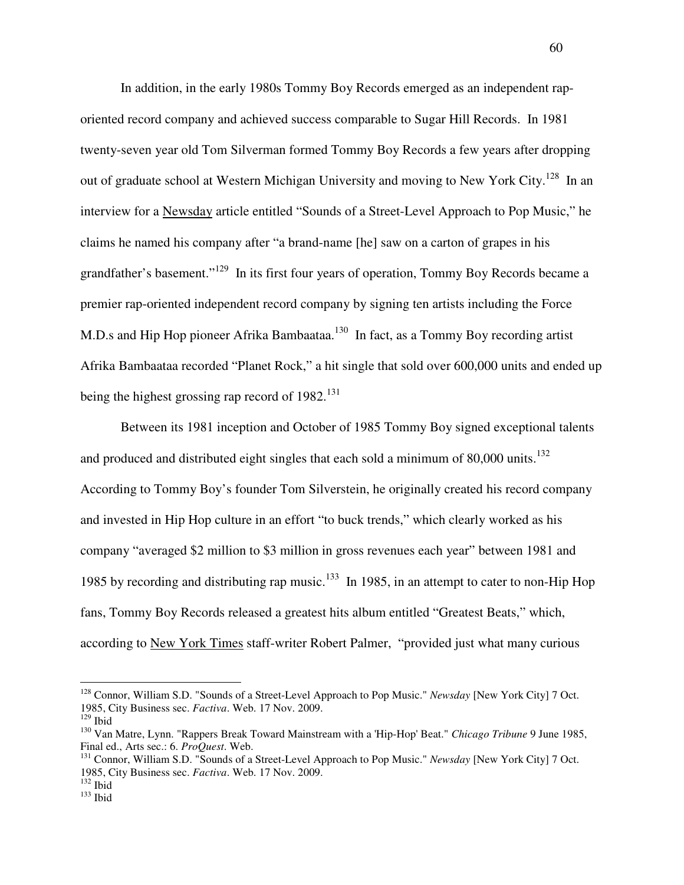In addition, in the early 1980s Tommy Boy Records emerged as an independent rap-oriented record company and achieved success comparable to Sugar Hill Records. In 1981 twenty-seven year old Tom Silverman formed Tommy Boy Records a few years after dropping out of graduate school at Western Michigan University and moving to New York City.[128] In an interview for a Newsday article entitled "Sounds of a Street-Level Approach to Pop Music," he claims he named his company after "a brand-name [he] saw on a carton of grapes in his grandfather's basement."[129] In its first four years of operation, Tommy Boy Records became a premier rap-oriented independent record company by signing ten artists including the Force M.D.s and Hip Hop pioneer Afrika Bambaataa.[130] In fact, as a Tommy Boy recording artist Afrika Bambaataa recorded "Planet Rock," a hit single that sold over 600,000 units and ended up being the highest grossing rap record of 1982.[131]

Between its 1981 inception and October of 1985 Tommy Boy signed exceptional talents and produced and distributed eight singles that each sold a minimum of 80,000 units.[132] According to Tommy Boy's founder Tom Silverstein, he originally created his record company and invested in Hip Hop culture in an effort "to buck trends," which clearly worked as his company "averaged $2 million to $3 million in gross revenues each year" between 1981 and 1985 by recording and distributing rap music.[133] In 1985, in an attempt to cater to non-Hip Hop fans, Tommy Boy Records released a greatest hits album entitled "Greatest Beats," which, according to New York Times staff-writer Robert Palmer, "provided just what many curious

---

[128] Connor, William S.D. "Sounds of a Street-Level Approach to Pop Music." *Newsday* [New York City] 7 Oct. 1985, City Business sec. *Factiva*. Web. 17 Nov. 2009.

[129] Ibid

[130] Van Matre, Lynn. "Rappers Break Toward Mainstream with a 'Hip-Hop' Beat." *Chicago Tribune* 9 June 1985, Final ed., Arts sec.: 6. *ProQuest*. Web.

[131] Connor, William S.D. "Sounds of a Street-Level Approach to Pop Music." *Newsday* [New York City] 7 Oct. 1985, City Business sec. *Factiva*. Web. 17 Nov. 2009.

[132] Ibid

[133] Ibid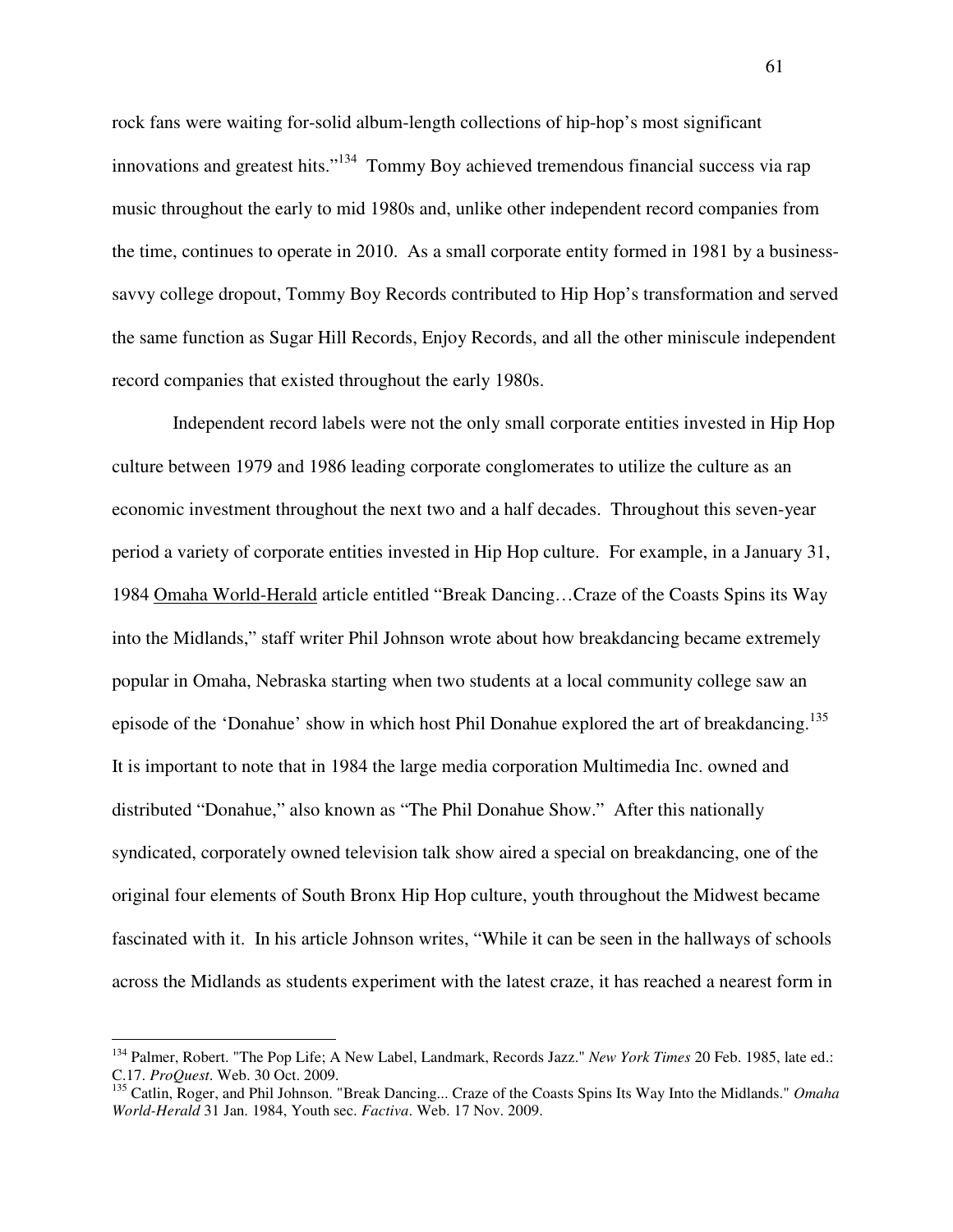rock fans were waiting for-solid album-length collections of hip-hop's most significant innovations and greatest hits."[134] Tommy Boy achieved tremendous financial success via rap music throughout the early to mid 1980s and, unlike other independent record companies from the time, continues to operate in 2010. As a small corporate entity formed in 1981 by a business-savvy college dropout, Tommy Boy Records contributed to Hip Hop's transformation and served the same function as Sugar Hill Records, Enjoy Records, and all the other miniscule independent record companies that existed throughout the early 1980s.

Independent record labels were not the only small corporate entities invested in Hip Hop culture between 1979 and 1986 leading corporate conglomerates to utilize the culture as an economic investment throughout the next two and a half decades. Throughout this seven-year period a variety of corporate entities invested in Hip Hop culture. For example, in a January 31, 1984 Omaha World-Herald article entitled "Break Dancing…Craze of the Coasts Spins its Way into the Midlands," staff writer Phil Johnson wrote about how breakdancing became extremely popular in Omaha, Nebraska starting when two students at a local community college saw an episode of the 'Donahue' show in which host Phil Donahue explored the art of breakdancing.[135] It is important to note that in 1984 the large media corporation Multimedia Inc. owned and distributed "Donahue," also known as "The Phil Donahue Show." After this nationally syndicated, corporately owned television talk show aired a special on breakdancing, one of the original four elements of South Bronx Hip Hop culture, youth throughout the Midwest became fascinated with it. In his article Johnson writes, "While it can be seen in the hallways of schools across the Midlands as students experiment with the latest craze, it has reached a nearest form in

---

[134] Palmer, Robert. "The Pop Life; A New Label, Landmark, Records Jazz." *New York Times* 20 Feb. 1985, late ed.: C.17. *ProQuest*. Web. 30 Oct. 2009.

[135] Catlin, Roger, and Phil Johnson. "Break Dancing... Craze of the Coasts Spins Its Way Into the Midlands." *Omaha World-Herald* 31 Jan. 1984, Youth sec. *Factiva*. Web. 17 Nov. 2009.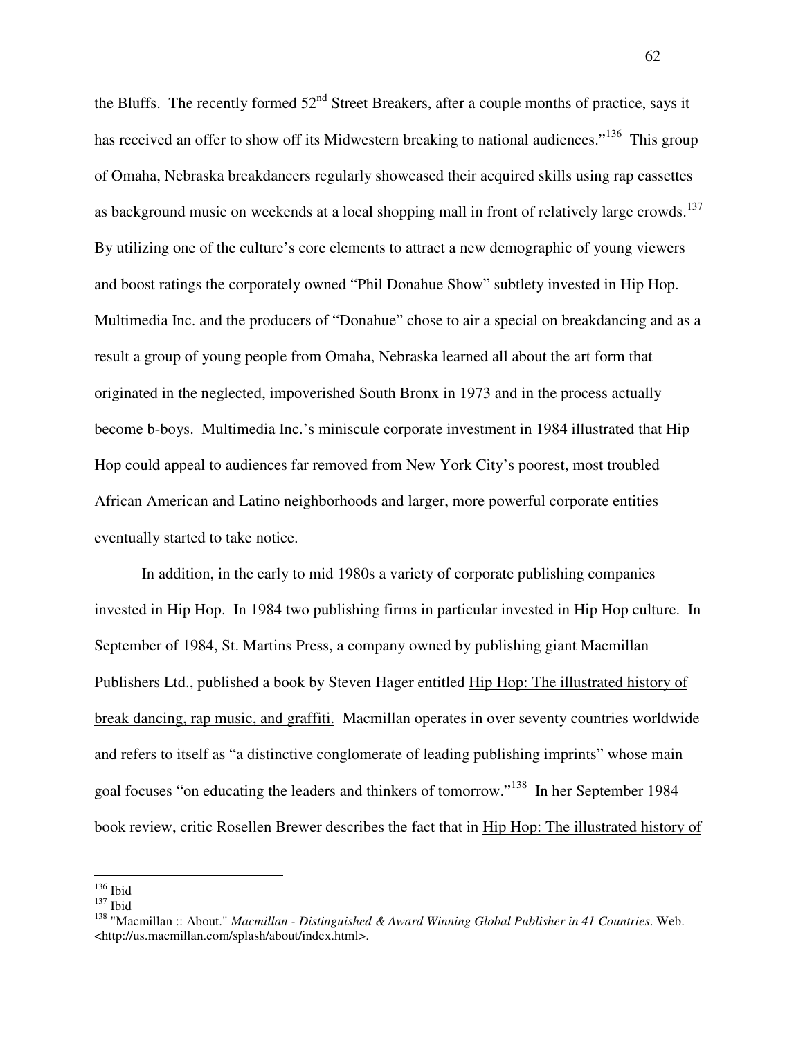the Bluffs. The recently formed 52nd Street Breakers, after a couple months of practice, says it has received an offer to show off its Midwestern breaking to national audiences."[136] This group of Omaha, Nebraska breakdancers regularly showcased their acquired skills using rap cassettes as background music on weekends at a local shopping mall in front of relatively large crowds.[137] By utilizing one of the culture's core elements to attract a new demographic of young viewers and boost ratings the corporately owned "Phil Donahue Show" subtlety invested in Hip Hop. Multimedia Inc. and the producers of "Donahue" chose to air a special on breakdancing and as a result a group of young people from Omaha, Nebraska learned all about the art form that originated in the neglected, impoverished South Bronx in 1973 and in the process actually become b-boys. Multimedia Inc.'s miniscule corporate investment in 1984 illustrated that Hip Hop could appeal to audiences far removed from New York City's poorest, most troubled African American and Latino neighborhoods and larger, more powerful corporate entities eventually started to take notice.

In addition, in the early to mid 1980s a variety of corporate publishing companies invested in Hip Hop. In 1984 two publishing firms in particular invested in Hip Hop culture. In September of 1984, St. Martins Press, a company owned by publishing giant Macmillan Publishers Ltd., published a book by Steven Hager entitled Hip Hop: The illustrated history of break dancing, rap music, and graffiti. Macmillan operates in over seventy countries worldwide and refers to itself as "a distinctive conglomerate of leading publishing imprints" whose main goal focuses "on educating the leaders and thinkers of tomorrow."[138] In her September 1984 book review, critic Rosellen Brewer describes the fact that in Hip Hop: The illustrated history of

---

[136] Ibid

[137] Ibid

[138] "Macmillan :: About." *Macmillan - Distinguished & Award Winning Global Publisher in 41 Countries*. Web. <http://us.macmillan.com/splash/about/index.html>.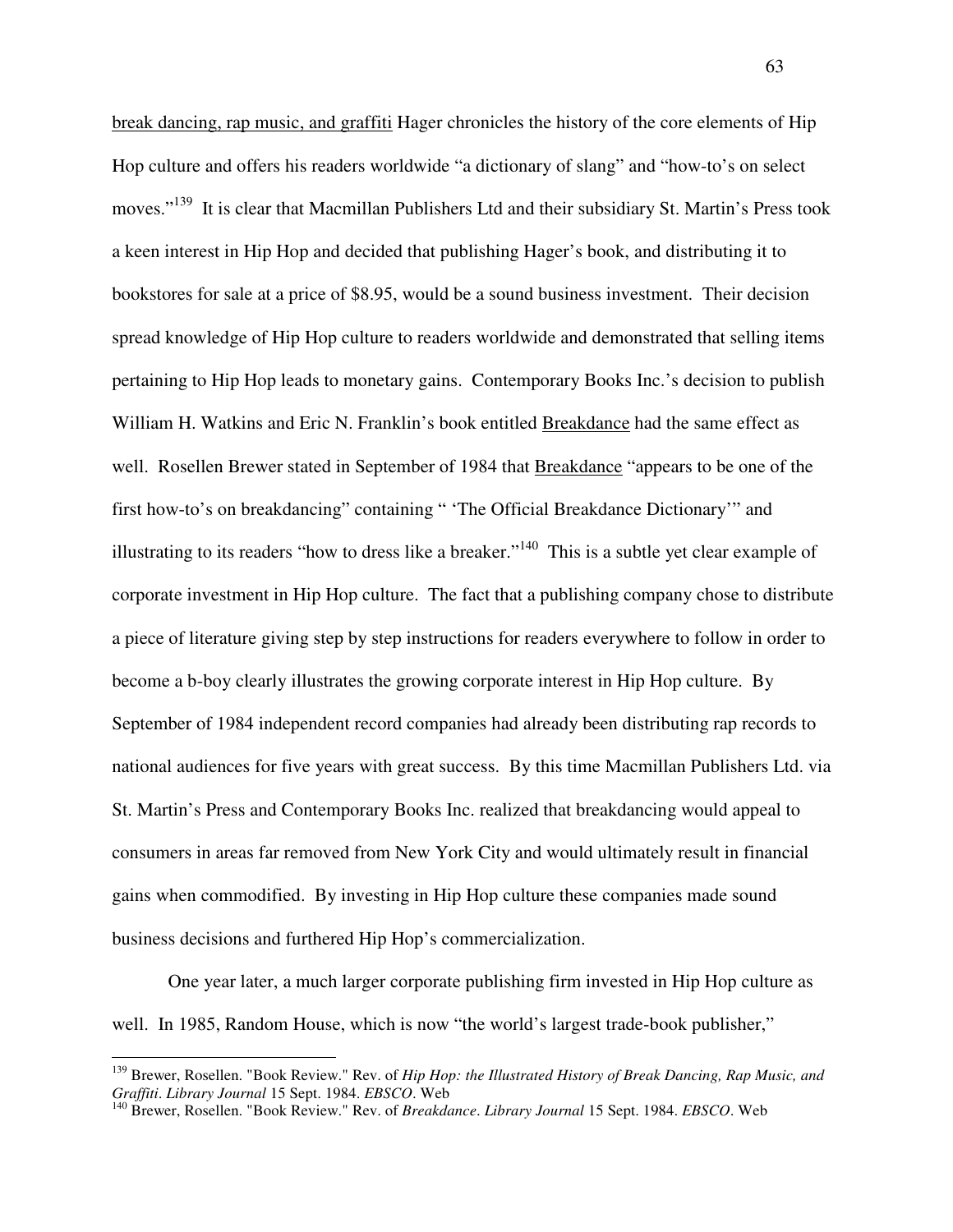break dancing, rap music, and graffiti Hager chronicles the history of the core elements of Hip Hop culture and offers his readers worldwide "a dictionary of slang" and "how-to's on select moves."[139] It is clear that Macmillan Publishers Ltd and their subsidiary St. Martin's Press took a keen interest in Hip Hop and decided that publishing Hager's book, and distributing it to bookstores for sale at a price of $8.95, would be a sound business investment. Their decision spread knowledge of Hip Hop culture to readers worldwide and demonstrated that selling items pertaining to Hip Hop leads to monetary gains. Contemporary Books Inc.'s decision to publish William H. Watkins and Eric N. Franklin's book entitled Breakdance had the same effect as well. Rosellen Brewer stated in September of 1984 that Breakdance "appears to be one of the first how-to's on breakdancing" containing " 'The Official Breakdance Dictionary'" and illustrating to its readers "how to dress like a breaker."[140] This is a subtle yet clear example of corporate investment in Hip Hop culture. The fact that a publishing company chose to distribute a piece of literature giving step by step instructions for readers everywhere to follow in order to become a b-boy clearly illustrates the growing corporate interest in Hip Hop culture. By September of 1984 independent record companies had already been distributing rap records to national audiences for five years with great success. By this time Macmillan Publishers Ltd. via St. Martin's Press and Contemporary Books Inc. realized that breakdancing would appeal to consumers in areas far removed from New York City and would ultimately result in financial gains when commodified. By investing in Hip Hop culture these companies made sound business decisions and furthered Hip Hop's commercialization.

One year later, a much larger corporate publishing firm invested in Hip Hop culture as well. In 1985, Random House, which is now "the world's largest trade-book publisher,"

---

[139] Brewer, Rosellen. "Book Review." Rev. of *Hip Hop: the Illustrated History of Break Dancing, Rap Music, and Graffiti*. *Library Journal* 15 Sept. 1984. *EBSCO*. Web

[140] Brewer, Rosellen. "Book Review." Rev. of *Breakdance*. *Library Journal* 15 Sept. 1984. *EBSCO*. Web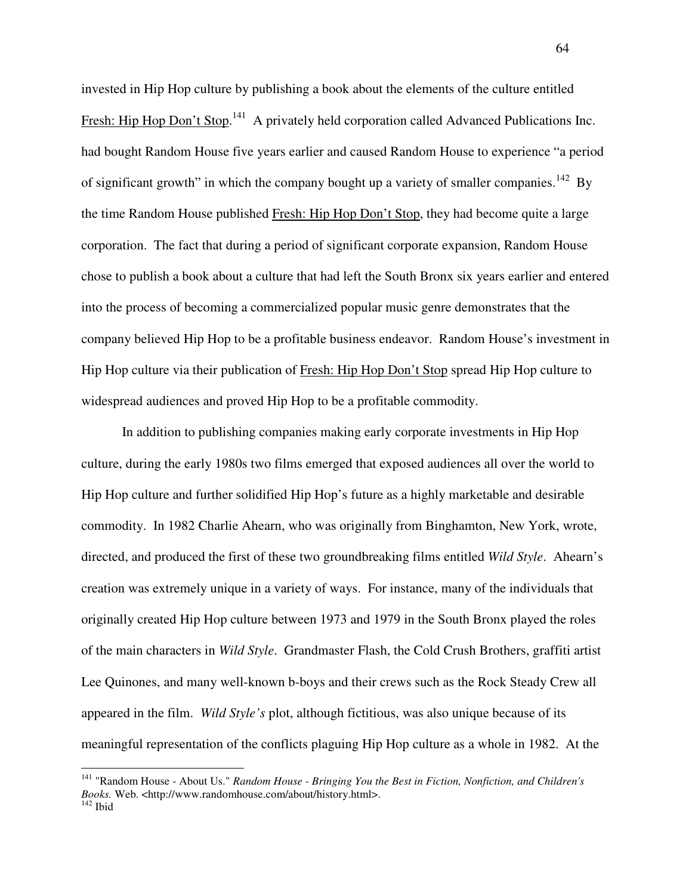invested in Hip Hop culture by publishing a book about the elements of the culture entitled Fresh: Hip Hop Don't Stop.[141] A privately held corporation called Advanced Publications Inc. had bought Random House five years earlier and caused Random House to experience "a period of significant growth" in which the company bought up a variety of smaller companies.[142] By the time Random House published Fresh: Hip Hop Don't Stop, they had become quite a large corporation. The fact that during a period of significant corporate expansion, Random House chose to publish a book about a culture that had left the South Bronx six years earlier and entered into the process of becoming a commercialized popular music genre demonstrates that the company believed Hip Hop to be a profitable business endeavor. Random House's investment in Hip Hop culture via their publication of Fresh: Hip Hop Don't Stop spread Hip Hop culture to widespread audiences and proved Hip Hop to be a profitable commodity.

In addition to publishing companies making early corporate investments in Hip Hop culture, during the early 1980s two films emerged that exposed audiences all over the world to Hip Hop culture and further solidified Hip Hop's future as a highly marketable and desirable commodity. In 1982 Charlie Ahearn, who was originally from Binghamton, New York, wrote, directed, and produced the first of these two groundbreaking films entitled *Wild Style*. Ahearn's creation was extremely unique in a variety of ways. For instance, many of the individuals that originally created Hip Hop culture between 1973 and 1979 in the South Bronx played the roles of the main characters in *Wild Style*. Grandmaster Flash, the Cold Crush Brothers, graffiti artist Lee Quinones, and many well-known b-boys and their crews such as the Rock Steady Crew all appeared in the film. *Wild Style's* plot, although fictitious, was also unique because of its meaningful representation of the conflicts plaguing Hip Hop culture as a whole in 1982. At the

---

[141] "Random House - About Us." *Random House - Bringing You the Best in Fiction, Nonfiction, and Children's Books.* Web. <http://www.randomhouse.com/about/history.html>.

[142] Ibid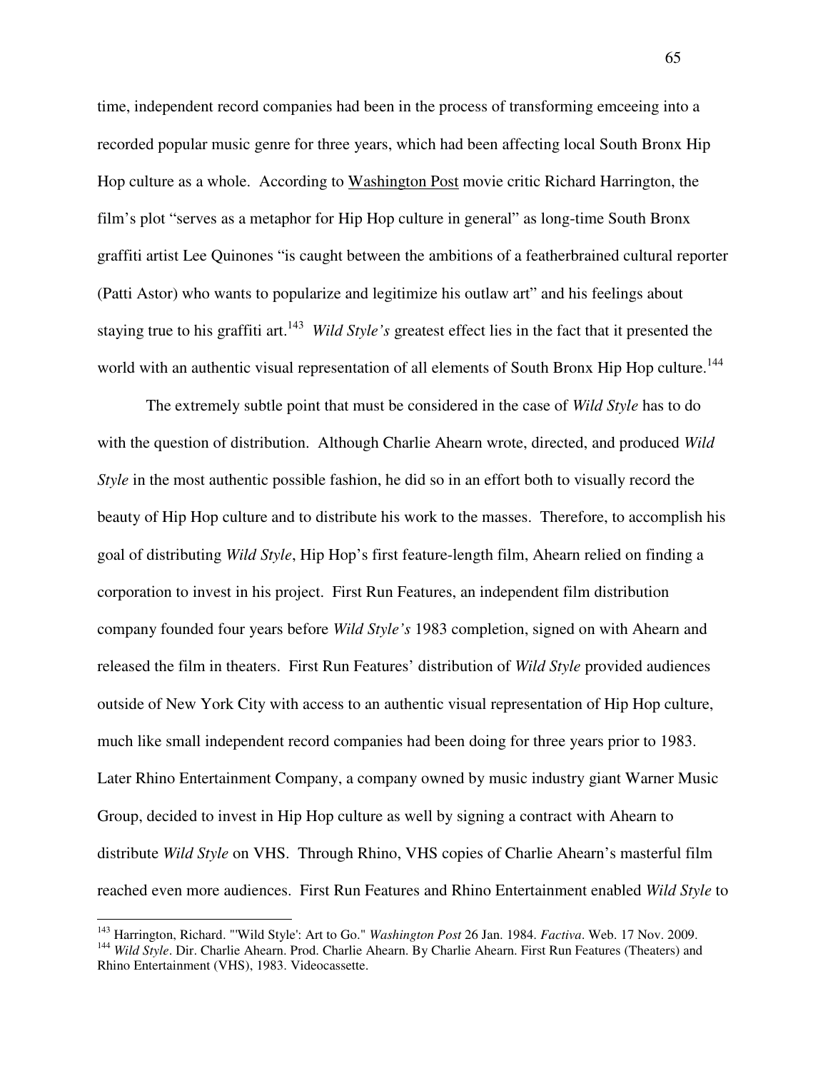time, independent record companies had been in the process of transforming emceeing into a recorded popular music genre for three years, which had been affecting local South Bronx Hip Hop culture as a whole. According to Washington Post movie critic Richard Harrington, the film's plot "serves as a metaphor for Hip Hop culture in general" as long-time South Bronx graffiti artist Lee Quinones "is caught between the ambitions of a featherbrained cultural reporter (Patti Astor) who wants to popularize and legitimize his outlaw art" and his feelings about staying true to his graffiti art.[143] *Wild Style's* greatest effect lies in the fact that it presented the world with an authentic visual representation of all elements of South Bronx Hip Hop culture.[144]

The extremely subtle point that must be considered in the case of *Wild Style* has to do with the question of distribution. Although Charlie Ahearn wrote, directed, and produced *Wild Style* in the most authentic possible fashion, he did so in an effort both to visually record the beauty of Hip Hop culture and to distribute his work to the masses. Therefore, to accomplish his goal of distributing *Wild Style*, Hip Hop's first feature-length film, Ahearn relied on finding a corporation to invest in his project. First Run Features, an independent film distribution company founded four years before *Wild Style's* 1983 completion, signed on with Ahearn and released the film in theaters. First Run Features' distribution of *Wild Style* provided audiences outside of New York City with access to an authentic visual representation of Hip Hop culture, much like small independent record companies had been doing for three years prior to 1983. Later Rhino Entertainment Company, a company owned by music industry giant Warner Music Group, decided to invest in Hip Hop culture as well by signing a contract with Ahearn to distribute *Wild Style* on VHS. Through Rhino, VHS copies of Charlie Ahearn's masterful film reached even more audiences. First Run Features and Rhino Entertainment enabled *Wild Style* to

---

[143] Harrington, Richard. "'Wild Style': Art to Go." *Washington Post* 26 Jan. 1984. *Factiva*. Web. 17 Nov. 2009.

[144] *Wild Style*. Dir. Charlie Ahearn. Prod. Charlie Ahearn. By Charlie Ahearn. First Run Features (Theaters) and Rhino Entertainment (VHS), 1983. Videocassette.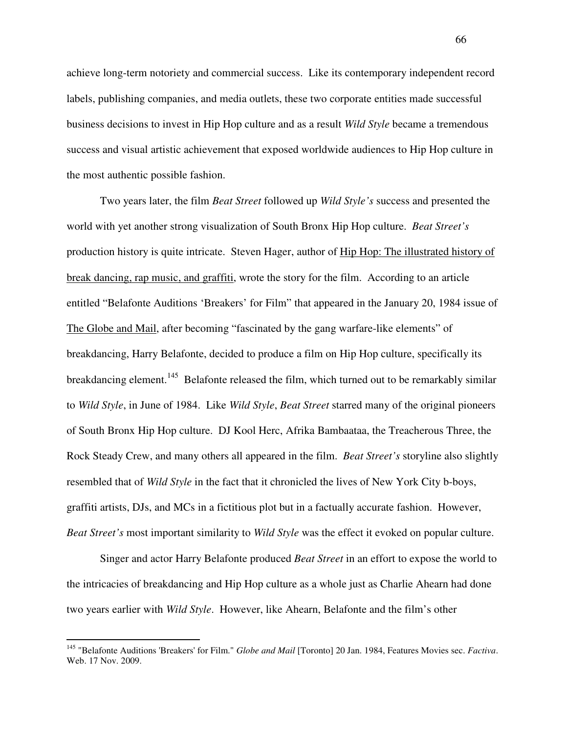achieve long-term notoriety and commercial success. Like its contemporary independent record labels, publishing companies, and media outlets, these two corporate entities made successful business decisions to invest in Hip Hop culture and as a result *Wild Style* became a tremendous success and visual artistic achievement that exposed worldwide audiences to Hip Hop culture in the most authentic possible fashion.

Two years later, the film *Beat Street* followed up *Wild Style's* success and presented the world with yet another strong visualization of South Bronx Hip Hop culture. *Beat Street's* production history is quite intricate. Steven Hager, author of <u>Hip Hop: The illustrated history of break dancing, rap music, and graffiti</u>, wrote the story for the film. According to an article entitled "Belafonte Auditions 'Breakers' for Film" that appeared in the January 20, 1984 issue of <u>The Globe and Mail</u>, after becoming "fascinated by the gang warfare-like elements" of breakdancing, Harry Belafonte, decided to produce a film on Hip Hop culture, specifically its breakdancing element.[145] Belafonte released the film, which turned out to be remarkably similar to *Wild Style*, in June of 1984. Like *Wild Style*, *Beat Street* starred many of the original pioneers of South Bronx Hip Hop culture. DJ Kool Herc, Afrika Bambaataa, the Treacherous Three, the Rock Steady Crew, and many others all appeared in the film. *Beat Street's* storyline also slightly resembled that of *Wild Style* in the fact that it chronicled the lives of New York City b-boys, graffiti artists, DJs, and MCs in a fictitious plot but in a factually accurate fashion. However, *Beat Street's* most important similarity to *Wild Style* was the effect it evoked on popular culture.

Singer and actor Harry Belafonte produced *Beat Street* in an effort to expose the world to the intricacies of breakdancing and Hip Hop culture as a whole just as Charlie Ahearn had done two years earlier with *Wild Style*. However, like Ahearn, Belafonte and the film's other

---

[145] "Belafonte Auditions 'Breakers' for Film." *Globe and Mail* [Toronto] 20 Jan. 1984, Features Movies sec. *Factiva*. Web. 17 Nov. 2009.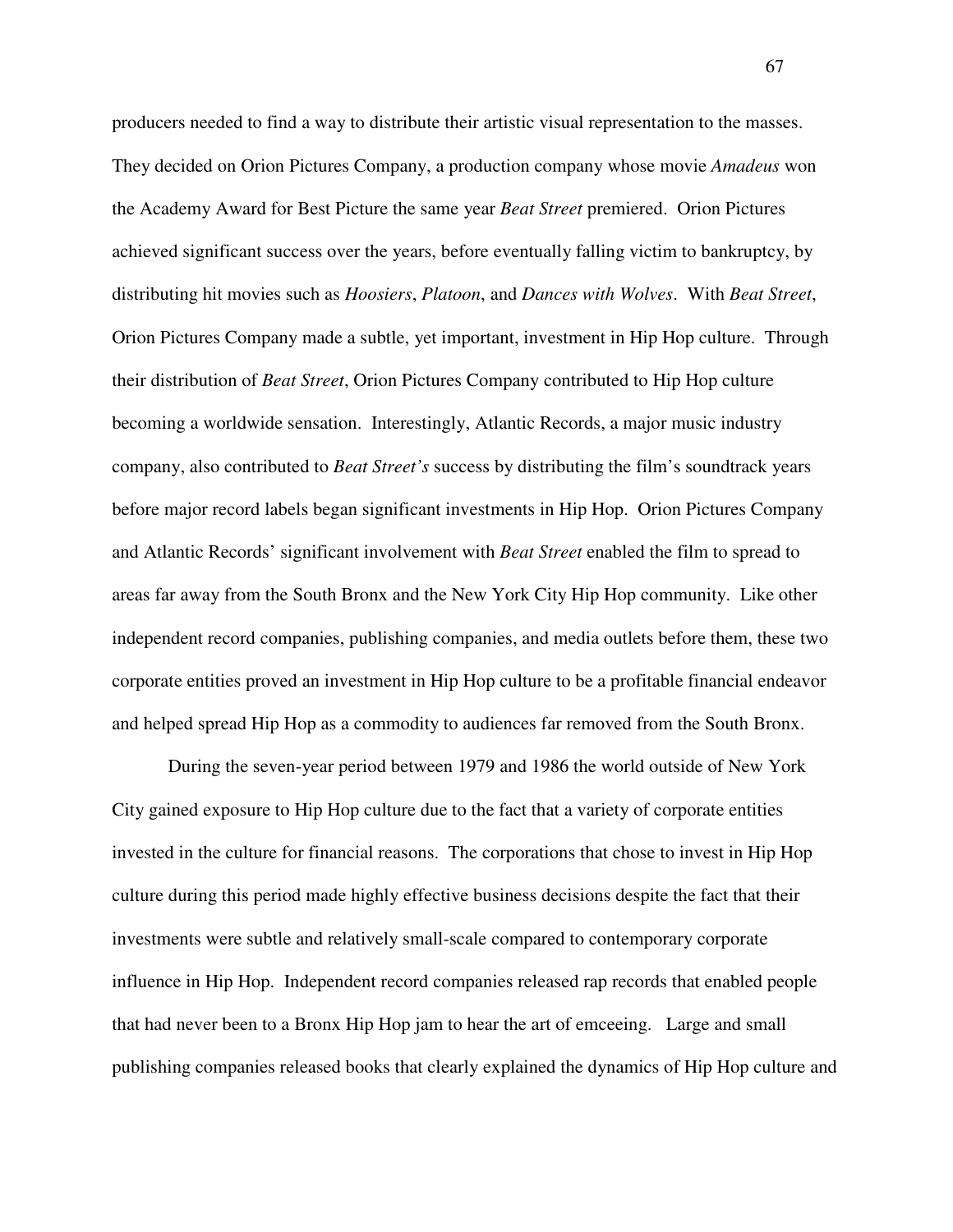producers needed to find a way to distribute their artistic visual representation to the masses. They decided on Orion Pictures Company, a production company whose movie *Amadeus* won the Academy Award for Best Picture the same year *Beat Street* premiered. Orion Pictures achieved significant success over the years, before eventually falling victim to bankruptcy, by distributing hit movies such as *Hoosiers*, *Platoon*, and *Dances with Wolves*. With *Beat Street*, Orion Pictures Company made a subtle, yet important, investment in Hip Hop culture. Through their distribution of *Beat Street*, Orion Pictures Company contributed to Hip Hop culture becoming a worldwide sensation. Interestingly, Atlantic Records, a major music industry company, also contributed to *Beat Street's* success by distributing the film's soundtrack years before major record labels began significant investments in Hip Hop. Orion Pictures Company and Atlantic Records' significant involvement with *Beat Street* enabled the film to spread to areas far away from the South Bronx and the New York City Hip Hop community. Like other independent record companies, publishing companies, and media outlets before them, these two corporate entities proved an investment in Hip Hop culture to be a profitable financial endeavor and helped spread Hip Hop as a commodity to audiences far removed from the South Bronx.

During the seven-year period between 1979 and 1986 the world outside of New York City gained exposure to Hip Hop culture due to the fact that a variety of corporate entities invested in the culture for financial reasons. The corporations that chose to invest in Hip Hop culture during this period made highly effective business decisions despite the fact that their investments were subtle and relatively small-scale compared to contemporary corporate influence in Hip Hop. Independent record companies released rap records that enabled people that had never been to a Bronx Hip Hop jam to hear the art of emceeing. Large and small publishing companies released books that clearly explained the dynamics of Hip Hop culture and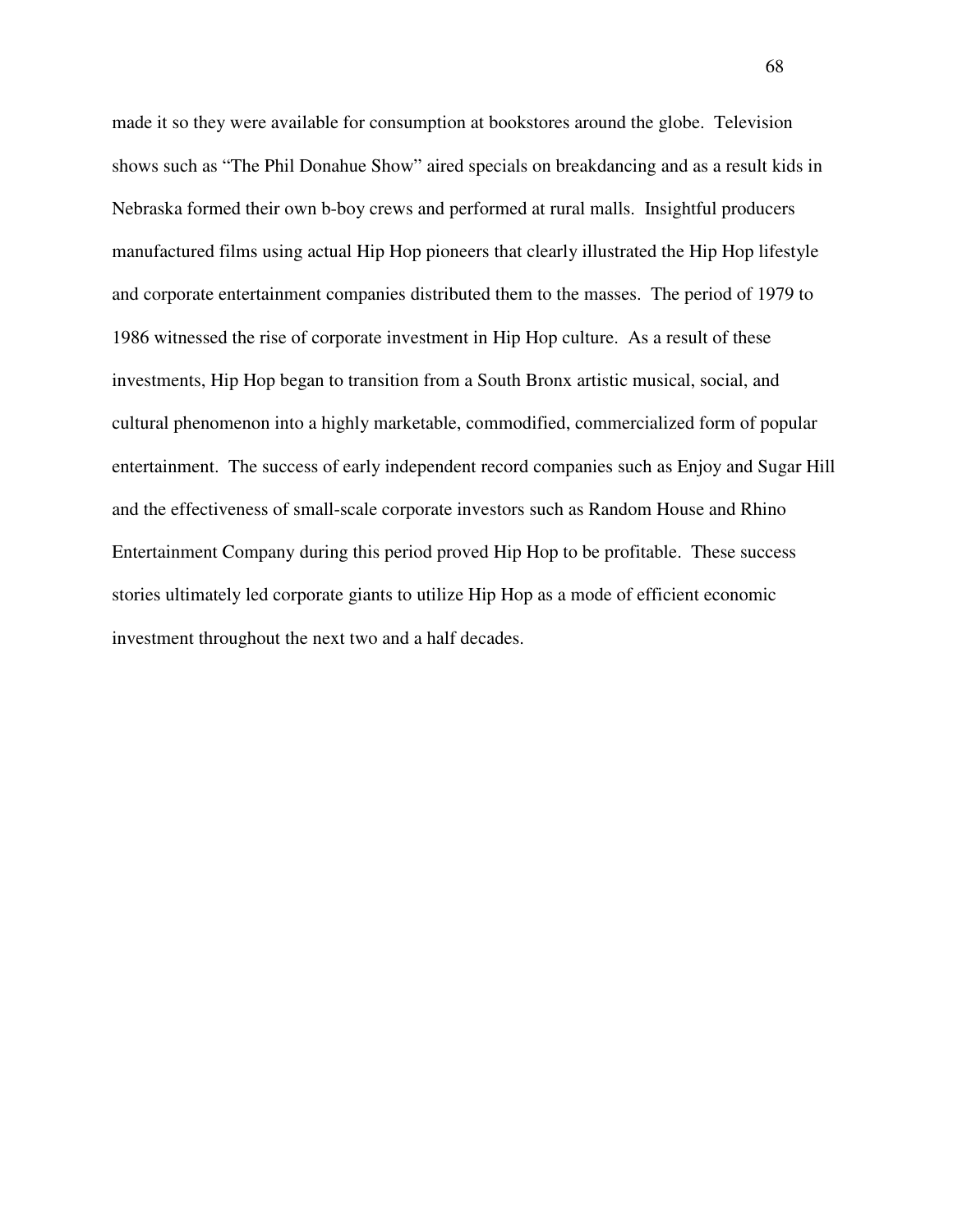made it so they were available for consumption at bookstores around the globe. Television shows such as "The Phil Donahue Show" aired specials on breakdancing and as a result kids in Nebraska formed their own b-boy crews and performed at rural malls. Insightful producers manufactured films using actual Hip Hop pioneers that clearly illustrated the Hip Hop lifestyle and corporate entertainment companies distributed them to the masses. The period of 1979 to 1986 witnessed the rise of corporate investment in Hip Hop culture. As a result of these investments, Hip Hop began to transition from a South Bronx artistic musical, social, and cultural phenomenon into a highly marketable, commodified, commercialized form of popular entertainment. The success of early independent record companies such as Enjoy and Sugar Hill and the effectiveness of small-scale corporate investors such as Random House and Rhino Entertainment Company during this period proved Hip Hop to be profitable. These success stories ultimately led corporate giants to utilize Hip Hop as a mode of efficient economic investment throughout the next two and a half decades.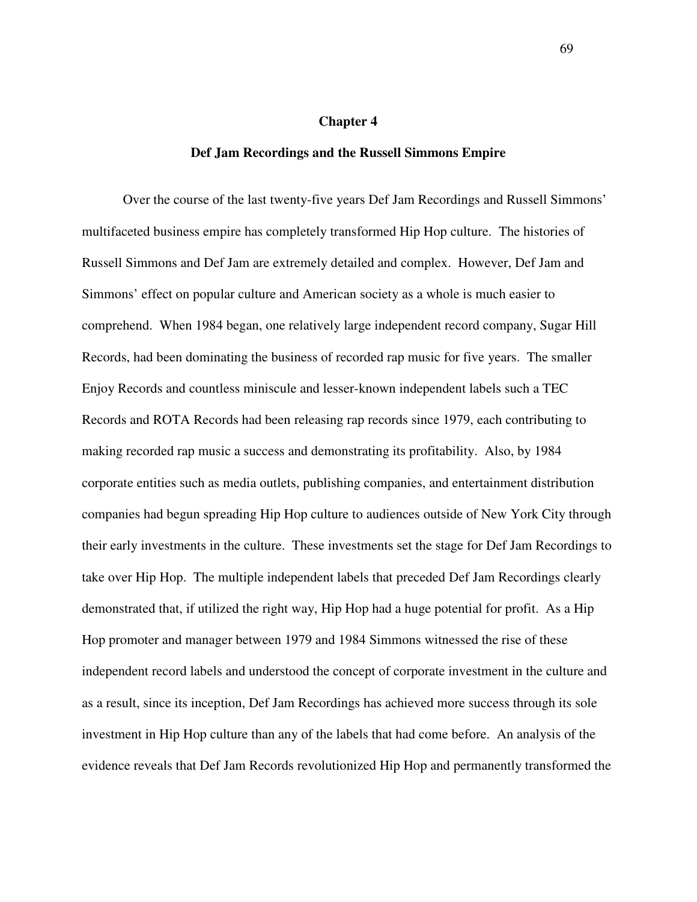# Chapter 4

## Def Jam Recordings and the Russell Simmons Empire

Over the course of the last twenty-five years Def Jam Recordings and Russell Simmons' multifaceted business empire has completely transformed Hip Hop culture. The histories of Russell Simmons and Def Jam are extremely detailed and complex. However, Def Jam and Simmons' effect on popular culture and American society as a whole is much easier to comprehend. When 1984 began, one relatively large independent record company, Sugar Hill Records, had been dominating the business of recorded rap music for five years. The smaller Enjoy Records and countless miniscule and lesser-known independent labels such a TEC Records and ROTA Records had been releasing rap records since 1979, each contributing to making recorded rap music a success and demonstrating its profitability. Also, by 1984 corporate entities such as media outlets, publishing companies, and entertainment distribution companies had begun spreading Hip Hop culture to audiences outside of New York City through their early investments in the culture. These investments set the stage for Def Jam Recordings to take over Hip Hop. The multiple independent labels that preceded Def Jam Recordings clearly demonstrated that, if utilized the right way, Hip Hop had a huge potential for profit. As a Hip Hop promoter and manager between 1979 and 1984 Simmons witnessed the rise of these independent record labels and understood the concept of corporate investment in the culture and as a result, since its inception, Def Jam Recordings has achieved more success through its sole investment in Hip Hop culture than any of the labels that had come before. An analysis of the evidence reveals that Def Jam Records revolutionized Hip Hop and permanently transformed the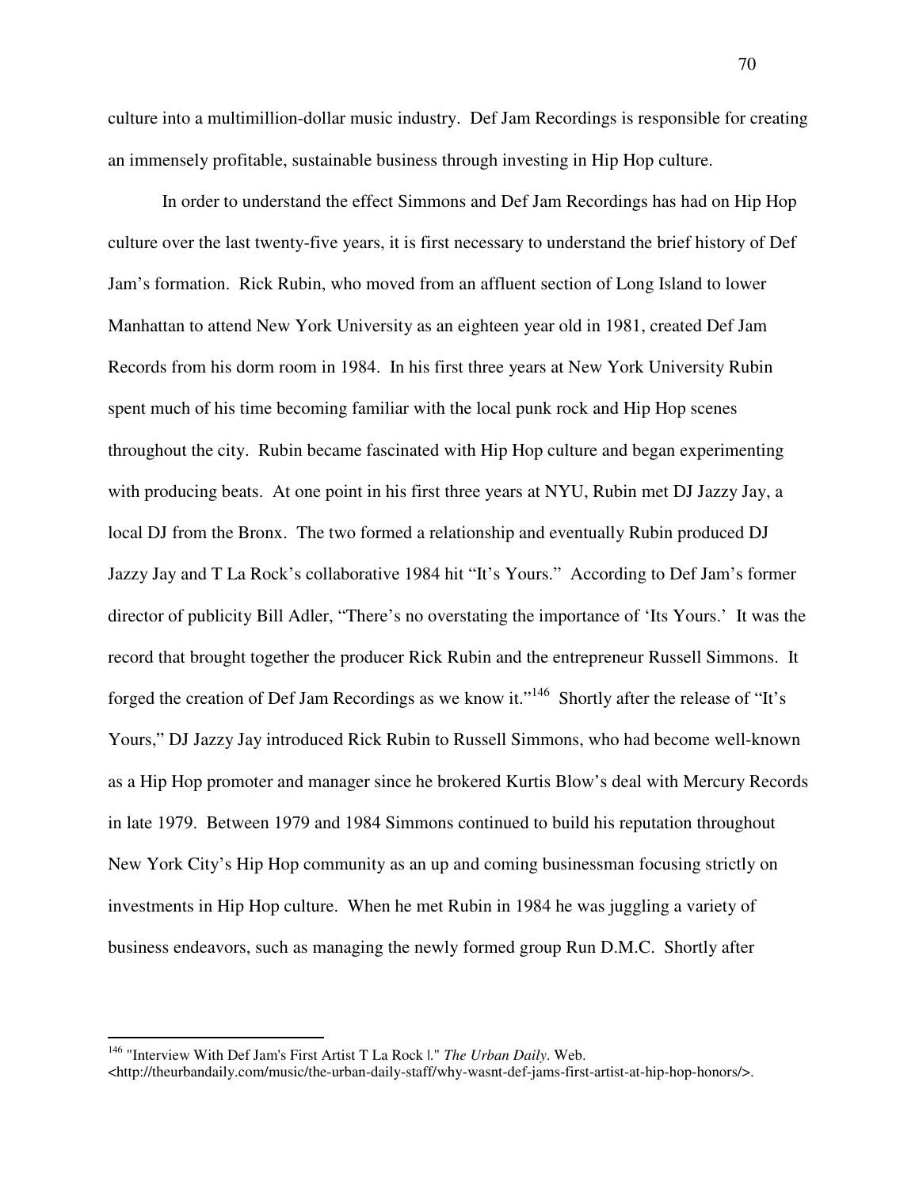culture into a multimillion-dollar music industry. Def Jam Recordings is responsible for creating an immensely profitable, sustainable business through investing in Hip Hop culture.

In order to understand the effect Simmons and Def Jam Recordings has had on Hip Hop culture over the last twenty-five years, it is first necessary to understand the brief history of Def Jam's formation. Rick Rubin, who moved from an affluent section of Long Island to lower Manhattan to attend New York University as an eighteen year old in 1981, created Def Jam Records from his dorm room in 1984. In his first three years at New York University Rubin spent much of his time becoming familiar with the local punk rock and Hip Hop scenes throughout the city. Rubin became fascinated with Hip Hop culture and began experimenting with producing beats. At one point in his first three years at NYU, Rubin met DJ Jazzy Jay, a local DJ from the Bronx. The two formed a relationship and eventually Rubin produced DJ Jazzy Jay and T La Rock's collaborative 1984 hit "It's Yours." According to Def Jam's former director of publicity Bill Adler, "There's no overstating the importance of 'Its Yours.' It was the record that brought together the producer Rick Rubin and the entrepreneur Russell Simmons. It forged the creation of Def Jam Recordings as we know it."[146] Shortly after the release of "It's Yours," DJ Jazzy Jay introduced Rick Rubin to Russell Simmons, who had become well-known as a Hip Hop promoter and manager since he brokered Kurtis Blow's deal with Mercury Records in late 1979. Between 1979 and 1984 Simmons continued to build his reputation throughout New York City's Hip Hop community as an up and coming businessman focusing strictly on investments in Hip Hop culture. When he met Rubin in 1984 he was juggling a variety of business endeavors, such as managing the newly formed group Run D.M.C. Shortly after

---

[146] "Interview With Def Jam's First Artist T La Rock |." *The Urban Daily*. Web. <http://theurbandaily.com/music/the-urban-daily-staff/why-wasnt-def-jams-first-artist-at-hip-hop-honors/>.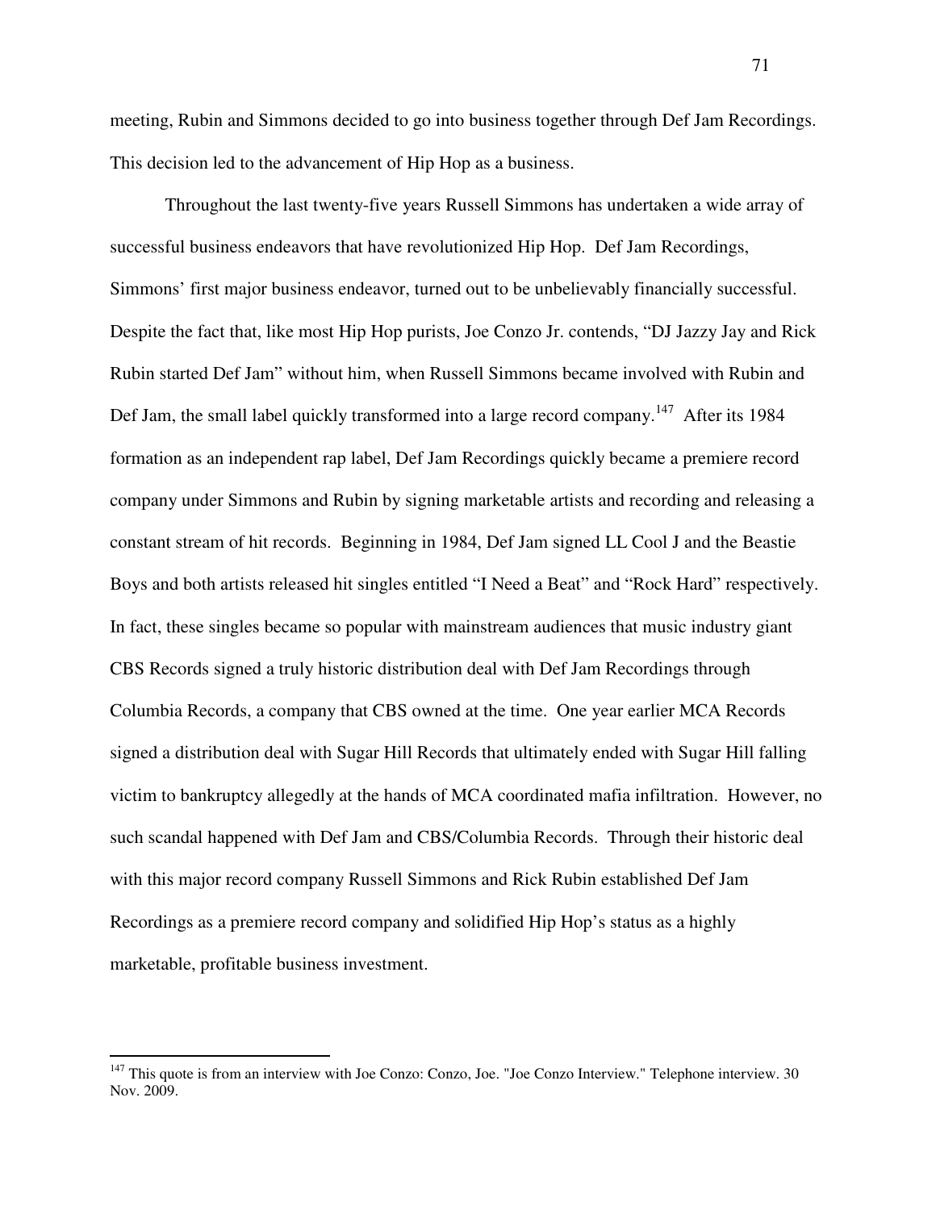meeting, Rubin and Simmons decided to go into business together through Def Jam Recordings. This decision led to the advancement of Hip Hop as a business.

Throughout the last twenty-five years Russell Simmons has undertaken a wide array of successful business endeavors that have revolutionized Hip Hop. Def Jam Recordings, Simmons' first major business endeavor, turned out to be unbelievably financially successful. Despite the fact that, like most Hip Hop purists, Joe Conzo Jr. contends, "DJ Jazzy Jay and Rick Rubin started Def Jam" without him, when Russell Simmons became involved with Rubin and Def Jam, the small label quickly transformed into a large record company.[147] After its 1984 formation as an independent rap label, Def Jam Recordings quickly became a premiere record company under Simmons and Rubin by signing marketable artists and recording and releasing a constant stream of hit records. Beginning in 1984, Def Jam signed LL Cool J and the Beastie Boys and both artists released hit singles entitled "I Need a Beat" and "Rock Hard" respectively. In fact, these singles became so popular with mainstream audiences that music industry giant CBS Records signed a truly historic distribution deal with Def Jam Recordings through Columbia Records, a company that CBS owned at the time. One year earlier MCA Records signed a distribution deal with Sugar Hill Records that ultimately ended with Sugar Hill falling victim to bankruptcy allegedly at the hands of MCA coordinated mafia infiltration. However, no such scandal happened with Def Jam and CBS/Columbia Records. Through their historic deal with this major record company Russell Simmons and Rick Rubin established Def Jam Recordings as a premiere record company and solidified Hip Hop's status as a highly marketable, profitable business investment.

---

[147] This quote is from an interview with Joe Conzo: Conzo, Joe. "Joe Conzo Interview." Telephone interview. 30 Nov. 2009.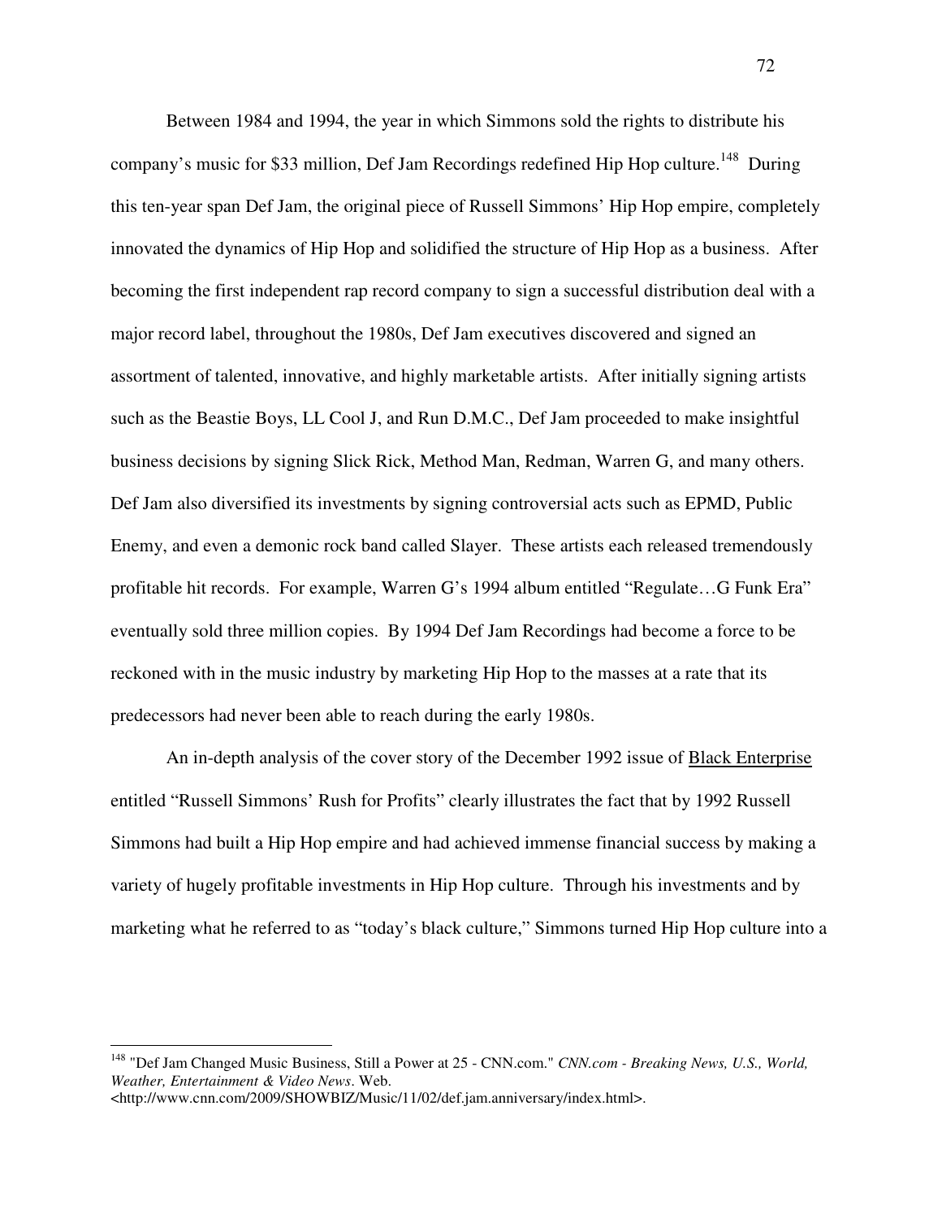Between 1984 and 1994, the year in which Simmons sold the rights to distribute his company's music for $33 million, Def Jam Recordings redefined Hip Hop culture.[148] During this ten-year span Def Jam, the original piece of Russell Simmons' Hip Hop empire, completely innovated the dynamics of Hip Hop and solidified the structure of Hip Hop as a business. After becoming the first independent rap record company to sign a successful distribution deal with a major record label, throughout the 1980s, Def Jam executives discovered and signed an assortment of talented, innovative, and highly marketable artists. After initially signing artists such as the Beastie Boys, LL Cool J, and Run D.M.C., Def Jam proceeded to make insightful business decisions by signing Slick Rick, Method Man, Redman, Warren G, and many others. Def Jam also diversified its investments by signing controversial acts such as EPMD, Public Enemy, and even a demonic rock band called Slayer. These artists each released tremendously profitable hit records. For example, Warren G's 1994 album entitled "Regulate…G Funk Era" eventually sold three million copies. By 1994 Def Jam Recordings had become a force to be reckoned with in the music industry by marketing Hip Hop to the masses at a rate that its predecessors had never been able to reach during the early 1980s.

An in-depth analysis of the cover story of the December 1992 issue of Black Enterprise entitled "Russell Simmons' Rush for Profits" clearly illustrates the fact that by 1992 Russell Simmons had built a Hip Hop empire and had achieved immense financial success by making a variety of hugely profitable investments in Hip Hop culture. Through his investments and by marketing what he referred to as "today's black culture," Simmons turned Hip Hop culture into a

---

[148] "Def Jam Changed Music Business, Still a Power at 25 - CNN.com." *CNN.com - Breaking News, U.S., World, Weather, Entertainment & Video News*. Web. <http://www.cnn.com/2009/SHOWBIZ/Music/11/02/def.jam.anniversary/index.html>.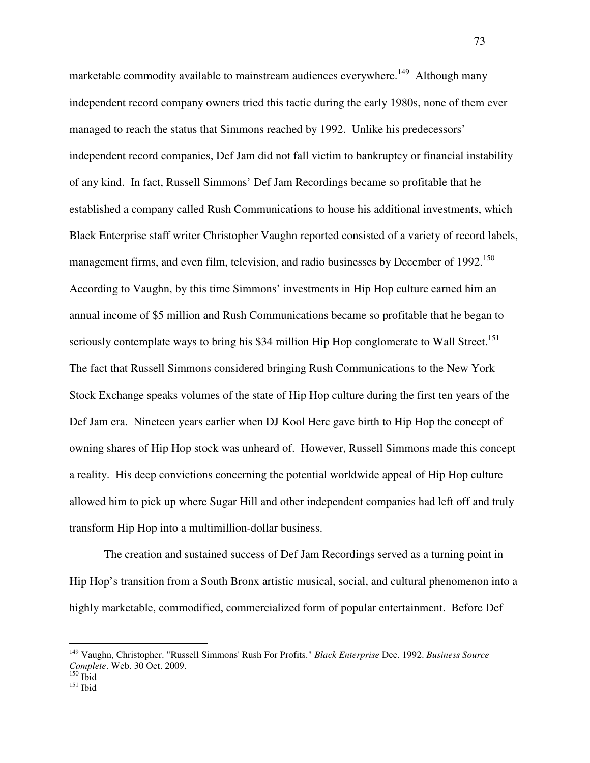marketable commodity available to mainstream audiences everywhere.[149] Although many independent record company owners tried this tactic during the early 1980s, none of them ever managed to reach the status that Simmons reached by 1992. Unlike his predecessors' independent record companies, Def Jam did not fall victim to bankruptcy or financial instability of any kind. In fact, Russell Simmons' Def Jam Recordings became so profitable that he established a company called Rush Communications to house his additional investments, which Black Enterprise staff writer Christopher Vaughn reported consisted of a variety of record labels, management firms, and even film, television, and radio businesses by December of 1992.[150] According to Vaughn, by this time Simmons' investments in Hip Hop culture earned him an annual income of $5 million and Rush Communications became so profitable that he began to seriously contemplate ways to bring his $34 million Hip Hop conglomerate to Wall Street.[151] The fact that Russell Simmons considered bringing Rush Communications to the New York Stock Exchange speaks volumes of the state of Hip Hop culture during the first ten years of the Def Jam era. Nineteen years earlier when DJ Kool Herc gave birth to Hip Hop the concept of owning shares of Hip Hop stock was unheard of. However, Russell Simmons made this concept a reality. His deep convictions concerning the potential worldwide appeal of Hip Hop culture allowed him to pick up where Sugar Hill and other independent companies had left off and truly transform Hip Hop into a multimillion-dollar business.

The creation and sustained success of Def Jam Recordings served as a turning point in Hip Hop's transition from a South Bronx artistic musical, social, and cultural phenomenon into a highly marketable, commodified, commercialized form of popular entertainment. Before Def

---

[149] Vaughn, Christopher. "Russell Simmons' Rush For Profits." *Black Enterprise* Dec. 1992. *Business Source Complete*. Web. 30 Oct. 2009.
[150] Ibid
[151] Ibid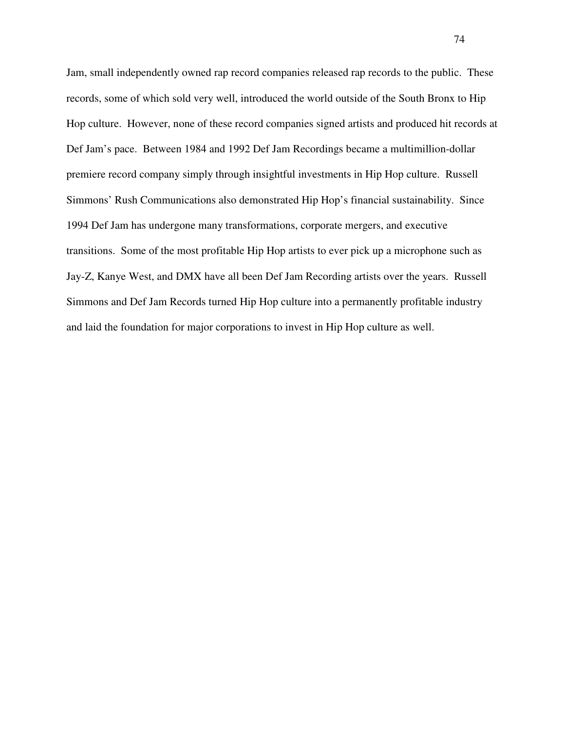Jam, small independently owned rap record companies released rap records to the public. These records, some of which sold very well, introduced the world outside of the South Bronx to Hip Hop culture. However, none of these record companies signed artists and produced hit records at Def Jam's pace. Between 1984 and 1992 Def Jam Recordings became a multimillion-dollar premiere record company simply through insightful investments in Hip Hop culture. Russell Simmons' Rush Communications also demonstrated Hip Hop's financial sustainability. Since 1994 Def Jam has undergone many transformations, corporate mergers, and executive transitions. Some of the most profitable Hip Hop artists to ever pick up a microphone such as Jay-Z, Kanye West, and DMX have all been Def Jam Recording artists over the years. Russell Simmons and Def Jam Records turned Hip Hop culture into a permanently profitable industry and laid the foundation for major corporations to invest in Hip Hop culture as well.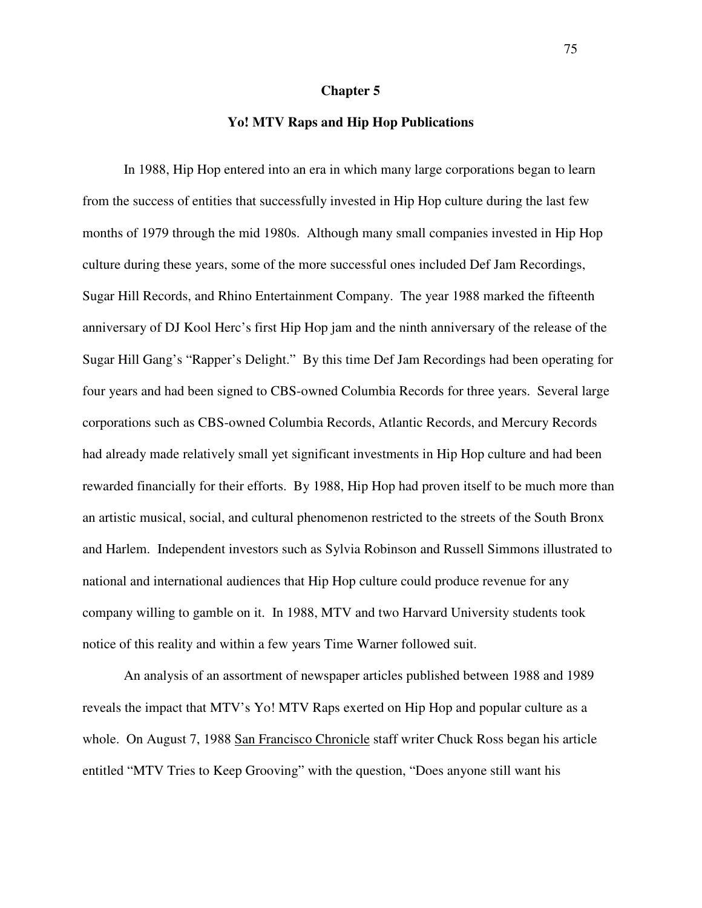# Chapter 5

## Yo! MTV Raps and Hip Hop Publications

In 1988, Hip Hop entered into an era in which many large corporations began to learn from the success of entities that successfully invested in Hip Hop culture during the last few months of 1979 through the mid 1980s. Although many small companies invested in Hip Hop culture during these years, some of the more successful ones included Def Jam Recordings, Sugar Hill Records, and Rhino Entertainment Company. The year 1988 marked the fifteenth anniversary of DJ Kool Herc's first Hip Hop jam and the ninth anniversary of the release of the Sugar Hill Gang's "Rapper's Delight." By this time Def Jam Recordings had been operating for four years and had been signed to CBS-owned Columbia Records for three years. Several large corporations such as CBS-owned Columbia Records, Atlantic Records, and Mercury Records had already made relatively small yet significant investments in Hip Hop culture and had been rewarded financially for their efforts. By 1988, Hip Hop had proven itself to be much more than an artistic musical, social, and cultural phenomenon restricted to the streets of the South Bronx and Harlem. Independent investors such as Sylvia Robinson and Russell Simmons illustrated to national and international audiences that Hip Hop culture could produce revenue for any company willing to gamble on it. In 1988, MTV and two Harvard University students took notice of this reality and within a few years Time Warner followed suit.

An analysis of an assortment of newspaper articles published between 1988 and 1989 reveals the impact that MTV's Yo! MTV Raps exerted on Hip Hop and popular culture as a whole. On August 7, 1988 San Francisco Chronicle staff writer Chuck Ross began his article entitled "MTV Tries to Keep Grooving" with the question, "Does anyone still want his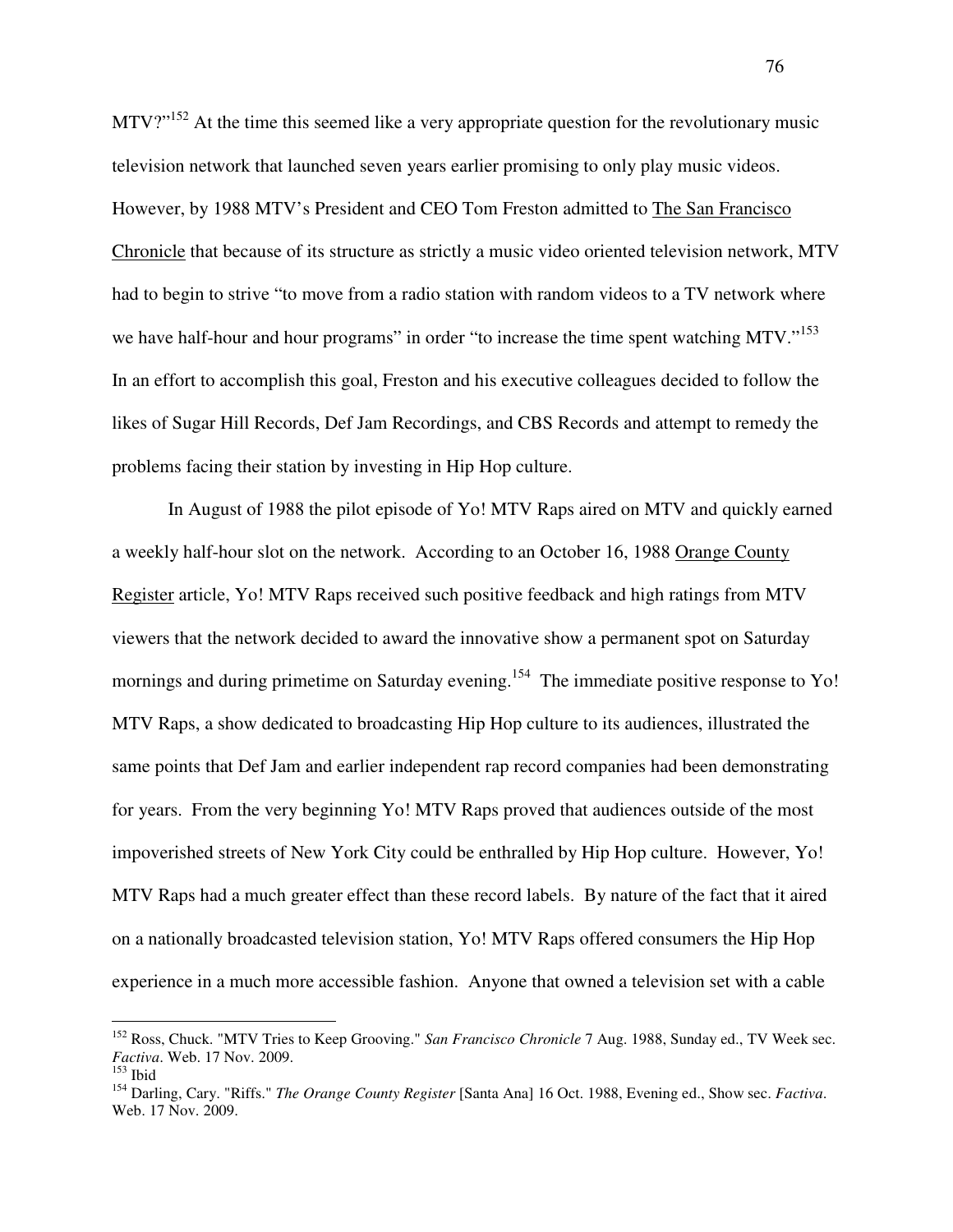MTV?"[152] At the time this seemed like a very appropriate question for the revolutionary music television network that launched seven years earlier promising to only play music videos. However, by 1988 MTV's President and CEO Tom Freston admitted to The San Francisco Chronicle that because of its structure as strictly a music video oriented television network, MTV had to begin to strive "to move from a radio station with random videos to a TV network where we have half-hour and hour programs" in order "to increase the time spent watching MTV."[153] In an effort to accomplish this goal, Freston and his executive colleagues decided to follow the likes of Sugar Hill Records, Def Jam Recordings, and CBS Records and attempt to remedy the problems facing their station by investing in Hip Hop culture.

In August of 1988 the pilot episode of Yo! MTV Raps aired on MTV and quickly earned a weekly half-hour slot on the network. According to an October 16, 1988 Orange County Register article, Yo! MTV Raps received such positive feedback and high ratings from MTV viewers that the network decided to award the innovative show a permanent spot on Saturday mornings and during primetime on Saturday evening.[154] The immediate positive response to Yo! MTV Raps, a show dedicated to broadcasting Hip Hop culture to its audiences, illustrated the same points that Def Jam and earlier independent rap record companies had been demonstrating for years. From the very beginning Yo! MTV Raps proved that audiences outside of the most impoverished streets of New York City could be enthralled by Hip Hop culture. However, Yo! MTV Raps had a much greater effect than these record labels. By nature of the fact that it aired on a nationally broadcasted television station, Yo! MTV Raps offered consumers the Hip Hop experience in a much more accessible fashion. Anyone that owned a television set with a cable

---

[152] Ross, Chuck. "MTV Tries to Keep Grooving." *San Francisco Chronicle* 7 Aug. 1988, Sunday ed., TV Week sec. *Factiva*. Web. 17 Nov. 2009.

[153] Ibid

[154] Darling, Cary. "Riffs." *The Orange County Register* [Santa Ana] 16 Oct. 1988, Evening ed., Show sec. *Factiva*. Web. 17 Nov. 2009.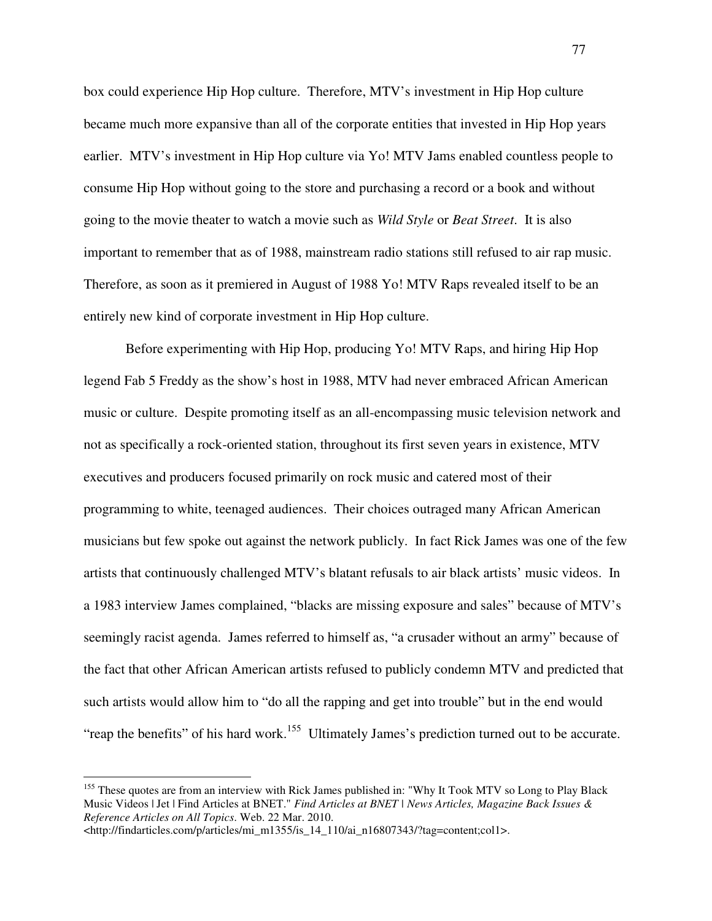box could experience Hip Hop culture. Therefore, MTV's investment in Hip Hop culture became much more expansive than all of the corporate entities that invested in Hip Hop years earlier. MTV's investment in Hip Hop culture via Yo! MTV Jams enabled countless people to consume Hip Hop without going to the store and purchasing a record or a book and without going to the movie theater to watch a movie such as *Wild Style* or *Beat Street*. It is also important to remember that as of 1988, mainstream radio stations still refused to air rap music. Therefore, as soon as it premiered in August of 1988 Yo! MTV Raps revealed itself to be an entirely new kind of corporate investment in Hip Hop culture.

Before experimenting with Hip Hop, producing Yo! MTV Raps, and hiring Hip Hop legend Fab 5 Freddy as the show's host in 1988, MTV had never embraced African American music or culture. Despite promoting itself as an all-encompassing music television network and not as specifically a rock-oriented station, throughout its first seven years in existence, MTV executives and producers focused primarily on rock music and catered most of their programming to white, teenaged audiences. Their choices outraged many African American musicians but few spoke out against the network publicly. In fact Rick James was one of the few artists that continuously challenged MTV's blatant refusals to air black artists' music videos. In a 1983 interview James complained, "blacks are missing exposure and sales" because of MTV's seemingly racist agenda. James referred to himself as, "a crusader without an army" because of the fact that other African American artists refused to publicly condemn MTV and predicted that such artists would allow him to "do all the rapping and get into trouble" but in the end would "reap the benefits" of his hard work.[155] Ultimately James's prediction turned out to be accurate.

---

[155] These quotes are from an interview with Rick James published in: "Why It Took MTV so Long to Play Black Music Videos | Jet | Find Articles at BNET." *Find Articles at BNET | News Articles, Magazine Back Issues & Reference Articles on All Topics*. Web. 22 Mar. 2010. <http://findarticles.com/p/articles/mi_m1355/is_14_110/ai_n16807343/?tag=content;col1>.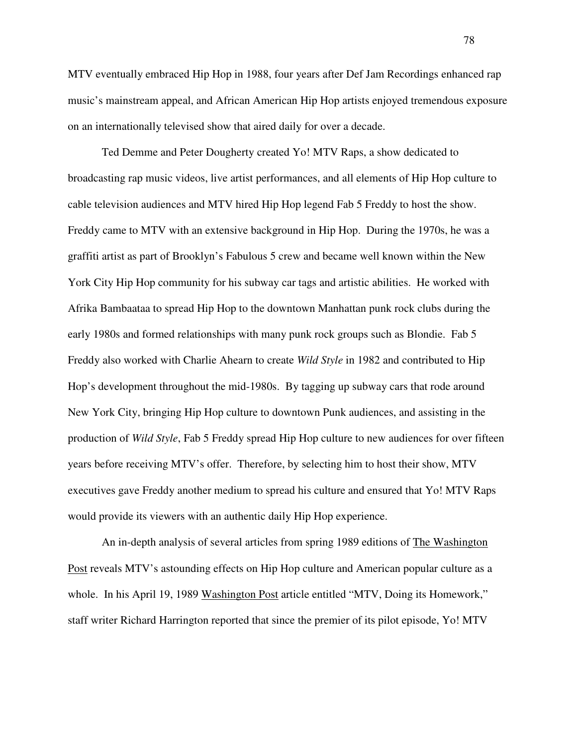MTV eventually embraced Hip Hop in 1988, four years after Def Jam Recordings enhanced rap music's mainstream appeal, and African American Hip Hop artists enjoyed tremendous exposure on an internationally televised show that aired daily for over a decade.

Ted Demme and Peter Dougherty created Yo! MTV Raps, a show dedicated to broadcasting rap music videos, live artist performances, and all elements of Hip Hop culture to cable television audiences and MTV hired Hip Hop legend Fab 5 Freddy to host the show. Freddy came to MTV with an extensive background in Hip Hop. During the 1970s, he was a graffiti artist as part of Brooklyn's Fabulous 5 crew and became well known within the New York City Hip Hop community for his subway car tags and artistic abilities. He worked with Afrika Bambaataa to spread Hip Hop to the downtown Manhattan punk rock clubs during the early 1980s and formed relationships with many punk rock groups such as Blondie. Fab 5 Freddy also worked with Charlie Ahearn to create *Wild Style* in 1982 and contributed to Hip Hop's development throughout the mid-1980s. By tagging up subway cars that rode around New York City, bringing Hip Hop culture to downtown Punk audiences, and assisting in the production of *Wild Style*, Fab 5 Freddy spread Hip Hop culture to new audiences for over fifteen years before receiving MTV's offer. Therefore, by selecting him to host their show, MTV executives gave Freddy another medium to spread his culture and ensured that Yo! MTV Raps would provide its viewers with an authentic daily Hip Hop experience.

An in-depth analysis of several articles from spring 1989 editions of <u>The Washington Post</u> reveals MTV's astounding effects on Hip Hop culture and American popular culture as a whole. In his April 19, 1989 <u>Washington Post</u> article entitled "MTV, Doing its Homework," staff writer Richard Harrington reported that since the premier of its pilot episode, Yo! MTV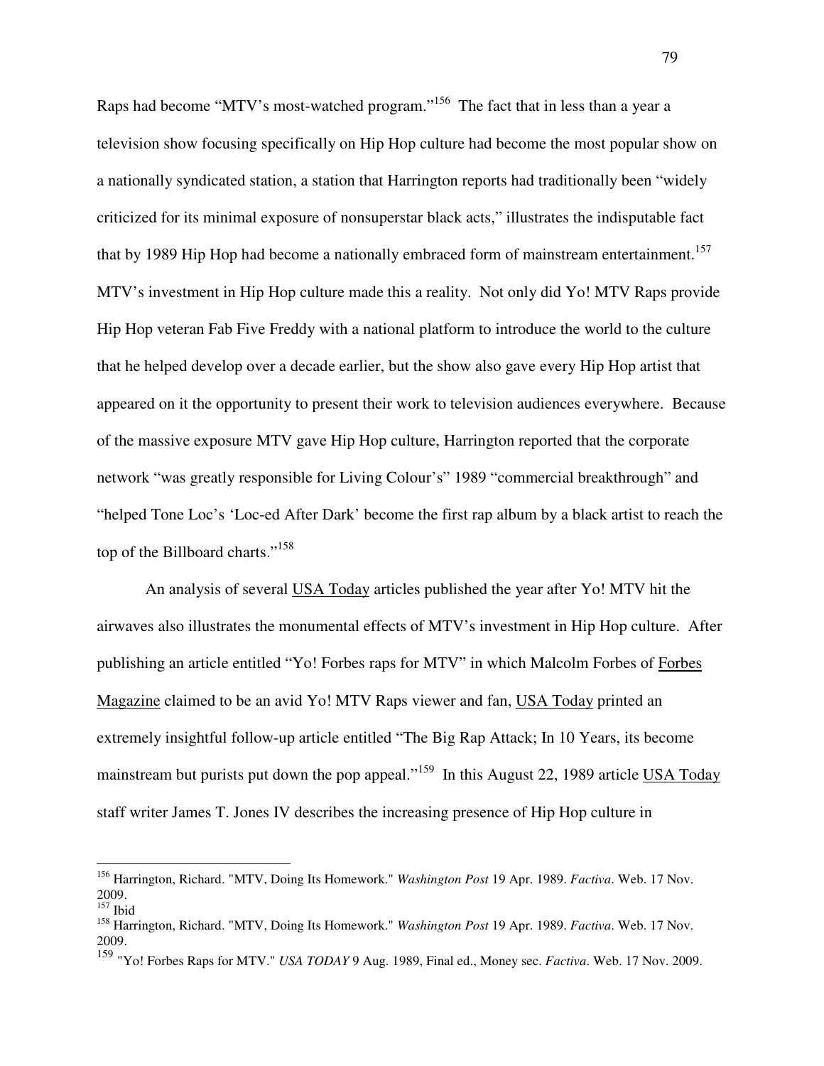Raps had become "MTV's most-watched program."[156] The fact that in less than a year a television show focusing specifically on Hip Hop culture had become the most popular show on a nationally syndicated station, a station that Harrington reports had traditionally been "widely criticized for its minimal exposure of nonsuperstar black acts," illustrates the indisputable fact that by 1989 Hip Hop had become a nationally embraced form of mainstream entertainment.[157] MTV's investment in Hip Hop culture made this a reality. Not only did Yo! MTV Raps provide Hip Hop veteran Fab Five Freddy with a national platform to introduce the world to the culture that he helped develop over a decade earlier, but the show also gave every Hip Hop artist that appeared on it the opportunity to present their work to television audiences everywhere. Because of the massive exposure MTV gave Hip Hop culture, Harrington reported that the corporate network "was greatly responsible for Living Colour's" 1989 "commercial breakthrough" and "helped Tone Loc's 'Loc-ed After Dark' become the first rap album by a black artist to reach the top of the Billboard charts."[158]

An analysis of several USA Today articles published the year after Yo! MTV hit the airwaves also illustrates the monumental effects of MTV's investment in Hip Hop culture. After publishing an article entitled "Yo! Forbes raps for MTV" in which Malcolm Forbes of Forbes Magazine claimed to be an avid Yo! MTV Raps viewer and fan, USA Today printed an extremely insightful follow-up article entitled "The Big Rap Attack; In 10 Years, its become mainstream but purists put down the pop appeal."[159] In this August 22, 1989 article USA Today staff writer James T. Jones IV describes the increasing presence of Hip Hop culture in

---

[156] Harrington, Richard. "MTV, Doing Its Homework." *Washington Post* 19 Apr. 1989. *Factiva*. Web. 17 Nov. 2009.

[157] Ibid

[158] Harrington, Richard. "MTV, Doing Its Homework." *Washington Post* 19 Apr. 1989. *Factiva*. Web. 17 Nov. 2009.

[159] "Yo! Forbes Raps for MTV." *USA TODAY* 9 Aug. 1989, Final ed., Money sec. *Factiva*. Web. 17 Nov. 2009.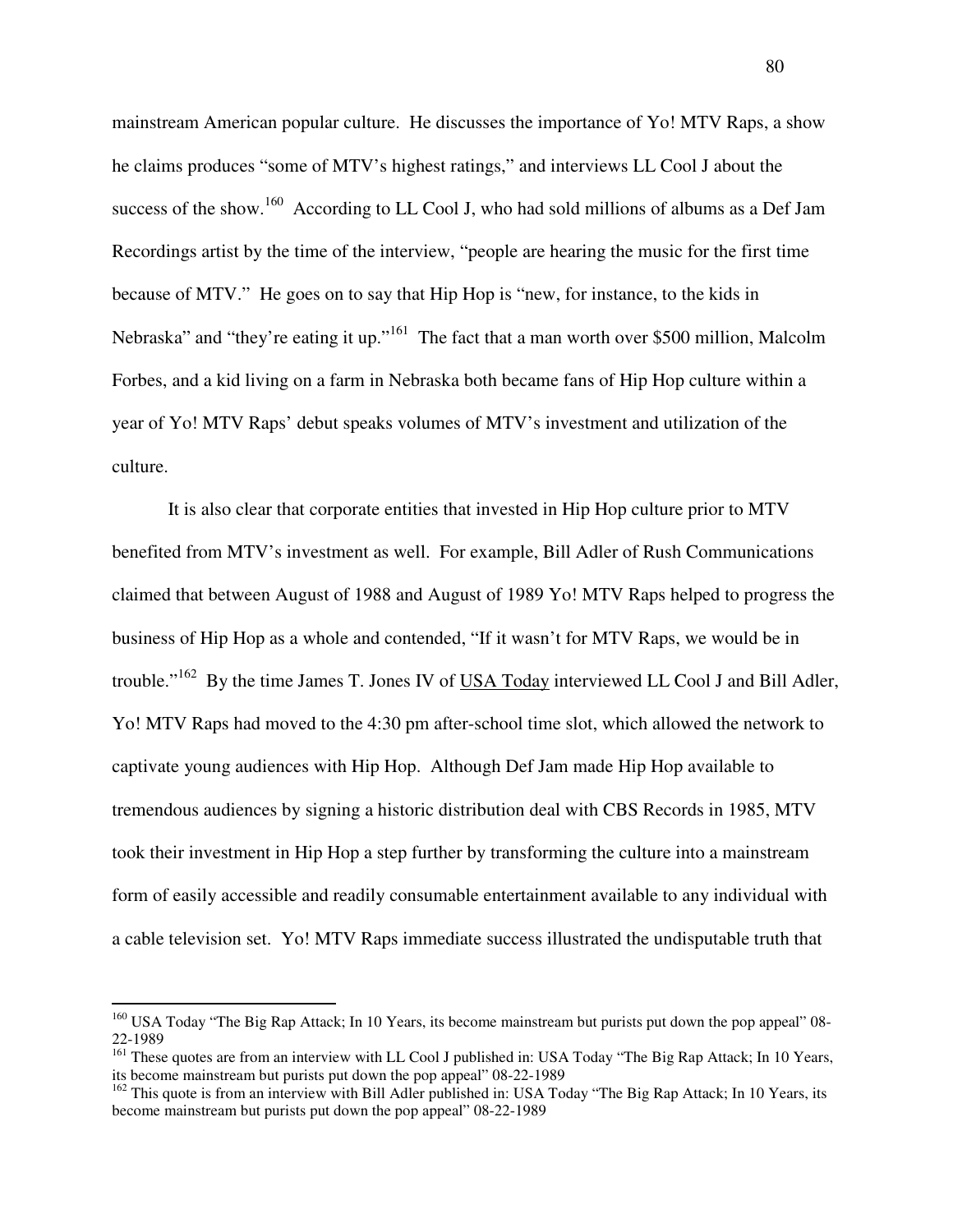mainstream American popular culture. He discusses the importance of Yo! MTV Raps, a show he claims produces "some of MTV's highest ratings," and interviews LL Cool J about the success of the show.[160] According to LL Cool J, who had sold millions of albums as a Def Jam Recordings artist by the time of the interview, "people are hearing the music for the first time because of MTV." He goes on to say that Hip Hop is "new, for instance, to the kids in Nebraska" and "they're eating it up."[161] The fact that a man worth over $500 million, Malcolm Forbes, and a kid living on a farm in Nebraska both became fans of Hip Hop culture within a year of Yo! MTV Raps' debut speaks volumes of MTV's investment and utilization of the culture.

It is also clear that corporate entities that invested in Hip Hop culture prior to MTV benefited from MTV's investment as well. For example, Bill Adler of Rush Communications claimed that between August of 1988 and August of 1989 Yo! MTV Raps helped to progress the business of Hip Hop as a whole and contended, "If it wasn't for MTV Raps, we would be in trouble."[162] By the time James T. Jones IV of USA Today interviewed LL Cool J and Bill Adler, Yo! MTV Raps had moved to the 4:30 pm after-school time slot, which allowed the network to captivate young audiences with Hip Hop. Although Def Jam made Hip Hop available to tremendous audiences by signing a historic distribution deal with CBS Records in 1985, MTV took their investment in Hip Hop a step further by transforming the culture into a mainstream form of easily accessible and readily consumable entertainment available to any individual with a cable television set. Yo! MTV Raps immediate success illustrated the undisputable truth that

---

[160] USA Today "The Big Rap Attack; In 10 Years, its become mainstream but purists put down the pop appeal" 08-22-1989

[161] These quotes are from an interview with LL Cool J published in: USA Today "The Big Rap Attack; In 10 Years, its become mainstream but purists put down the pop appeal" 08-22-1989

[162] This quote is from an interview with Bill Adler published in: USA Today "The Big Rap Attack; In 10 Years, its become mainstream but purists put down the pop appeal" 08-22-1989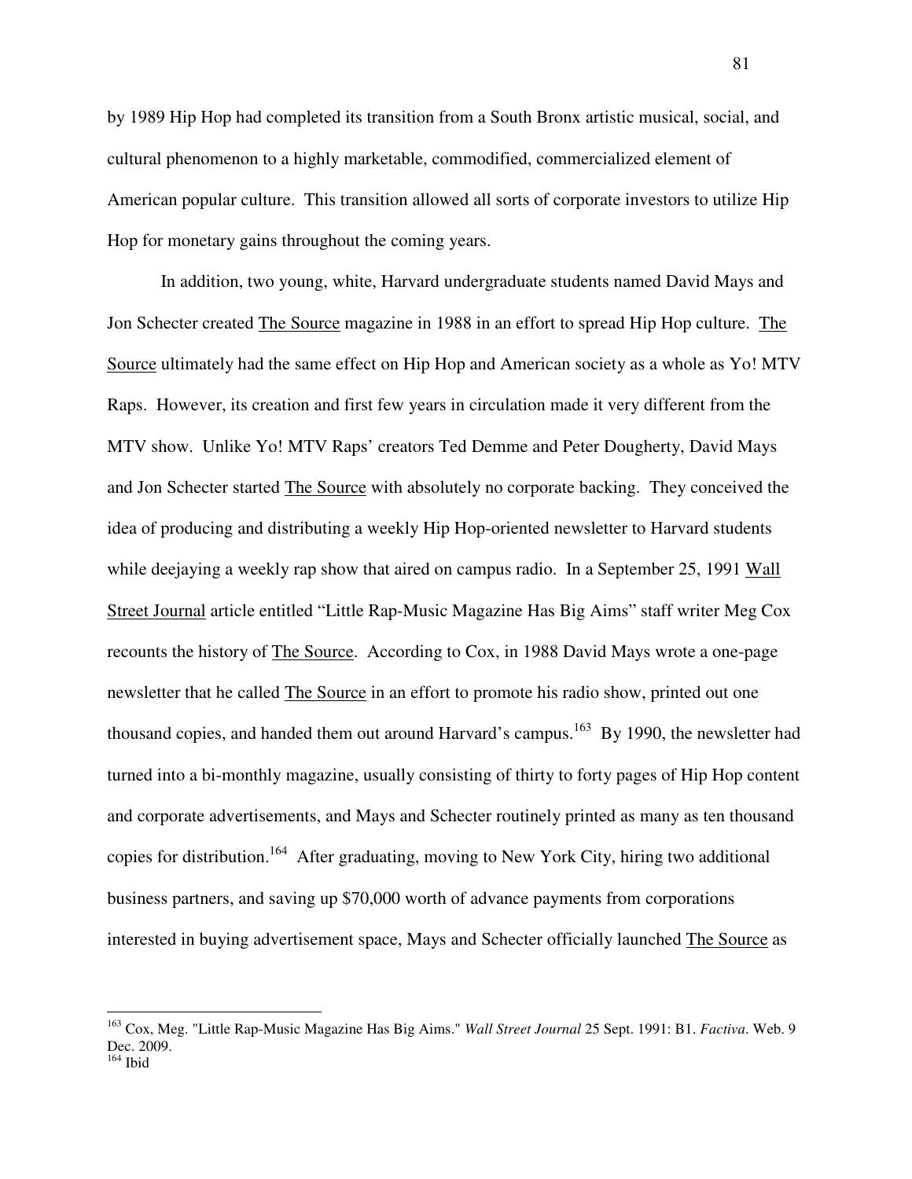by 1989 Hip Hop had completed its transition from a South Bronx artistic musical, social, and cultural phenomenon to a highly marketable, commodified, commercialized element of American popular culture. This transition allowed all sorts of corporate investors to utilize Hip Hop for monetary gains throughout the coming years.

In addition, two young, white, Harvard undergraduate students named David Mays and Jon Schecter created The Source magazine in 1988 in an effort to spread Hip Hop culture. The Source ultimately had the same effect on Hip Hop and American society as a whole as Yo! MTV Raps. However, its creation and first few years in circulation made it very different from the MTV show. Unlike Yo! MTV Raps' creators Ted Demme and Peter Dougherty, David Mays and Jon Schecter started The Source with absolutely no corporate backing. They conceived the idea of producing and distributing a weekly Hip Hop-oriented newsletter to Harvard students while deejaying a weekly rap show that aired on campus radio. In a September 25, 1991 Wall Street Journal article entitled "Little Rap-Music Magazine Has Big Aims" staff writer Meg Cox recounts the history of The Source. According to Cox, in 1988 David Mays wrote a one-page newsletter that he called The Source in an effort to promote his radio show, printed out one thousand copies, and handed them out around Harvard's campus.[163] By 1990, the newsletter had turned into a bi-monthly magazine, usually consisting of thirty to forty pages of Hip Hop content and corporate advertisements, and Mays and Schecter routinely printed as many as ten thousand copies for distribution.[164] After graduating, moving to New York City, hiring two additional business partners, and saving up $70,000 worth of advance payments from corporations interested in buying advertisement space, Mays and Schecter officially launched The Source as

---

[163] Cox, Meg. "Little Rap-Music Magazine Has Big Aims." *Wall Street Journal* 25 Sept. 1991: B1. *Factiva*. Web. 9 Dec. 2009.

[164] Ibid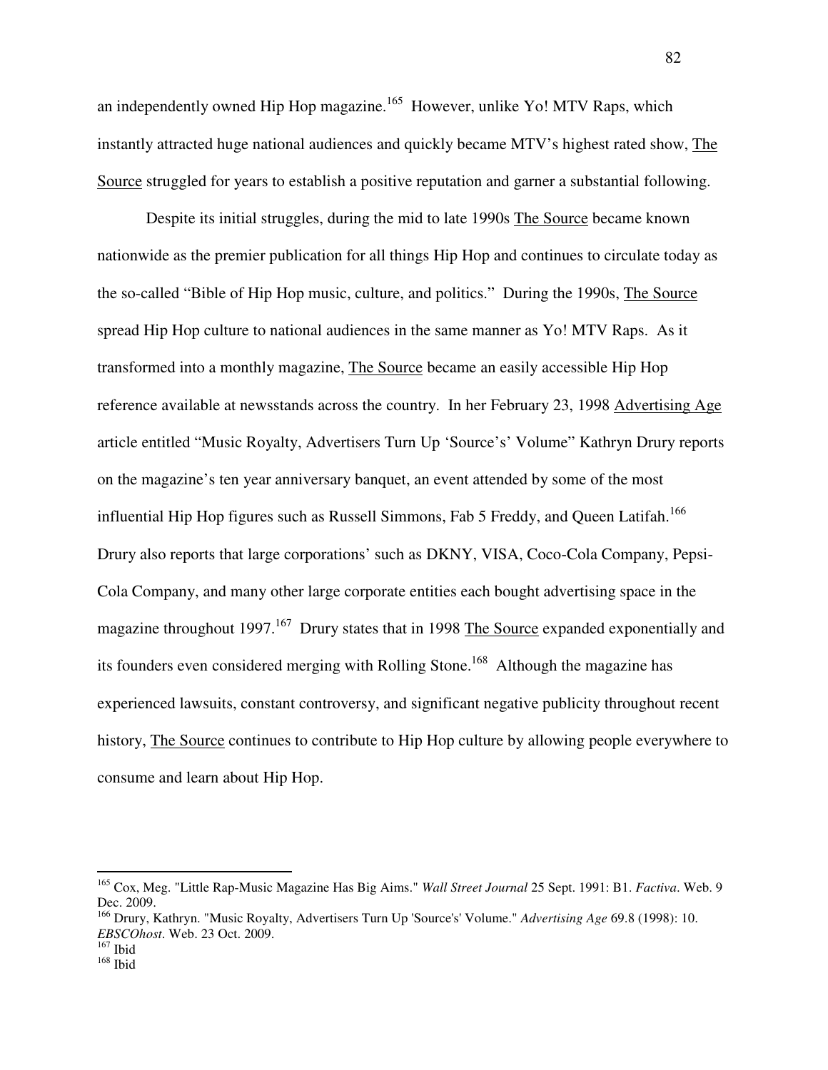an independently owned Hip Hop magazine.[165] However, unlike Yo! MTV Raps, which instantly attracted huge national audiences and quickly became MTV's highest rated show, The Source struggled for years to establish a positive reputation and garner a substantial following.

Despite its initial struggles, during the mid to late 1990s The Source became known nationwide as the premier publication for all things Hip Hop and continues to circulate today as the so-called "Bible of Hip Hop music, culture, and politics." During the 1990s, The Source spread Hip Hop culture to national audiences in the same manner as Yo! MTV Raps. As it transformed into a monthly magazine, The Source became an easily accessible Hip Hop reference available at newsstands across the country. In her February 23, 1998 Advertising Age article entitled "Music Royalty, Advertisers Turn Up 'Source's' Volume" Kathryn Drury reports on the magazine's ten year anniversary banquet, an event attended by some of the most influential Hip Hop figures such as Russell Simmons, Fab 5 Freddy, and Queen Latifah.[166] Drury also reports that large corporations' such as DKNY, VISA, Coco-Cola Company, Pepsi-Cola Company, and many other large corporate entities each bought advertising space in the magazine throughout 1997.[167] Drury states that in 1998 The Source expanded exponentially and its founders even considered merging with Rolling Stone.[168] Although the magazine has experienced lawsuits, constant controversy, and significant negative publicity throughout recent history, The Source continues to contribute to Hip Hop culture by allowing people everywhere to consume and learn about Hip Hop.

---

[165] Cox, Meg. "Little Rap-Music Magazine Has Big Aims." *Wall Street Journal* 25 Sept. 1991: B1. *Factiva*. Web. 9 Dec. 2009.

[166] Drury, Kathryn. "Music Royalty, Advertisers Turn Up 'Source's' Volume." *Advertising Age* 69.8 (1998): 10. *EBSCOhost*. Web. 23 Oct. 2009.

[167] Ibid

[168] Ibid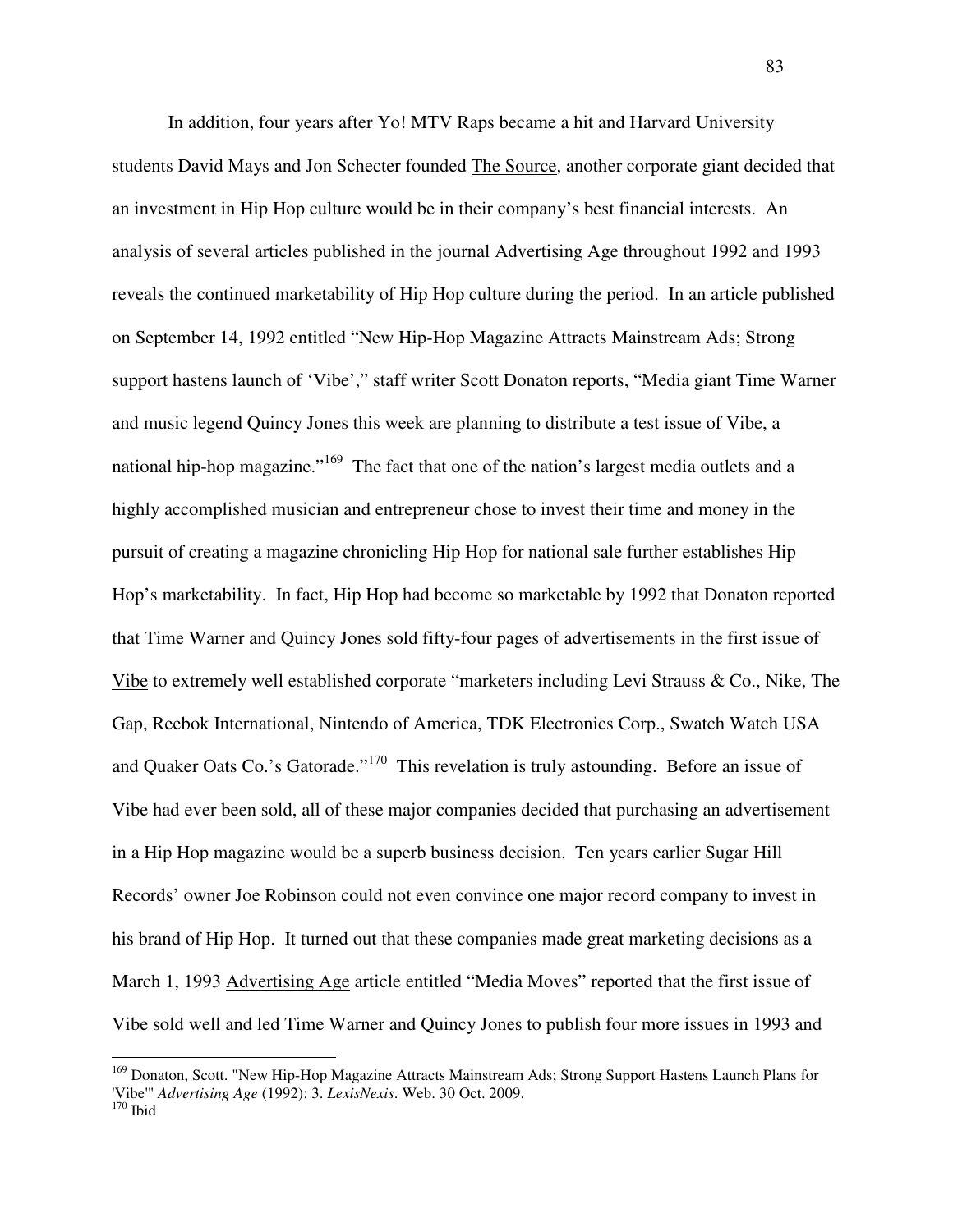In addition, four years after Yo! MTV Raps became a hit and Harvard University students David Mays and Jon Schecter founded The Source, another corporate giant decided that an investment in Hip Hop culture would be in their company's best financial interests. An analysis of several articles published in the journal Advertising Age throughout 1992 and 1993 reveals the continued marketability of Hip Hop culture during the period. In an article published on September 14, 1992 entitled "New Hip-Hop Magazine Attracts Mainstream Ads; Strong support hastens launch of 'Vibe'," staff writer Scott Donaton reports, "Media giant Time Warner and music legend Quincy Jones this week are planning to distribute a test issue of Vibe, a national hip-hop magazine."[169] The fact that one of the nation's largest media outlets and a highly accomplished musician and entrepreneur chose to invest their time and money in the pursuit of creating a magazine chronicling Hip Hop for national sale further establishes Hip Hop's marketability. In fact, Hip Hop had become so marketable by 1992 that Donaton reported that Time Warner and Quincy Jones sold fifty-four pages of advertisements in the first issue of Vibe to extremely well established corporate "marketers including Levi Strauss & Co., Nike, The Gap, Reebok International, Nintendo of America, TDK Electronics Corp., Swatch Watch USA and Quaker Oats Co.'s Gatorade."[170] This revelation is truly astounding. Before an issue of Vibe had ever been sold, all of these major companies decided that purchasing an advertisement in a Hip Hop magazine would be a superb business decision. Ten years earlier Sugar Hill Records' owner Joe Robinson could not even convince one major record company to invest in his brand of Hip Hop. It turned out that these companies made great marketing decisions as a March 1, 1993 Advertising Age article entitled "Media Moves" reported that the first issue of Vibe sold well and led Time Warner and Quincy Jones to publish four more issues in 1993 and

---

[169] Donaton, Scott. "New Hip-Hop Magazine Attracts Mainstream Ads; Strong Support Hastens Launch Plans for 'Vibe'" *Advertising Age* (1992): 3. *LexisNexis*. Web. 30 Oct. 2009.

[170] Ibid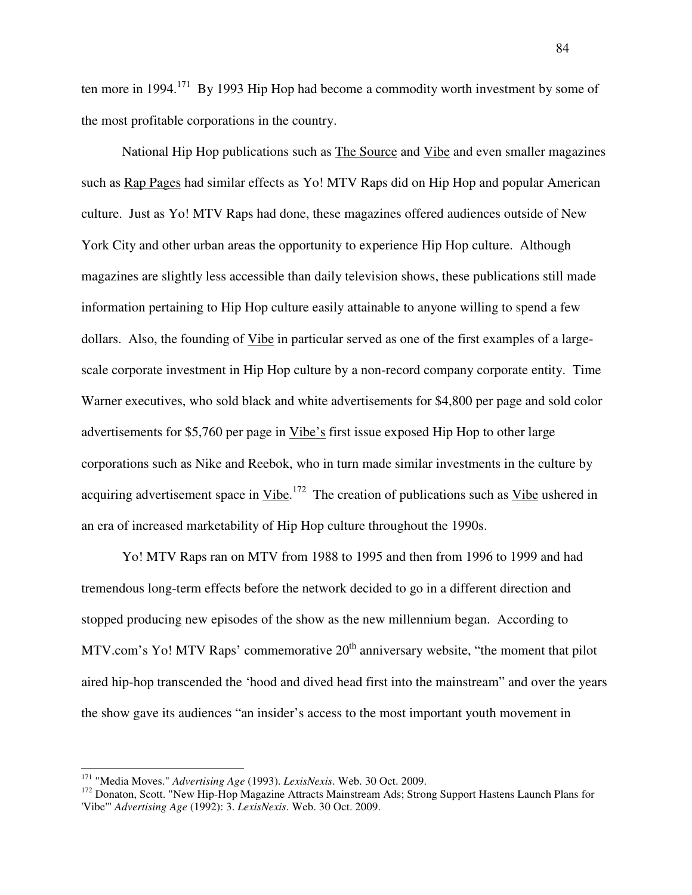ten more in 1994.[171] By 1993 Hip Hop had become a commodity worth investment by some of the most profitable corporations in the country.

National Hip Hop publications such as The Source and Vibe and even smaller magazines such as Rap Pages had similar effects as Yo! MTV Raps did on Hip Hop and popular American culture. Just as Yo! MTV Raps had done, these magazines offered audiences outside of New York City and other urban areas the opportunity to experience Hip Hop culture. Although magazines are slightly less accessible than daily television shows, these publications still made information pertaining to Hip Hop culture easily attainable to anyone willing to spend a few dollars. Also, the founding of Vibe in particular served as one of the first examples of a large-scale corporate investment in Hip Hop culture by a non-record company corporate entity. Time Warner executives, who sold black and white advertisements for $4,800 per page and sold color advertisements for $5,760 per page in Vibe's first issue exposed Hip Hop to other large corporations such as Nike and Reebok, who in turn made similar investments in the culture by acquiring advertisement space in Vibe.[172] The creation of publications such as Vibe ushered in an era of increased marketability of Hip Hop culture throughout the 1990s.

Yo! MTV Raps ran on MTV from 1988 to 1995 and then from 1996 to 1999 and had tremendous long-term effects before the network decided to go in a different direction and stopped producing new episodes of the show as the new millennium began. According to MTV.com's Yo! MTV Raps' commemorative 20th anniversary website, "the moment that pilot aired hip-hop transcended the 'hood and dived head first into the mainstream" and over the years the show gave its audiences "an insider's access to the most important youth movement in

---

[171] "Media Moves." *Advertising Age* (1993). *LexisNexis*. Web. 30 Oct. 2009.

[172] Donaton, Scott. "New Hip-Hop Magazine Attracts Mainstream Ads; Strong Support Hastens Launch Plans for 'Vibe'" *Advertising Age* (1992): 3. *LexisNexis*. Web. 30 Oct. 2009.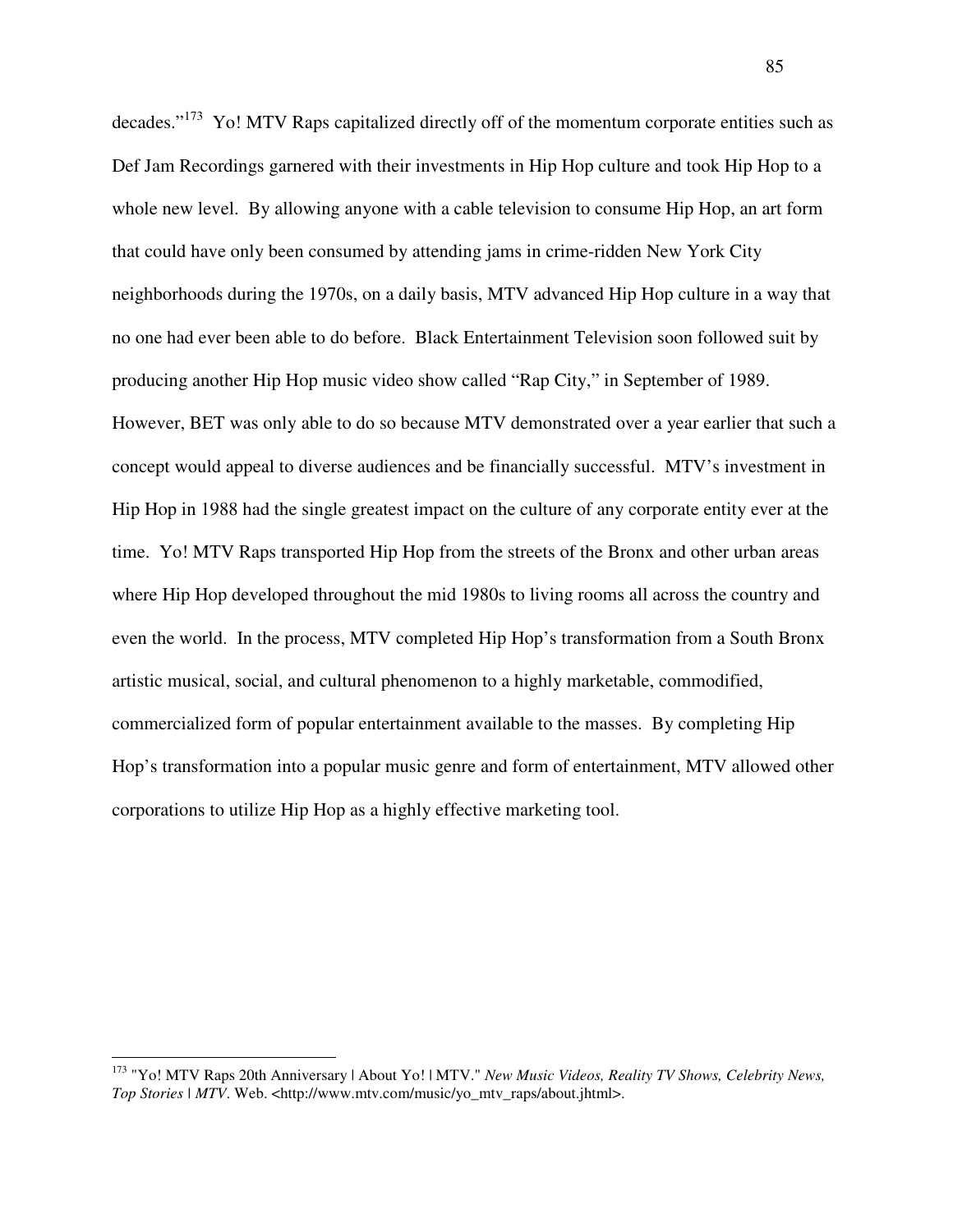decades."[173] Yo! MTV Raps capitalized directly off of the momentum corporate entities such as Def Jam Recordings garnered with their investments in Hip Hop culture and took Hip Hop to a whole new level. By allowing anyone with a cable television to consume Hip Hop, an art form that could have only been consumed by attending jams in crime-ridden New York City neighborhoods during the 1970s, on a daily basis, MTV advanced Hip Hop culture in a way that no one had ever been able to do before. Black Entertainment Television soon followed suit by producing another Hip Hop music video show called "Rap City," in September of 1989. However, BET was only able to do so because MTV demonstrated over a year earlier that such a concept would appeal to diverse audiences and be financially successful. MTV's investment in Hip Hop in 1988 had the single greatest impact on the culture of any corporate entity ever at the time. Yo! MTV Raps transported Hip Hop from the streets of the Bronx and other urban areas where Hip Hop developed throughout the mid 1980s to living rooms all across the country and even the world. In the process, MTV completed Hip Hop's transformation from a South Bronx artistic musical, social, and cultural phenomenon to a highly marketable, commodified, commercialized form of popular entertainment available to the masses. By completing Hip Hop's transformation into a popular music genre and form of entertainment, MTV allowed other corporations to utilize Hip Hop as a highly effective marketing tool.

---

[173] "Yo! MTV Raps 20th Anniversary | About Yo! | MTV." *New Music Videos, Reality TV Shows, Celebrity News, Top Stories | MTV*. Web. <http://www.mtv.com/music/yo_mtv_raps/about.jhtml>.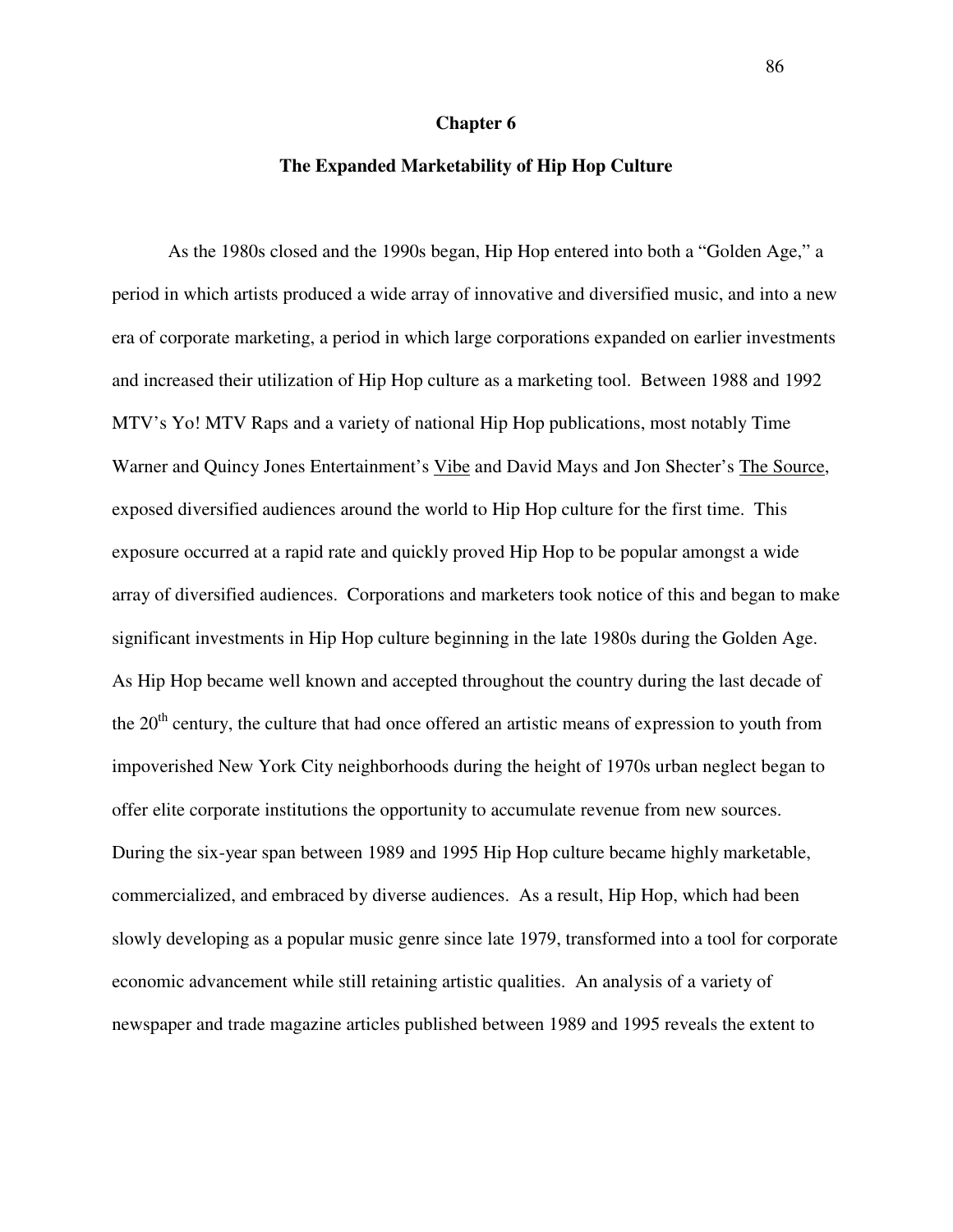# Chapter 6

## The Expanded Marketability of Hip Hop Culture

As the 1980s closed and the 1990s began, Hip Hop entered into both a "Golden Age," a period in which artists produced a wide array of innovative and diversified music, and into a new era of corporate marketing, a period in which large corporations expanded on earlier investments and increased their utilization of Hip Hop culture as a marketing tool. Between 1988 and 1992 MTV's Yo! MTV Raps and a variety of national Hip Hop publications, most notably Time Warner and Quincy Jones Entertainment's Vibe and David Mays and Jon Shecter's The Source, exposed diversified audiences around the world to Hip Hop culture for the first time. This exposure occurred at a rapid rate and quickly proved Hip Hop to be popular amongst a wide array of diversified audiences. Corporations and marketers took notice of this and began to make significant investments in Hip Hop culture beginning in the late 1980s during the Golden Age. As Hip Hop became well known and accepted throughout the country during the last decade of the 20th century, the culture that had once offered an artistic means of expression to youth from impoverished New York City neighborhoods during the height of 1970s urban neglect began to offer elite corporate institutions the opportunity to accumulate revenue from new sources. During the six-year span between 1989 and 1995 Hip Hop culture became highly marketable, commercialized, and embraced by diverse audiences. As a result, Hip Hop, which had been slowly developing as a popular music genre since late 1979, transformed into a tool for corporate economic advancement while still retaining artistic qualities. An analysis of a variety of newspaper and trade magazine articles published between 1989 and 1995 reveals the extent to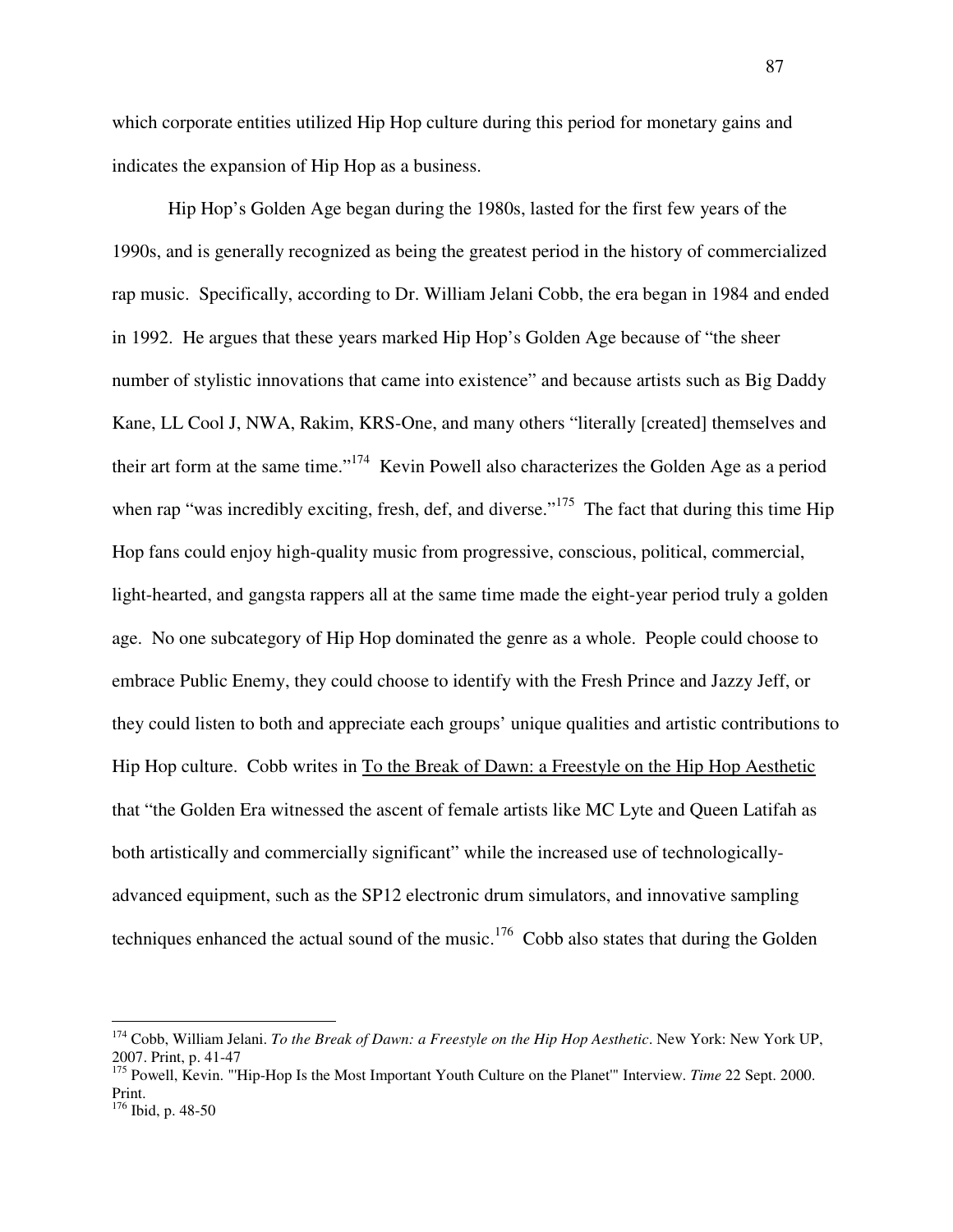which corporate entities utilized Hip Hop culture during this period for monetary gains and indicates the expansion of Hip Hop as a business.

Hip Hop's Golden Age began during the 1980s, lasted for the first few years of the 1990s, and is generally recognized as being the greatest period in the history of commercialized rap music. Specifically, according to Dr. William Jelani Cobb, the era began in 1984 and ended in 1992. He argues that these years marked Hip Hop's Golden Age because of "the sheer number of stylistic innovations that came into existence" and because artists such as Big Daddy Kane, LL Cool J, NWA, Rakim, KRS-One, and many others "literally [created] themselves and their art form at the same time."[174] Kevin Powell also characterizes the Golden Age as a period when rap "was incredibly exciting, fresh, def, and diverse."[175] The fact that during this time Hip Hop fans could enjoy high-quality music from progressive, conscious, political, commercial, light-hearted, and gangsta rappers all at the same time made the eight-year period truly a golden age. No one subcategory of Hip Hop dominated the genre as a whole. People could choose to embrace Public Enemy, they could choose to identify with the Fresh Prince and Jazzy Jeff, or they could listen to both and appreciate each groups' unique qualities and artistic contributions to Hip Hop culture. Cobb writes in <u>To the Break of Dawn: a Freestyle on the Hip Hop Aesthetic</u> that "the Golden Era witnessed the ascent of female artists like MC Lyte and Queen Latifah as both artistically and commercially significant" while the increased use of technologically-advanced equipment, such as the SP12 electronic drum simulators, and innovative sampling techniques enhanced the actual sound of the music.[176] Cobb also states that during the Golden

---

[174] Cobb, William Jelani. *To the Break of Dawn: a Freestyle on the Hip Hop Aesthetic*. New York: New York UP, 2007. Print, p. 41-47

[175] Powell, Kevin. "'Hip-Hop Is the Most Important Youth Culture on the Planet'" Interview. *Time* 22 Sept. 2000. Print.

[176] Ibid, p. 48-50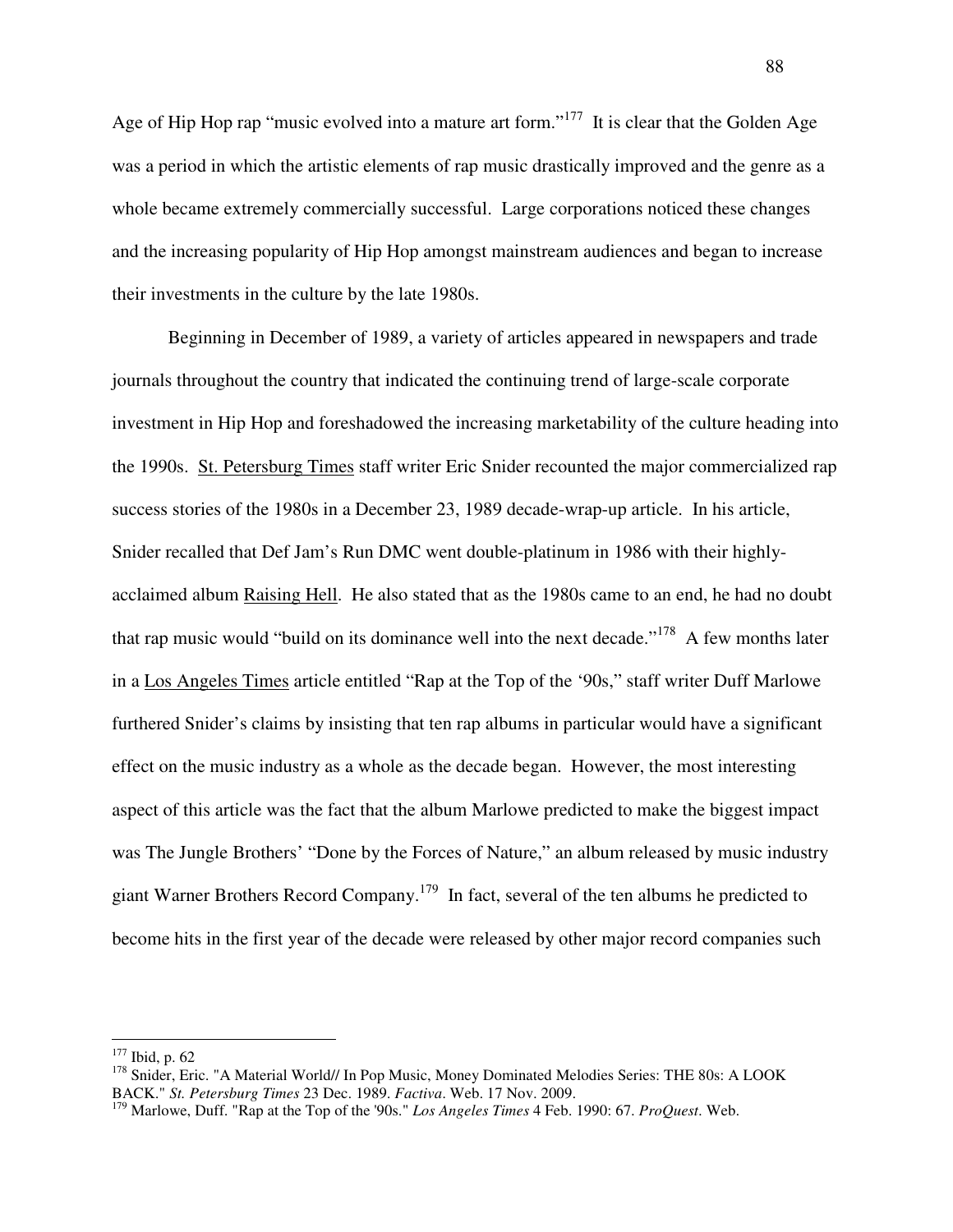Age of Hip Hop rap "music evolved into a mature art form."[177] It is clear that the Golden Age was a period in which the artistic elements of rap music drastically improved and the genre as a whole became extremely commercially successful. Large corporations noticed these changes and the increasing popularity of Hip Hop amongst mainstream audiences and began to increase their investments in the culture by the late 1980s.

Beginning in December of 1989, a variety of articles appeared in newspapers and trade journals throughout the country that indicated the continuing trend of large-scale corporate investment in Hip Hop and foreshadowed the increasing marketability of the culture heading into the 1990s. St. Petersburg Times staff writer Eric Snider recounted the major commercialized rap success stories of the 1980s in a December 23, 1989 decade-wrap-up article. In his article, Snider recalled that Def Jam's Run DMC went double-platinum in 1986 with their highly-acclaimed album Raising Hell. He also stated that as the 1980s came to an end, he had no doubt that rap music would "build on its dominance well into the next decade."[178] A few months later in a Los Angeles Times article entitled "Rap at the Top of the '90s," staff writer Duff Marlowe furthered Snider's claims by insisting that ten rap albums in particular would have a significant effect on the music industry as a whole as the decade began. However, the most interesting aspect of this article was the fact that the album Marlowe predicted to make the biggest impact was The Jungle Brothers' "Done by the Forces of Nature," an album released by music industry giant Warner Brothers Record Company.[179] In fact, several of the ten albums he predicted to become hits in the first year of the decade were released by other major record companies such

---

[177] Ibid, p. 62

[178] Snider, Eric. "A Material World// In Pop Music, Money Dominated Melodies Series: THE 80s: A LOOK BACK." *St. Petersburg Times* 23 Dec. 1989. *Factiva*. Web. 17 Nov. 2009.

[179] Marlowe, Duff. "Rap at the Top of the '90s." *Los Angeles Times* 4 Feb. 1990: 67. *ProQuest*. Web.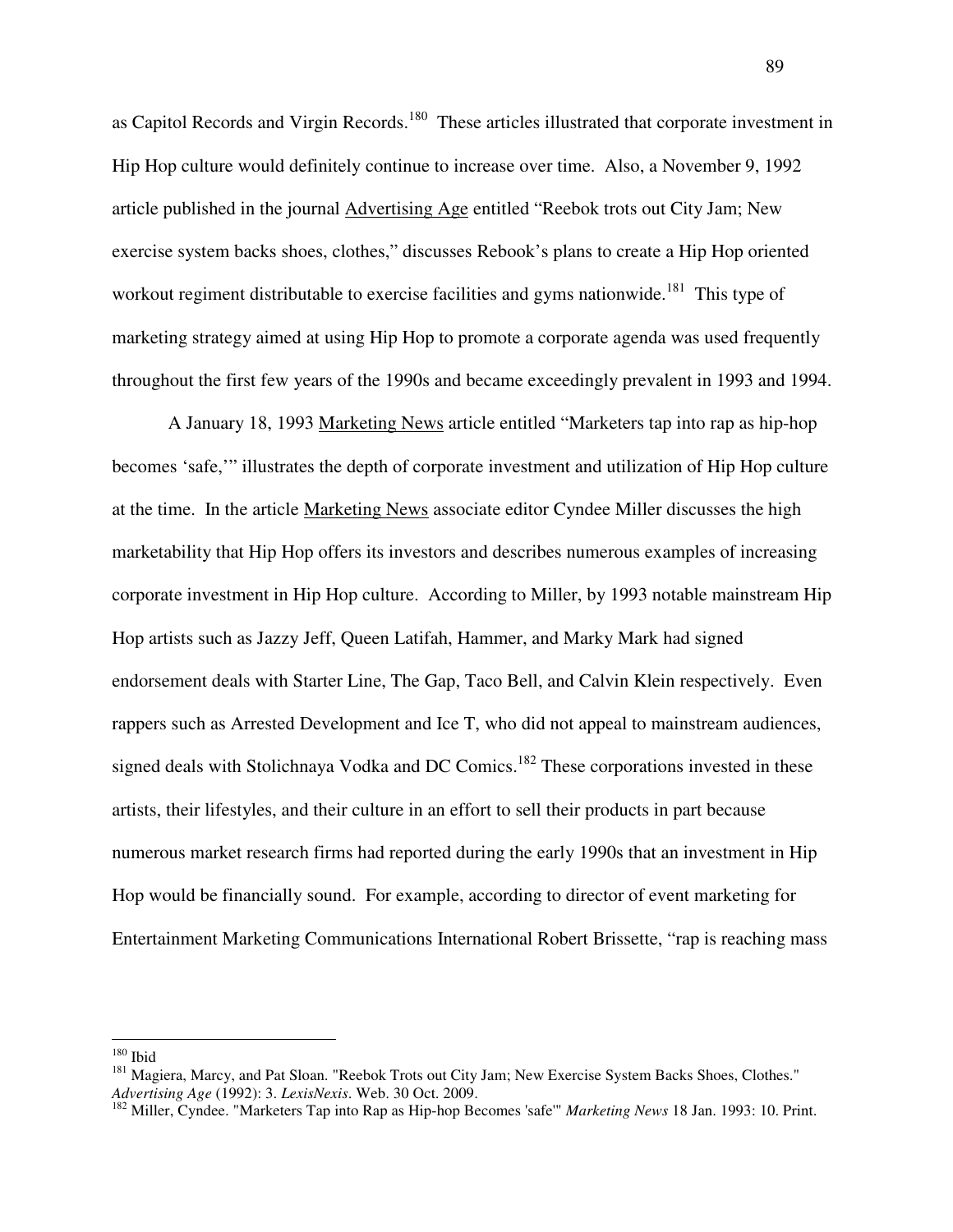as Capitol Records and Virgin Records.[180] These articles illustrated that corporate investment in Hip Hop culture would definitely continue to increase over time. Also, a November 9, 1992 article published in the journal Advertising Age entitled "Reebok trots out City Jam; New exercise system backs shoes, clothes," discusses Rebook's plans to create a Hip Hop oriented workout regiment distributable to exercise facilities and gyms nationwide.[181] This type of marketing strategy aimed at using Hip Hop to promote a corporate agenda was used frequently throughout the first few years of the 1990s and became exceedingly prevalent in 1993 and 1994.

A January 18, 1993 Marketing News article entitled "Marketers tap into rap as hip-hop becomes 'safe,'" illustrates the depth of corporate investment and utilization of Hip Hop culture at the time. In the article Marketing News associate editor Cyndee Miller discusses the high marketability that Hip Hop offers its investors and describes numerous examples of increasing corporate investment in Hip Hop culture. According to Miller, by 1993 notable mainstream Hip Hop artists such as Jazzy Jeff, Queen Latifah, Hammer, and Marky Mark had signed endorsement deals with Starter Line, The Gap, Taco Bell, and Calvin Klein respectively. Even rappers such as Arrested Development and Ice T, who did not appeal to mainstream audiences, signed deals with Stolichnaya Vodka and DC Comics.[182] These corporations invested in these artists, their lifestyles, and their culture in an effort to sell their products in part because numerous market research firms had reported during the early 1990s that an investment in Hip Hop would be financially sound. For example, according to director of event marketing for Entertainment Marketing Communications International Robert Brissette, "rap is reaching mass

---

[180] Ibid

[181] Magiera, Marcy, and Pat Sloan. "Reebok Trots out City Jam; New Exercise System Backs Shoes, Clothes." *Advertising Age* (1992): 3. *LexisNexis*. Web. 30 Oct. 2009.

[182] Miller, Cyndee. "Marketers Tap into Rap as Hip-hop Becomes 'safe'" *Marketing News* 18 Jan. 1993: 10. Print.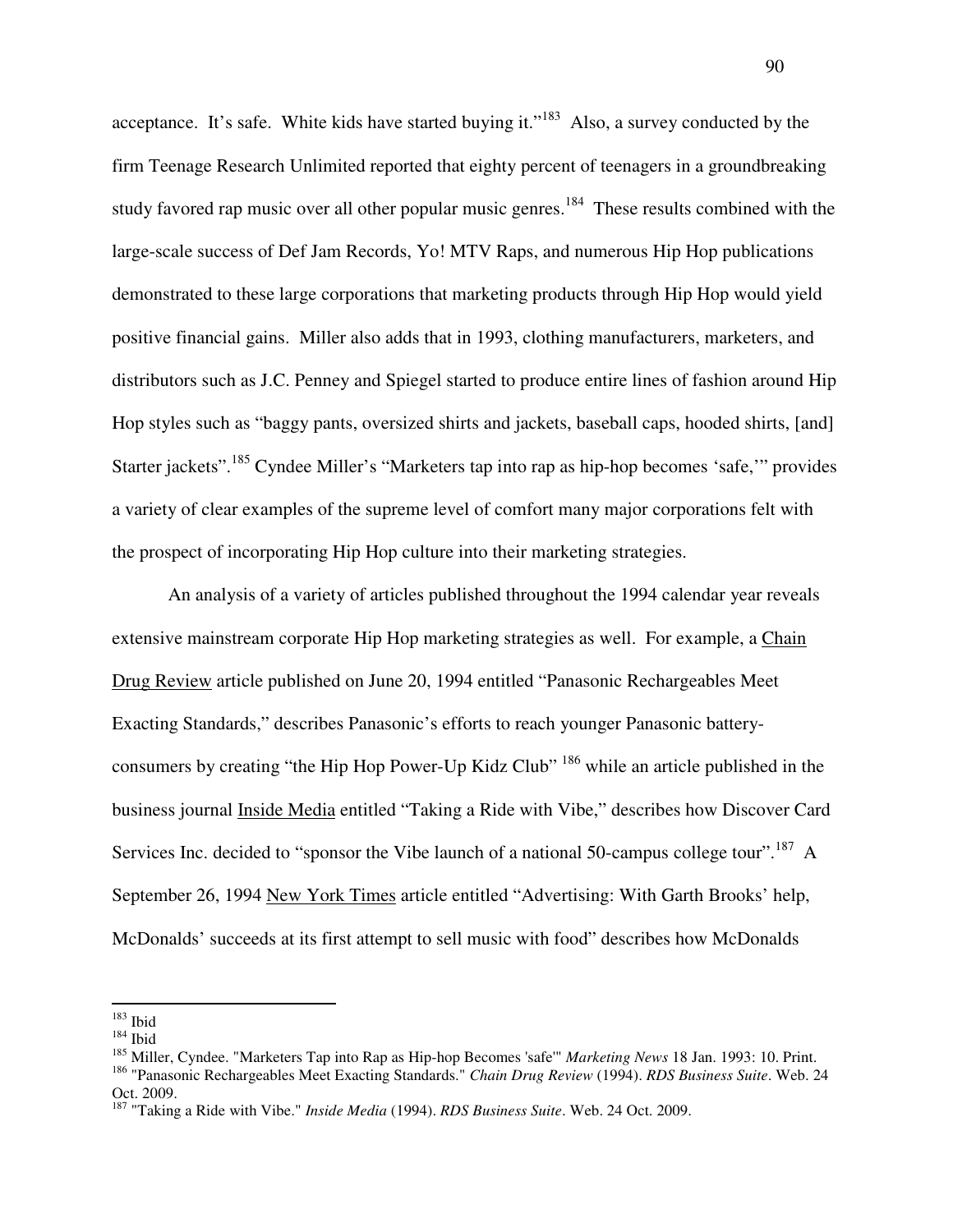acceptance. It's safe. White kids have started buying it."[183] Also, a survey conducted by the firm Teenage Research Unlimited reported that eighty percent of teenagers in a groundbreaking study favored rap music over all other popular music genres.[184] These results combined with the large-scale success of Def Jam Records, Yo! MTV Raps, and numerous Hip Hop publications demonstrated to these large corporations that marketing products through Hip Hop would yield positive financial gains. Miller also adds that in 1993, clothing manufacturers, marketers, and distributors such as J.C. Penney and Spiegel started to produce entire lines of fashion around Hip Hop styles such as "baggy pants, oversized shirts and jackets, baseball caps, hooded shirts, [and] Starter jackets".[185] Cyndee Miller's "Marketers tap into rap as hip-hop becomes 'safe,'" provides a variety of clear examples of the supreme level of comfort many major corporations felt with the prospect of incorporating Hip Hop culture into their marketing strategies.

An analysis of a variety of articles published throughout the 1994 calendar year reveals extensive mainstream corporate Hip Hop marketing strategies as well. For example, a Chain Drug Review article published on June 20, 1994 entitled "Panasonic Rechargeables Meet Exacting Standards," describes Panasonic's efforts to reach younger Panasonic battery-consumers by creating "the Hip Hop Power-Up Kidz Club" [186] while an article published in the business journal Inside Media entitled "Taking a Ride with Vibe," describes how Discover Card Services Inc. decided to "sponsor the Vibe launch of a national 50-campus college tour".[187] A September 26, 1994 New York Times article entitled "Advertising: With Garth Brooks' help, McDonalds' succeeds at its first attempt to sell music with food" describes how McDonalds

---

[183] Ibid

[184] Ibid

[185] Miller, Cyndee. "Marketers Tap into Rap as Hip-hop Becomes 'safe'" *Marketing News* 18 Jan. 1993: 10. Print.

[186] "Panasonic Rechargeables Meet Exacting Standards." *Chain Drug Review* (1994). *RDS Business Suite*. Web. 24 Oct. 2009.

[187] "Taking a Ride with Vibe." *Inside Media* (1994). *RDS Business Suite*. Web. 24 Oct. 2009.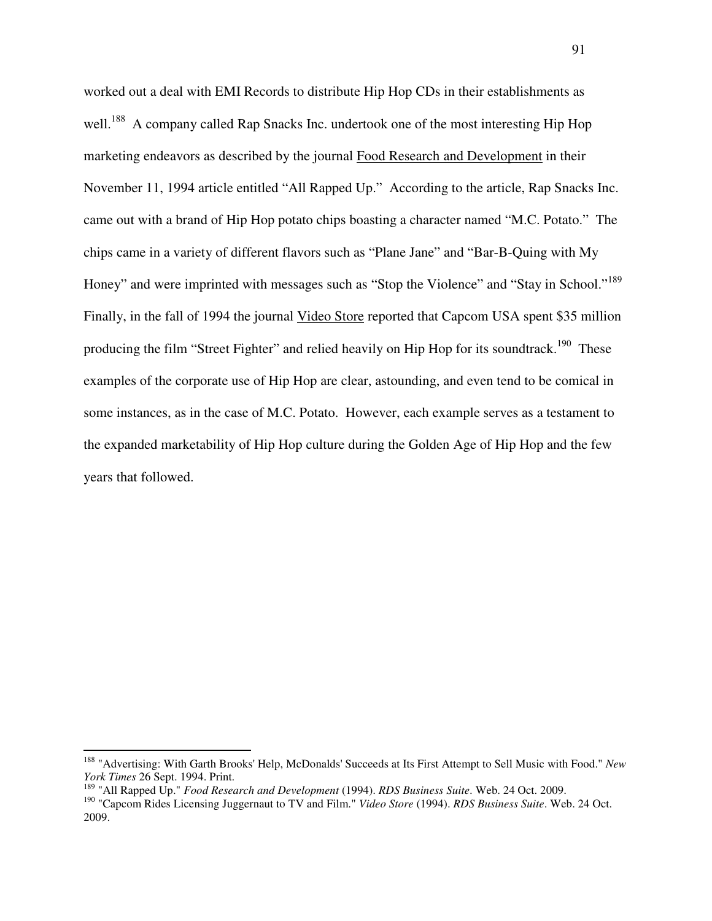worked out a deal with EMI Records to distribute Hip Hop CDs in their establishments as well.[188] A company called Rap Snacks Inc. undertook one of the most interesting Hip Hop marketing endeavors as described by the journal Food Research and Development in their November 11, 1994 article entitled "All Rapped Up." According to the article, Rap Snacks Inc. came out with a brand of Hip Hop potato chips boasting a character named "M.C. Potato." The chips came in a variety of different flavors such as "Plane Jane" and "Bar-B-Quing with My Honey" and were imprinted with messages such as "Stop the Violence" and "Stay in School."[189] Finally, in the fall of 1994 the journal Video Store reported that Capcom USA spent $35 million producing the film "Street Fighter" and relied heavily on Hip Hop for its soundtrack.[190] These examples of the corporate use of Hip Hop are clear, astounding, and even tend to be comical in some instances, as in the case of M.C. Potato. However, each example serves as a testament to the expanded marketability of Hip Hop culture during the Golden Age of Hip Hop and the few years that followed.

---

[188] "Advertising: With Garth Brooks' Help, McDonalds' Succeeds at Its First Attempt to Sell Music with Food." *New York Times* 26 Sept. 1994. Print.

[189] "All Rapped Up." *Food Research and Development* (1994). *RDS Business Suite*. Web. 24 Oct. 2009.

[190] "Capcom Rides Licensing Juggernaut to TV and Film." *Video Store* (1994). *RDS Business Suite*. Web. 24 Oct. 2009.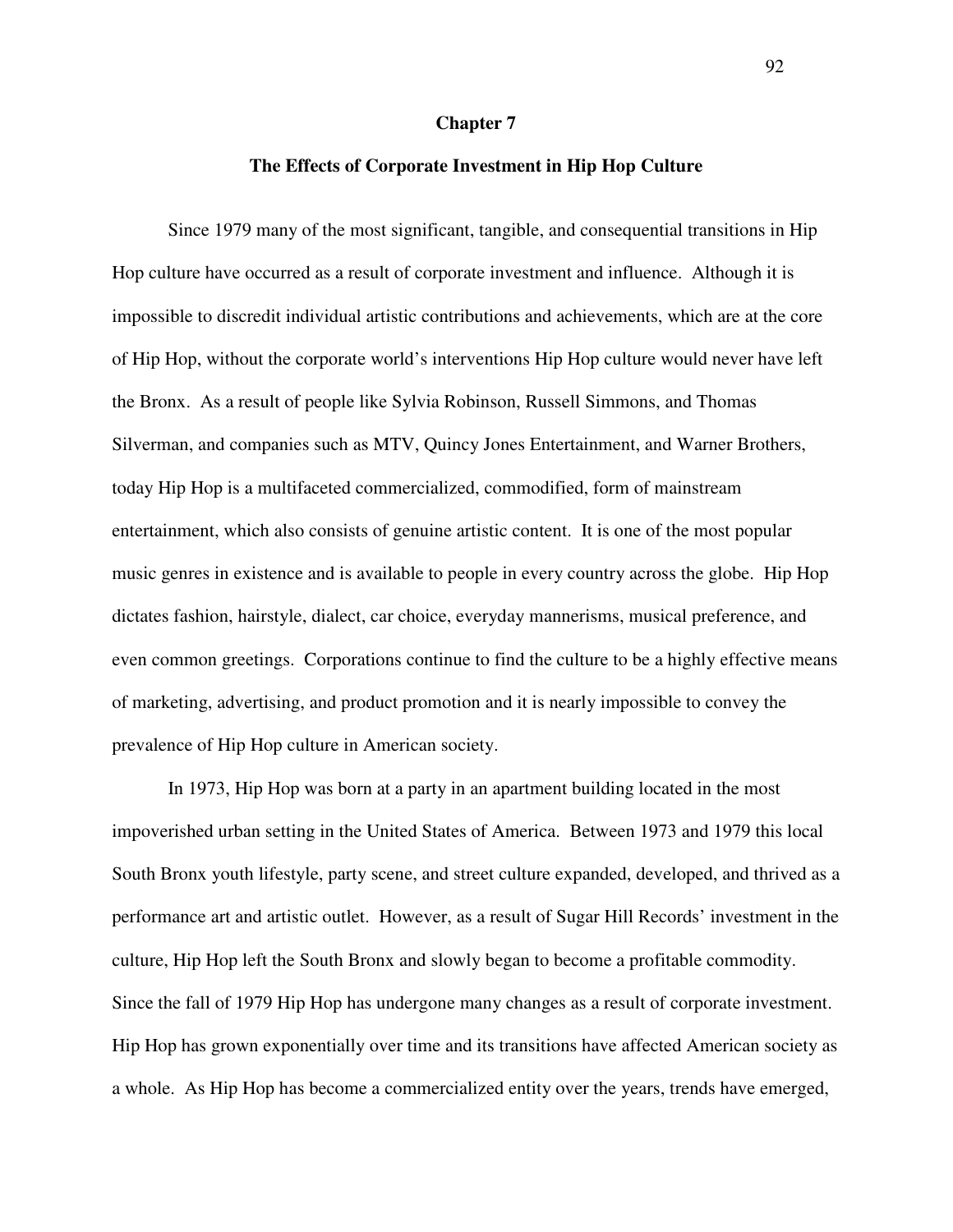# Chapter 7

## The Effects of Corporate Investment in Hip Hop Culture

Since 1979 many of the most significant, tangible, and consequential transitions in Hip Hop culture have occurred as a result of corporate investment and influence. Although it is impossible to discredit individual artistic contributions and achievements, which are at the core of Hip Hop, without the corporate world's interventions Hip Hop culture would never have left the Bronx. As a result of people like Sylvia Robinson, Russell Simmons, and Thomas Silverman, and companies such as MTV, Quincy Jones Entertainment, and Warner Brothers, today Hip Hop is a multifaceted commercialized, commodified, form of mainstream entertainment, which also consists of genuine artistic content. It is one of the most popular music genres in existence and is available to people in every country across the globe. Hip Hop dictates fashion, hairstyle, dialect, car choice, everyday mannerisms, musical preference, and even common greetings. Corporations continue to find the culture to be a highly effective means of marketing, advertising, and product promotion and it is nearly impossible to convey the prevalence of Hip Hop culture in American society.

In 1973, Hip Hop was born at a party in an apartment building located in the most impoverished urban setting in the United States of America. Between 1973 and 1979 this local South Bronx youth lifestyle, party scene, and street culture expanded, developed, and thrived as a performance art and artistic outlet. However, as a result of Sugar Hill Records' investment in the culture, Hip Hop left the South Bronx and slowly began to become a profitable commodity. Since the fall of 1979 Hip Hop has undergone many changes as a result of corporate investment. Hip Hop has grown exponentially over time and its transitions have affected American society as a whole. As Hip Hop has become a commercialized entity over the years, trends have emerged,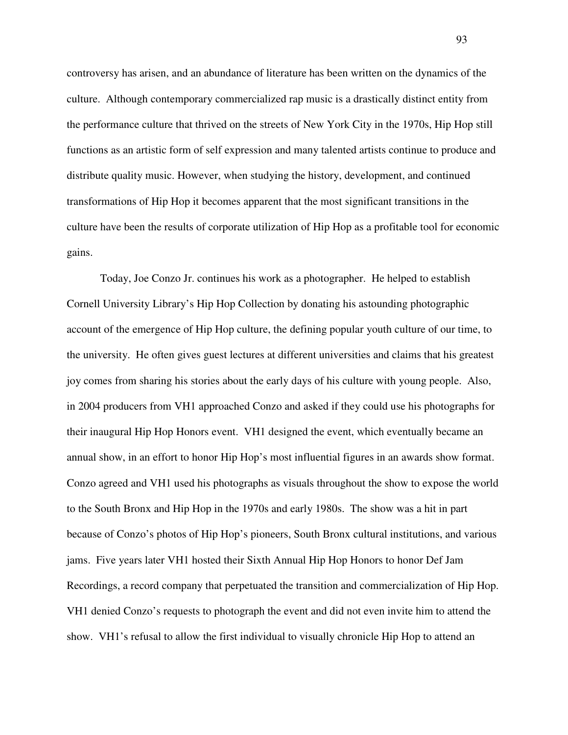controversy has arisen, and an abundance of literature has been written on the dynamics of the culture. Although contemporary commercialized rap music is a drastically distinct entity from the performance culture that thrived on the streets of New York City in the 1970s, Hip Hop still functions as an artistic form of self expression and many talented artists continue to produce and distribute quality music. However, when studying the history, development, and continued transformations of Hip Hop it becomes apparent that the most significant transitions in the culture have been the results of corporate utilization of Hip Hop as a profitable tool for economic gains.

Today, Joe Conzo Jr. continues his work as a photographer. He helped to establish Cornell University Library's Hip Hop Collection by donating his astounding photographic account of the emergence of Hip Hop culture, the defining popular youth culture of our time, to the university. He often gives guest lectures at different universities and claims that his greatest joy comes from sharing his stories about the early days of his culture with young people. Also, in 2004 producers from VH1 approached Conzo and asked if they could use his photographs for their inaugural Hip Hop Honors event. VH1 designed the event, which eventually became an annual show, in an effort to honor Hip Hop's most influential figures in an awards show format. Conzo agreed and VH1 used his photographs as visuals throughout the show to expose the world to the South Bronx and Hip Hop in the 1970s and early 1980s. The show was a hit in part because of Conzo's photos of Hip Hop's pioneers, South Bronx cultural institutions, and various jams. Five years later VH1 hosted their Sixth Annual Hip Hop Honors to honor Def Jam Recordings, a record company that perpetuated the transition and commercialization of Hip Hop. VH1 denied Conzo's requests to photograph the event and did not even invite him to attend the show. VH1's refusal to allow the first individual to visually chronicle Hip Hop to attend an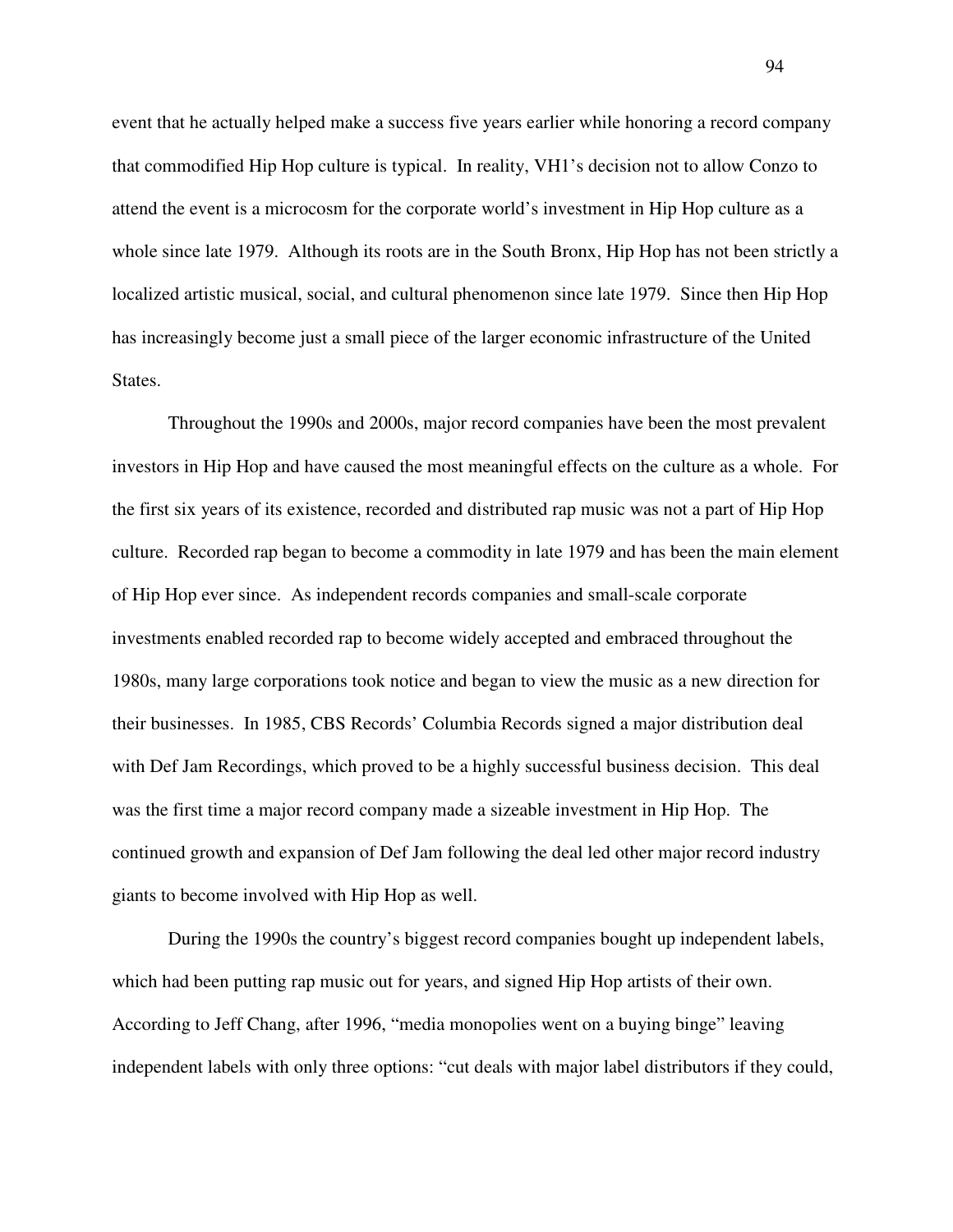event that he actually helped make a success five years earlier while honoring a record company that commodified Hip Hop culture is typical. In reality, VH1's decision not to allow Conzo to attend the event is a microcosm for the corporate world's investment in Hip Hop culture as a whole since late 1979. Although its roots are in the South Bronx, Hip Hop has not been strictly a localized artistic musical, social, and cultural phenomenon since late 1979. Since then Hip Hop has increasingly become just a small piece of the larger economic infrastructure of the United States.

Throughout the 1990s and 2000s, major record companies have been the most prevalent investors in Hip Hop and have caused the most meaningful effects on the culture as a whole. For the first six years of its existence, recorded and distributed rap music was not a part of Hip Hop culture. Recorded rap began to become a commodity in late 1979 and has been the main element of Hip Hop ever since. As independent records companies and small-scale corporate investments enabled recorded rap to become widely accepted and embraced throughout the 1980s, many large corporations took notice and began to view the music as a new direction for their businesses. In 1985, CBS Records' Columbia Records signed a major distribution deal with Def Jam Recordings, which proved to be a highly successful business decision. This deal was the first time a major record company made a sizeable investment in Hip Hop. The continued growth and expansion of Def Jam following the deal led other major record industry giants to become involved with Hip Hop as well.

During the 1990s the country's biggest record companies bought up independent labels, which had been putting rap music out for years, and signed Hip Hop artists of their own. According to Jeff Chang, after 1996, "media monopolies went on a buying binge" leaving independent labels with only three options: "cut deals with major label distributors if they could,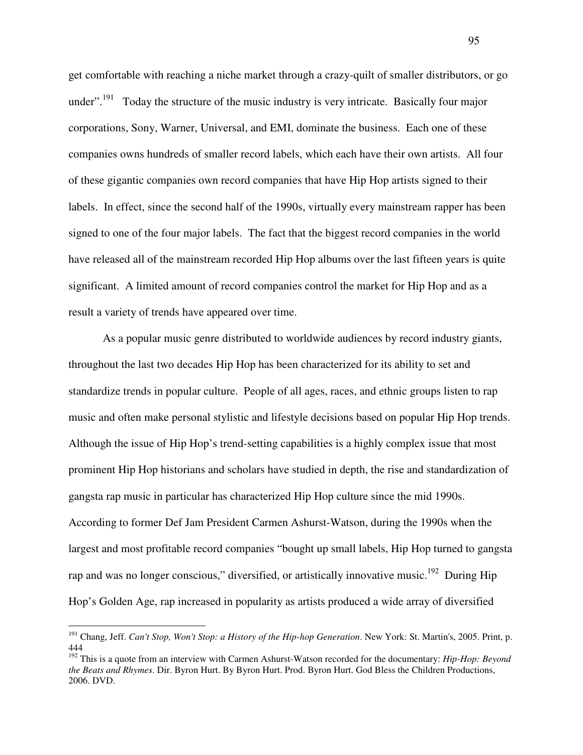get comfortable with reaching a niche market through a crazy-quilt of smaller distributors, or go under".[191] Today the structure of the music industry is very intricate. Basically four major corporations, Sony, Warner, Universal, and EMI, dominate the business. Each one of these companies owns hundreds of smaller record labels, which each have their own artists. All four of these gigantic companies own record companies that have Hip Hop artists signed to their labels. In effect, since the second half of the 1990s, virtually every mainstream rapper has been signed to one of the four major labels. The fact that the biggest record companies in the world have released all of the mainstream recorded Hip Hop albums over the last fifteen years is quite significant. A limited amount of record companies control the market for Hip Hop and as a result a variety of trends have appeared over time.

As a popular music genre distributed to worldwide audiences by record industry giants, throughout the last two decades Hip Hop has been characterized for its ability to set and standardize trends in popular culture. People of all ages, races, and ethnic groups listen to rap music and often make personal stylistic and lifestyle decisions based on popular Hip Hop trends. Although the issue of Hip Hop's trend-setting capabilities is a highly complex issue that most prominent Hip Hop historians and scholars have studied in depth, the rise and standardization of gangsta rap music in particular has characterized Hip Hop culture since the mid 1990s. According to former Def Jam President Carmen Ashurst-Watson, during the 1990s when the largest and most profitable record companies "bought up small labels, Hip Hop turned to gangsta rap and was no longer conscious," diversified, or artistically innovative music.[192] During Hip Hop's Golden Age, rap increased in popularity as artists produced a wide array of diversified

---

[191] Chang, Jeff. *Can't Stop, Won't Stop: a History of the Hip-hop Generation*. New York: St. Martin's, 2005. Print, p. 444

[192] This is a quote from an interview with Carmen Ashurst-Watson recorded for the documentary: *Hip-Hop: Beyond the Beats and Rhymes*. Dir. Byron Hurt. By Byron Hurt. Prod. Byron Hurt. God Bless the Children Productions, 2006. DVD.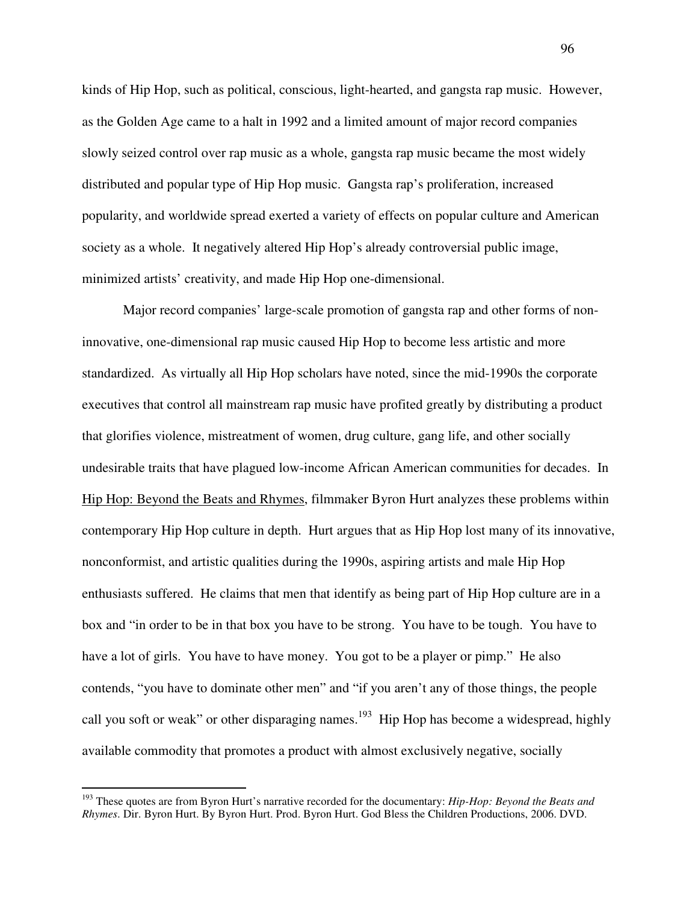kinds of Hip Hop, such as political, conscious, light-hearted, and gangsta rap music. However, as the Golden Age came to a halt in 1992 and a limited amount of major record companies slowly seized control over rap music as a whole, gangsta rap music became the most widely distributed and popular type of Hip Hop music. Gangsta rap's proliferation, increased popularity, and worldwide spread exerted a variety of effects on popular culture and American society as a whole. It negatively altered Hip Hop's already controversial public image, minimized artists' creativity, and made Hip Hop one-dimensional.

Major record companies' large-scale promotion of gangsta rap and other forms of non-innovative, one-dimensional rap music caused Hip Hop to become less artistic and more standardized. As virtually all Hip Hop scholars have noted, since the mid-1990s the corporate executives that control all mainstream rap music have profited greatly by distributing a product that glorifies violence, mistreatment of women, drug culture, gang life, and other socially undesirable traits that have plagued low-income African American communities for decades. In Hip Hop: Beyond the Beats and Rhymes, filmmaker Byron Hurt analyzes these problems within contemporary Hip Hop culture in depth. Hurt argues that as Hip Hop lost many of its innovative, nonconformist, and artistic qualities during the 1990s, aspiring artists and male Hip Hop enthusiasts suffered. He claims that men that identify as being part of Hip Hop culture are in a box and "in order to be in that box you have to be strong. You have to be tough. You have to have a lot of girls. You have to have money. You got to be a player or pimp." He also contends, "you have to dominate other men" and "if you aren't any of those things, the people call you soft or weak" or other disparaging names.[193] Hip Hop has become a widespread, highly available commodity that promotes a product with almost exclusively negative, socially

---

[193] These quotes are from Byron Hurt's narrative recorded for the documentary: *Hip-Hop: Beyond the Beats and Rhymes*. Dir. Byron Hurt. By Byron Hurt. Prod. Byron Hurt. God Bless the Children Productions, 2006. DVD.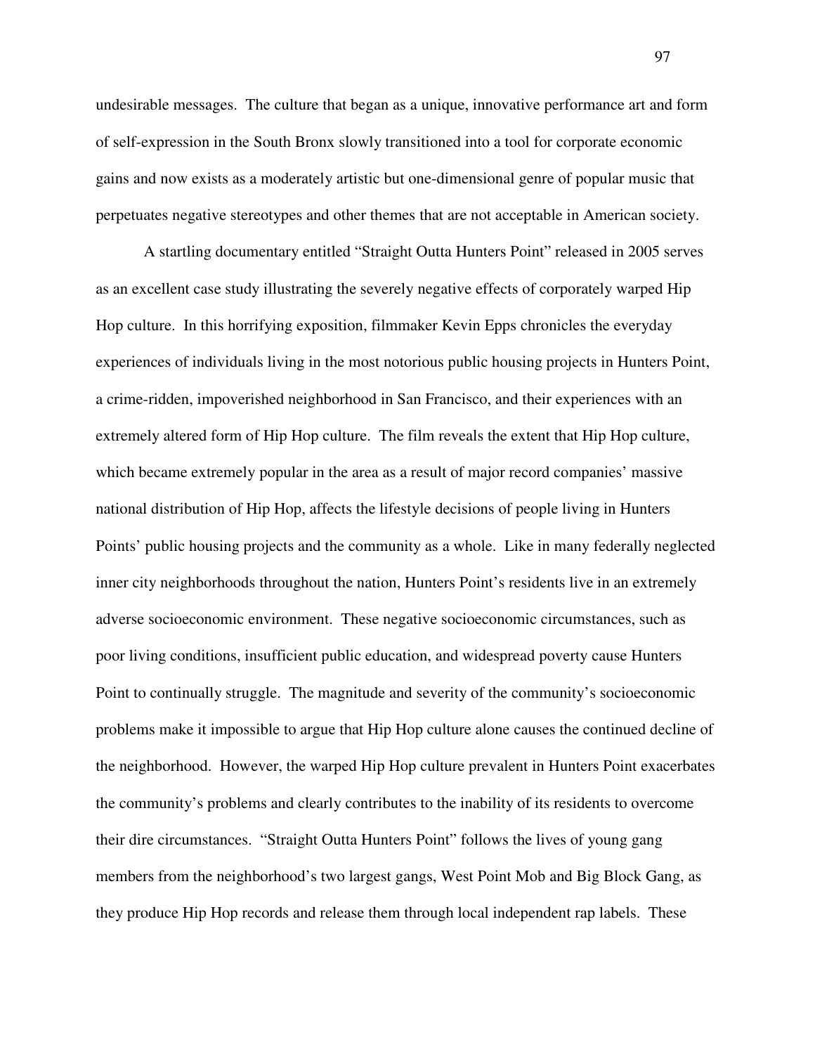undesirable messages. The culture that began as a unique, innovative performance art and form of self-expression in the South Bronx slowly transitioned into a tool for corporate economic gains and now exists as a moderately artistic but one-dimensional genre of popular music that perpetuates negative stereotypes and other themes that are not acceptable in American society.

A startling documentary entitled "Straight Outta Hunters Point" released in 2005 serves as an excellent case study illustrating the severely negative effects of corporately warped Hip Hop culture. In this horrifying exposition, filmmaker Kevin Epps chronicles the everyday experiences of individuals living in the most notorious public housing projects in Hunters Point, a crime-ridden, impoverished neighborhood in San Francisco, and their experiences with an extremely altered form of Hip Hop culture. The film reveals the extent that Hip Hop culture, which became extremely popular in the area as a result of major record companies' massive national distribution of Hip Hop, affects the lifestyle decisions of people living in Hunters Points' public housing projects and the community as a whole. Like in many federally neglected inner city neighborhoods throughout the nation, Hunters Point's residents live in an extremely adverse socioeconomic environment. These negative socioeconomic circumstances, such as poor living conditions, insufficient public education, and widespread poverty cause Hunters Point to continually struggle. The magnitude and severity of the community's socioeconomic problems make it impossible to argue that Hip Hop culture alone causes the continued decline of the neighborhood. However, the warped Hip Hop culture prevalent in Hunters Point exacerbates the community's problems and clearly contributes to the inability of its residents to overcome their dire circumstances. "Straight Outta Hunters Point" follows the lives of young gang members from the neighborhood's two largest gangs, West Point Mob and Big Block Gang, as they produce Hip Hop records and release them through local independent rap labels. These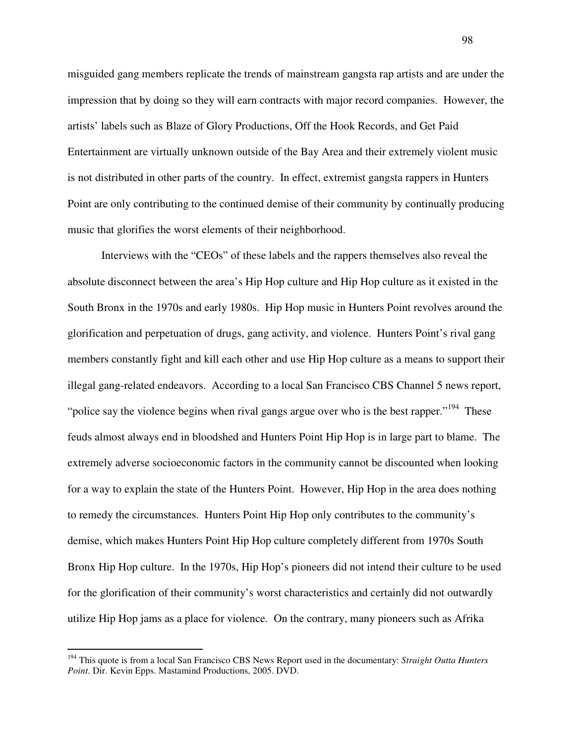misguided gang members replicate the trends of mainstream gangsta rap artists and are under the impression that by doing so they will earn contracts with major record companies. However, the artists' labels such as Blaze of Glory Productions, Off the Hook Records, and Get Paid Entertainment are virtually unknown outside of the Bay Area and their extremely violent music is not distributed in other parts of the country. In effect, extremist gangsta rappers in Hunters Point are only contributing to the continued demise of their community by continually producing music that glorifies the worst elements of their neighborhood.

Interviews with the "CEOs" of these labels and the rappers themselves also reveal the absolute disconnect between the area's Hip Hop culture and Hip Hop culture as it existed in the South Bronx in the 1970s and early 1980s. Hip Hop music in Hunters Point revolves around the glorification and perpetuation of drugs, gang activity, and violence. Hunters Point's rival gang members constantly fight and kill each other and use Hip Hop culture as a means to support their illegal gang-related endeavors. According to a local San Francisco CBS Channel 5 news report, "police say the violence begins when rival gangs argue over who is the best rapper."[194] These feuds almost always end in bloodshed and Hunters Point Hip Hop is in large part to blame. The extremely adverse socioeconomic factors in the community cannot be discounted when looking for a way to explain the state of the Hunters Point. However, Hip Hop in the area does nothing to remedy the circumstances. Hunters Point Hip Hop only contributes to the community's demise, which makes Hunters Point Hip Hop culture completely different from 1970s South Bronx Hip Hop culture. In the 1970s, Hip Hop's pioneers did not intend their culture to be used for the glorification of their community's worst characteristics and certainly did not outwardly utilize Hip Hop jams as a place for violence. On the contrary, many pioneers such as Afrika

[194] This quote is from a local San Francisco CBS News Report used in the documentary: *Straight Outta Hunters Point*. Dir. Kevin Epps. Mastamind Productions, 2005. DVD.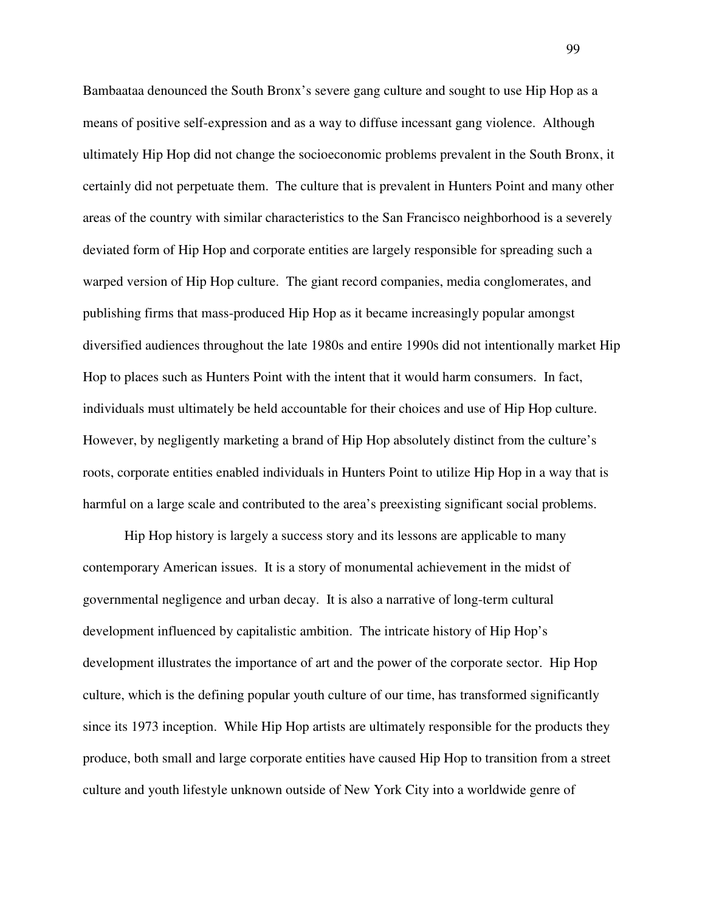Bambaataa denounced the South Bronx's severe gang culture and sought to use Hip Hop as a means of positive self-expression and as a way to diffuse incessant gang violence. Although ultimately Hip Hop did not change the socioeconomic problems prevalent in the South Bronx, it certainly did not perpetuate them. The culture that is prevalent in Hunters Point and many other areas of the country with similar characteristics to the San Francisco neighborhood is a severely deviated form of Hip Hop and corporate entities are largely responsible for spreading such a warped version of Hip Hop culture. The giant record companies, media conglomerates, and publishing firms that mass-produced Hip Hop as it became increasingly popular amongst diversified audiences throughout the late 1980s and entire 1990s did not intentionally market Hip Hop to places such as Hunters Point with the intent that it would harm consumers. In fact, individuals must ultimately be held accountable for their choices and use of Hip Hop culture. However, by negligently marketing a brand of Hip Hop absolutely distinct from the culture's roots, corporate entities enabled individuals in Hunters Point to utilize Hip Hop in a way that is harmful on a large scale and contributed to the area's preexisting significant social problems.

Hip Hop history is largely a success story and its lessons are applicable to many contemporary American issues. It is a story of monumental achievement in the midst of governmental negligence and urban decay. It is also a narrative of long-term cultural development influenced by capitalistic ambition. The intricate history of Hip Hop's development illustrates the importance of art and the power of the corporate sector. Hip Hop culture, which is the defining popular youth culture of our time, has transformed significantly since its 1973 inception. While Hip Hop artists are ultimately responsible for the products they produce, both small and large corporate entities have caused Hip Hop to transition from a street culture and youth lifestyle unknown outside of New York City into a worldwide genre of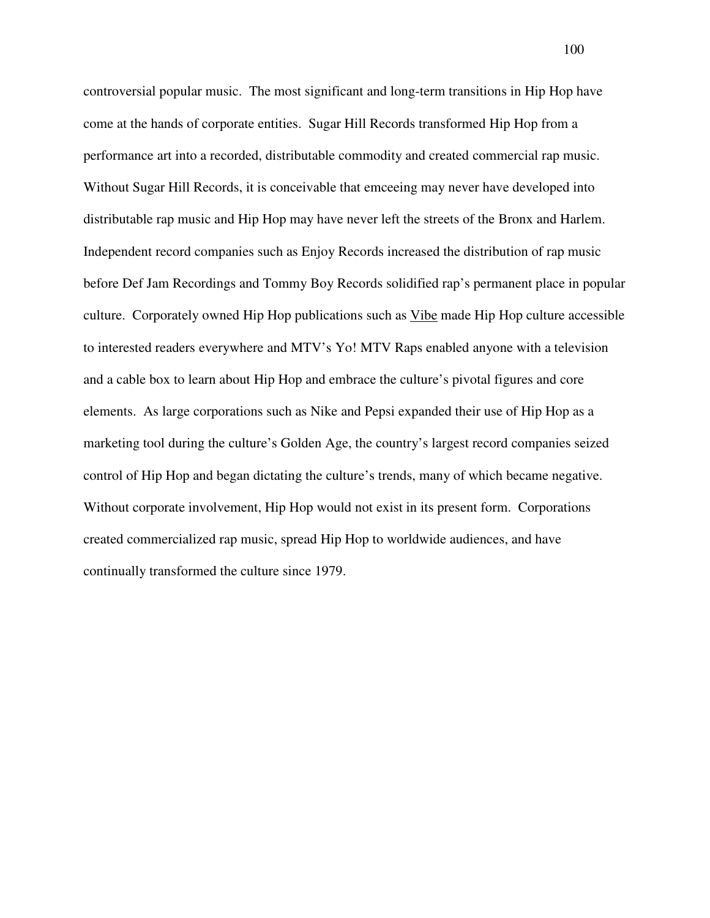controversial popular music. The most significant and long-term transitions in Hip Hop have come at the hands of corporate entities. Sugar Hill Records transformed Hip Hop from a performance art into a recorded, distributable commodity and created commercial rap music. Without Sugar Hill Records, it is conceivable that emceeing may never have developed into distributable rap music and Hip Hop may have never left the streets of the Bronx and Harlem. Independent record companies such as Enjoy Records increased the distribution of rap music before Def Jam Recordings and Tommy Boy Records solidified rap's permanent place in popular culture. Corporately owned Hip Hop publications such as <u>Vibe</u> made Hip Hop culture accessible to interested readers everywhere and MTV's Yo! MTV Raps enabled anyone with a television and a cable box to learn about Hip Hop and embrace the culture's pivotal figures and core elements. As large corporations such as Nike and Pepsi expanded their use of Hip Hop as a marketing tool during the culture's Golden Age, the country's largest record companies seized control of Hip Hop and began dictating the culture's trends, many of which became negative. Without corporate involvement, Hip Hop would not exist in its present form. Corporations created commercialized rap music, spread Hip Hop to worldwide audiences, and have continually transformed the culture since 1979.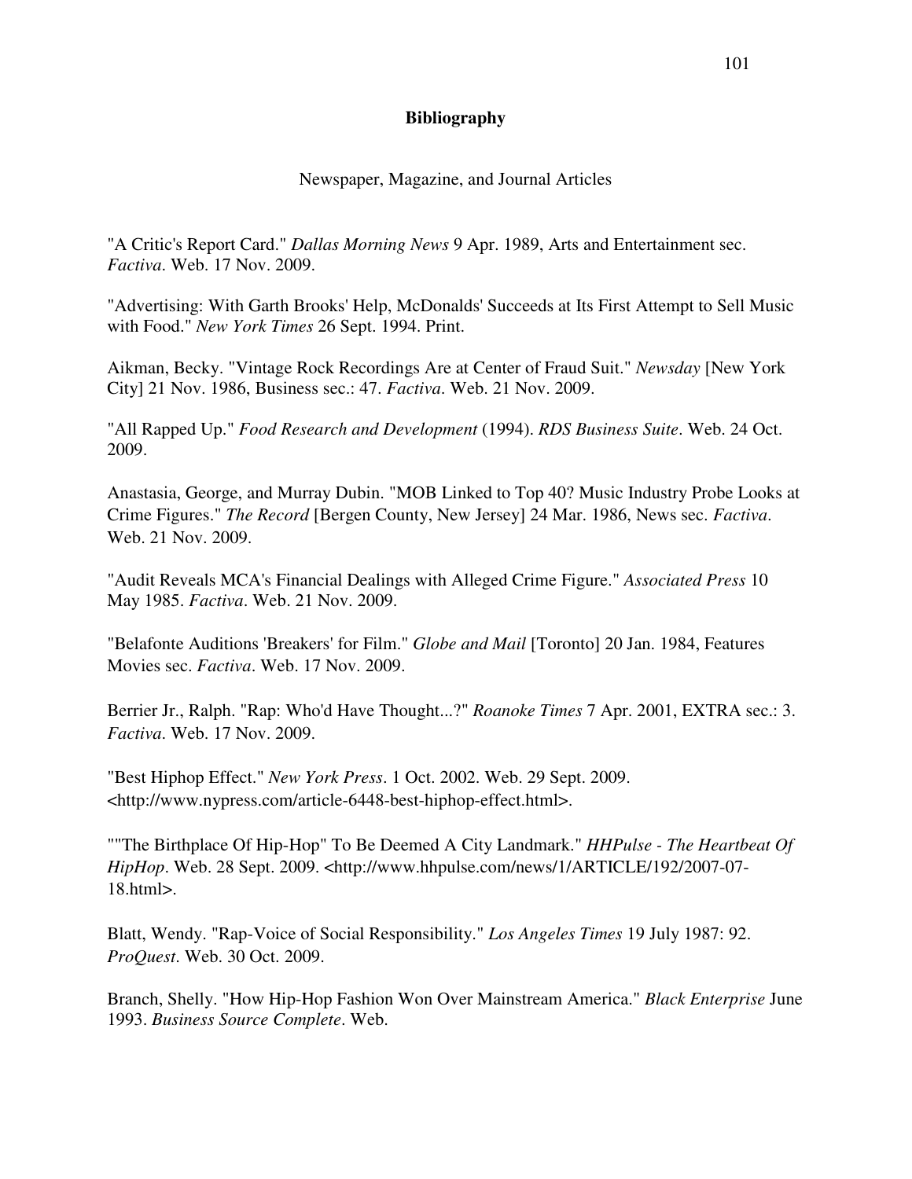# Bibliography

## Newspaper, Magazine, and Journal Articles

"A Critic's Report Card." *Dallas Morning News* 9 Apr. 1989, Arts and Entertainment sec. *Factiva*. Web. 17 Nov. 2009.

"Advertising: With Garth Brooks' Help, McDonalds' Succeeds at Its First Attempt to Sell Music with Food." *New York Times* 26 Sept. 1994. Print.

Aikman, Becky. "Vintage Rock Recordings Are at Center of Fraud Suit." *Newsday* [New York City] 21 Nov. 1986, Business sec.: 47. *Factiva*. Web. 21 Nov. 2009.

"All Rapped Up." *Food Research and Development* (1994). *RDS Business Suite*. Web. 24 Oct. 2009.

Anastasia, George, and Murray Dubin. "MOB Linked to Top 40? Music Industry Probe Looks at Crime Figures." *The Record* [Bergen County, New Jersey] 24 Mar. 1986, News sec. *Factiva*. Web. 21 Nov. 2009.

"Audit Reveals MCA's Financial Dealings with Alleged Crime Figure." *Associated Press* 10 May 1985. *Factiva*. Web. 21 Nov. 2009.

"Belafonte Auditions 'Breakers' for Film." *Globe and Mail* [Toronto] 20 Jan. 1984, Features Movies sec. *Factiva*. Web. 17 Nov. 2009.

Berrier Jr., Ralph. "Rap: Who'd Have Thought...?" *Roanoke Times* 7 Apr. 2001, EXTRA sec.: 3. *Factiva*. Web. 17 Nov. 2009.

"Best Hiphop Effect." *New York Press*. 1 Oct. 2002. Web. 29 Sept. 2009. <http://www.nypress.com/article-6448-best-hiphop-effect.html>.

""The Birthplace Of Hip-Hop" To Be Deemed A City Landmark." *HHPulse - The Heartbeat Of HipHop*. Web. 28 Sept. 2009. <http://www.hhpulse.com/news/1/ARTICLE/192/2007-07-18.html>.

Blatt, Wendy. "Rap-Voice of Social Responsibility." *Los Angeles Times* 19 July 1987: 92. *ProQuest*. Web. 30 Oct. 2009.

Branch, Shelly. "How Hip-Hop Fashion Won Over Mainstream America." *Black Enterprise* June 1993. *Business Source Complete*. Web.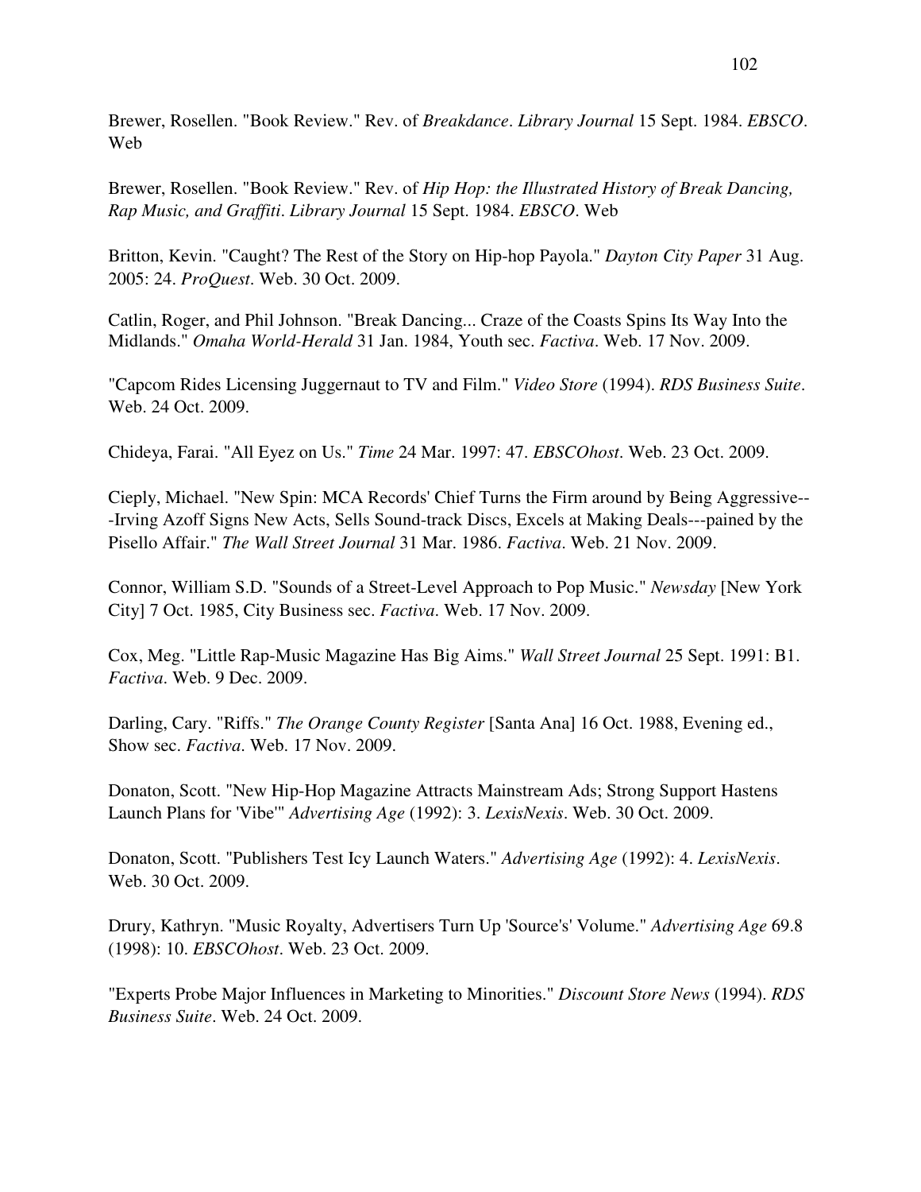Brewer, Rosellen. "Book Review." Rev. of *Breakdance*. *Library Journal* 15 Sept. 1984. *EBSCO*. Web

Brewer, Rosellen. "Book Review." Rev. of *Hip Hop: the Illustrated History of Break Dancing, Rap Music, and Graffiti*. *Library Journal* 15 Sept. 1984. *EBSCO*. Web

Britton, Kevin. "Caught? The Rest of the Story on Hip-hop Payola." *Dayton City Paper* 31 Aug. 2005: 24. *ProQuest*. Web. 30 Oct. 2009.

Catlin, Roger, and Phil Johnson. "Break Dancing... Craze of the Coasts Spins Its Way Into the Midlands." *Omaha World-Herald* 31 Jan. 1984, Youth sec. *Factiva*. Web. 17 Nov. 2009.

"Capcom Rides Licensing Juggernaut to TV and Film." *Video Store* (1994). *RDS Business Suite*. Web. 24 Oct. 2009.

Chideya, Farai. "All Eyez on Us." *Time* 24 Mar. 1997: 47. *EBSCOhost*. Web. 23 Oct. 2009.

Cieply, Michael. "New Spin: MCA Records' Chief Turns the Firm around by Being Aggressive---Irving Azoff Signs New Acts, Sells Sound-track Discs, Excels at Making Deals---pained by the Pisello Affair." *The Wall Street Journal* 31 Mar. 1986. *Factiva*. Web. 21 Nov. 2009.

Connor, William S.D. "Sounds of a Street-Level Approach to Pop Music." *Newsday* [New York City] 7 Oct. 1985, City Business sec. *Factiva*. Web. 17 Nov. 2009.

Cox, Meg. "Little Rap-Music Magazine Has Big Aims." *Wall Street Journal* 25 Sept. 1991: B1. *Factiva*. Web. 9 Dec. 2009.

Darling, Cary. "Riffs." *The Orange County Register* [Santa Ana] 16 Oct. 1988, Evening ed., Show sec. *Factiva*. Web. 17 Nov. 2009.

Donaton, Scott. "New Hip-Hop Magazine Attracts Mainstream Ads; Strong Support Hastens Launch Plans for 'Vibe'" *Advertising Age* (1992): 3. *LexisNexis*. Web. 30 Oct. 2009.

Donaton, Scott. "Publishers Test Icy Launch Waters." *Advertising Age* (1992): 4. *LexisNexis*. Web. 30 Oct. 2009.

Drury, Kathryn. "Music Royalty, Advertisers Turn Up 'Source's' Volume." *Advertising Age* 69.8 (1998): 10. *EBSCOhost*. Web. 23 Oct. 2009.

"Experts Probe Major Influences in Marketing to Minorities." *Discount Store News* (1994). *RDS Business Suite*. Web. 24 Oct. 2009.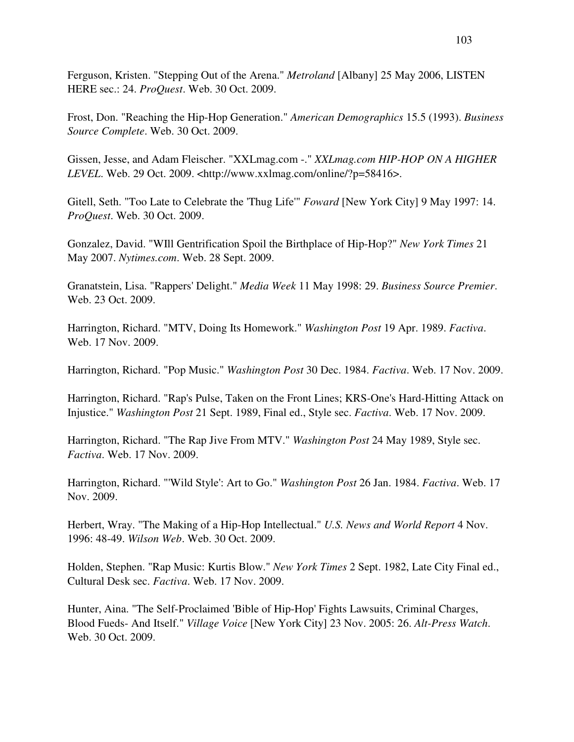Ferguson, Kristen. "Stepping Out of the Arena." *Metroland* [Albany] 25 May 2006, LISTEN HERE sec.: 24. *ProQuest*. Web. 30 Oct. 2009.

Frost, Don. "Reaching the Hip-Hop Generation." *American Demographics* 15.5 (1993). *Business Source Complete*. Web. 30 Oct. 2009.

Gissen, Jesse, and Adam Fleischer. "XXLmag.com -." *XXLmag.com HIP-HOP ON A HIGHER LEVEL*. Web. 29 Oct. 2009. <http://www.xxlmag.com/online/?p=58416>.

Gitell, Seth. "Too Late to Celebrate the 'Thug Life'" *Foward* [New York City] 9 May 1997: 14. *ProQuest*. Web. 30 Oct. 2009.

Gonzalez, David. "WIll Gentrification Spoil the Birthplace of Hip-Hop?" *New York Times* 21 May 2007. *Nytimes.com*. Web. 28 Sept. 2009.

Granatstein, Lisa. "Rappers' Delight." *Media Week* 11 May 1998: 29. *Business Source Premier*. Web. 23 Oct. 2009.

Harrington, Richard. "MTV, Doing Its Homework." *Washington Post* 19 Apr. 1989. *Factiva*. Web. 17 Nov. 2009.

Harrington, Richard. "Pop Music." *Washington Post* 30 Dec. 1984. *Factiva*. Web. 17 Nov. 2009.

Harrington, Richard. "Rap's Pulse, Taken on the Front Lines; KRS-One's Hard-Hitting Attack on Injustice." *Washington Post* 21 Sept. 1989, Final ed., Style sec. *Factiva*. Web. 17 Nov. 2009.

Harrington, Richard. "The Rap Jive From MTV." *Washington Post* 24 May 1989, Style sec. *Factiva*. Web. 17 Nov. 2009.

Harrington, Richard. "'Wild Style': Art to Go." *Washington Post* 26 Jan. 1984. *Factiva*. Web. 17 Nov. 2009.

Herbert, Wray. "The Making of a Hip-Hop Intellectual." *U.S. News and World Report* 4 Nov. 1996: 48-49. *Wilson Web*. Web. 30 Oct. 2009.

Holden, Stephen. "Rap Music: Kurtis Blow." *New York Times* 2 Sept. 1982, Late City Final ed., Cultural Desk sec. *Factiva*. Web. 17 Nov. 2009.

Hunter, Aina. "The Self-Proclaimed 'Bible of Hip-Hop' Fights Lawsuits, Criminal Charges, Blood Fueds- And Itself." *Village Voice* [New York City] 23 Nov. 2005: 26. *Alt-Press Watch*. Web. 30 Oct. 2009.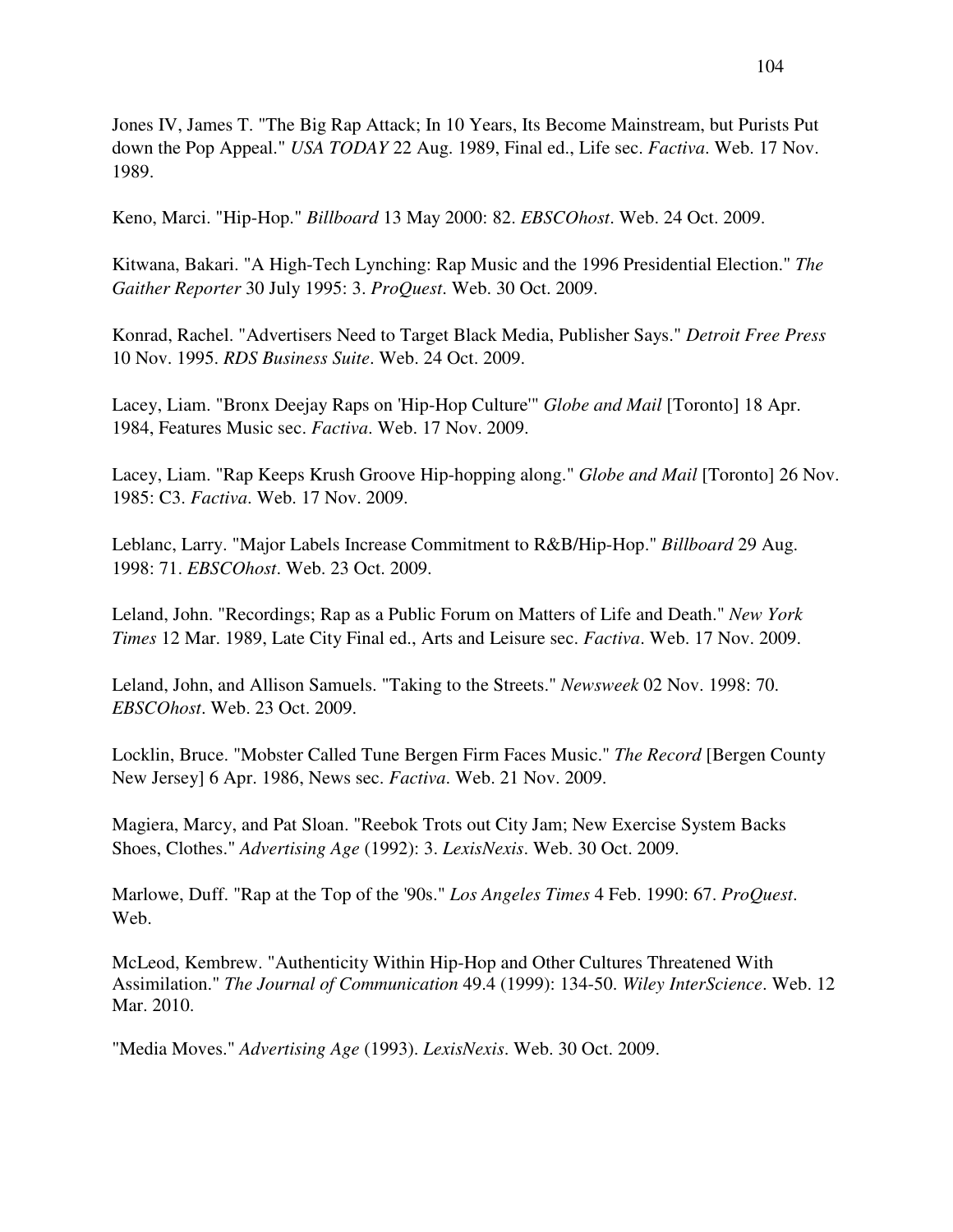Jones IV, James T. "The Big Rap Attack; In 10 Years, Its Become Mainstream, but Purists Put down the Pop Appeal." *USA TODAY* 22 Aug. 1989, Final ed., Life sec. *Factiva*. Web. 17 Nov. 1989.

Keno, Marci. "Hip-Hop." *Billboard* 13 May 2000: 82. *EBSCOhost*. Web. 24 Oct. 2009.

Kitwana, Bakari. "A High-Tech Lynching: Rap Music and the 1996 Presidential Election." *The Gaither Reporter* 30 July 1995: 3. *ProQuest*. Web. 30 Oct. 2009.

Konrad, Rachel. "Advertisers Need to Target Black Media, Publisher Says." *Detroit Free Press* 10 Nov. 1995. *RDS Business Suite*. Web. 24 Oct. 2009.

Lacey, Liam. "Bronx Deejay Raps on 'Hip-Hop Culture'" *Globe and Mail* [Toronto] 18 Apr. 1984, Features Music sec. *Factiva*. Web. 17 Nov. 2009.

Lacey, Liam. "Rap Keeps Krush Groove Hip-hopping along." *Globe and Mail* [Toronto] 26 Nov. 1985: C3. *Factiva*. Web. 17 Nov. 2009.

Leblanc, Larry. "Major Labels Increase Commitment to R&B/Hip-Hop." *Billboard* 29 Aug. 1998: 71. *EBSCOhost*. Web. 23 Oct. 2009.

Leland, John. "Recordings; Rap as a Public Forum on Matters of Life and Death." *New York Times* 12 Mar. 1989, Late City Final ed., Arts and Leisure sec. *Factiva*. Web. 17 Nov. 2009.

Leland, John, and Allison Samuels. "Taking to the Streets." *Newsweek* 02 Nov. 1998: 70. *EBSCOhost*. Web. 23 Oct. 2009.

Locklin, Bruce. "Mobster Called Tune Bergen Firm Faces Music." *The Record* [Bergen County New Jersey] 6 Apr. 1986, News sec. *Factiva*. Web. 21 Nov. 2009.

Magiera, Marcy, and Pat Sloan. "Reebok Trots out City Jam; New Exercise System Backs Shoes, Clothes." *Advertising Age* (1992): 3. *LexisNexis*. Web. 30 Oct. 2009.

Marlowe, Duff. "Rap at the Top of the '90s." *Los Angeles Times* 4 Feb. 1990: 67. *ProQuest*. Web.

McLeod, Kembrew. "Authenticity Within Hip-Hop and Other Cultures Threatened With Assimilation." *The Journal of Communication* 49.4 (1999): 134-50. *Wiley InterScience*. Web. 12 Mar. 2010.

"Media Moves." *Advertising Age* (1993). *LexisNexis*. Web. 30 Oct. 2009.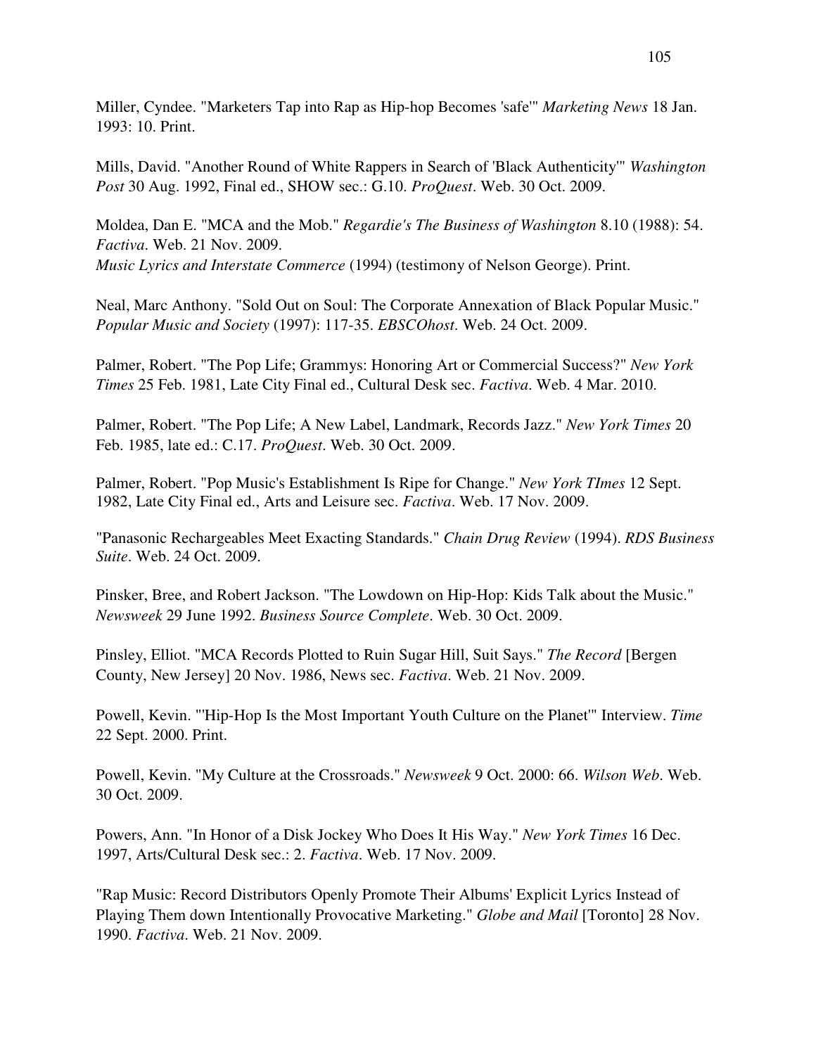Miller, Cyndee. "Marketers Tap into Rap as Hip-hop Becomes 'safe'" *Marketing News* 18 Jan. 1993: 10. Print.

Mills, David. "Another Round of White Rappers in Search of 'Black Authenticity'" *Washington Post* 30 Aug. 1992, Final ed., SHOW sec.: G.10. *ProQuest*. Web. 30 Oct. 2009.

Moldea, Dan E. "MCA and the Mob." *Regardie's The Business of Washington* 8.10 (1988): 54. *Factiva*. Web. 21 Nov. 2009.
*Music Lyrics and Interstate Commerce* (1994) (testimony of Nelson George). Print.

Neal, Marc Anthony. "Sold Out on Soul: The Corporate Annexation of Black Popular Music." *Popular Music and Society* (1997): 117-35. *EBSCOhost*. Web. 24 Oct. 2009.

Palmer, Robert. "The Pop Life; Grammys: Honoring Art or Commercial Success?" *New York Times* 25 Feb. 1981, Late City Final ed., Cultural Desk sec. *Factiva*. Web. 4 Mar. 2010.

Palmer, Robert. "The Pop Life; A New Label, Landmark, Records Jazz." *New York Times* 20 Feb. 1985, late ed.: C.17. *ProQuest*. Web. 30 Oct. 2009.

Palmer, Robert. "Pop Music's Establishment Is Ripe for Change." *New York TImes* 12 Sept. 1982, Late City Final ed., Arts and Leisure sec. *Factiva*. Web. 17 Nov. 2009.

"Panasonic Rechargeables Meet Exacting Standards." *Chain Drug Review* (1994). *RDS Business Suite*. Web. 24 Oct. 2009.

Pinsker, Bree, and Robert Jackson. "The Lowdown on Hip-Hop: Kids Talk about the Music." *Newsweek* 29 June 1992. *Business Source Complete*. Web. 30 Oct. 2009.

Pinsley, Elliot. "MCA Records Plotted to Ruin Sugar Hill, Suit Says." *The Record* [Bergen County, New Jersey] 20 Nov. 1986, News sec. *Factiva*. Web. 21 Nov. 2009.

Powell, Kevin. "'Hip-Hop Is the Most Important Youth Culture on the Planet'" Interview. *Time* 22 Sept. 2000. Print.

Powell, Kevin. "My Culture at the Crossroads." *Newsweek* 9 Oct. 2000: 66. *Wilson Web*. Web. 30 Oct. 2009.

Powers, Ann. "In Honor of a Disk Jockey Who Does It His Way." *New York Times* 16 Dec. 1997, Arts/Cultural Desk sec.: 2. *Factiva*. Web. 17 Nov. 2009.

"Rap Music: Record Distributors Openly Promote Their Albums' Explicit Lyrics Instead of Playing Them down Intentionally Provocative Marketing." *Globe and Mail* [Toronto] 28 Nov. 1990. *Factiva*. Web. 21 Nov. 2009.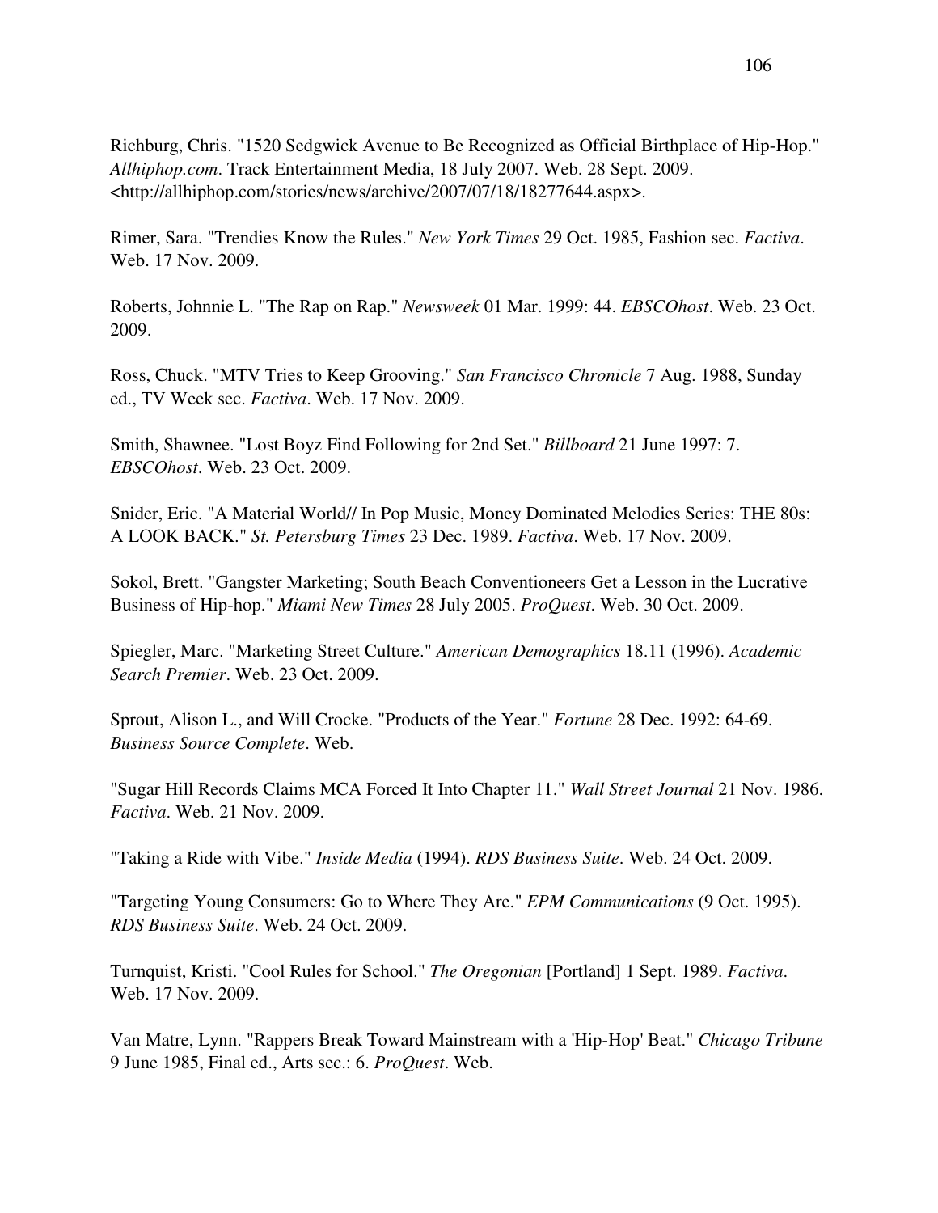Richburg, Chris. "1520 Sedgwick Avenue to Be Recognized as Official Birthplace of Hip-Hop." *Allhiphop.com*. Track Entertainment Media, 18 July 2007. Web. 28 Sept. 2009. <http://allhiphop.com/stories/news/archive/2007/07/18/18277644.aspx>.

Rimer, Sara. "Trendies Know the Rules." *New York Times* 29 Oct. 1985, Fashion sec. *Factiva*. Web. 17 Nov. 2009.

Roberts, Johnnie L. "The Rap on Rap." *Newsweek* 01 Mar. 1999: 44. *EBSCOhost*. Web. 23 Oct. 2009.

Ross, Chuck. "MTV Tries to Keep Grooving." *San Francisco Chronicle* 7 Aug. 1988, Sunday ed., TV Week sec. *Factiva*. Web. 17 Nov. 2009.

Smith, Shawnee. "Lost Boyz Find Following for 2nd Set." *Billboard* 21 June 1997: 7. *EBSCOhost*. Web. 23 Oct. 2009.

Snider, Eric. "A Material World// In Pop Music, Money Dominated Melodies Series: THE 80s: A LOOK BACK." *St. Petersburg Times* 23 Dec. 1989. *Factiva*. Web. 17 Nov. 2009.

Sokol, Brett. "Gangster Marketing; South Beach Conventioneers Get a Lesson in the Lucrative Business of Hip-hop." *Miami New Times* 28 July 2005. *ProQuest*. Web. 30 Oct. 2009.

Spiegler, Marc. "Marketing Street Culture." *American Demographics* 18.11 (1996). *Academic Search Premier*. Web. 23 Oct. 2009.

Sprout, Alison L., and Will Crocke. "Products of the Year." *Fortune* 28 Dec. 1992: 64-69. *Business Source Complete*. Web.

"Sugar Hill Records Claims MCA Forced It Into Chapter 11." *Wall Street Journal* 21 Nov. 1986. *Factiva*. Web. 21 Nov. 2009.

"Taking a Ride with Vibe." *Inside Media* (1994). *RDS Business Suite*. Web. 24 Oct. 2009.

"Targeting Young Consumers: Go to Where They Are." *EPM Communications* (9 Oct. 1995). *RDS Business Suite*. Web. 24 Oct. 2009.

Turnquist, Kristi. "Cool Rules for School." *The Oregonian* [Portland] 1 Sept. 1989. *Factiva*. Web. 17 Nov. 2009.

Van Matre, Lynn. "Rappers Break Toward Mainstream with a 'Hip-Hop' Beat." *Chicago Tribune* 9 June 1985, Final ed., Arts sec.: 6. *ProQuest*. Web.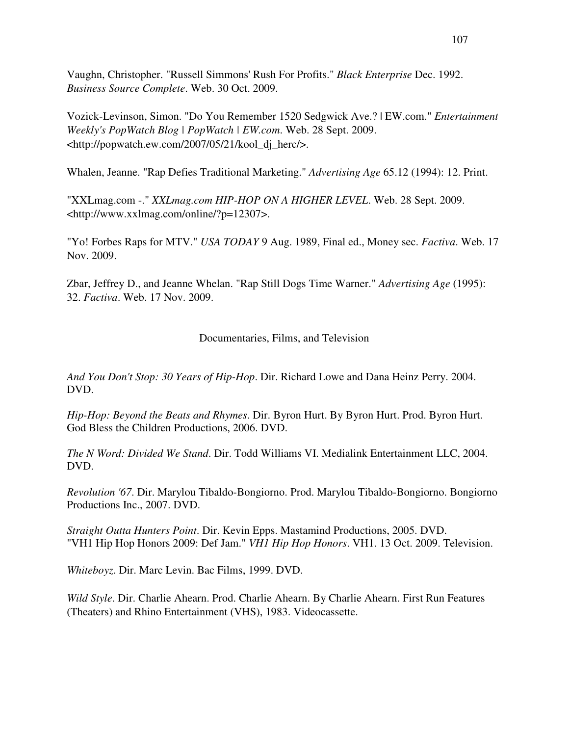Vaughn, Christopher. "Russell Simmons' Rush For Profits." *Black Enterprise* Dec. 1992. *Business Source Complete*. Web. 30 Oct. 2009.

Vozick-Levinson, Simon. "Do You Remember 1520 Sedgwick Ave.? | EW.com." *Entertainment Weekly's PopWatch Blog | PopWatch | EW.com*. Web. 28 Sept. 2009. <http://popwatch.ew.com/2007/05/21/kool_dj_herc/>.

Whalen, Jeanne. "Rap Defies Traditional Marketing." *Advertising Age* 65.12 (1994): 12. Print.

"XXLmag.com -." *XXLmag.com HIP-HOP ON A HIGHER LEVEL*. Web. 28 Sept. 2009. <http://www.xxlmag.com/online/?p=12307>.

"Yo! Forbes Raps for MTV." *USA TODAY* 9 Aug. 1989, Final ed., Money sec. *Factiva*. Web. 17 Nov. 2009.

Zbar, Jeffrey D., and Jeanne Whelan. "Rap Still Dogs Time Warner." *Advertising Age* (1995): 32. *Factiva*. Web. 17 Nov. 2009.

## Documentaries, Films, and Television

*And You Don't Stop: 30 Years of Hip-Hop*. Dir. Richard Lowe and Dana Heinz Perry. 2004. DVD.

*Hip-Hop: Beyond the Beats and Rhymes*. Dir. Byron Hurt. By Byron Hurt. Prod. Byron Hurt. God Bless the Children Productions, 2006. DVD.

*The N Word: Divided We Stand*. Dir. Todd Williams VI. Medialink Entertainment LLC, 2004. DVD.

*Revolution '67*. Dir. Marylou Tibaldo-Bongiorno. Prod. Marylou Tibaldo-Bongiorno. Bongiorno Productions Inc., 2007. DVD.

*Straight Outta Hunters Point*. Dir. Kevin Epps. Mastamind Productions, 2005. DVD.

"VH1 Hip Hop Honors 2009: Def Jam." *VH1 Hip Hop Honors*. VH1. 13 Oct. 2009. Television.

*Whiteboyz*. Dir. Marc Levin. Bac Films, 1999. DVD.

*Wild Style*. Dir. Charlie Ahearn. Prod. Charlie Ahearn. By Charlie Ahearn. First Run Features (Theaters) and Rhino Entertainment (VHS), 1983. Videocassette.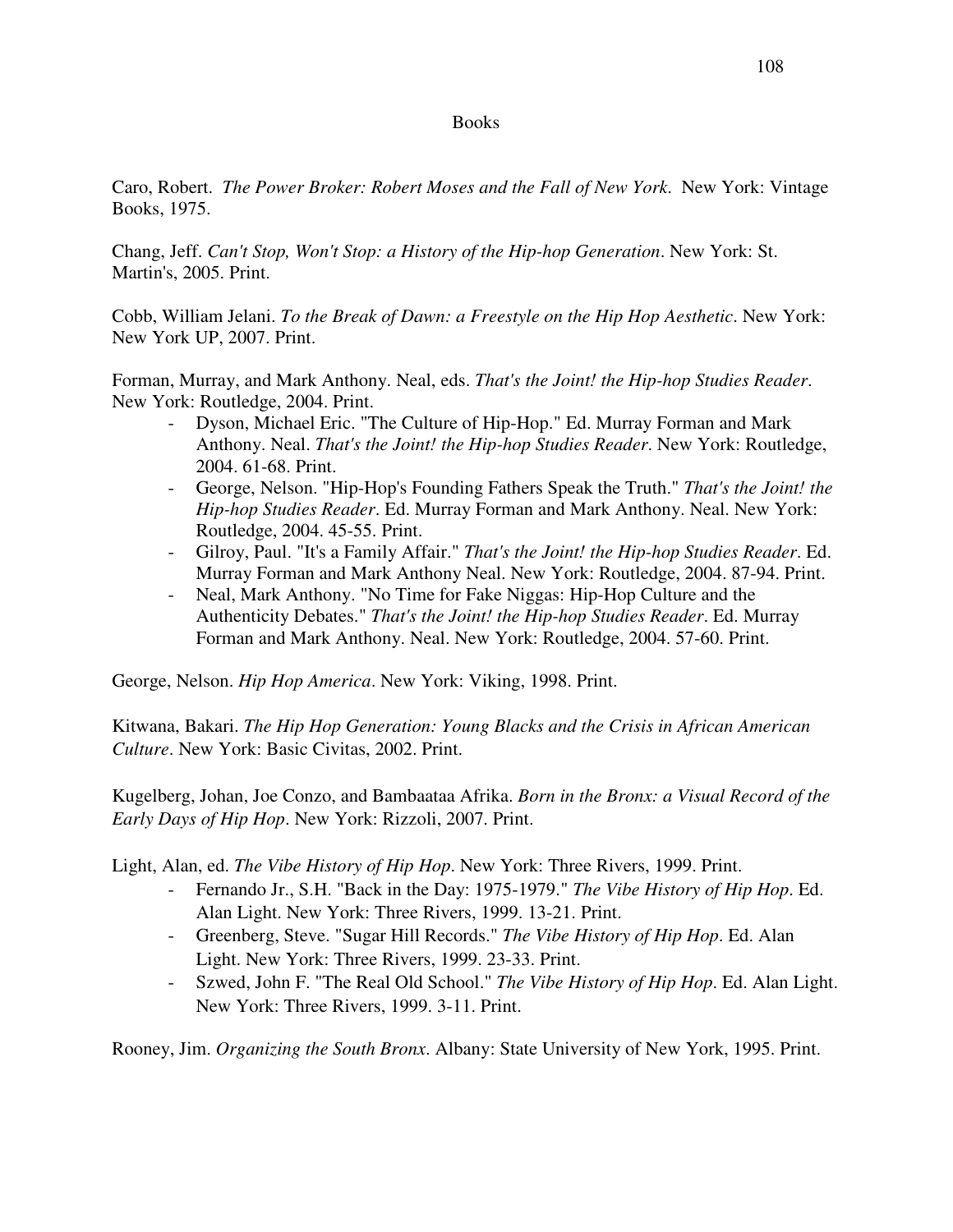## Books

Caro, Robert. *The Power Broker: Robert Moses and the Fall of New York.* New York: Vintage Books, 1975.

Chang, Jeff. *Can't Stop, Won't Stop: a History of the Hip-hop Generation*. New York: St. Martin's, 2005. Print.

Cobb, William Jelani. *To the Break of Dawn: a Freestyle on the Hip Hop Aesthetic*. New York: New York UP, 2007. Print.

Forman, Murray, and Mark Anthony. Neal, eds. *That's the Joint! the Hip-hop Studies Reader*. New York: Routledge, 2004. Print.

- Dyson, Michael Eric. "The Culture of Hip-Hop." Ed. Murray Forman and Mark Anthony. Neal. *That's the Joint! the Hip-hop Studies Reader*. New York: Routledge, 2004. 61-68. Print.
- George, Nelson. "Hip-Hop's Founding Fathers Speak the Truth." *That's the Joint! the Hip-hop Studies Reader*. Ed. Murray Forman and Mark Anthony. Neal. New York: Routledge, 2004. 45-55. Print.
- Gilroy, Paul. "It's a Family Affair." *That's the Joint! the Hip-hop Studies Reader*. Ed. Murray Forman and Mark Anthony Neal. New York: Routledge, 2004. 87-94. Print.
- Neal, Mark Anthony. "No Time for Fake Niggas: Hip-Hop Culture and the Authenticity Debates." *That's the Joint! the Hip-hop Studies Reader*. Ed. Murray Forman and Mark Anthony. Neal. New York: Routledge, 2004. 57-60. Print.

George, Nelson. *Hip Hop America*. New York: Viking, 1998. Print.

Kitwana, Bakari. *The Hip Hop Generation: Young Blacks and the Crisis in African American Culture*. New York: Basic Civitas, 2002. Print.

Kugelberg, Johan, Joe Conzo, and Bambaataa Afrika. *Born in the Bronx: a Visual Record of the Early Days of Hip Hop*. New York: Rizzoli, 2007. Print.

Light, Alan, ed. *The Vibe History of Hip Hop*. New York: Three Rivers, 1999. Print.

- Fernando Jr., S.H. "Back in the Day: 1975-1979." *The Vibe History of Hip Hop*. Ed. Alan Light. New York: Three Rivers, 1999. 13-21. Print.
- Greenberg, Steve. "Sugar Hill Records." *The Vibe History of Hip Hop*. Ed. Alan Light. New York: Three Rivers, 1999. 23-33. Print.
- Szwed, John F. "The Real Old School." *The Vibe History of Hip Hop*. Ed. Alan Light. New York: Three Rivers, 1999. 3-11. Print.

Rooney, Jim. *Organizing the South Bronx*. Albany: State University of New York, 1995. Print.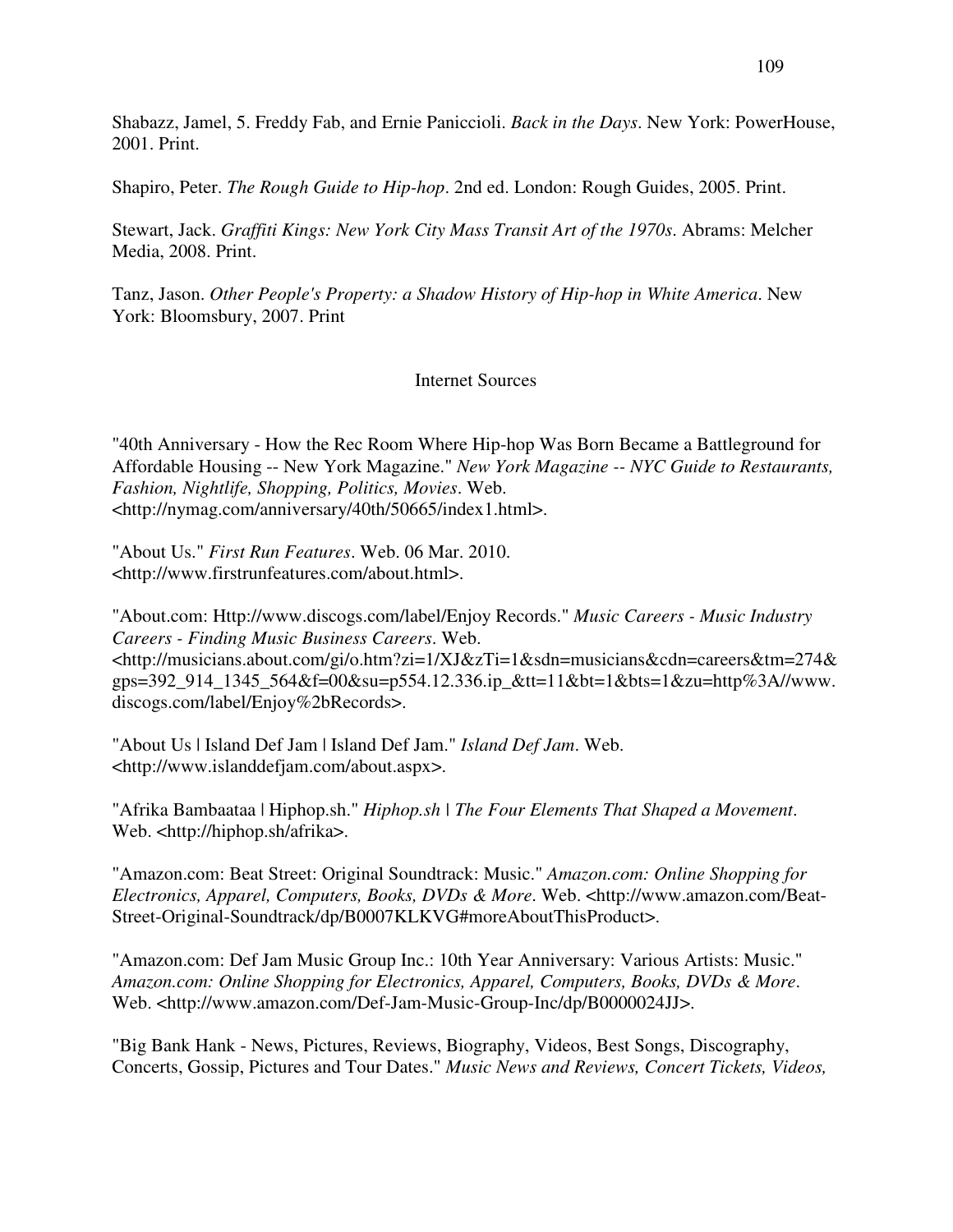Shabazz, Jamel, 5. Freddy Fab, and Ernie Paniccioli. *Back in the Days*. New York: PowerHouse, 2001. Print.

Shapiro, Peter. *The Rough Guide to Hip-hop*. 2nd ed. London: Rough Guides, 2005. Print.

Stewart, Jack. *Graffiti Kings: New York City Mass Transit Art of the 1970s*. Abrams: Melcher Media, 2008. Print.

Tanz, Jason. *Other People's Property: a Shadow History of Hip-hop in White America*. New York: Bloomsbury, 2007. Print

Internet Sources

"40th Anniversary - How the Rec Room Where Hip-hop Was Born Became a Battleground for Affordable Housing -- New York Magazine." *New York Magazine -- NYC Guide to Restaurants, Fashion, Nightlife, Shopping, Politics, Movies*. Web. <http://nymag.com/anniversary/40th/50665/index1.html>.

"About Us." *First Run Features*. Web. 06 Mar. 2010. <http://www.firstrunfeatures.com/about.html>.

"About.com: Http://www.discogs.com/label/Enjoy Records." *Music Careers - Music Industry Careers - Finding Music Business Careers*. Web. <http://musicians.about.com/gi/o.htm?zi=1/XJ&zTi=1&sdn=musicians&cdn=careers&tm=274&gps=392_914_1345_564&f=00&su=p554.12.336.ip_&tt=11&bt=1&bts=1&zu=http%3A//www.discogs.com/label/Enjoy%2bRecords>.

"About Us | Island Def Jam | Island Def Jam." *Island Def Jam*. Web. <http://www.islanddefjam.com/about.aspx>.

"Afrika Bambaataa | Hiphop.sh." *Hiphop.sh | The Four Elements That Shaped a Movement*. Web. <http://hiphop.sh/afrika>.

"Amazon.com: Beat Street: Original Soundtrack: Music." *Amazon.com: Online Shopping for Electronics, Apparel, Computers, Books, DVDs & More*. Web. <http://www.amazon.com/Beat-Street-Original-Soundtrack/dp/B0007KLKVG#moreAboutThisProduct>.

"Amazon.com: Def Jam Music Group Inc.: 10th Year Anniversary: Various Artists: Music." *Amazon.com: Online Shopping for Electronics, Apparel, Computers, Books, DVDs & More*. Web. <http://www.amazon.com/Def-Jam-Music-Group-Inc/dp/B0000024JJ>.

"Big Bank Hank - News, Pictures, Reviews, Biography, Videos, Best Songs, Discography, Concerts, Gossip, Pictures and Tour Dates." *Music News and Reviews, Concert Tickets, Videos,*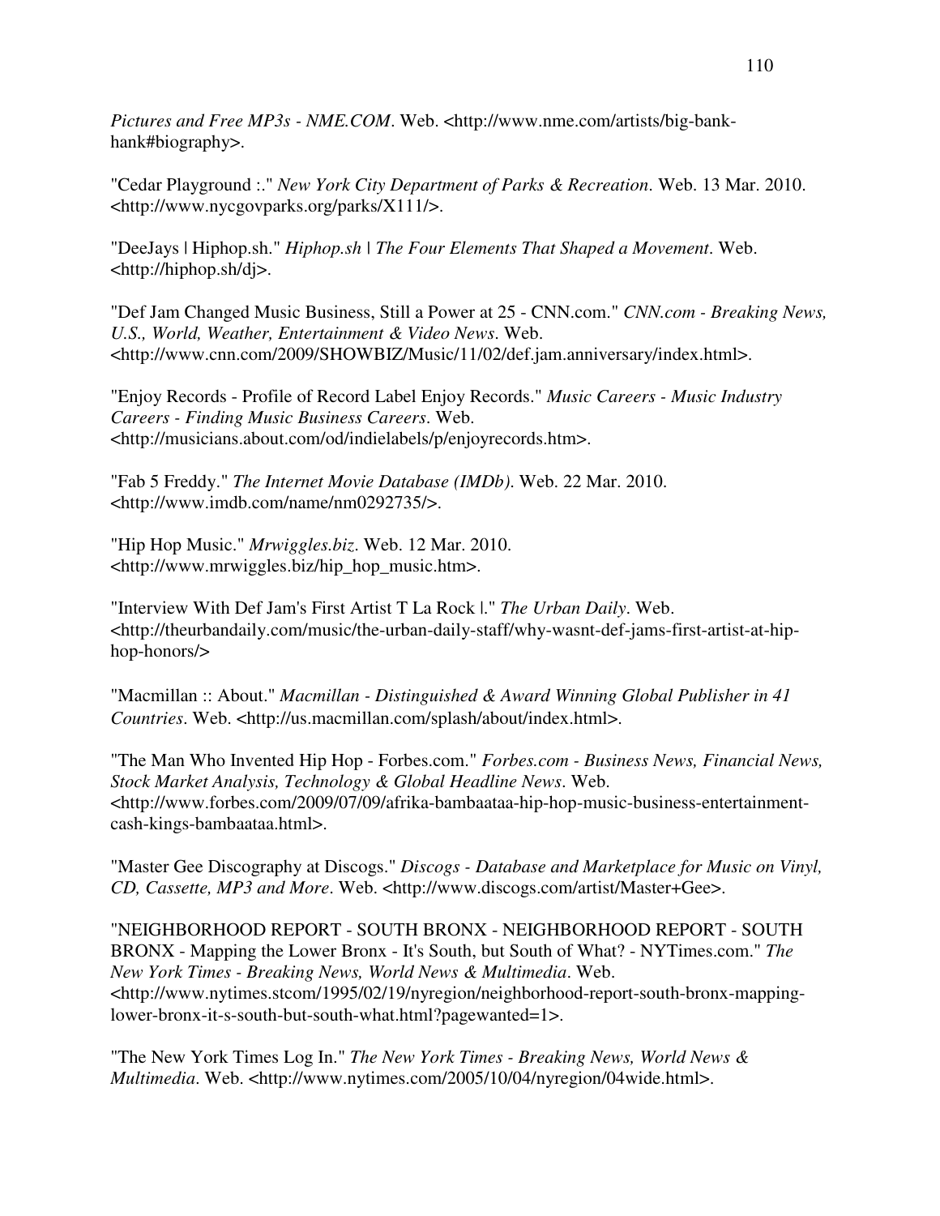*Pictures and Free MP3s - NME.COM*. Web. <http://www.nme.com/artists/big-bank-hank#biography>.

"Cedar Playground :." *New York City Department of Parks & Recreation*. Web. 13 Mar. 2010. <http://www.nycgovparks.org/parks/X111/>.

"DeeJays | Hiphop.sh." *Hiphop.sh | The Four Elements That Shaped a Movement*. Web. <http://hiphop.sh/dj>.

"Def Jam Changed Music Business, Still a Power at 25 - CNN.com." *CNN.com - Breaking News, U.S., World, Weather, Entertainment & Video News*. Web. <http://www.cnn.com/2009/SHOWBIZ/Music/11/02/def.jam.anniversary/index.html>.

"Enjoy Records - Profile of Record Label Enjoy Records." *Music Careers - Music Industry Careers - Finding Music Business Careers*. Web. <http://musicians.about.com/od/indielabels/p/enjoyrecords.htm>.

"Fab 5 Freddy." *The Internet Movie Database (IMDb)*. Web. 22 Mar. 2010. <http://www.imdb.com/name/nm0292735/>.

"Hip Hop Music." *Mrwiggles.biz*. Web. 12 Mar. 2010. <http://www.mrwiggles.biz/hip_hop_music.htm>.

"Interview With Def Jam's First Artist T La Rock |." *The Urban Daily*. Web. <http://theurbandaily.com/music/the-urban-daily-staff/why-wasnt-def-jams-first-artist-at-hip-hop-honors/>

"Macmillan :: About." *Macmillan - Distinguished & Award Winning Global Publisher in 41 Countries*. Web. <http://us.macmillan.com/splash/about/index.html>.

"The Man Who Invented Hip Hop - Forbes.com." *Forbes.com - Business News, Financial News, Stock Market Analysis, Technology & Global Headline News*. Web. <http://www.forbes.com/2009/07/09/afrika-bambaataa-hip-hop-music-business-entertainment-cash-kings-bambaataa.html>.

"Master Gee Discography at Discogs." *Discogs - Database and Marketplace for Music on Vinyl, CD, Cassette, MP3 and More*. Web. <http://www.discogs.com/artist/Master+Gee>.

"NEIGHBORHOOD REPORT - SOUTH BRONX - NEIGHBORHOOD REPORT - SOUTH BRONX - Mapping the Lower Bronx - It's South, but South of What? - NYTimes.com." *The New York Times - Breaking News, World News & Multimedia*. Web. <http://www.nytimes.stcom/1995/02/19/nyregion/neighborhood-report-south-bronx-mapping-lower-bronx-it-s-south-but-south-what.html?pagewanted=1>.

"The New York Times Log In." *The New York Times - Breaking News, World News & Multimedia*. Web. <http://www.nytimes.com/2005/10/04/nyregion/04wide.html>.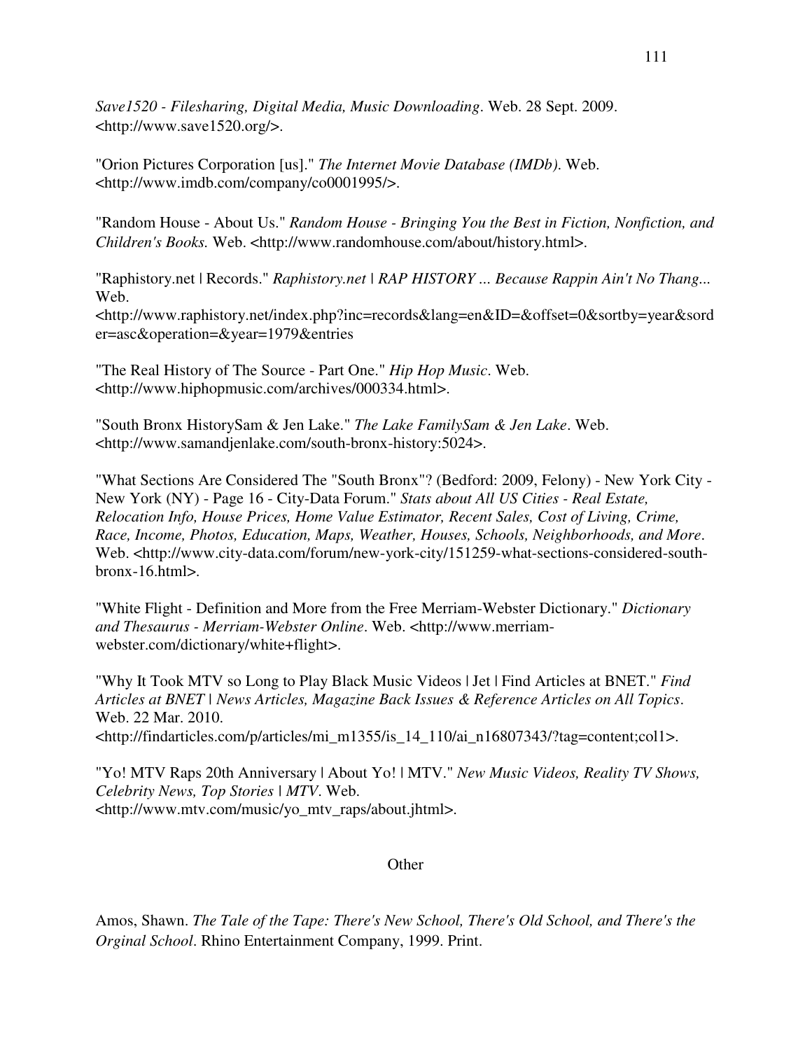*Save1520 - Filesharing, Digital Media, Music Downloading*. Web. 28 Sept. 2009. <http://www.save1520.org/>.

"Orion Pictures Corporation [us]." *The Internet Movie Database (IMDb)*. Web. <http://www.imdb.com/company/co0001995/>.

"Random House - About Us." *Random House - Bringing You the Best in Fiction, Nonfiction, and Children's Books.* Web. <http://www.randomhouse.com/about/history.html>.

"Raphistory.net | Records." *Raphistory.net | RAP HISTORY ... Because Rappin Ain't No Thang...* Web. <http://www.raphistory.net/index.php?inc=records&lang=en&ID=&offset=0&sortby=year&sorder=asc&operation=&year=1979&entries

"The Real History of The Source - Part One." *Hip Hop Music*. Web. <http://www.hiphopmusic.com/archives/000334.html>.

"South Bronx HistorySam & Jen Lake." *The Lake FamilySam & Jen Lake*. Web. <http://www.samandjenlake.com/south-bronx-history:5024>.

"What Sections Are Considered The "South Bronx"? (Bedford: 2009, Felony) - New York City - New York (NY) - Page 16 - City-Data Forum." *Stats about All US Cities - Real Estate, Relocation Info, House Prices, Home Value Estimator, Recent Sales, Cost of Living, Crime, Race, Income, Photos, Education, Maps, Weather, Houses, Schools, Neighborhoods, and More*. Web. <http://www.city-data.com/forum/new-york-city/151259-what-sections-considered-south-bronx-16.html>.

"White Flight - Definition and More from the Free Merriam-Webster Dictionary." *Dictionary and Thesaurus - Merriam-Webster Online*. Web. <http://www.merriam-webster.com/dictionary/white+flight>.

"Why It Took MTV so Long to Play Black Music Videos | Jet | Find Articles at BNET." *Find Articles at BNET | News Articles, Magazine Back Issues & Reference Articles on All Topics*. Web. 22 Mar. 2010. <http://findarticles.com/p/articles/mi_m1355/is_14_110/ai_n16807343/?tag=content;col1>.

"Yo! MTV Raps 20th Anniversary | About Yo! | MTV." *New Music Videos, Reality TV Shows, Celebrity News, Top Stories | MTV*. Web. <http://www.mtv.com/music/yo_mtv_raps/about.jhtml>.

## Other

Amos, Shawn. *The Tale of the Tape: There's New School, There's Old School, and There's the Orginal School*. Rhino Entertainment Company, 1999. Print.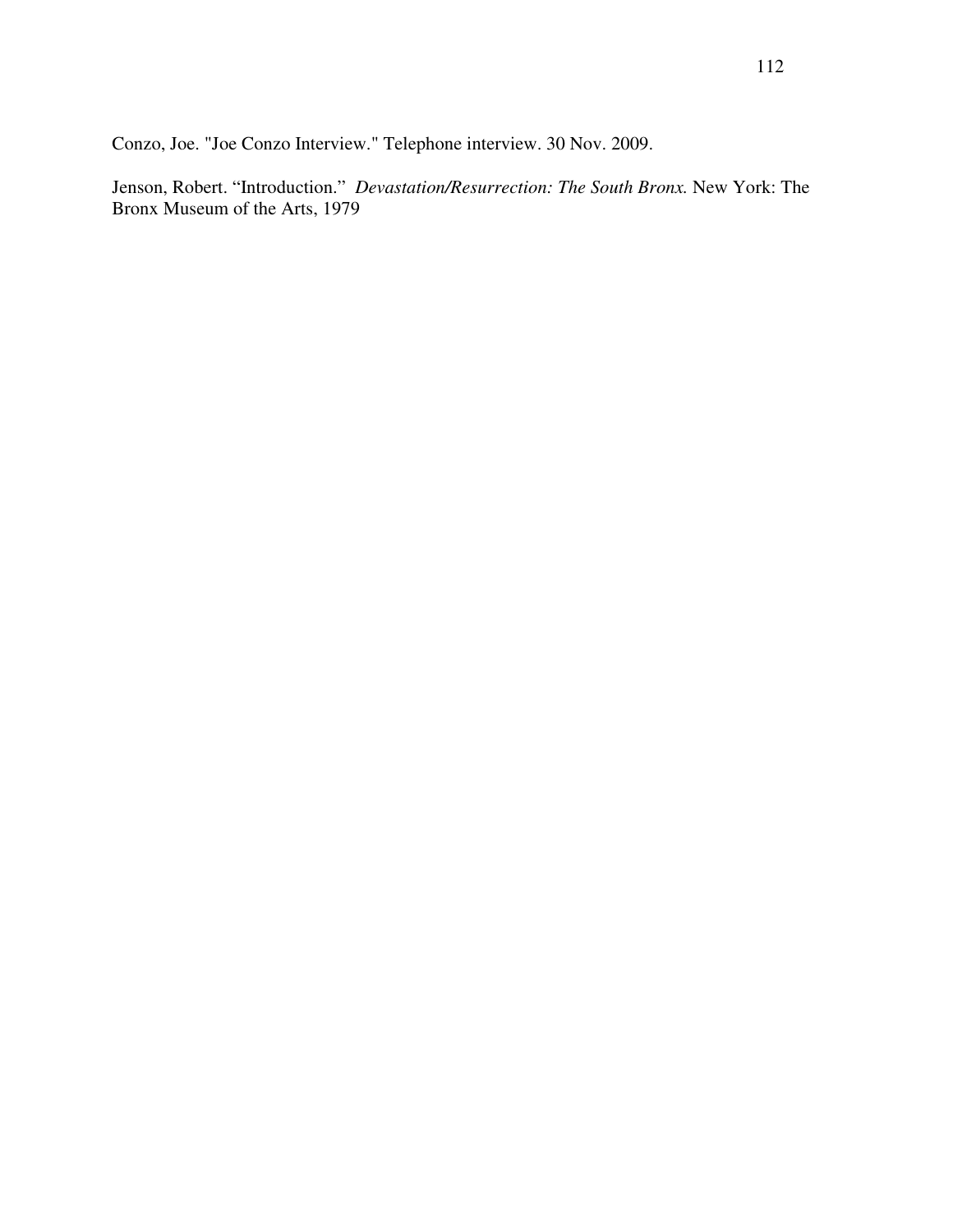Conzo, Joe. "Joe Conzo Interview." Telephone interview. 30 Nov. 2009.

Jenson, Robert. "Introduction." *Devastation/Resurrection: The South Bronx.* New York: The Bronx Museum of the Arts, 1979